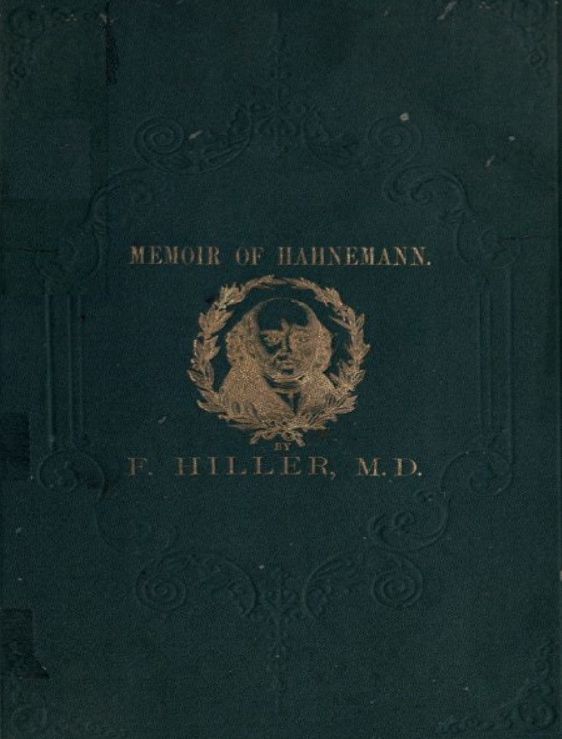# MEMOIR OF HAHNEMANN.

BY

F. HILLER, M.D.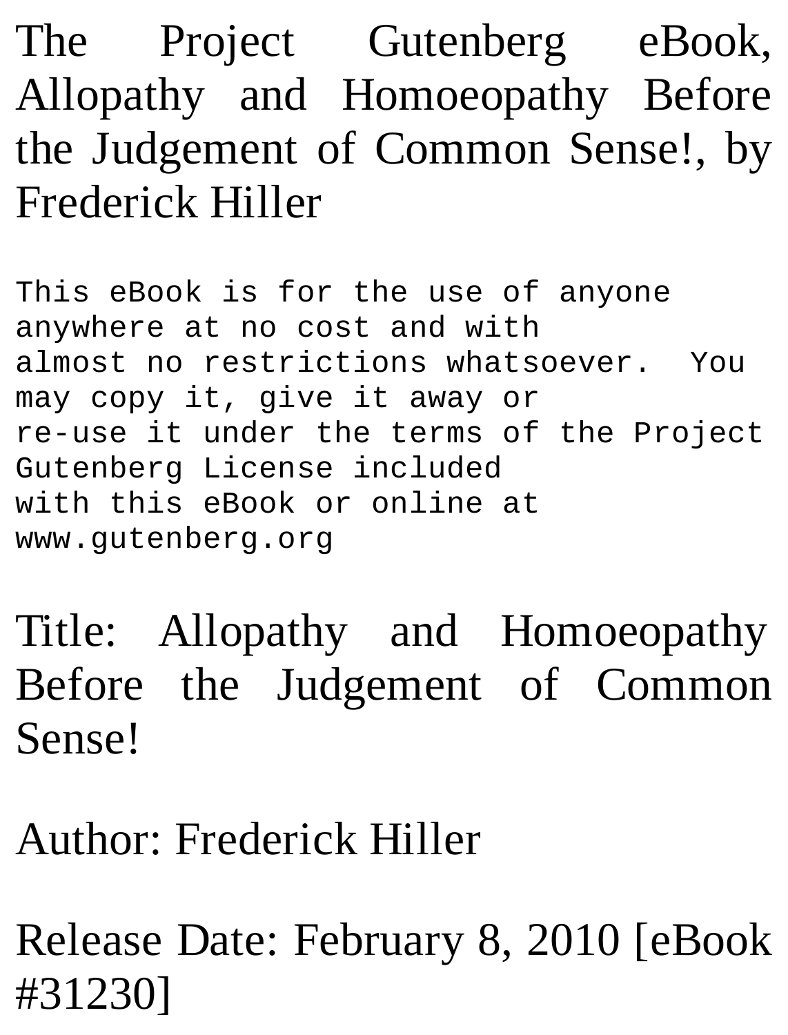The Project Gutenberg eBook, Allopathy and Homoeopathy Before the Judgement of Common Sense!, by Frederick Hiller

```
This eBook is for the use of anyone anywhere at no cost and with
almost no restrictions whatsoever.  You may copy it, give it away or
re-use it under the terms of the Project Gutenberg License included
with this eBook or online at www.gutenberg.org
```

Title: Allopathy and Homoeopathy Before the Judgement of Common Sense!

Author: Frederick Hiller

Release Date: February 8, 2010 [eBook #31230]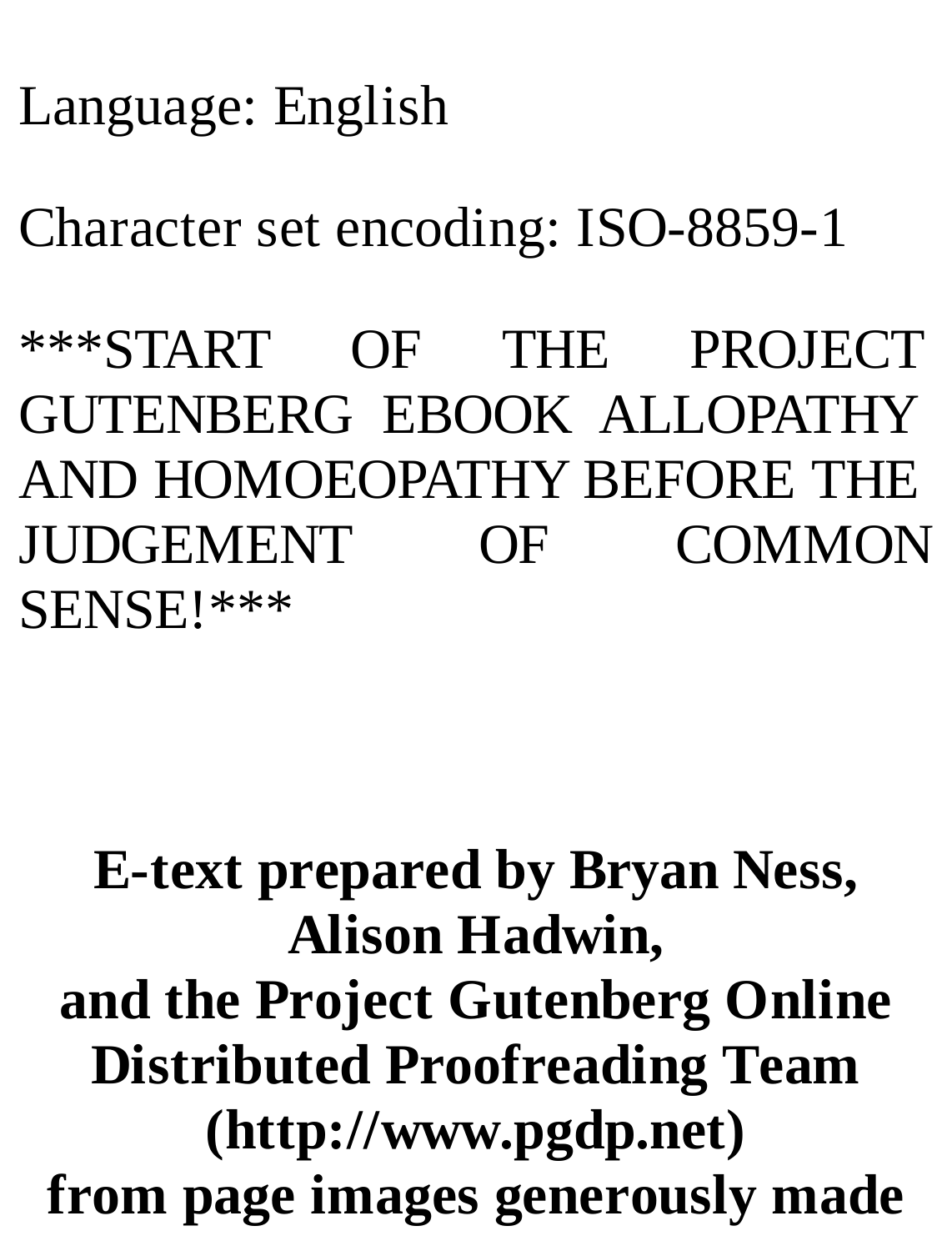Language: English

Character set encoding: ISO-8859-1

***START OF THE PROJECT GUTENBERG EBOOK ALLOPATHY AND HOMOEOPATHY BEFORE THE JUDGEMENT OF COMMON SENSE!***

**E-text prepared by Bryan Ness, Alison Hadwin, and the Project Gutenberg Online Distributed Proofreading Team (http://www.pgdp.net) from page images generously made**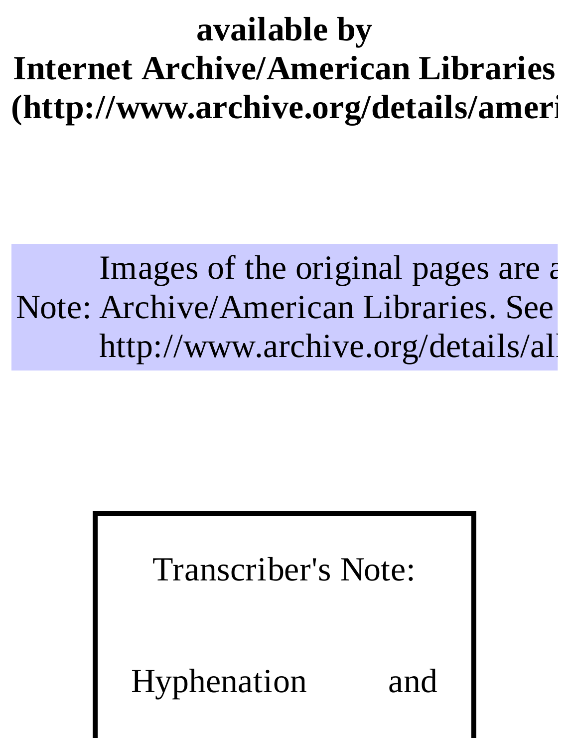**available by**
**Internet Archive/American Libraries**
**(http://www.archive.org/details/ameri**

| Note: | Images of the original pages are a Archive/American Libraries. See http://www.archive.org/details/al |
| --- | --- |

Transcriber's Note:

Hyphenation and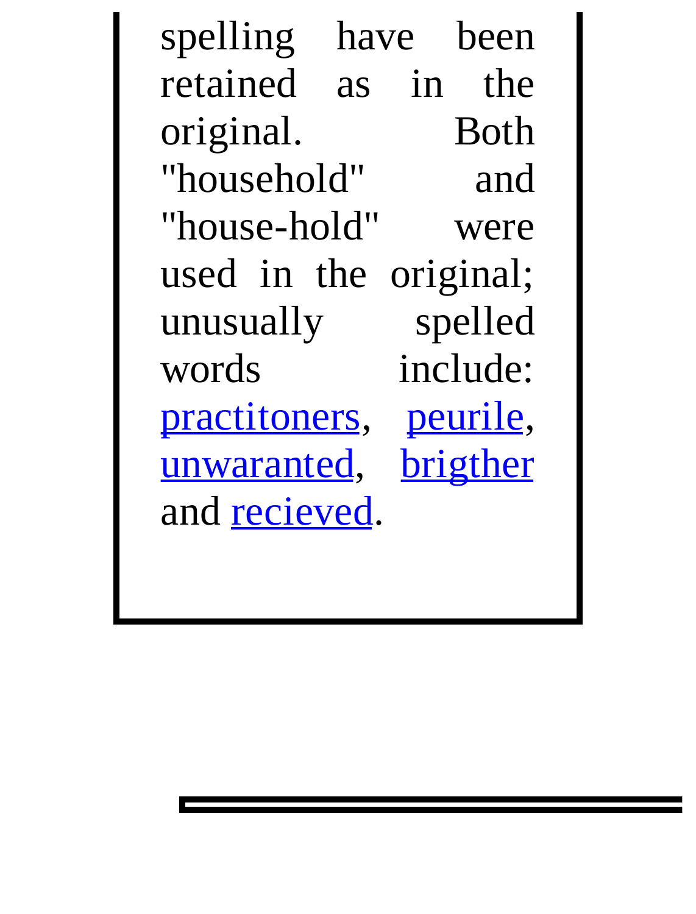spelling have been retained as in the original. Both "household" and "house-hold" were used in the original; unusually spelled words include: practitoners, peurile, unwaranted, brigther and recieved.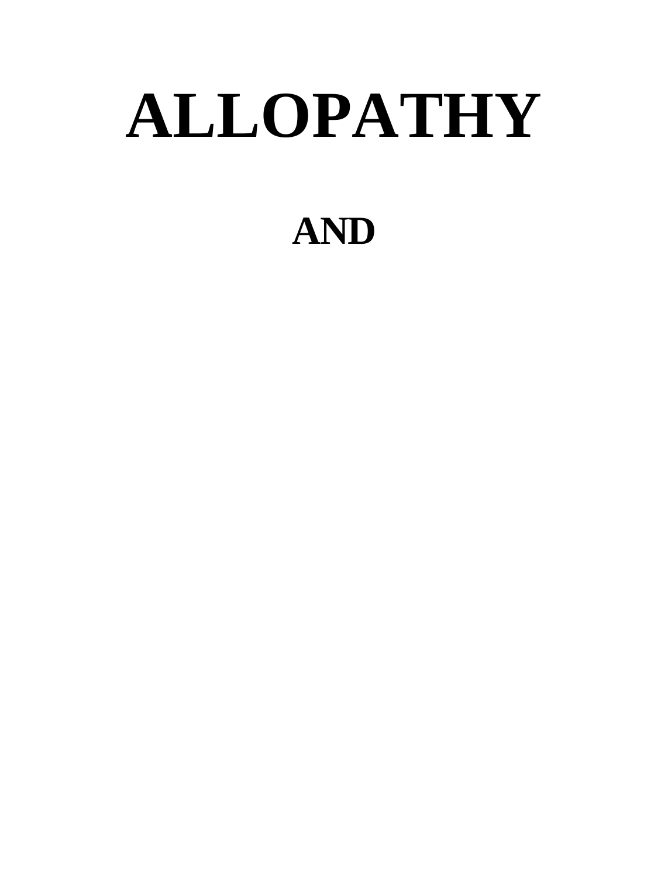# ALLOPATHY

## AND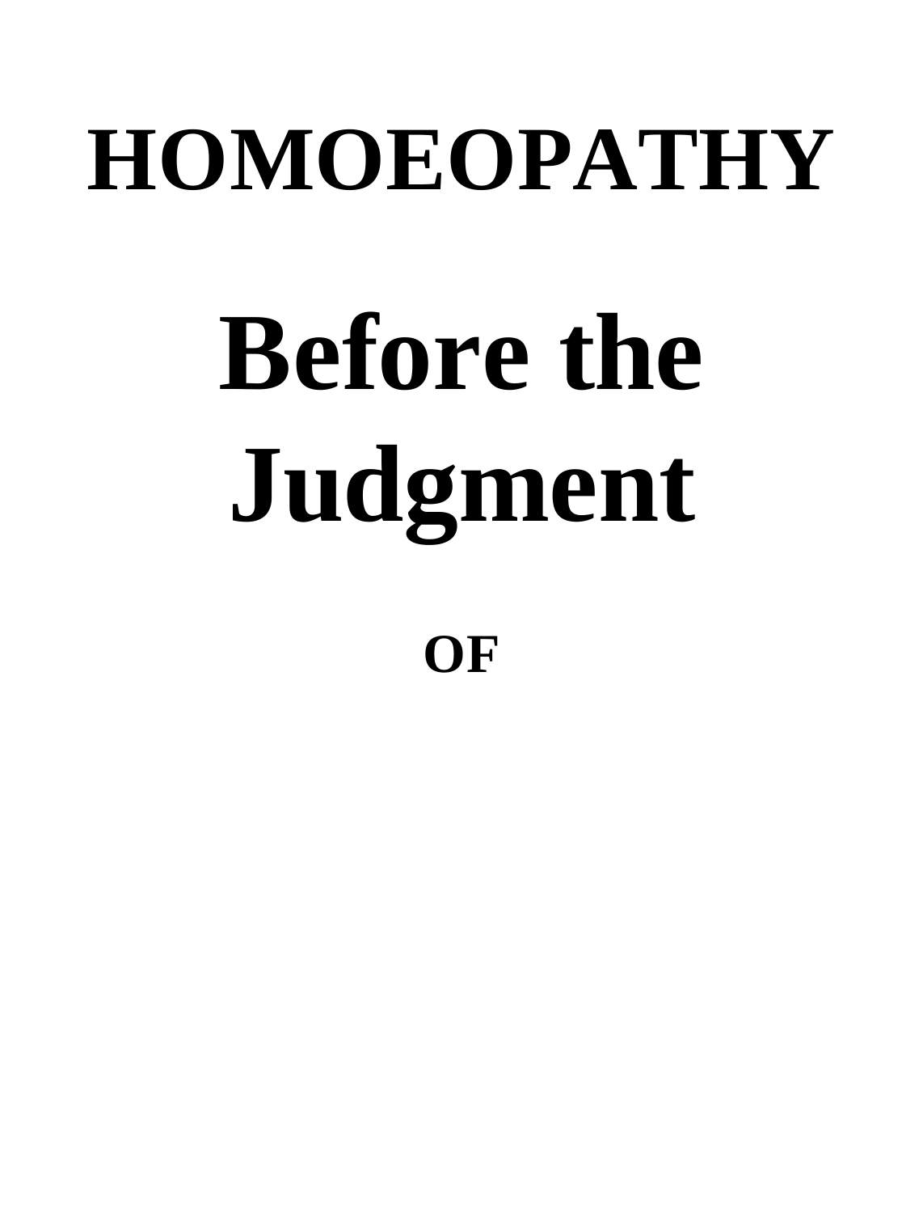# HOMOEOPATHY

# Before the Judgment

**OF**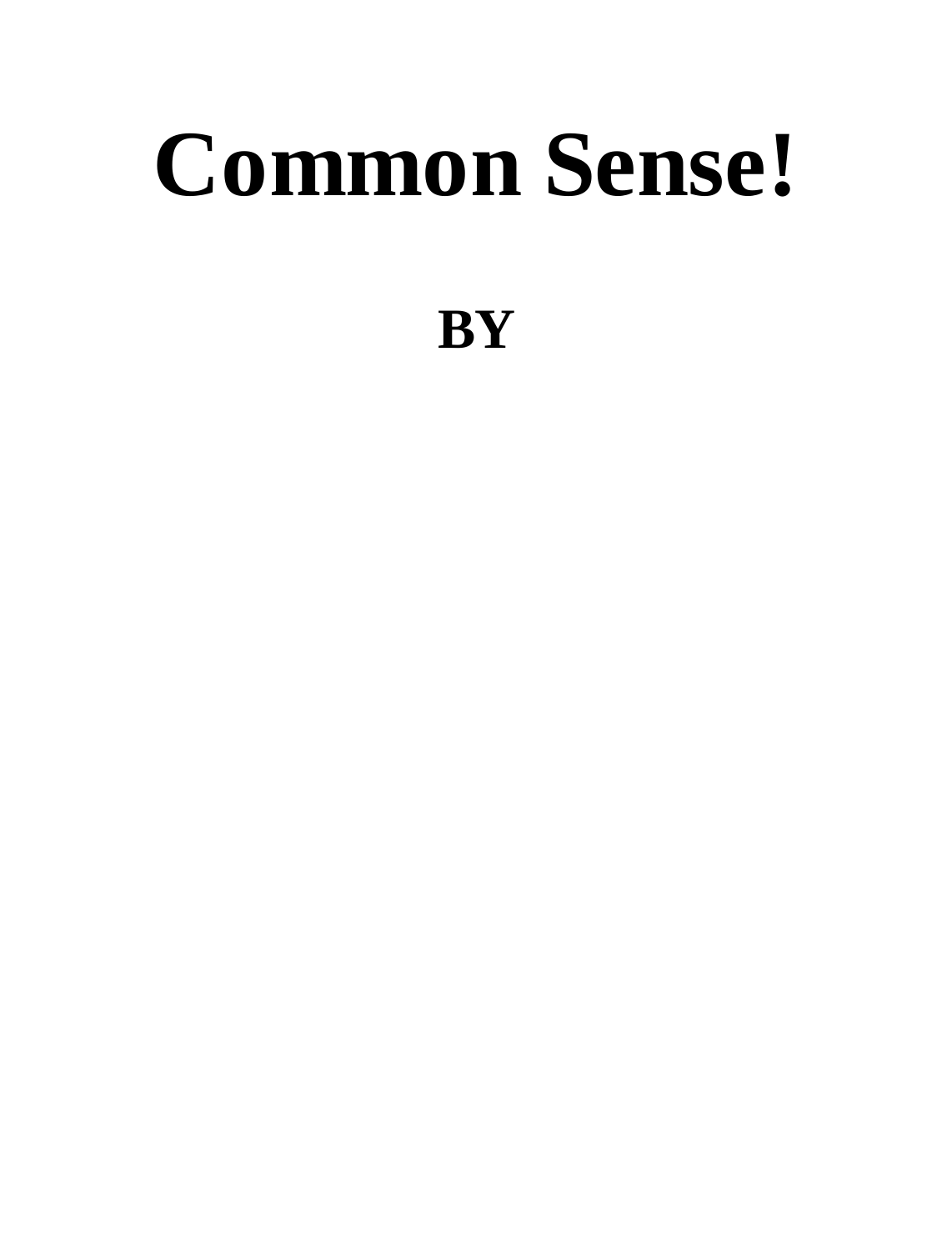# Common Sense!

## BY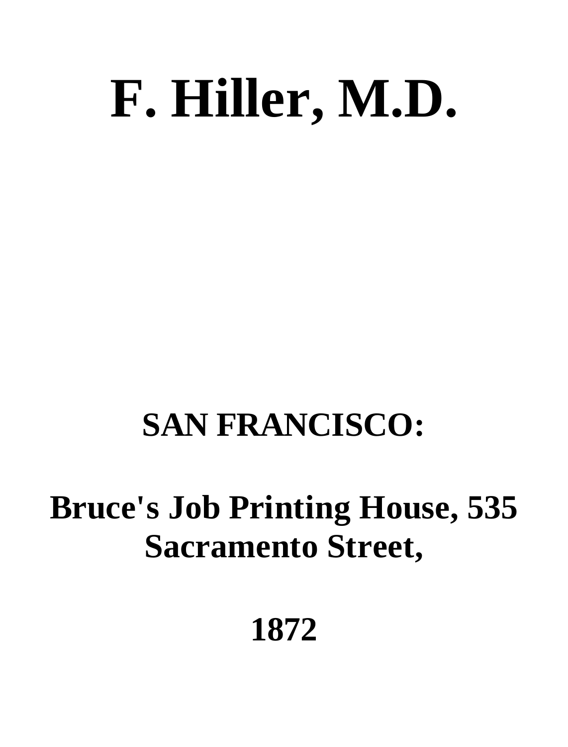# F. Hiller, M.D.

## SAN FRANCISCO:

## Bruce's Job Printing House, 535 Sacramento Street,

## 1872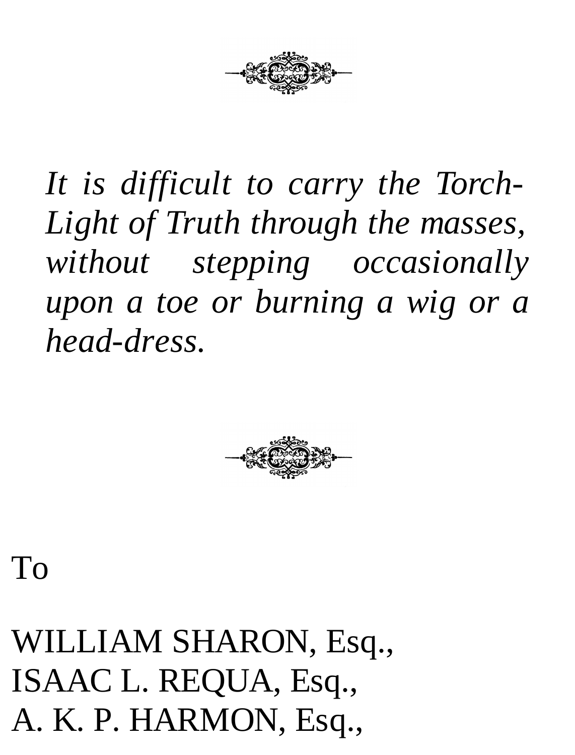*It is difficult to carry the Torch-Light of Truth through the masses, without stepping occasionally upon a toe or burning a wig or a head-dress.*

To

WILLIAM SHARON, Esq.,
ISAAC L. REQUA, Esq.,
A. K. P. HARMON, Esq.,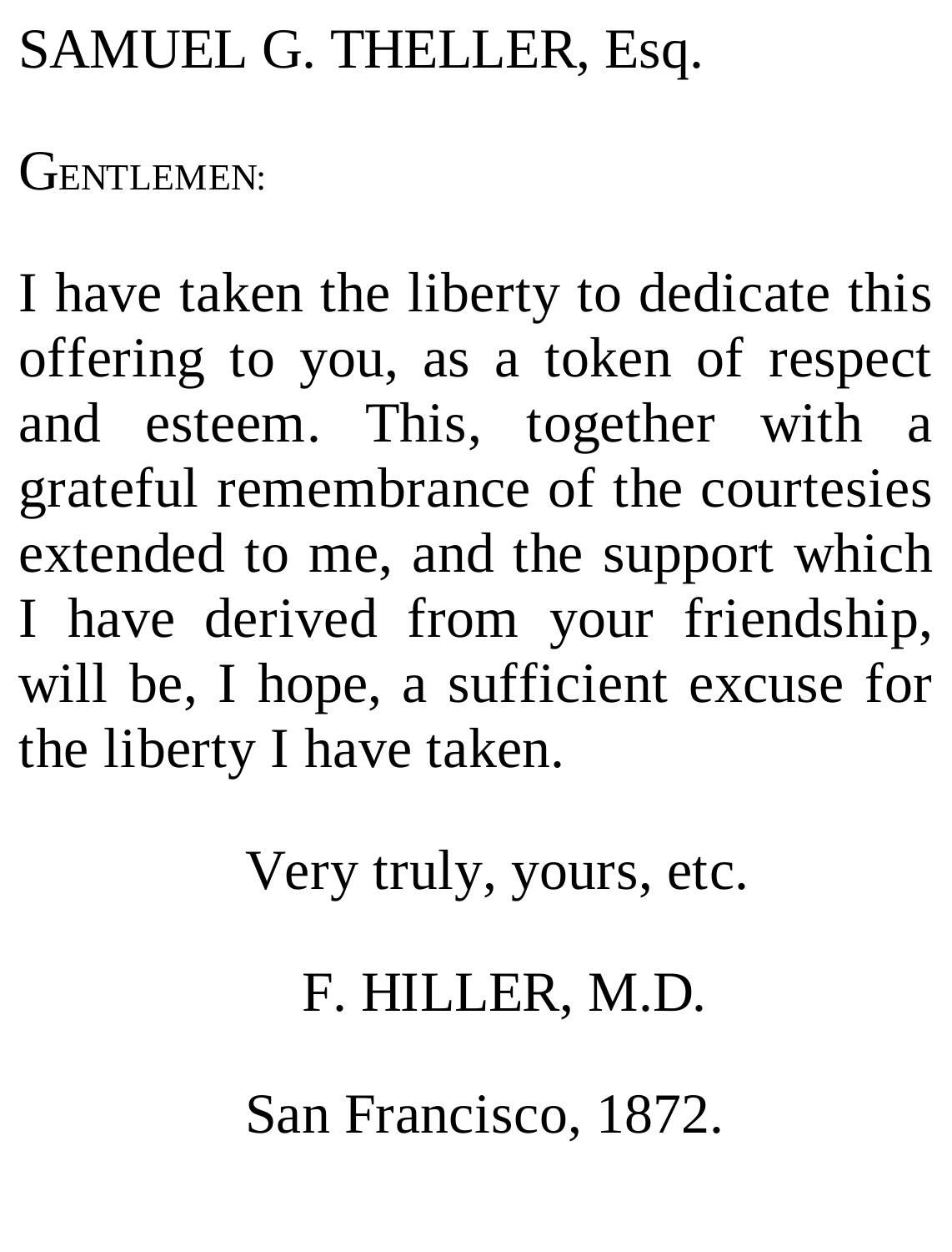SAMUEL G. THELLER, Esq.

GENTLEMEN:

I have taken the liberty to dedicate this offering to you, as a token of respect and esteem. This, together with a grateful remembrance of the courtesies extended to me, and the support which I have derived from your friendship, will be, I hope, a sufficient excuse for the liberty I have taken.

Very truly, yours, etc.

F. HILLER, M.D.

San Francisco, 1872.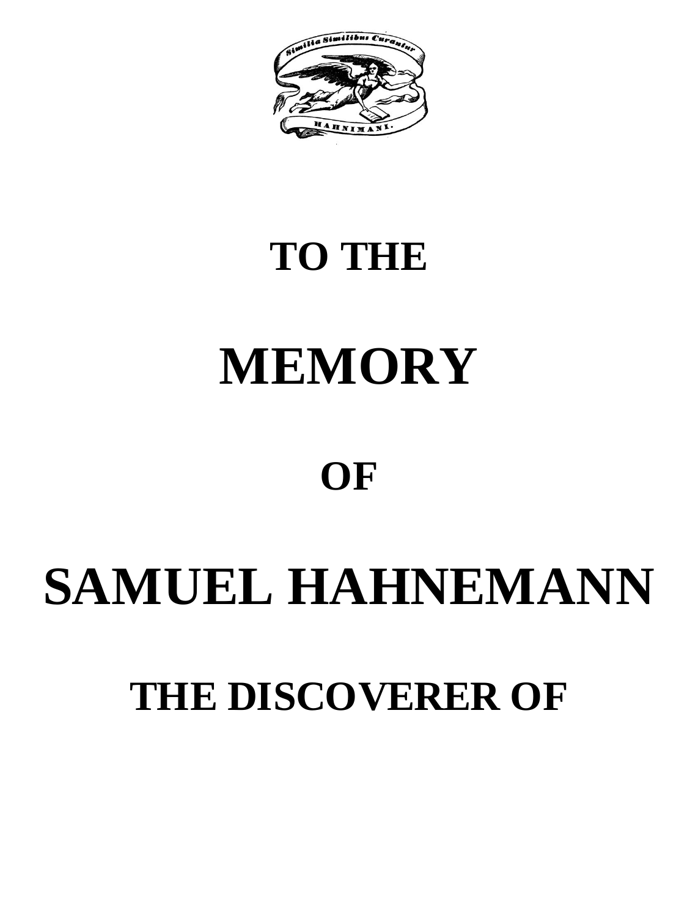**TO THE**

# MEMORY

**OF**

# SAMUEL HAHNEMANN

**THE DISCOVERER OF**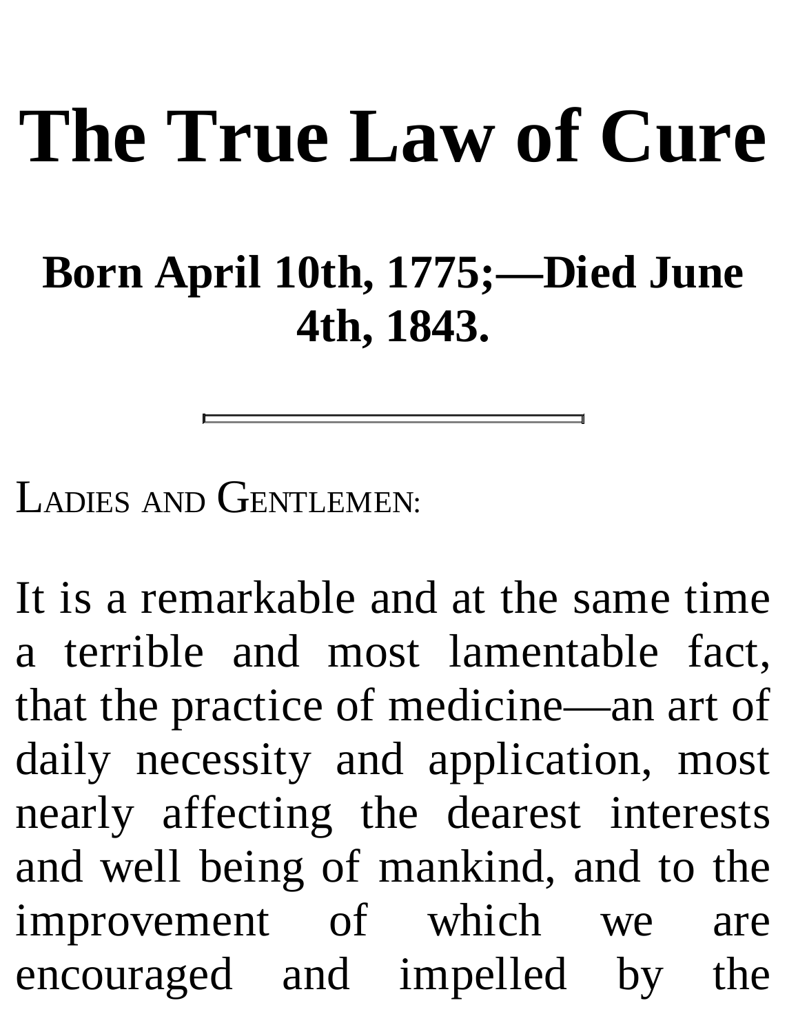# The True Law of Cure

## Born April 10th, 1775;—Died June 4th, 1843.

---

Ladies and Gentlemen:

It is a remarkable and at the same time a terrible and most lamentable fact, that the practice of medicine—an art of daily necessity and application, most nearly affecting the dearest interests and well being of mankind, and to the improvement of which we are encouraged and impelled by the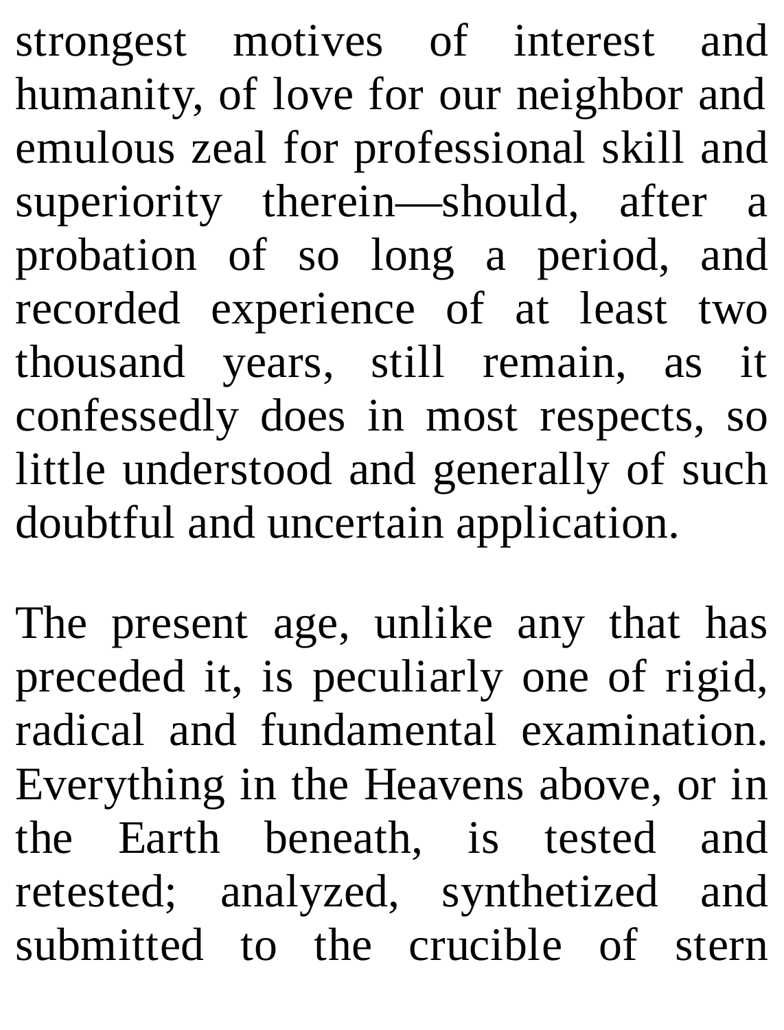strongest motives of interest and humanity, of love for our neighbor and emulous zeal for professional skill and superiority therein—should, after a probation of so long a period, and recorded experience of at least two thousand years, still remain, as it confessedly does in most respects, so little understood and generally of such doubtful and uncertain application.

The present age, unlike any that has preceded it, is peculiarly one of rigid, radical and fundamental examination. Everything in the Heavens above, or in the Earth beneath, is tested and retested; analyzed, synthetized and submitted to the crucible of stern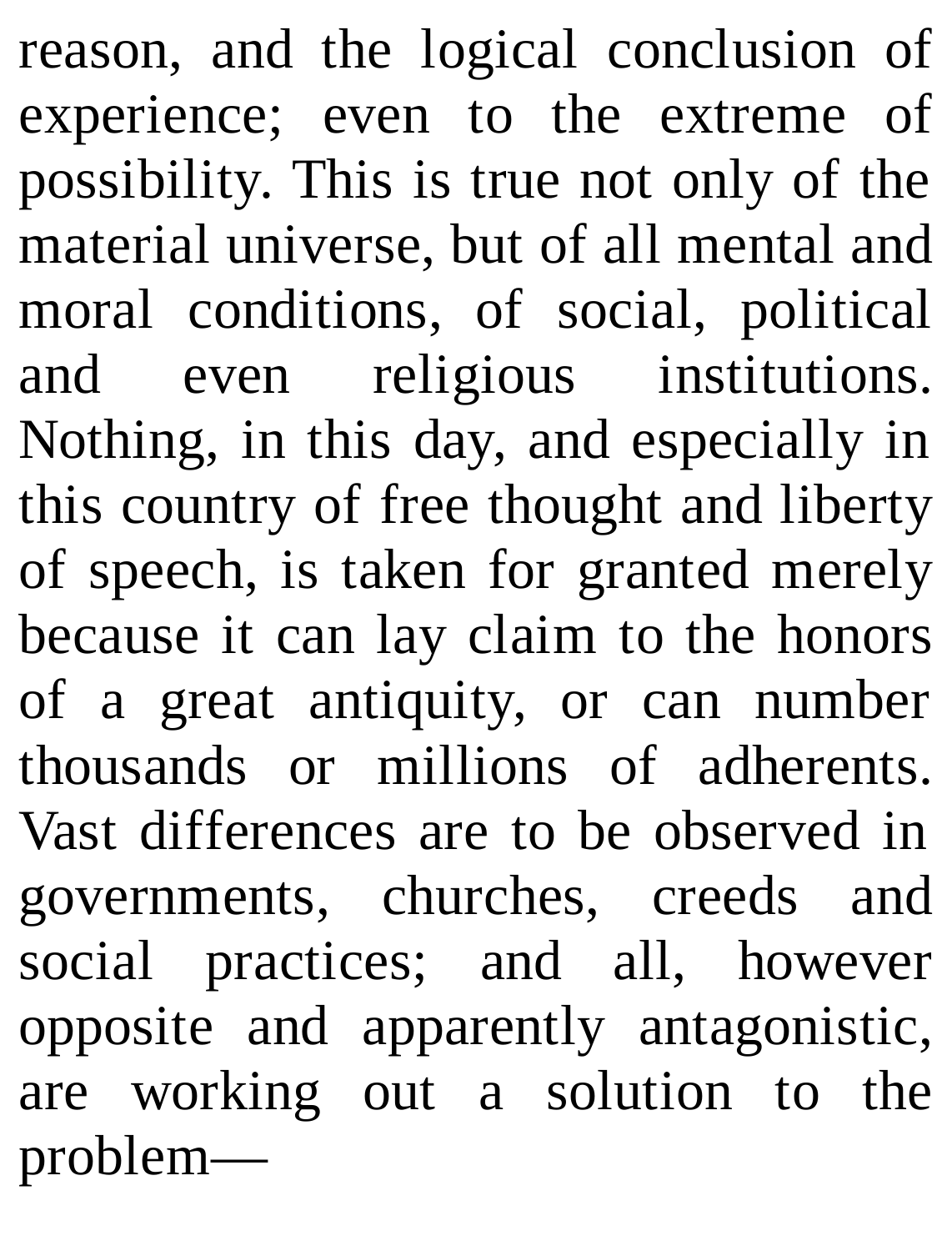reason, and the logical conclusion of experience; even to the extreme of possibility. This is true not only of the material universe, but of all mental and moral conditions, of social, political and even religious institutions. Nothing, in this day, and especially in this country of free thought and liberty of speech, is taken for granted merely because it can lay claim to the honors of a great antiquity, or can number thousands or millions of adherents. Vast differences are to be observed in governments, churches, creeds and social practices; and all, however opposite and apparently antagonistic, are working out a solution to the problem—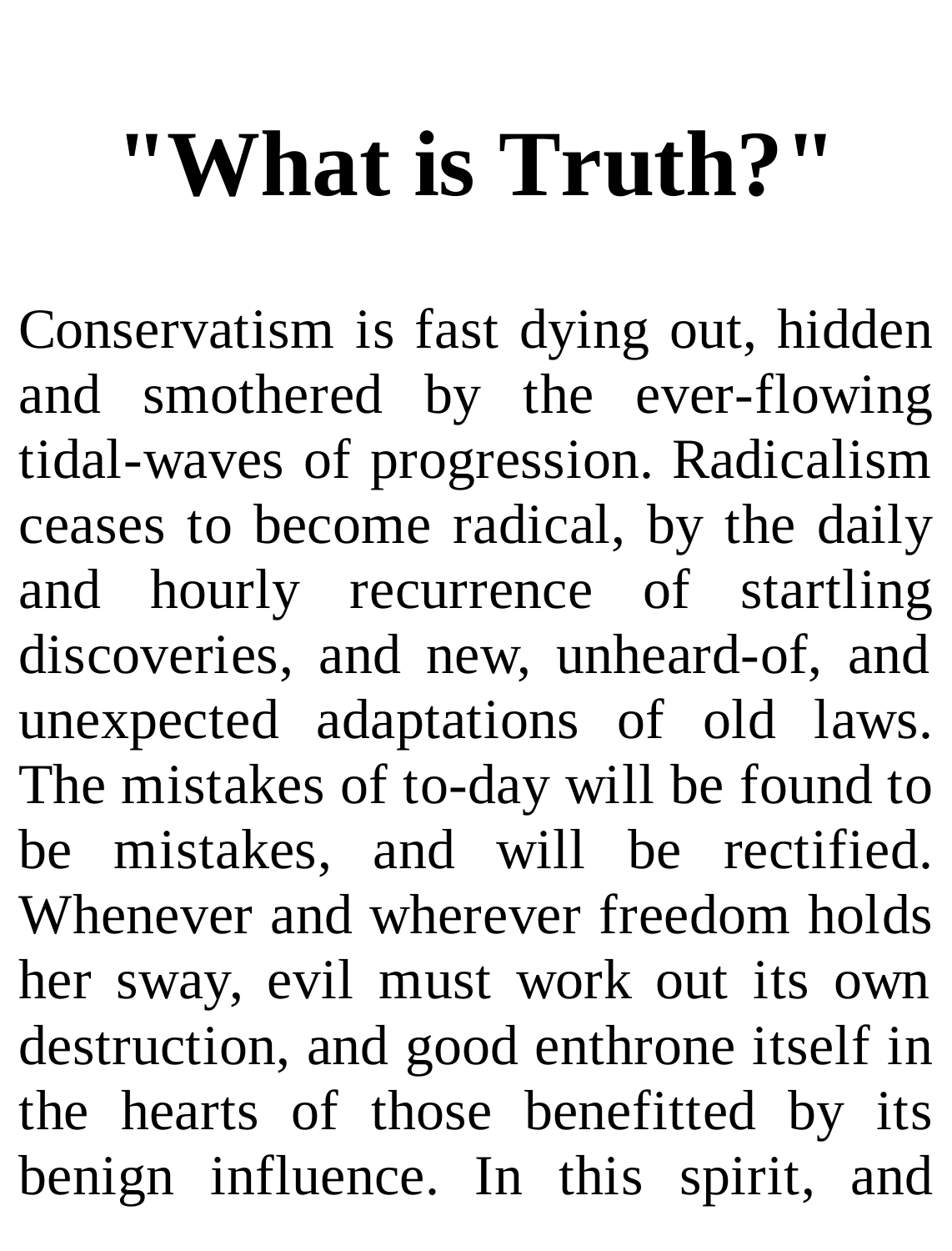# "What is Truth?"

Conservatism is fast dying out, hidden and smothered by the ever-flowing tidal-waves of progression. Radicalism ceases to become radical, by the daily and hourly recurrence of startling discoveries, and new, unheard-of, and unexpected adaptations of old laws. The mistakes of to-day will be found to be mistakes, and will be rectified. Whenever and wherever freedom holds her sway, evil must work out its own destruction, and good enthrone itself in the hearts of those benefitted by its benign influence. In this spirit, and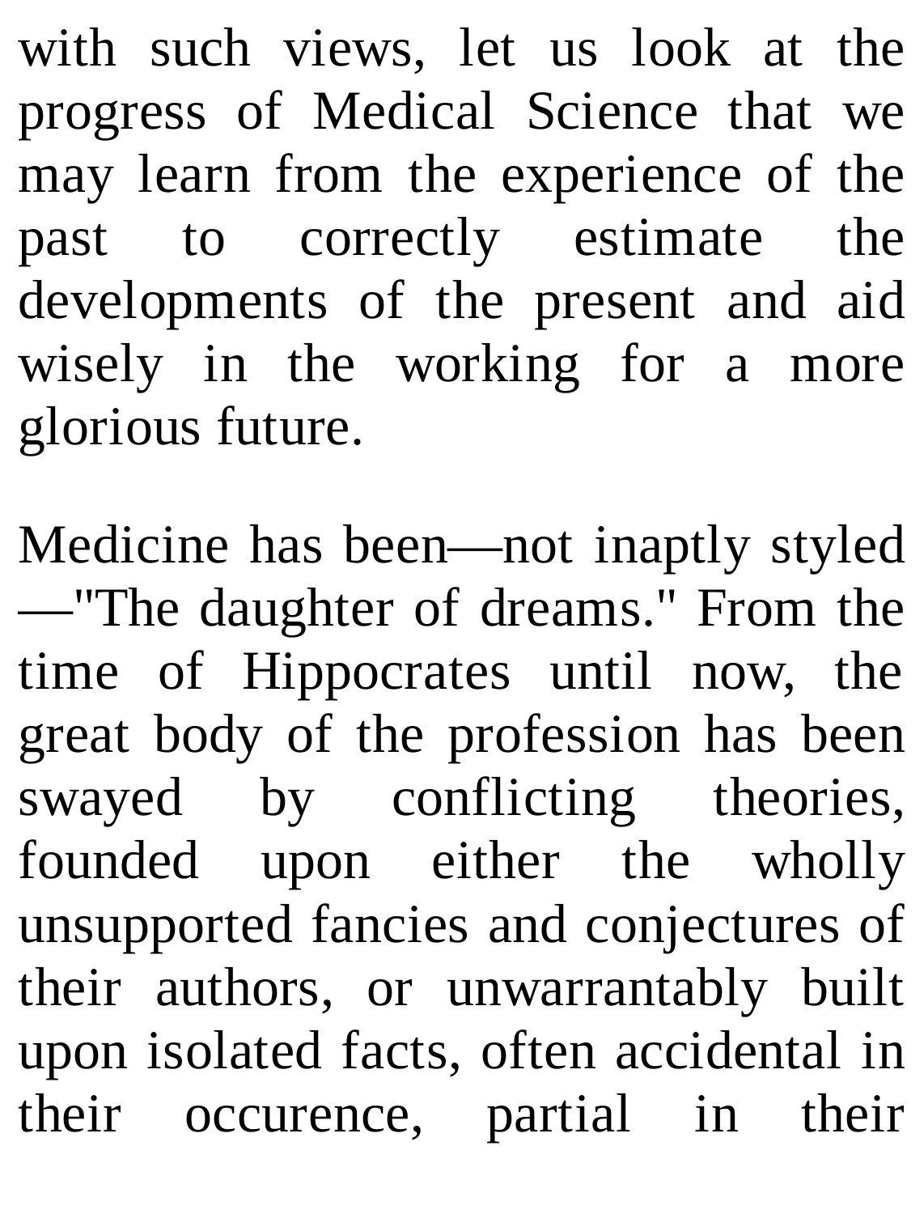with such views, let us look at the progress of Medical Science that we may learn from the experience of the past to correctly estimate the developments of the present and aid wisely in the working for a more glorious future.

Medicine has been—not inaptly styled—"The daughter of dreams." From the time of Hippocrates until now, the great body of the profession has been swayed by conflicting theories, founded upon either the wholly unsupported fancies and conjectures of their authors, or unwarrantably built upon isolated facts, often accidental in their occurence, partial in their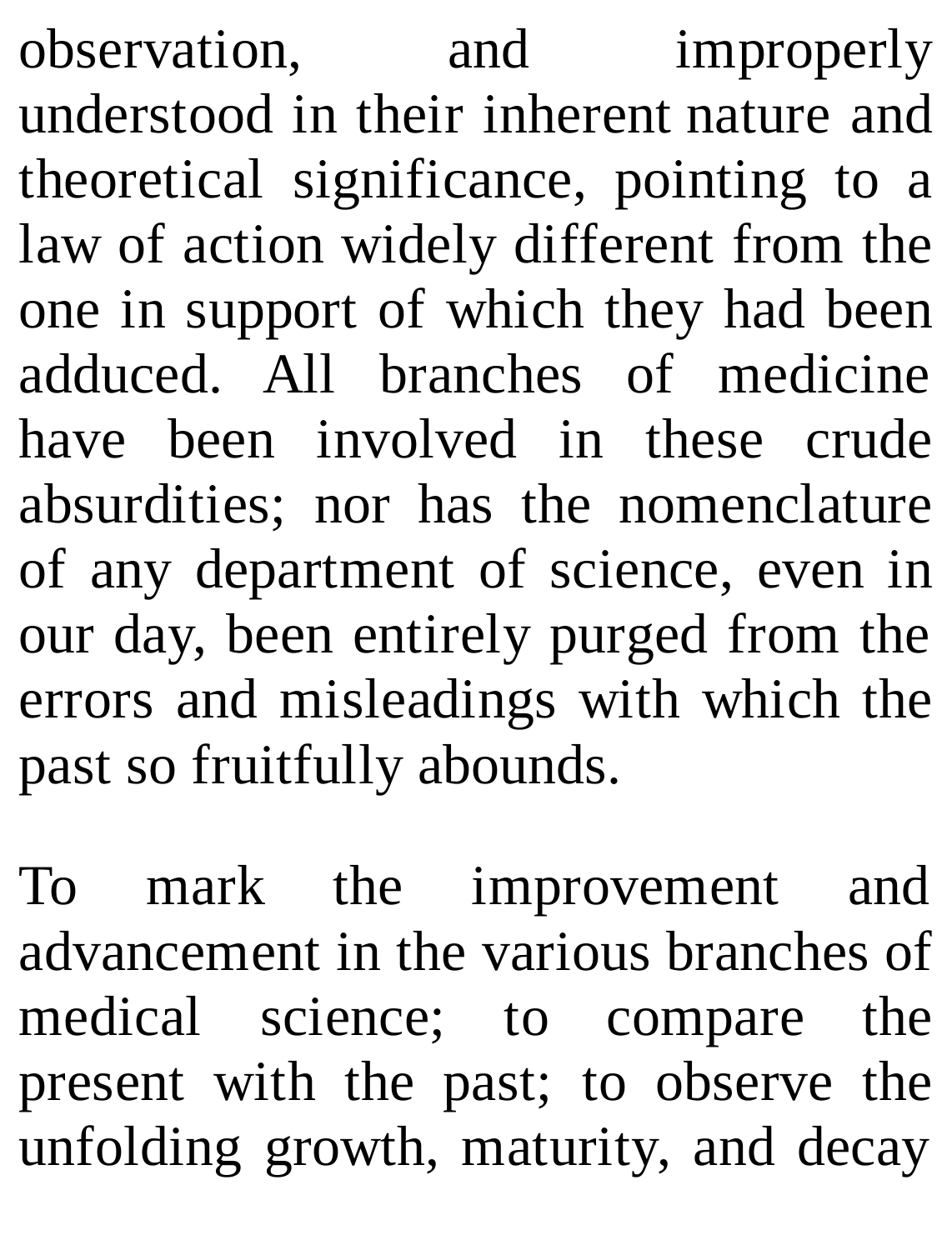observation, and improperly understood in their inherent nature and theoretical significance, pointing to a law of action widely different from the one in support of which they had been adduced. All branches of medicine have been involved in these crude absurdities; nor has the nomenclature of any department of science, even in our day, been entirely purged from the errors and misleadings with which the past so fruitfully abounds.

To mark the improvement and advancement in the various branches of medical science; to compare the present with the past; to observe the unfolding growth, maturity, and decay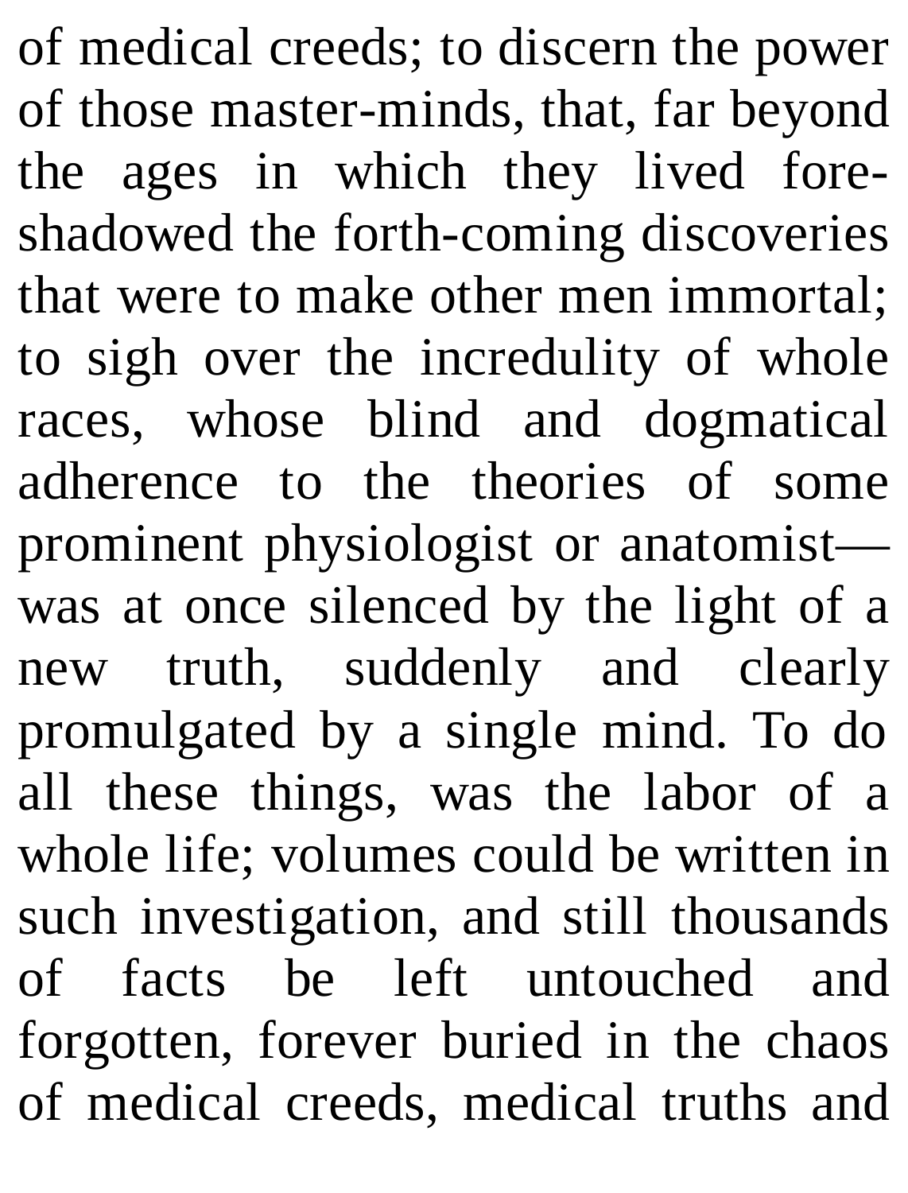of medical creeds; to discern the power of those master-minds, that, far beyond the ages in which they lived foreshadowed the forth-coming discoveries that were to make other men immortal; to sigh over the incredulity of whole races, whose blind and dogmatical adherence to the theories of some prominent physiologist or anatomist—was at once silenced by the light of a new truth, suddenly and clearly promulgated by a single mind. To do all these things, was the labor of a whole life; volumes could be written in such investigation, and still thousands of facts be left untouched and forgotten, forever buried in the chaos of medical creeds, medical truths and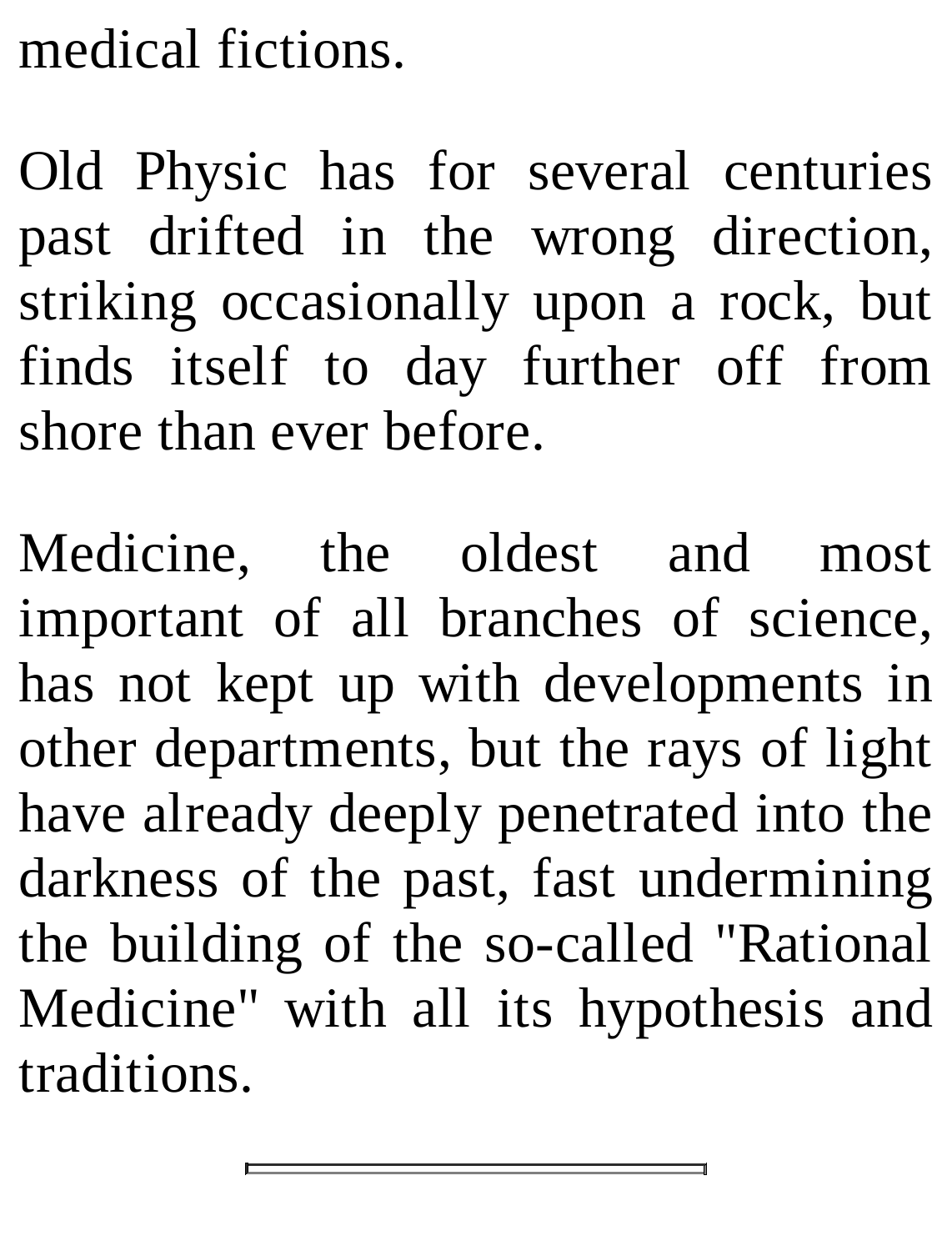medical fictions.

Old Physic has for several centuries past drifted in the wrong direction, striking occasionally upon a rock, but finds itself to day further off from shore than ever before.

Medicine, the oldest and most important of all branches of science, has not kept up with developments in other departments, but the rays of light have already deeply penetrated into the darkness of the past, fast undermining the building of the so-called "Rational Medicine" with all its hypothesis and traditions.

---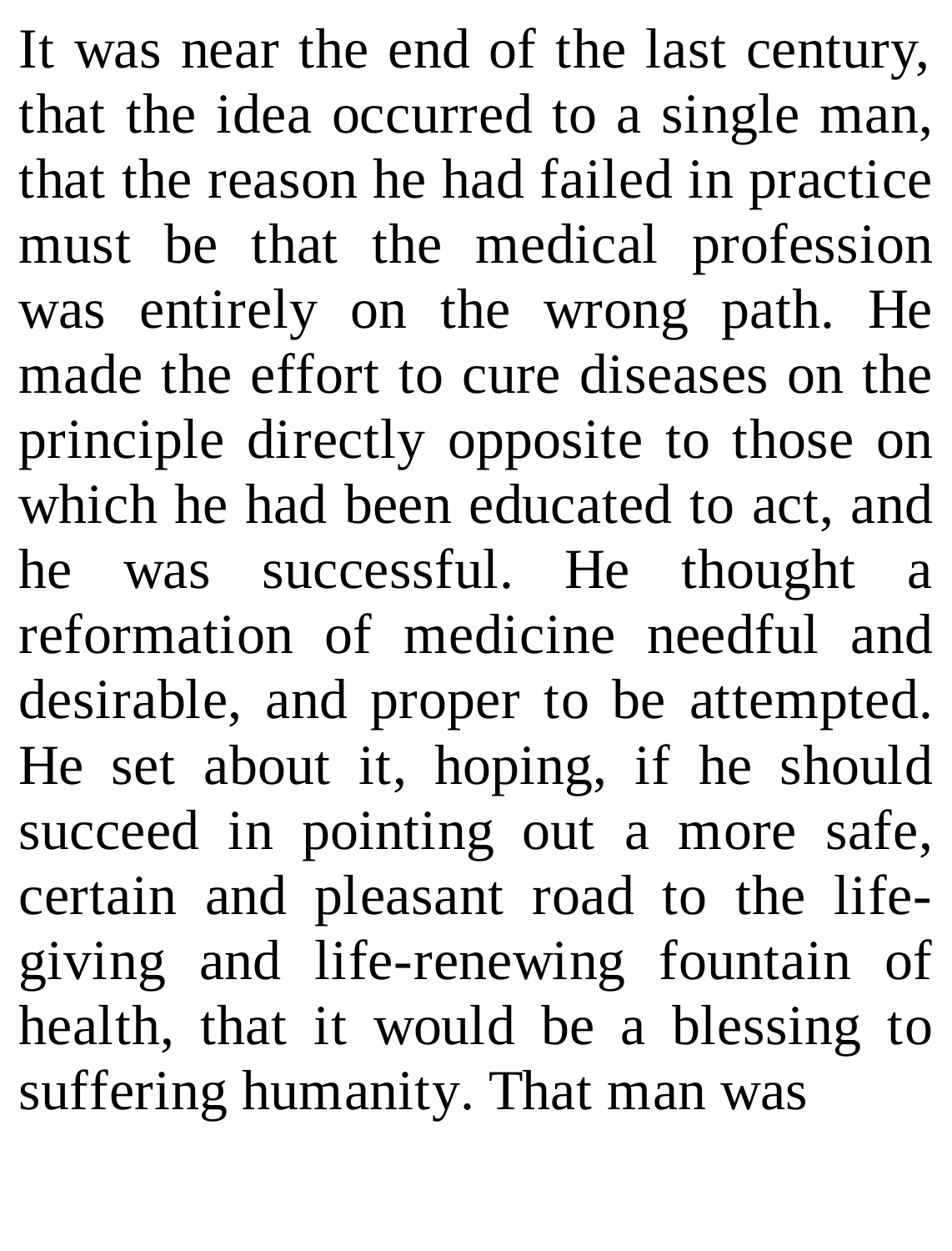It was near the end of the last century, that the idea occurred to a single man, that the reason he had failed in practice must be that the medical profession was entirely on the wrong path. He made the effort to cure diseases on the principle directly opposite to those on which he had been educated to act, and he was successful. He thought a reformation of medicine needful and desirable, and proper to be attempted. He set about it, hoping, if he should succeed in pointing out a more safe, certain and pleasant road to the life-giving and life-renewing fountain of health, that it would be a blessing to suffering humanity. That man was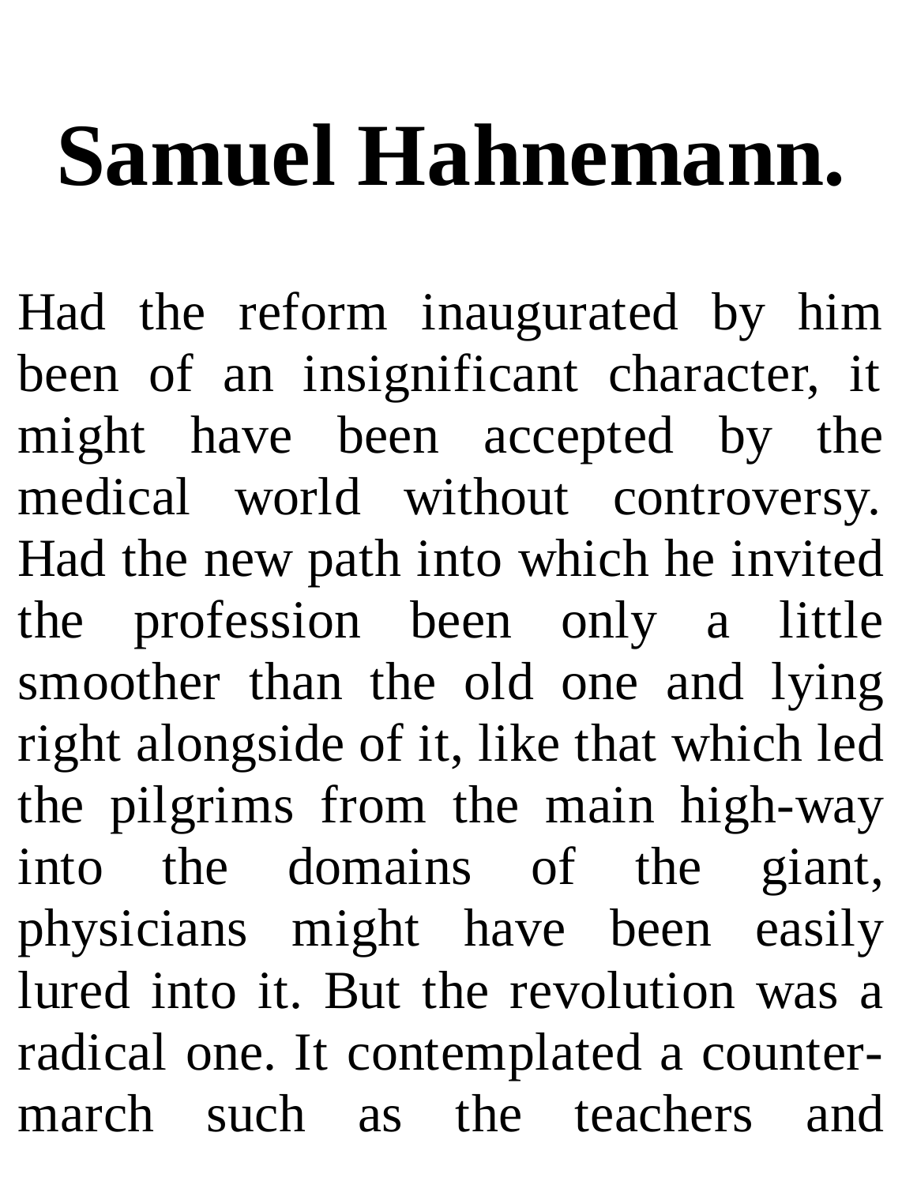# Samuel Hahnemann.

Had the reform inaugurated by him been of an insignificant character, it might have been accepted by the medical world without controversy. Had the new path into which he invited the profession been only a little smoother than the old one and lying right alongside of it, like that which led the pilgrims from the main high-way into the domains of the giant, physicians might have been easily lured into it. But the revolution was a radical one. It contemplated a counter-march such as the teachers and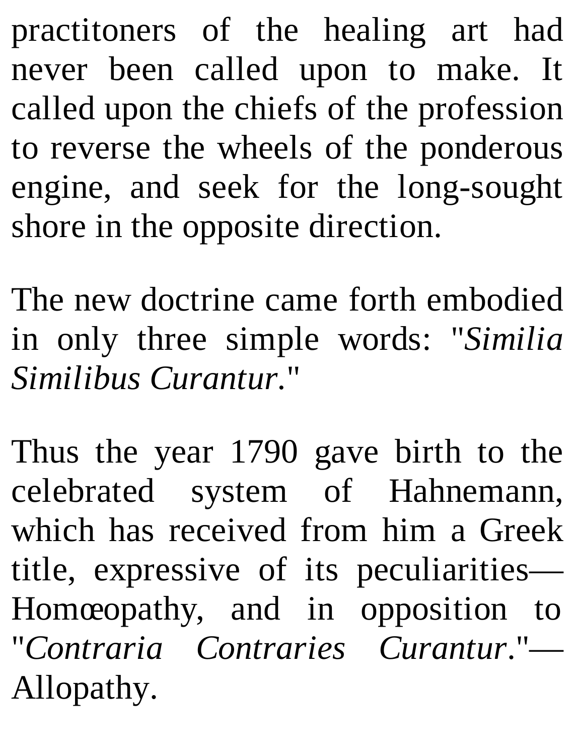practitoners of the healing art had never been called upon to make. It called upon the chiefs of the profession to reverse the wheels of the ponderous engine, and seek for the long-sought shore in the opposite direction.

The new doctrine came forth embodied in only three simple words: "*Similia Similibus Curantur*."

Thus the year 1790 gave birth to the celebrated system of Hahnemann, which has received from him a Greek title, expressive of its peculiarities—Homœopathy, and in opposition to "*Contraria Contraries Curantur*."—Allopathy.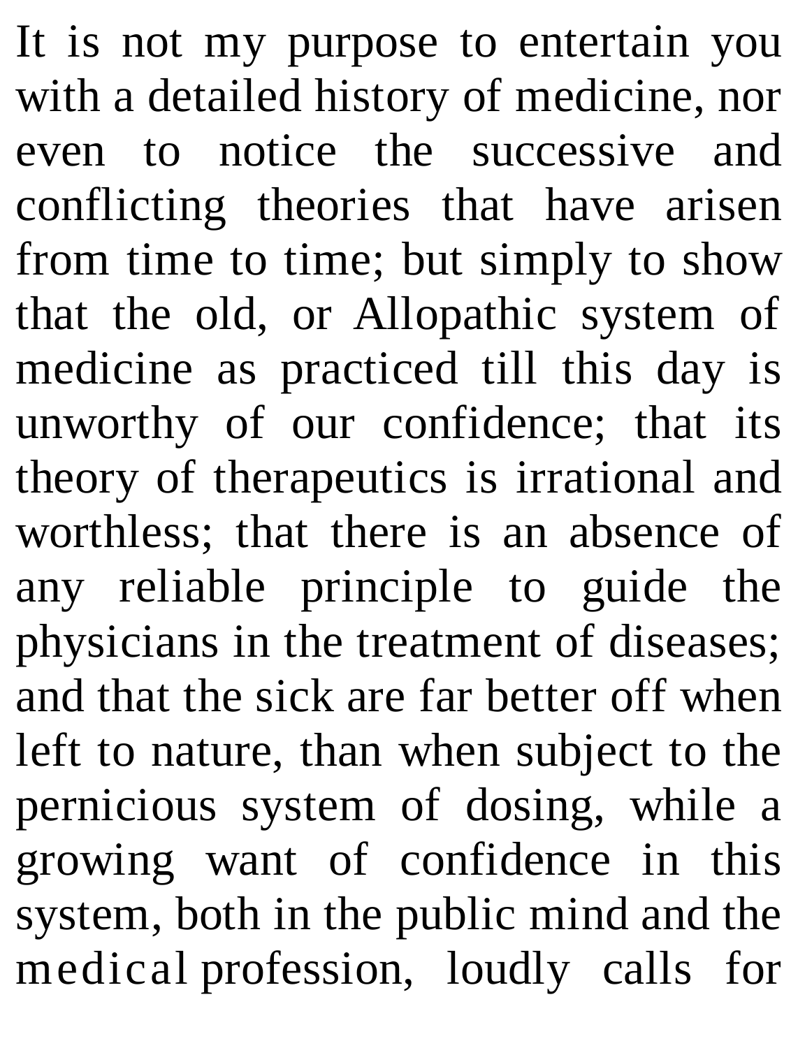It is not my purpose to entertain you with a detailed history of medicine, nor even to notice the successive and conflicting theories that have arisen from time to time; but simply to show that the old, or Allopathic system of medicine as practiced till this day is unworthy of our confidence; that its theory of therapeutics is irrational and worthless; that there is an absence of any reliable principle to guide the physicians in the treatment of diseases; and that the sick are far better off when left to nature, than when subject to the pernicious system of dosing, while a growing want of confidence in this system, both in the public mind and the medical profession, loudly calls for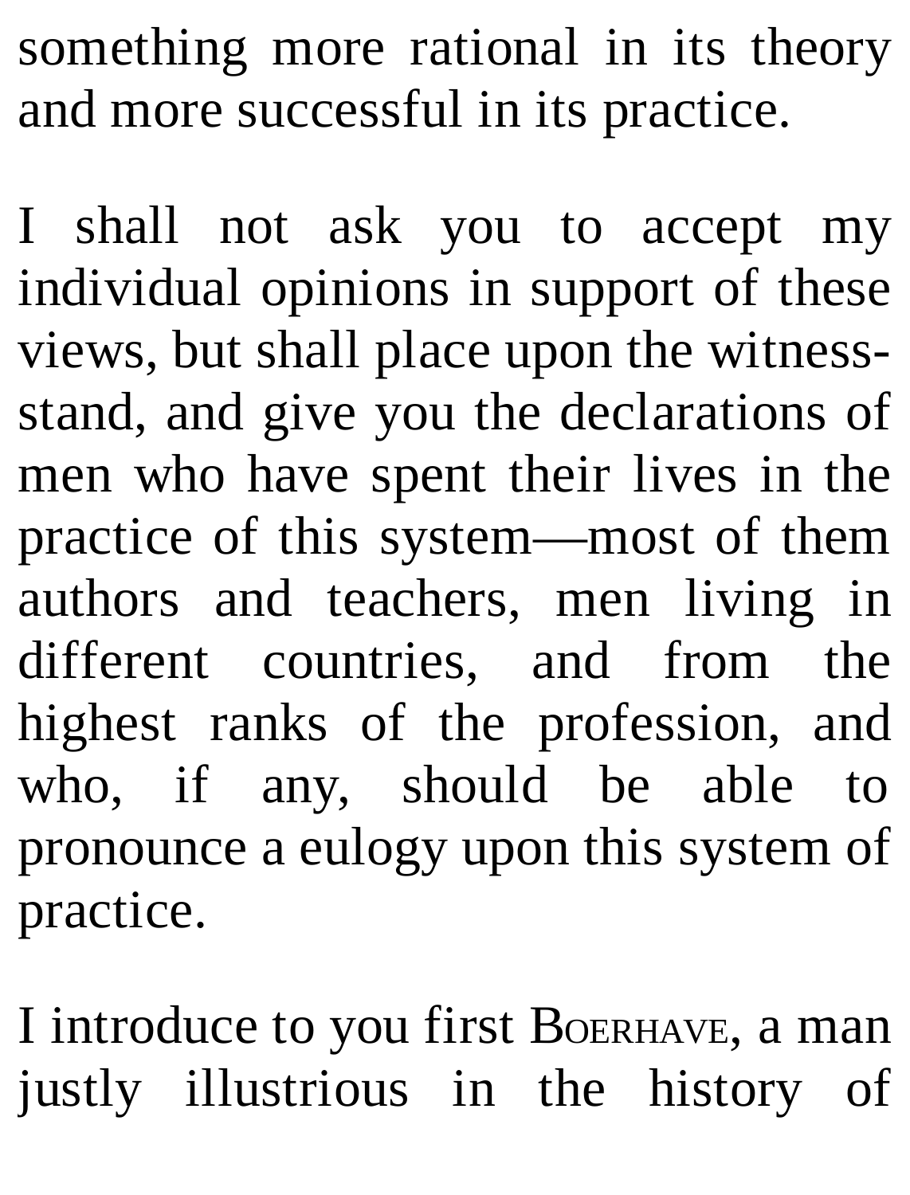something more rational in its theory and more successful in its practice.

I shall not ask you to accept my individual opinions in support of these views, but shall place upon the witness-stand, and give you the declarations of men who have spent their lives in the practice of this system—most of them authors and teachers, men living in different countries, and from the highest ranks of the profession, and who, if any, should be able to pronounce a eulogy upon this system of practice.

I introduce to you first Boerhave, a man justly illustrious in the history of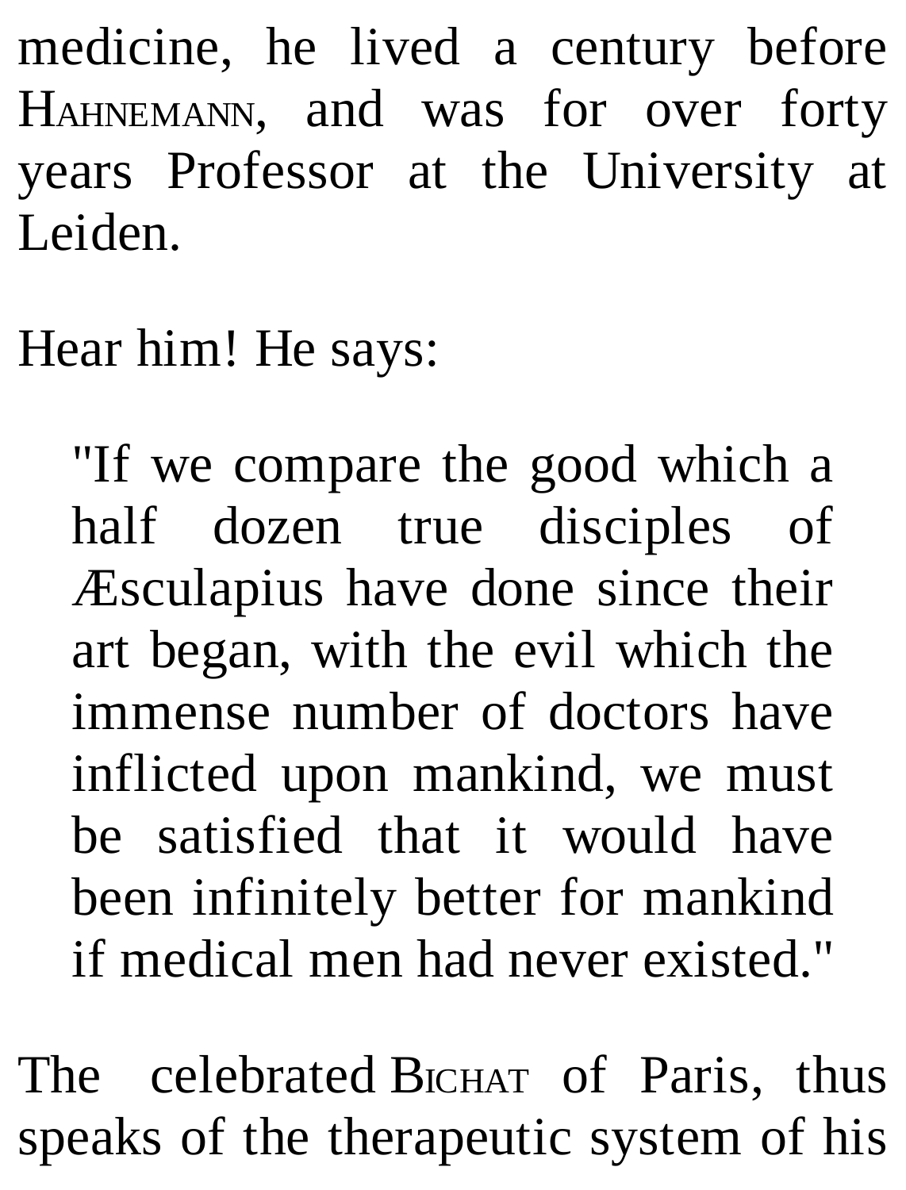medicine, he lived a century before HAHNEMANN, and was for over forty years Professor at the University at Leiden.

Hear him! He says:

> "If we compare the good which a half dozen true disciples of Æsculapius have done since their art began, with the evil which the immense number of doctors have inflicted upon mankind, we must be satisfied that it would have been infinitely better for mankind if medical men had never existed."

The celebrated BICHAT of Paris, thus speaks of the therapeutic system of his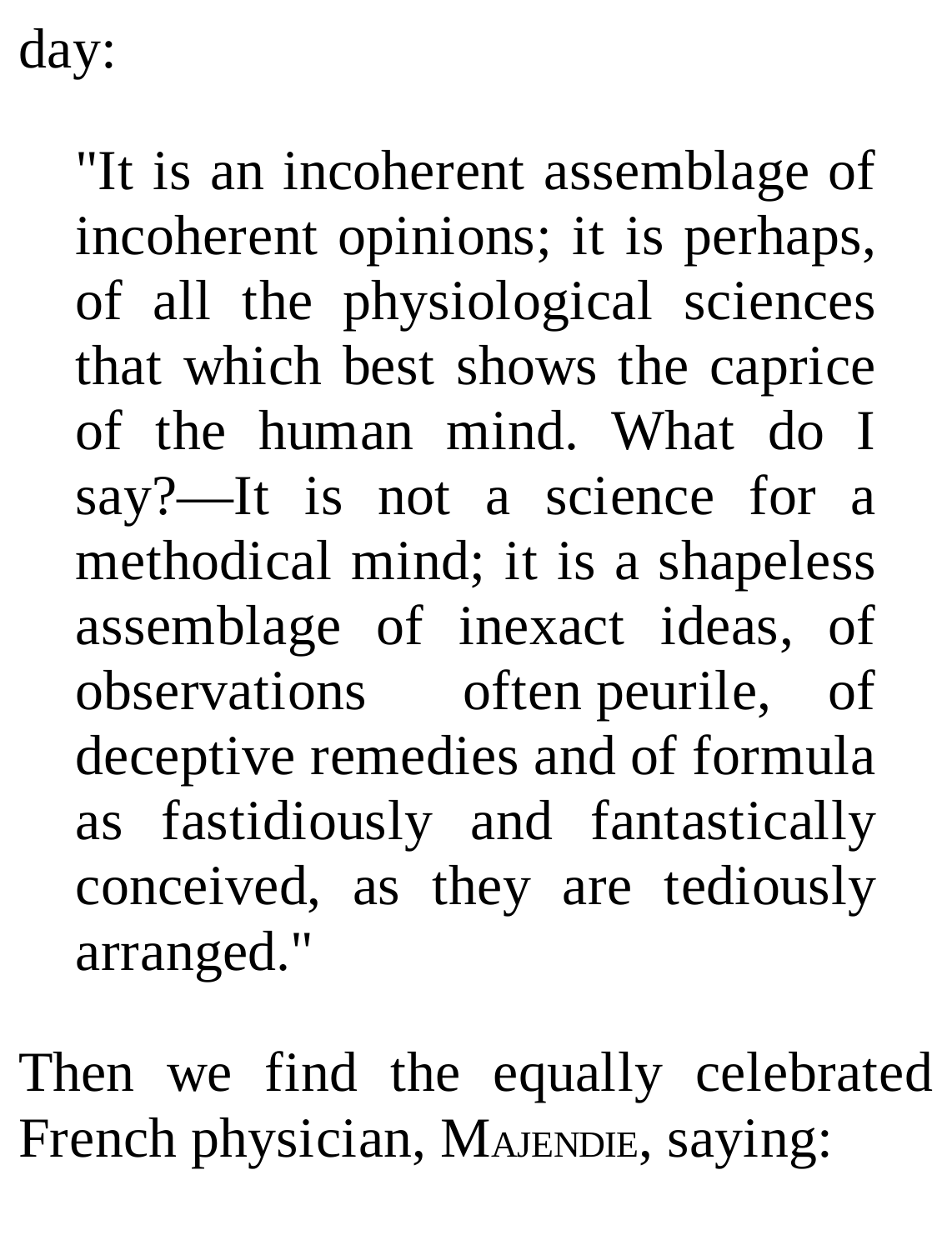day:

> "It is an incoherent assemblage of incoherent opinions; it is perhaps, of all the physiological sciences that which best shows the caprice of the human mind. What do I say?—It is not a science for a methodical mind; it is a shapeless assemblage of inexact ideas, of observations often peurile, of deceptive remedies and of formula as fastidiously and fantastically conceived, as they are tediously arranged."

Then we find the equally celebrated French physician, MAJENDIE, saying: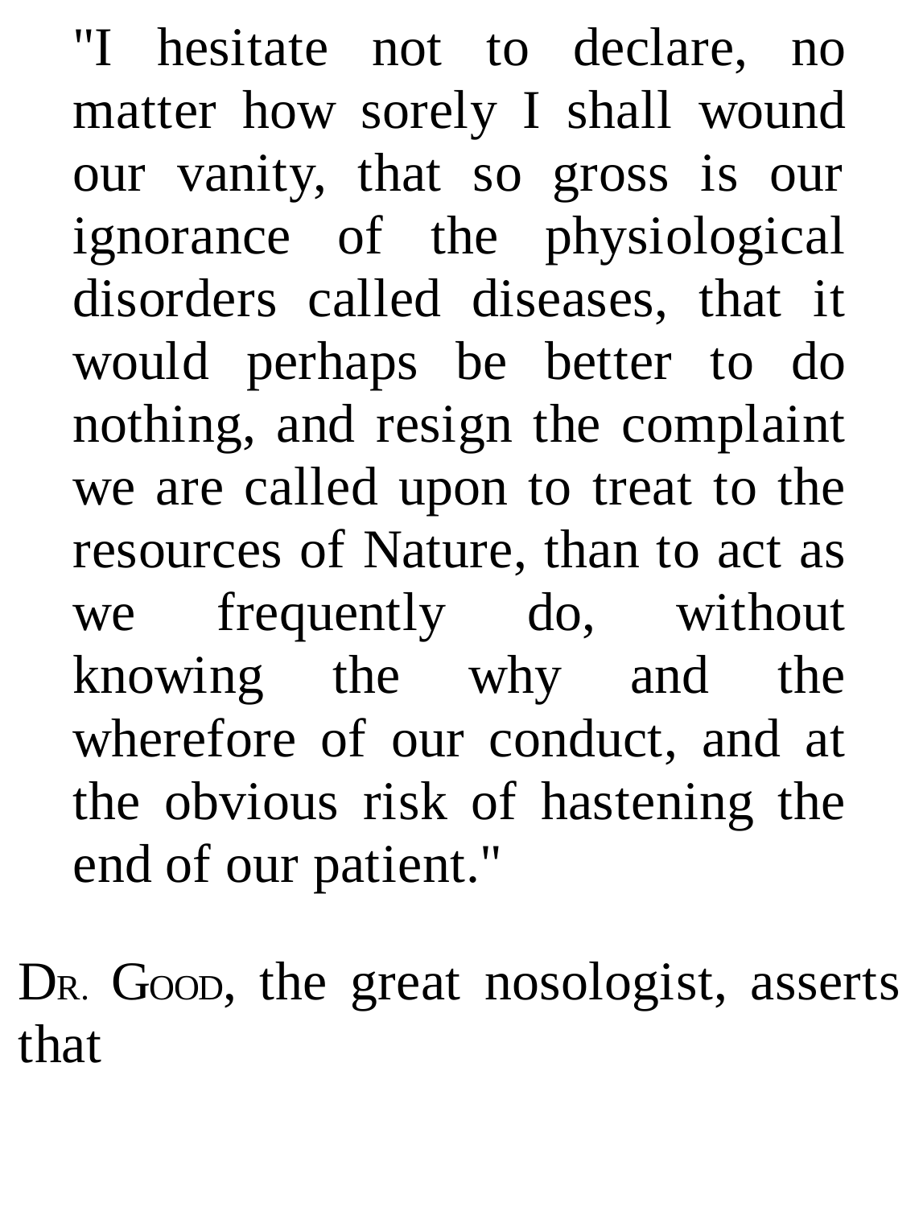> "I hesitate not to declare, no matter how sorely I shall wound our vanity, that so gross is our ignorance of the physiological disorders called diseases, that it would perhaps be better to do nothing, and resign the complaint we are called upon to treat to the resources of Nature, than to act as we frequently do, without knowing the why and the wherefore of our conduct, and at the obvious risk of hastening the end of our patient."

DR. GOOD, the great nosologist, asserts that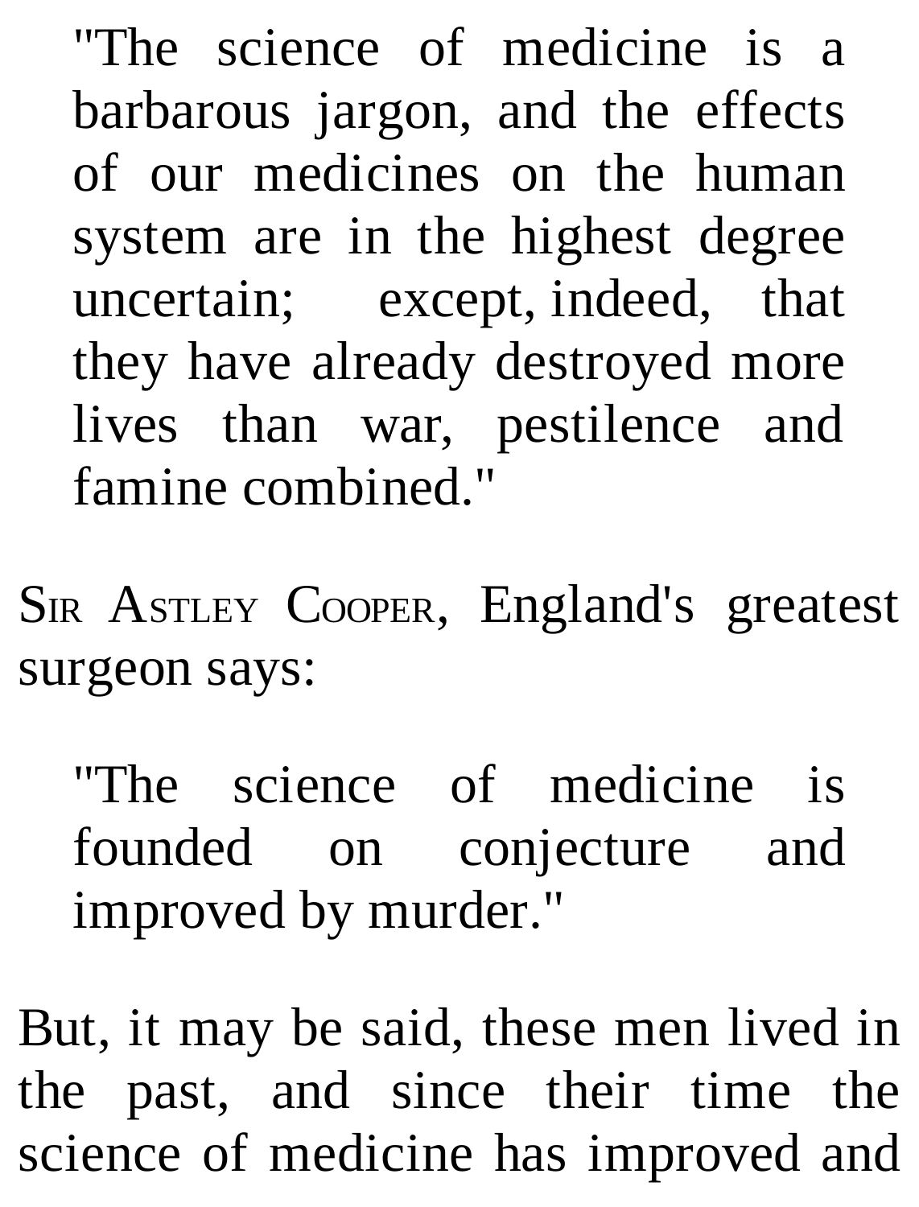> "The science of medicine is a barbarous jargon, and the effects of our medicines on the human system are in the highest degree uncertain; except, indeed, that they have already destroyed more lives than war, pestilence and famine combined."

Sir Astley Cooper, England's greatest surgeon says:

> "The science of medicine is founded on conjecture and improved by murder."

But, it may be said, these men lived in the past, and since their time the science of medicine has improved and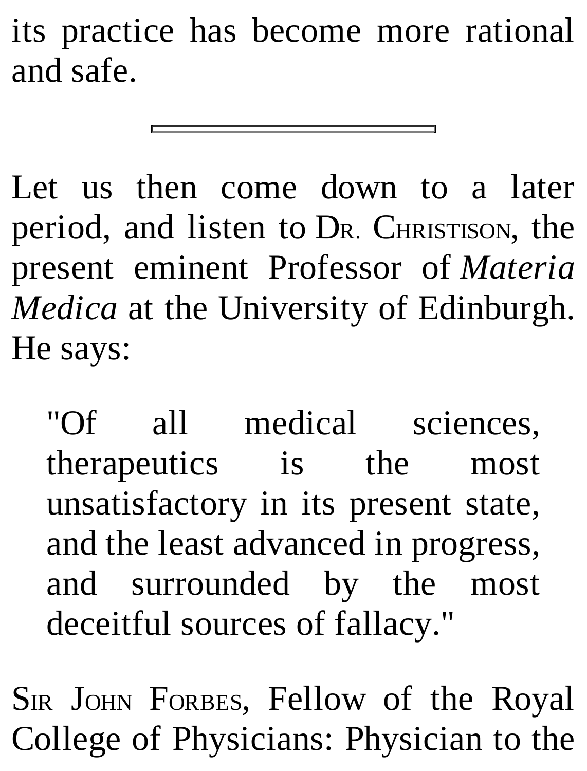its practice has become more rational and safe.

---

Let us then come down to a later period, and listen to DR. CHRISTISON, the present eminent Professor of *Materia Medica* at the University of Edinburgh. He says:

> "Of all medical sciences, therapeutics is the most unsatisfactory in its present state, and the least advanced in progress, and surrounded by the most deceitful sources of fallacy."

SIR JOHN FORBES, Fellow of the Royal College of Physicians: Physician to the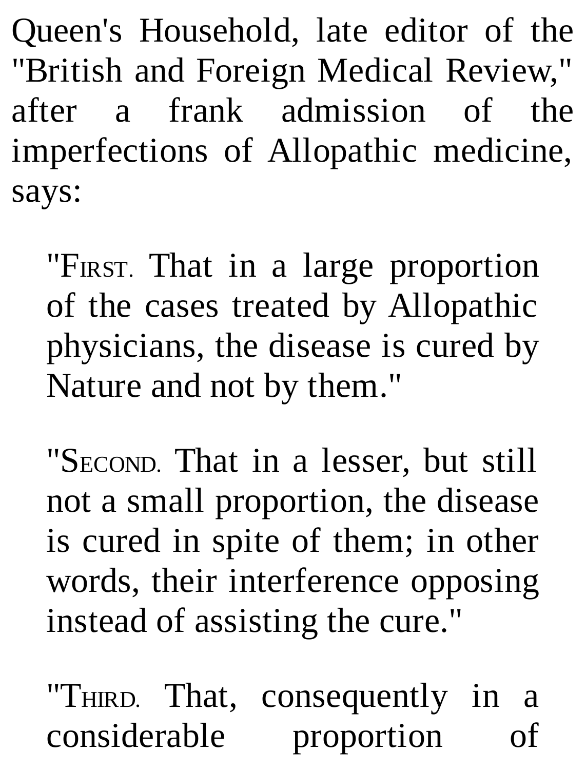Queen's Household, late editor of the "British and Foreign Medical Review," after a frank admission of the imperfections of Allopathic medicine, says:

> "First. That in a large proportion of the cases treated by Allopathic physicians, the disease is cured by Nature and not by them."
>
> "Second. That in a lesser, but still not a small proportion, the disease is cured in spite of them; in other words, their interference opposing instead of assisting the cure."
>
> "Third. That, consequently in a considerable proportion of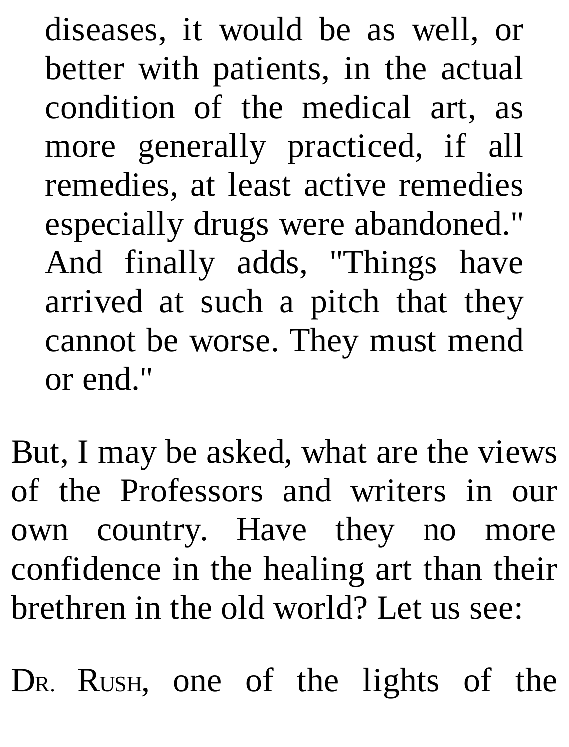> diseases, it would be as well, or better with patients, in the actual condition of the medical art, as more generally practiced, if all remedies, at least active remedies especially drugs were abandoned." And finally adds, "Things have arrived at such a pitch that they cannot be worse. They must mend or end."

But, I may be asked, what are the views of the Professors and writers in our own country. Have they no more confidence in the healing art than their brethren in the old world? Let us see:

DR. RUSH, one of the lights of the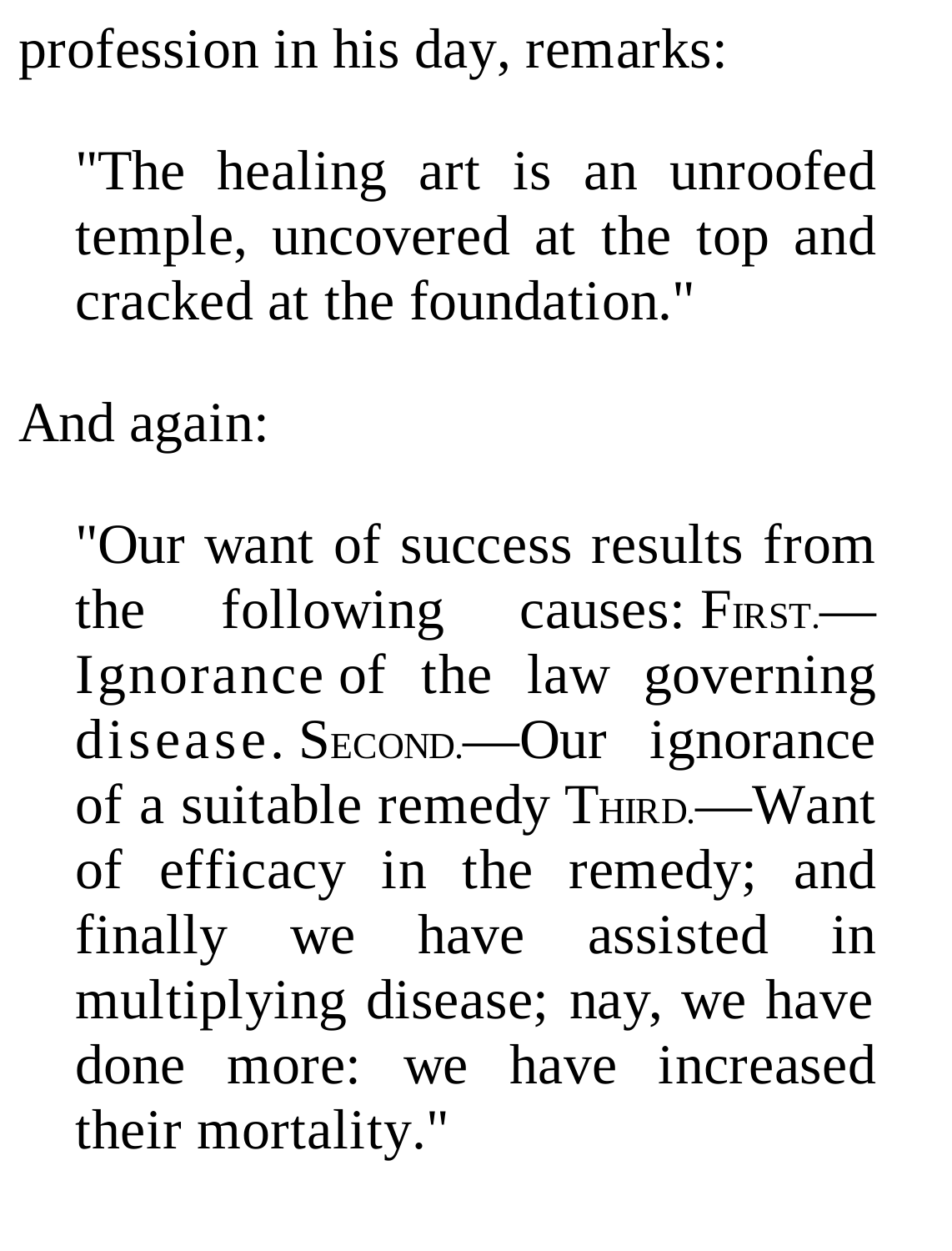profession in his day, remarks:

> "The healing art is an unroofed temple, uncovered at the top and cracked at the foundation."

And again:

> "Our want of success results from the following causes: First.—Ignorance of the law governing disease. Second.—Our ignorance of a suitable remedy Third.—Want of efficacy in the remedy; and finally we have assisted in multiplying disease; nay, we have done more: we have increased their mortality."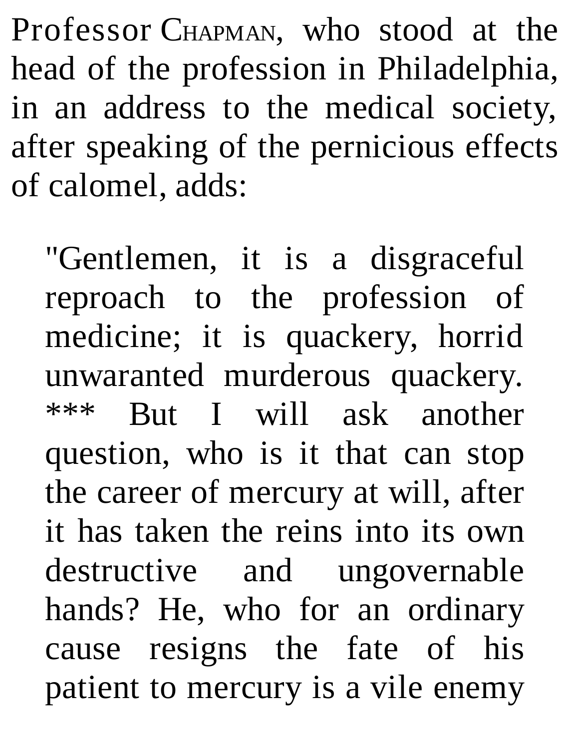Professor CHAPMAN, who stood at the head of the profession in Philadelphia, in an address to the medical society, after speaking of the pernicious effects of calomel, adds:

> "Gentlemen, it is a disgraceful reproach to the profession of medicine; it is quackery, horrid unwaranted murderous quackery. *** But I will ask another question, who is it that can stop the career of mercury at will, after it has taken the reins into its own destructive and ungovernable hands? He, who for an ordinary cause resigns the fate of his patient to mercury is a vile enemy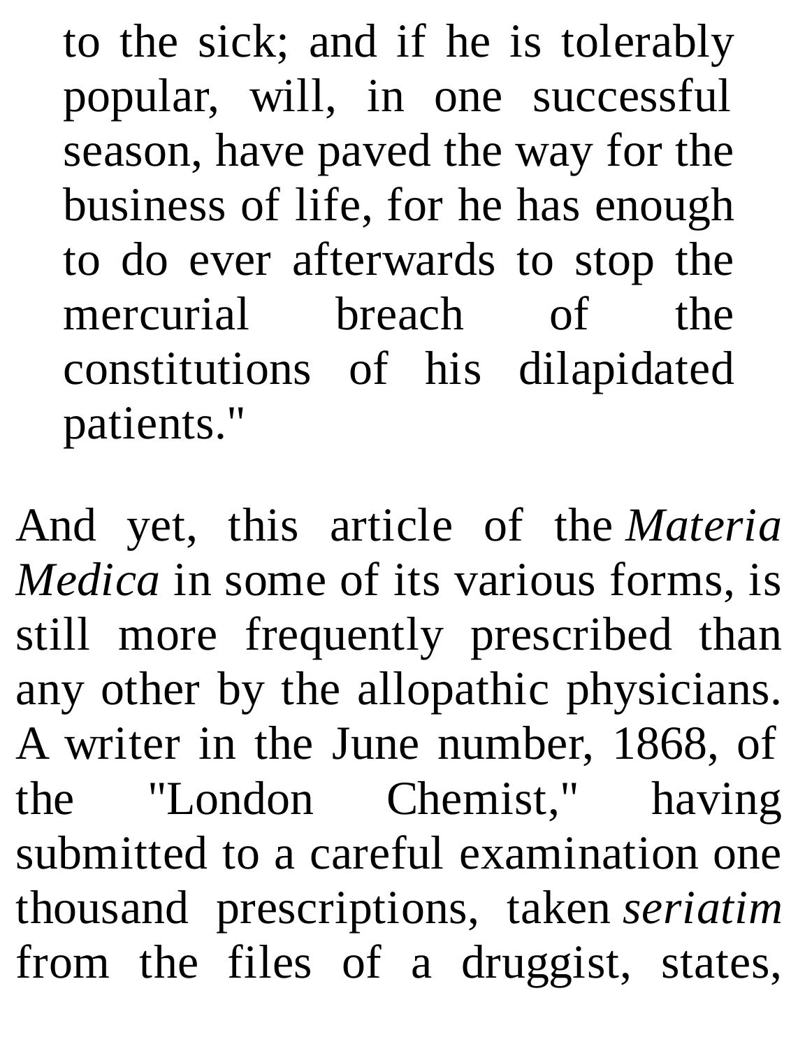> to the sick; and if he is tolerably popular, will, in one successful season, have paved the way for the business of life, for he has enough to do ever afterwards to stop the mercurial breach of the constitutions of his dilapidated patients."

And yet, this article of the *Materia Medica* in some of its various forms, is still more frequently prescribed than any other by the allopathic physicians. A writer in the June number, 1868, of the "London Chemist," having submitted to a careful examination one thousand prescriptions, taken *seriatim* from the files of a druggist, states,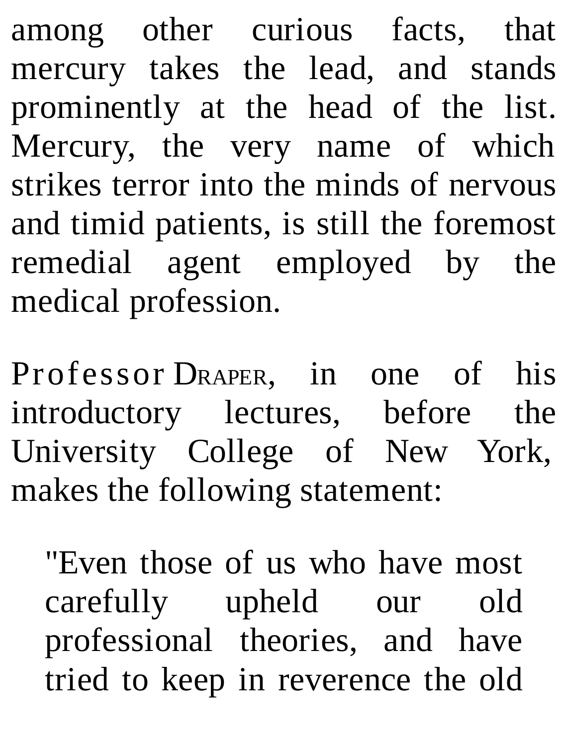among other curious facts, that mercury takes the lead, and stands prominently at the head of the list. Mercury, the very name of which strikes terror into the minds of nervous and timid patients, is still the foremost remedial agent employed by the medical profession.

Professor Draper, in one of his introductory lectures, before the University College of New York, makes the following statement:

> "Even those of us who have most carefully upheld our old professional theories, and have tried to keep in reverence the old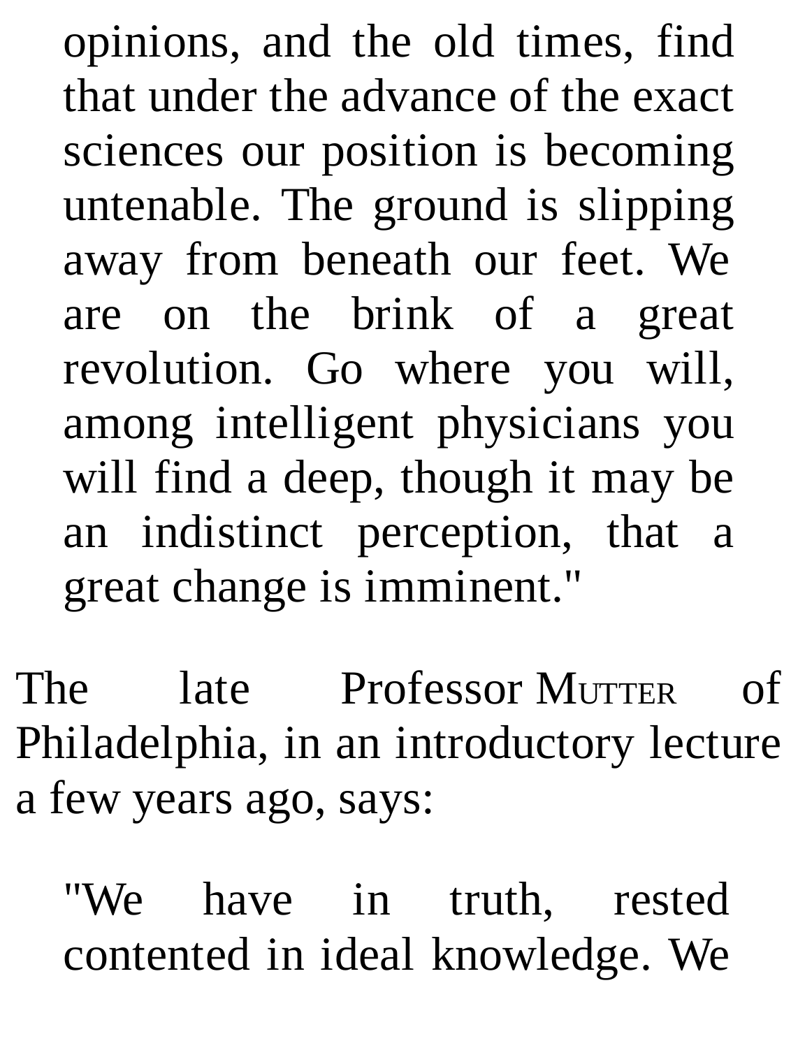> opinions, and the old times, find that under the advance of the exact sciences our position is becoming untenable. The ground is slipping away from beneath our feet. We are on the brink of a great revolution. Go where you will, among intelligent physicians you will find a deep, though it may be an indistinct perception, that a great change is imminent."

The late Professor Mutter of Philadelphia, in an introductory lecture a few years ago, says:

> "We have in truth, rested contented in ideal knowledge. We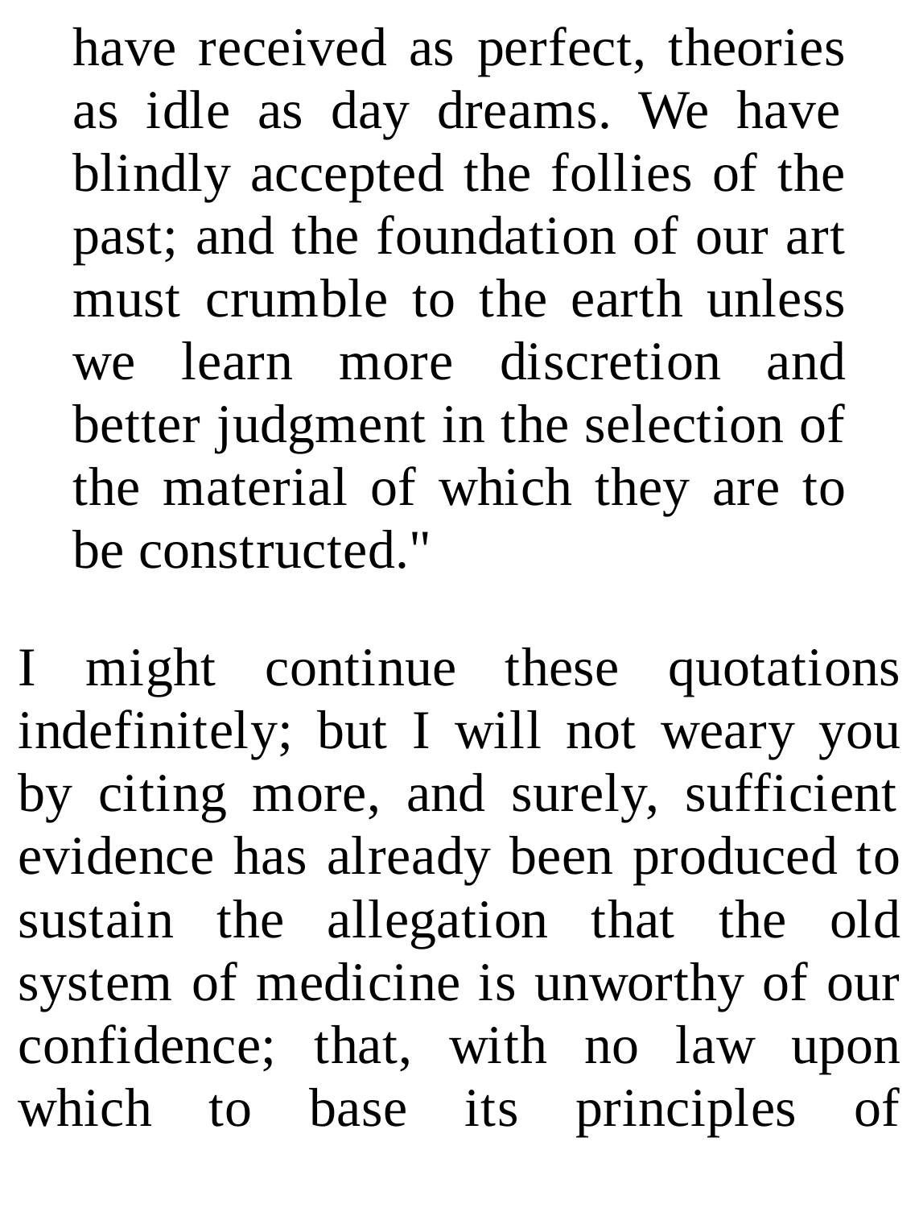> have received as perfect, theories as idle as day dreams. We have blindly accepted the follies of the past; and the foundation of our art must crumble to the earth unless we learn more discretion and better judgment in the selection of the material of which they are to be constructed."

I might continue these quotations indefinitely; but I will not weary you by citing more, and surely, sufficient evidence has already been produced to sustain the allegation that the old system of medicine is unworthy of our confidence; that, with no law upon which to base its principles of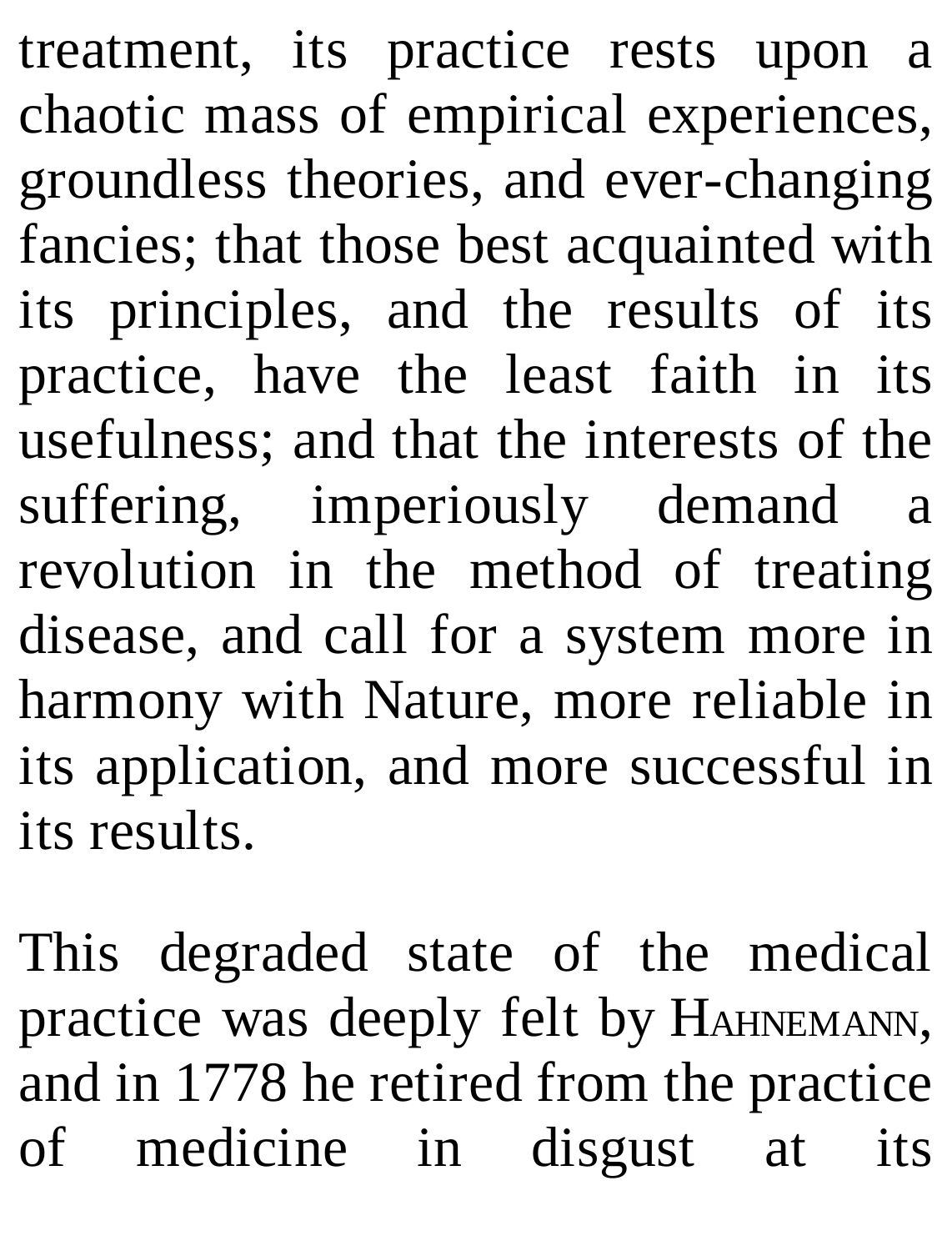treatment, its practice rests upon a chaotic mass of empirical experiences, groundless theories, and ever-changing fancies; that those best acquainted with its principles, and the results of its practice, have the least faith in its usefulness; and that the interests of the suffering, imperiously demand a revolution in the method of treating disease, and call for a system more in harmony with Nature, more reliable in its application, and more successful in its results.

This degraded state of the medical practice was deeply felt by HAHNEMANN, and in 1778 he retired from the practice of medicine in disgust at its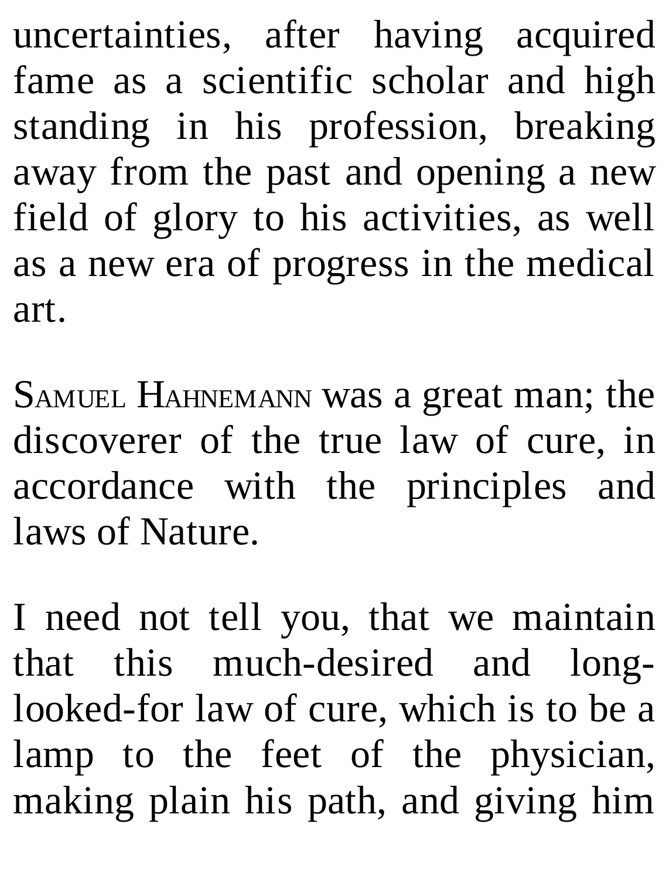uncertainties, after having acquired fame as a scientific scholar and high standing in his profession, breaking away from the past and opening a new field of glory to his activities, as well as a new era of progress in the medical art.

SAMUEL HAHNEMANN was a great man; the discoverer of the true law of cure, in accordance with the principles and laws of Nature.

I need not tell you, that we maintain that this much-desired and long-looked-for law of cure, which is to be a lamp to the feet of the physician, making plain his path, and giving him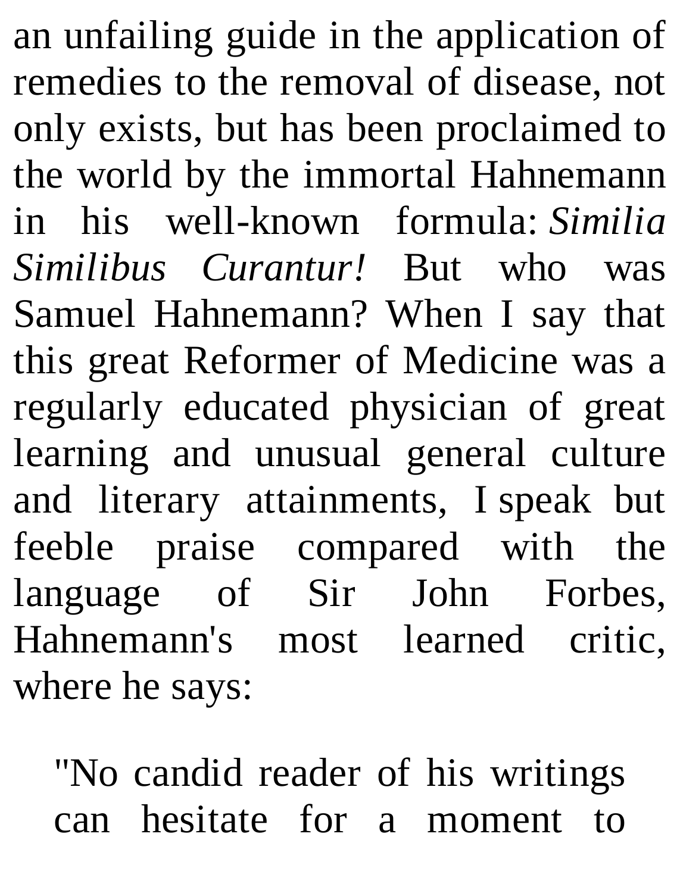an unfailing guide in the application of remedies to the removal of disease, not only exists, but has been proclaimed to the world by the immortal Hahnemann in his well-known formula: *Similia Similibus Curantur!* But who was Samuel Hahnemann? When I say that this great Reformer of Medicine was a regularly educated physician of great learning and unusual general culture and literary attainments, I speak but feeble praise compared with the language of Sir John Forbes, Hahnemann's most learned critic, where he says:

> "No candid reader of his writings can hesitate for a moment to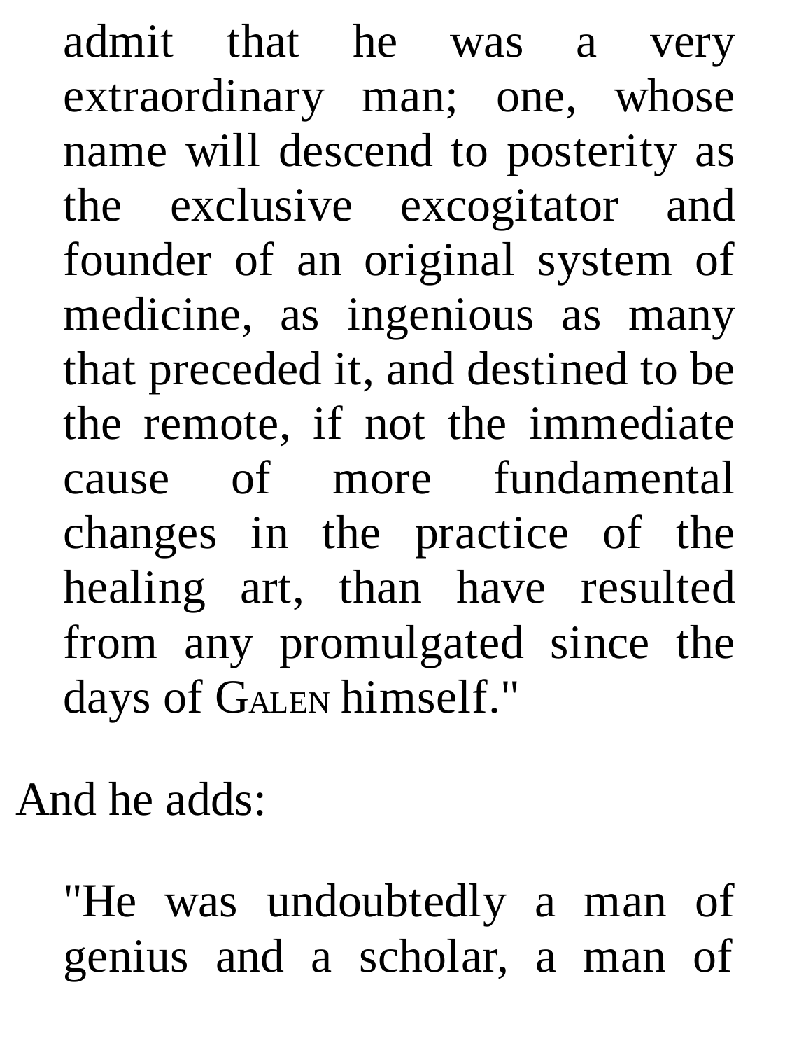> admit that he was a very extraordinary man; one, whose name will descend to posterity as the exclusive excogitator and founder of an original system of medicine, as ingenious as many that preceded it, and destined to be the remote, if not the immediate cause of more fundamental changes in the practice of the healing art, than have resulted from any promulgated since the days of Galen himself."

And he adds:

> "He was undoubtedly a man of genius and a scholar, a man of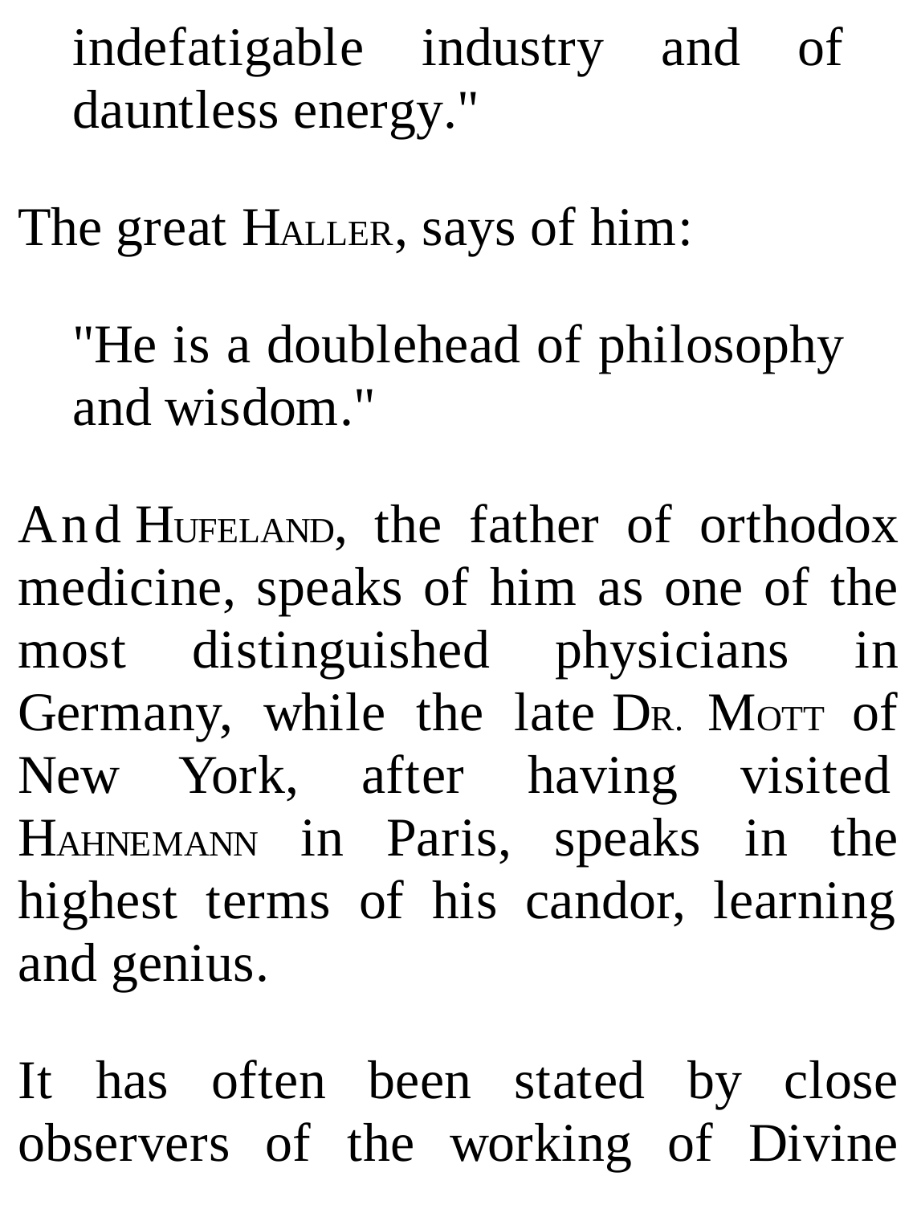> indefatigable industry and of dauntless energy."

The great HALLER, says of him:

> "He is a doublehead of philosophy and wisdom."

And HUFELAND, the father of orthodox medicine, speaks of him as one of the most distinguished physicians in Germany, while the late DR. MOTT of New York, after having visited HAHNEMANN in Paris, speaks in the highest terms of his candor, learning and genius.

It has often been stated by close observers of the working of Divine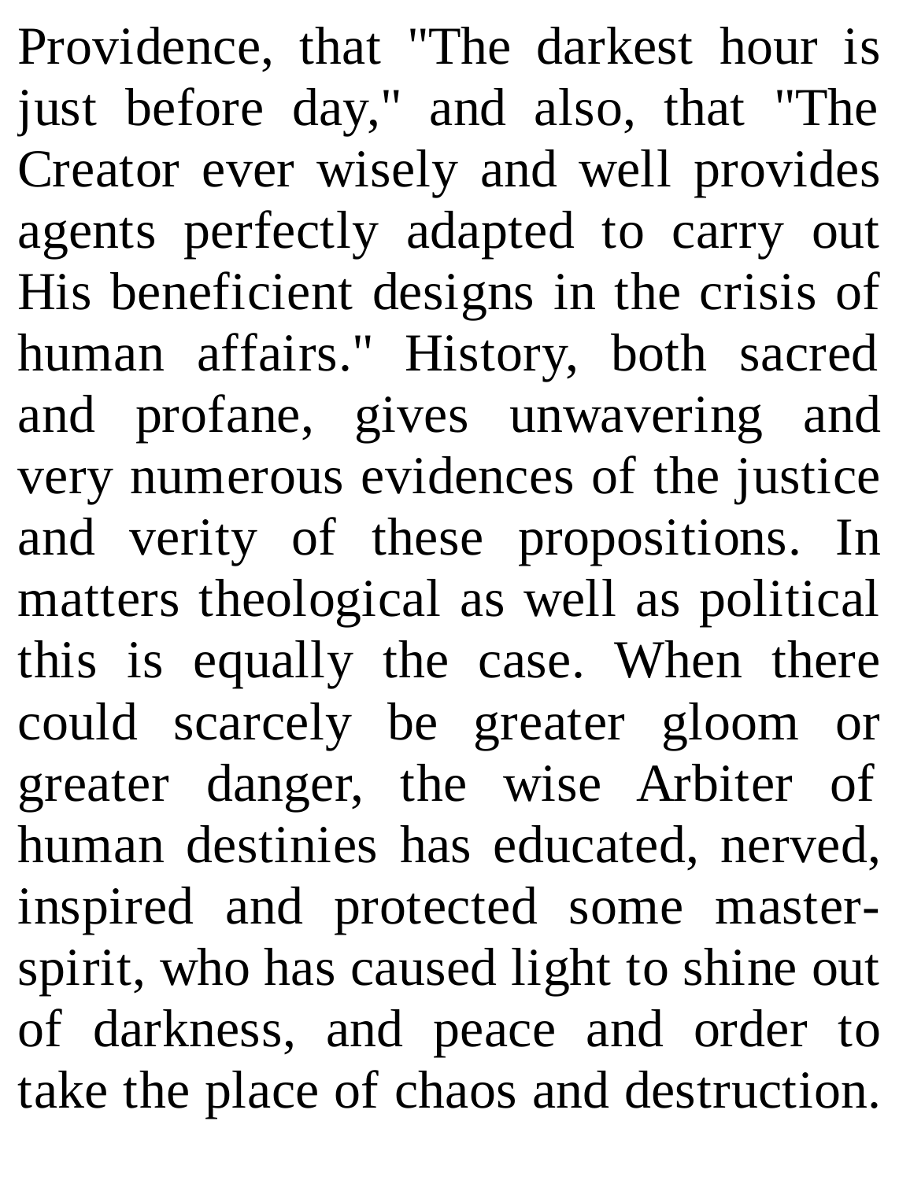Providence, that "The darkest hour is just before day," and also, that "The Creator ever wisely and well provides agents perfectly adapted to carry out His beneficient designs in the crisis of human affairs." History, both sacred and profane, gives unwavering and very numerous evidences of the justice and verity of these propositions. In matters theological as well as political this is equally the case. When there could scarcely be greater gloom or greater danger, the wise Arbiter of human destinies has educated, nerved, inspired and protected some master-spirit, who has caused light to shine out of darkness, and peace and order to take the place of chaos and destruction.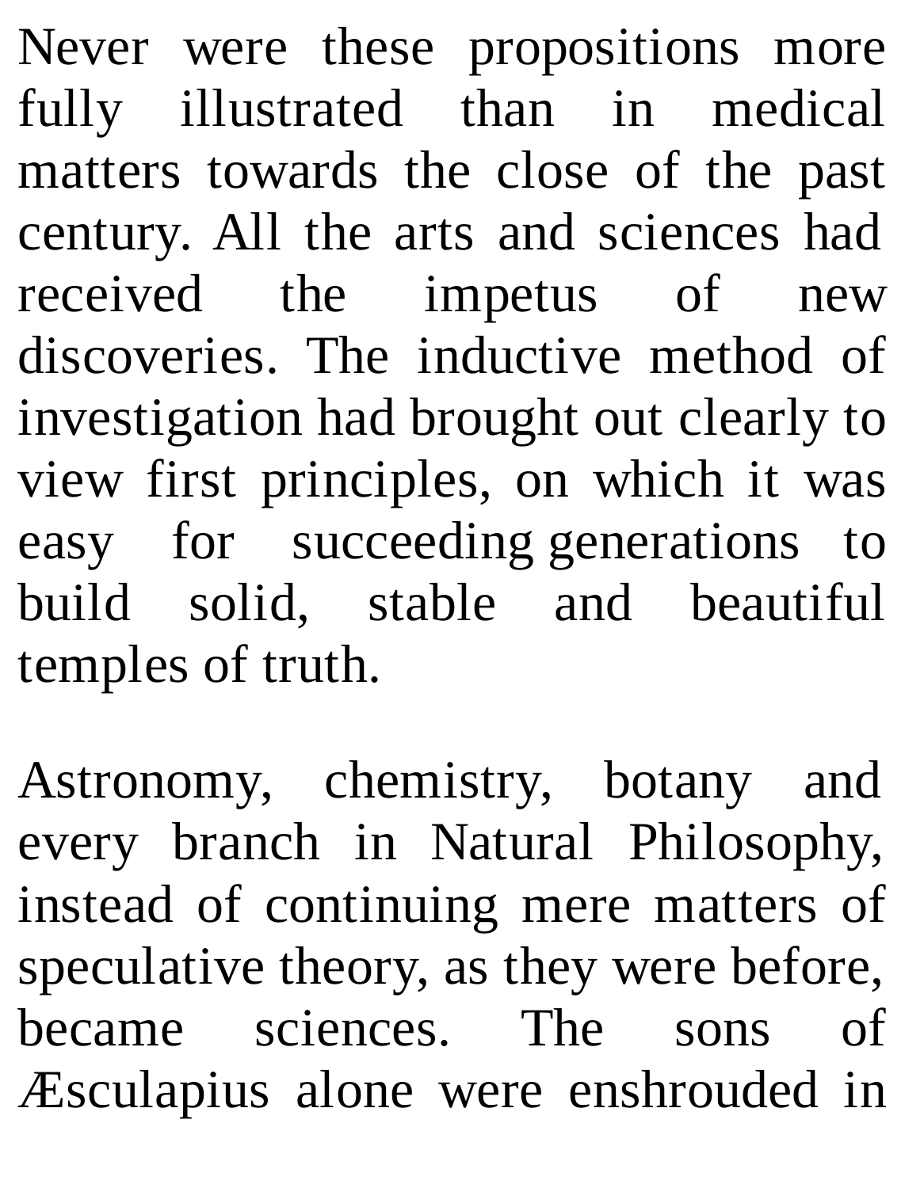Never were these propositions more fully illustrated than in medical matters towards the close of the past century. All the arts and sciences had received the impetus of new discoveries. The inductive method of investigation had brought out clearly to view first principles, on which it was easy for succeeding generations to build solid, stable and beautiful temples of truth.

Astronomy, chemistry, botany and every branch in Natural Philosophy, instead of continuing mere matters of speculative theory, as they were before, became sciences. The sons of Æsculapius alone were enshrouded in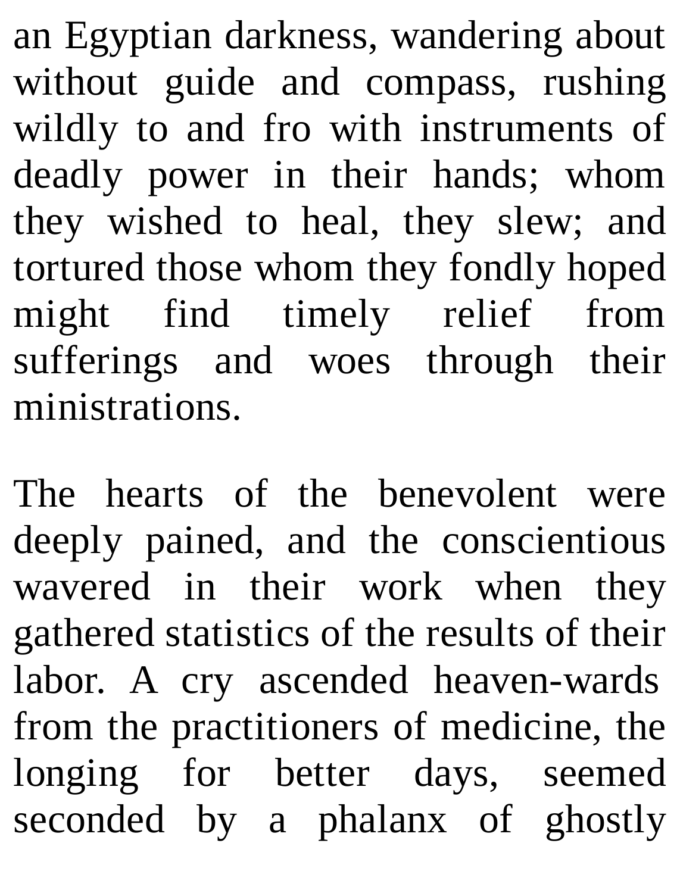an Egyptian darkness, wandering about without guide and compass, rushing wildly to and fro with instruments of deadly power in their hands; whom they wished to heal, they slew; and tortured those whom they fondly hoped might find timely relief from sufferings and woes through their ministrations.

The hearts of the benevolent were deeply pained, and the conscientious wavered in their work when they gathered statistics of the results of their labor. A cry ascended heaven-wards from the practitioners of medicine, the longing for better days, seemed seconded by a phalanx of ghostly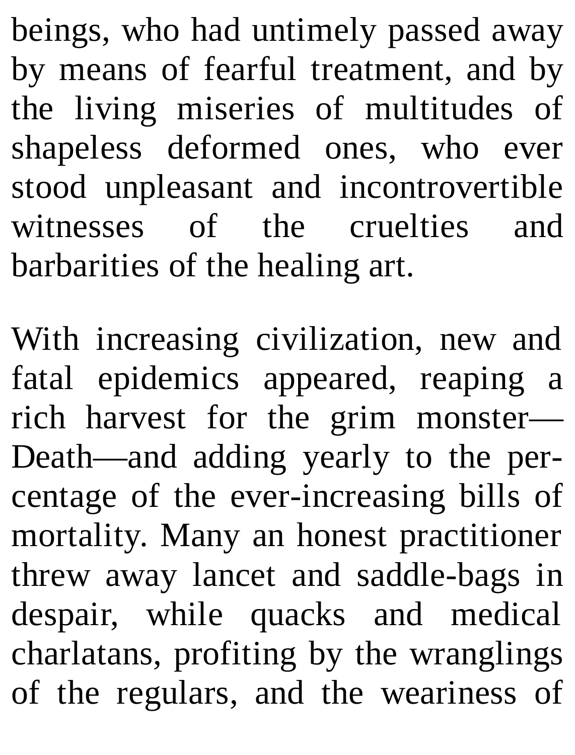beings, who had untimely passed away by means of fearful treatment, and by the living miseries of multitudes of shapeless deformed ones, who ever stood unpleasant and incontrovertible witnesses of the cruelties and barbarities of the healing art.

With increasing civilization, new and fatal epidemics appeared, reaping a rich harvest for the grim monster—Death—and adding yearly to the percentage of the ever-increasing bills of mortality. Many an honest practitioner threw away lancet and saddle-bags in despair, while quacks and medical charlatans, profiting by the wranglings of the regulars, and the weariness of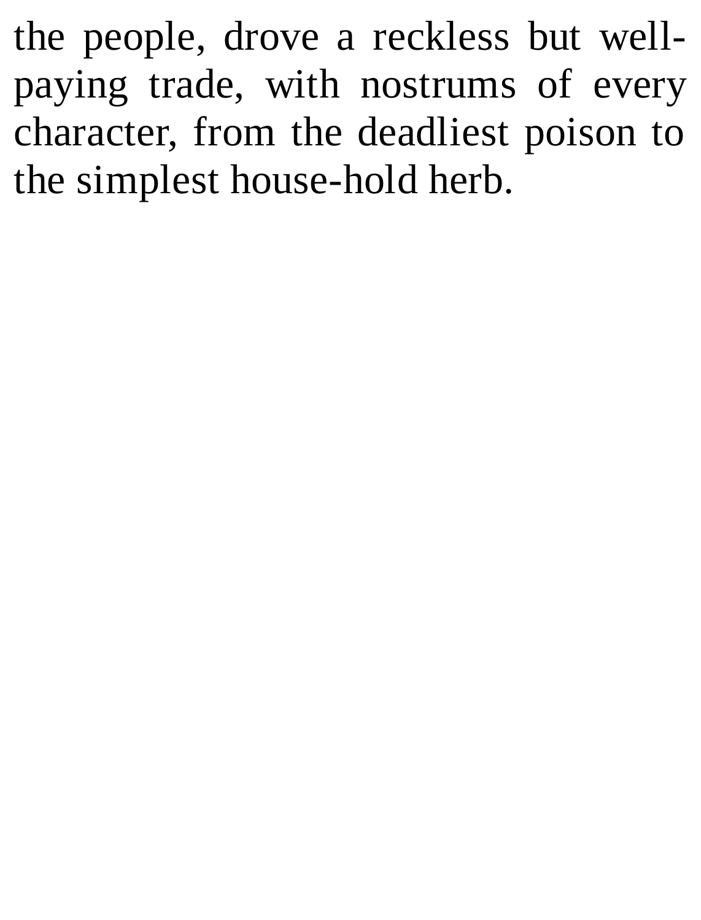the people, drove a reckless but well-paying trade, with nostrums of every character, from the deadliest poison to the simplest house-hold herb.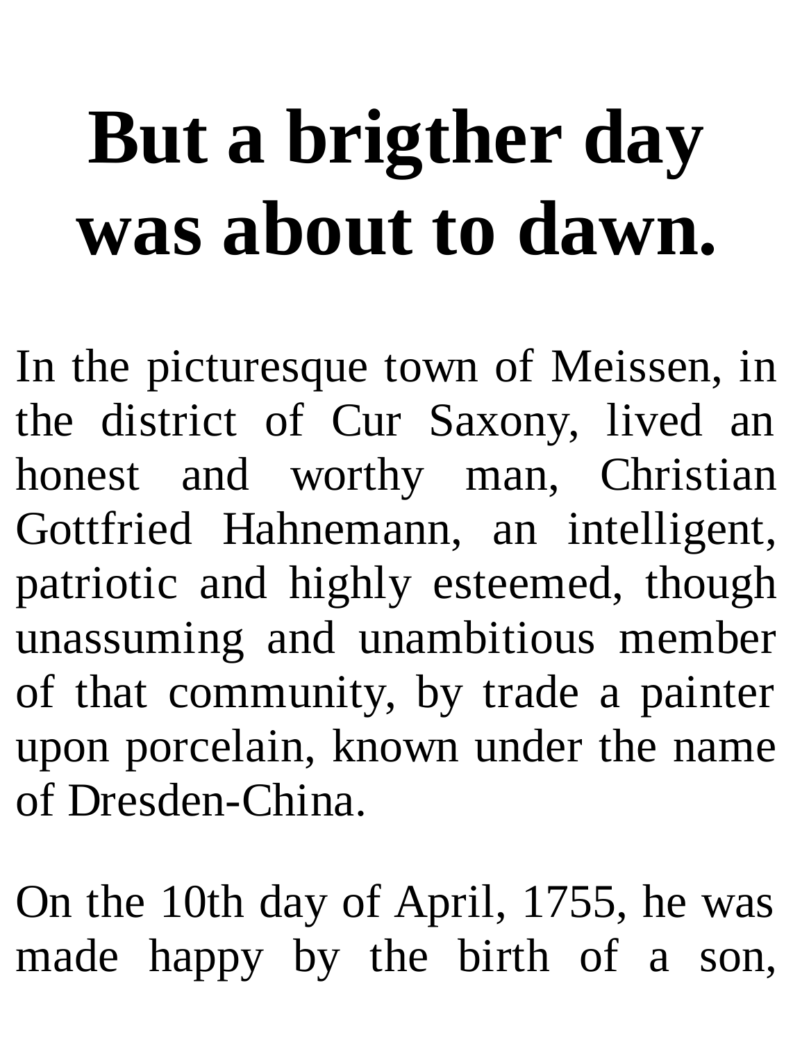# But a brigther day was about to dawn.

In the picturesque town of Meissen, in the district of Cur Saxony, lived an honest and worthy man, Christian Gottfried Hahnemann, an intelligent, patriotic and highly esteemed, though unassuming and unambitious member of that community, by trade a painter upon porcelain, known under the name of Dresden-China.

On the 10th day of April, 1755, he was made happy by the birth of a son,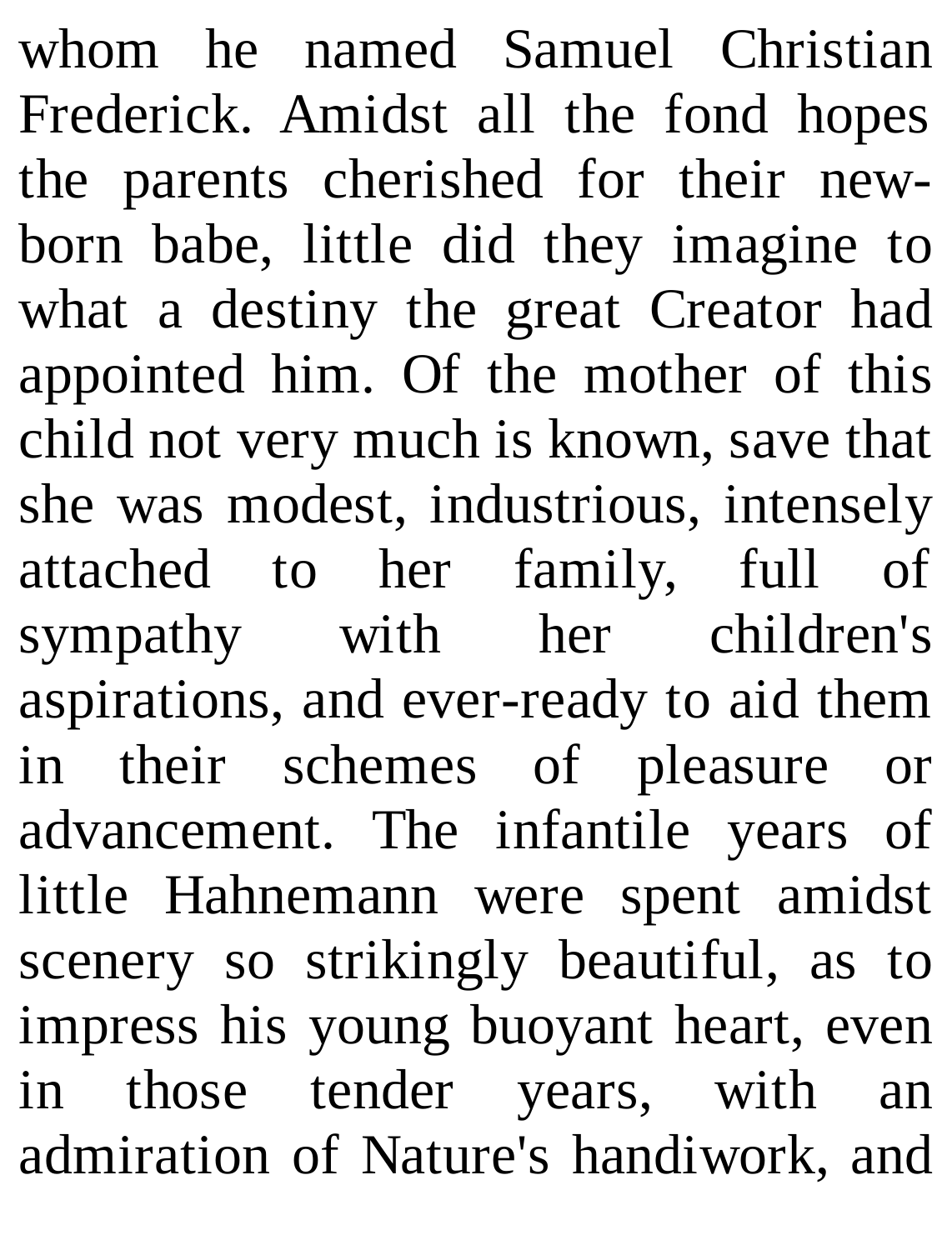whom he named Samuel Christian Frederick. Amidst all the fond hopes the parents cherished for their new-born babe, little did they imagine to what a destiny the great Creator had appointed him. Of the mother of this child not very much is known, save that she was modest, industrious, intensely attached to her family, full of sympathy with her children's aspirations, and ever-ready to aid them in their schemes of pleasure or advancement. The infantile years of little Hahnemann were spent amidst scenery so strikingly beautiful, as to impress his young buoyant heart, even in those tender years, with an admiration of Nature's handiwork, and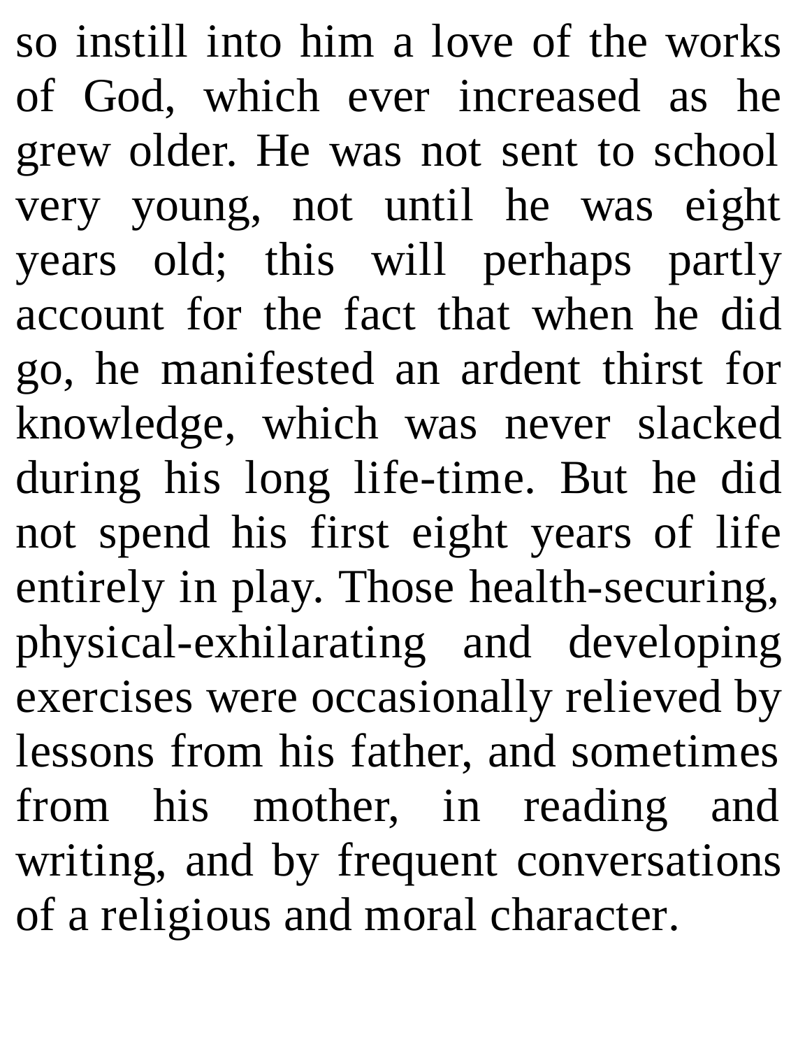so instill into him a love of the works of God, which ever increased as he grew older. He was not sent to school very young, not until he was eight years old; this will perhaps partly account for the fact that when he did go, he manifested an ardent thirst for knowledge, which was never slacked during his long life-time. But he did not spend his first eight years of life entirely in play. Those health-securing, physical-exhilarating and developing exercises were occasionally relieved by lessons from his father, and sometimes from his mother, in reading and writing, and by frequent conversations of a religious and moral character.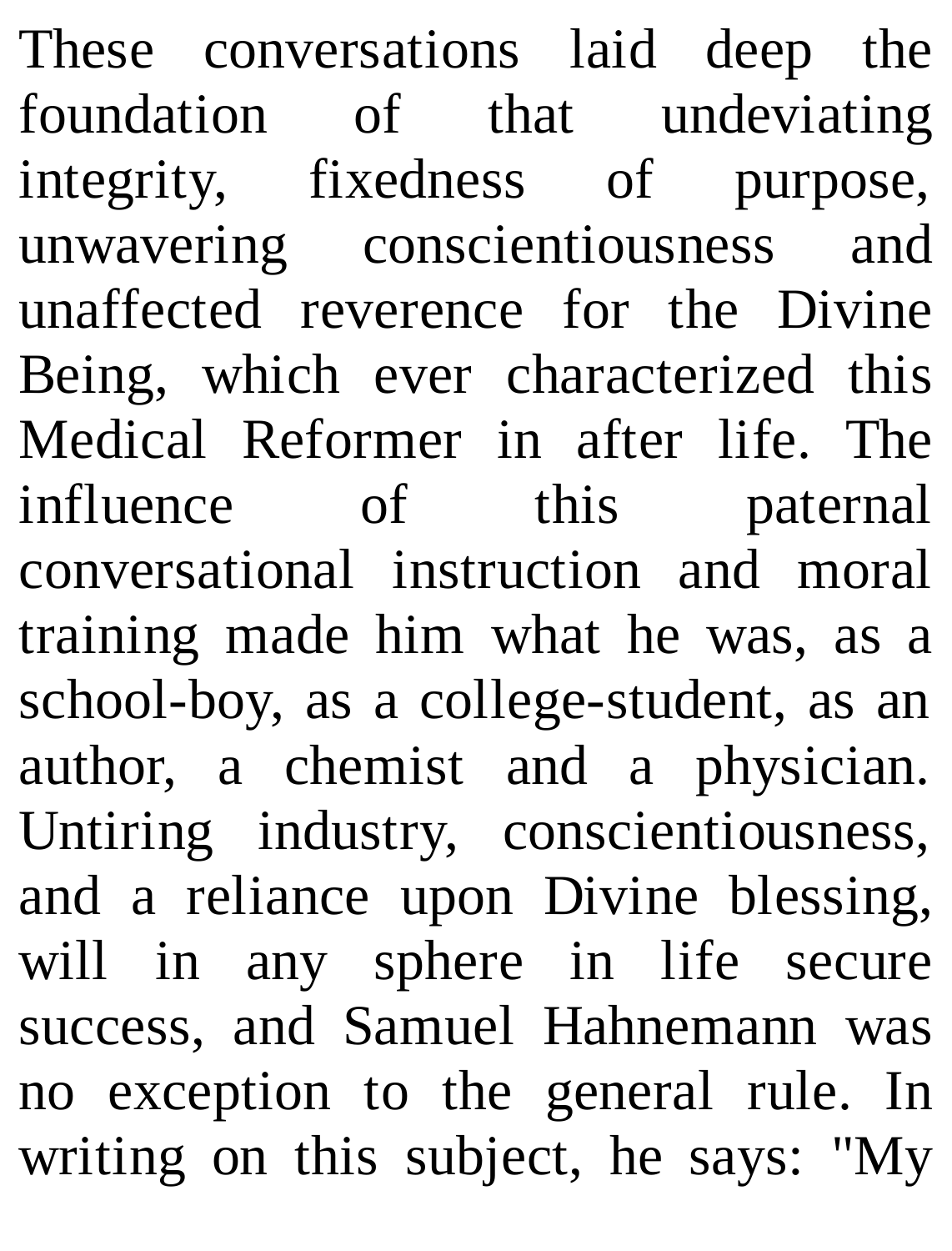These conversations laid deep the foundation of that undeviating integrity, fixedness of purpose, unwavering conscientiousness and unaffected reverence for the Divine Being, which ever characterized this Medical Reformer in after life. The influence of this paternal conversational instruction and moral training made him what he was, as a school-boy, as a college-student, as an author, a chemist and a physician. Untiring industry, conscientiousness, and a reliance upon Divine blessing, will in any sphere in life secure success, and Samuel Hahnemann was no exception to the general rule. In writing on this subject, he says: "My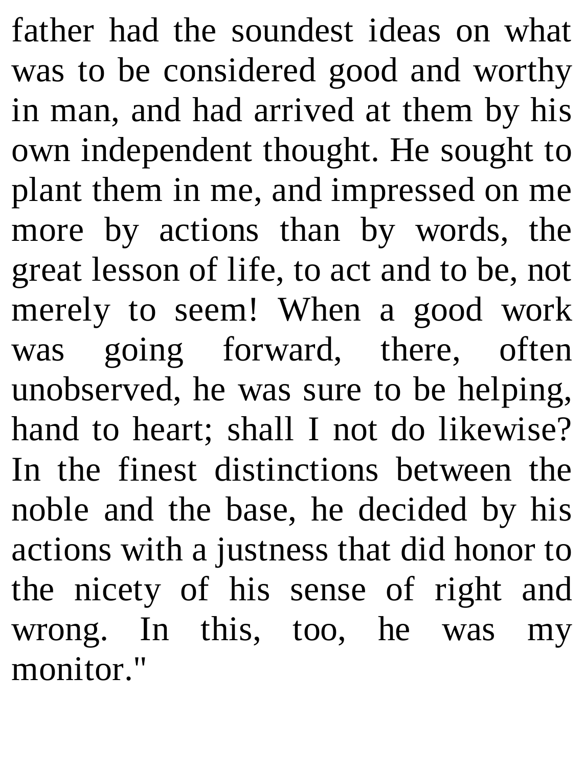father had the soundest ideas on what was to be considered good and worthy in man, and had arrived at them by his own independent thought. He sought to plant them in me, and impressed on me more by actions than by words, the great lesson of life, to act and to be, not merely to seem! When a good work was going forward, there, often unobserved, he was sure to be helping, hand to heart; shall I not do likewise? In the finest distinctions between the noble and the base, he decided by his actions with a justness that did honor to the nicety of his sense of right and wrong. In this, too, he was my monitor."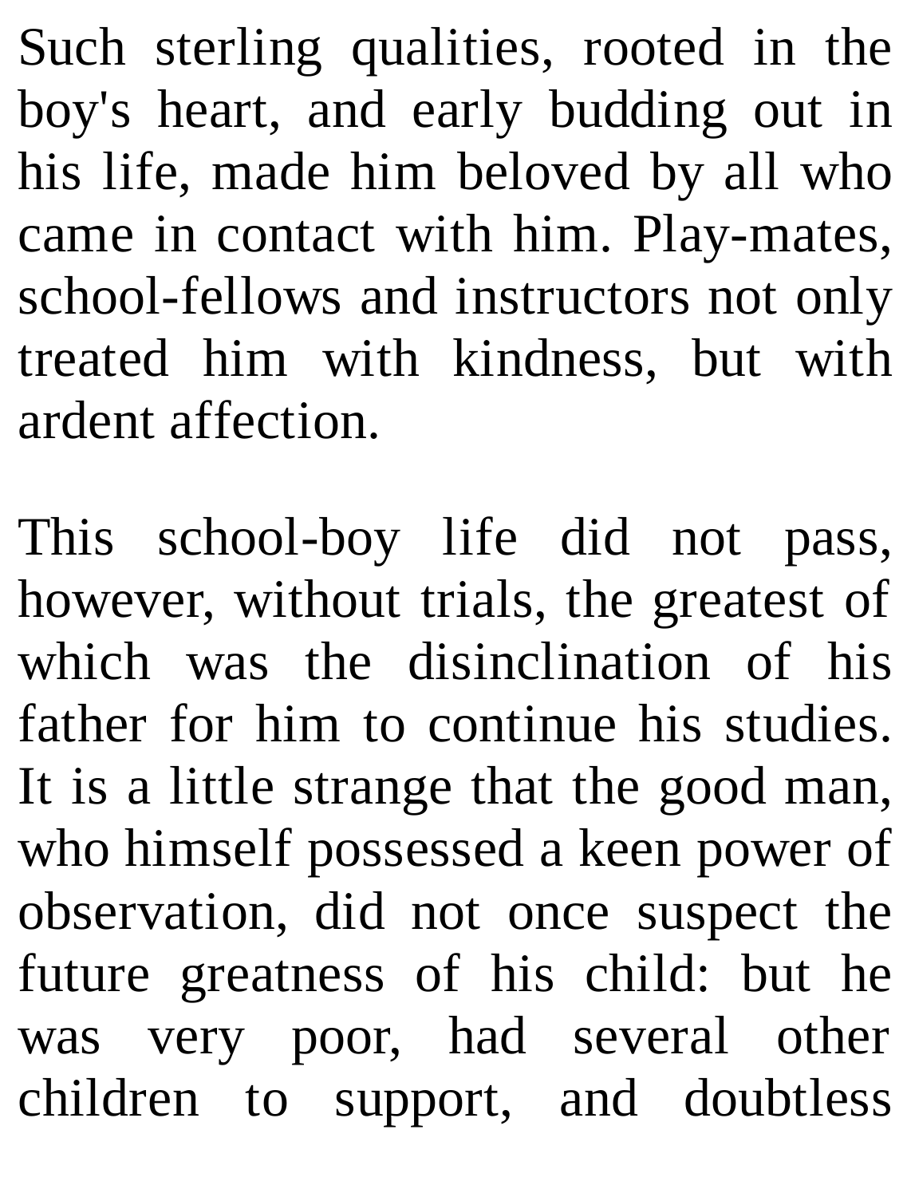Such sterling qualities, rooted in the boy's heart, and early budding out in his life, made him beloved by all who came in contact with him. Play-mates, school-fellows and instructors not only treated him with kindness, but with ardent affection.

This school-boy life did not pass, however, without trials, the greatest of which was the disinclination of his father for him to continue his studies. It is a little strange that the good man, who himself possessed a keen power of observation, did not once suspect the future greatness of his child: but he was very poor, had several other children to support, and doubtless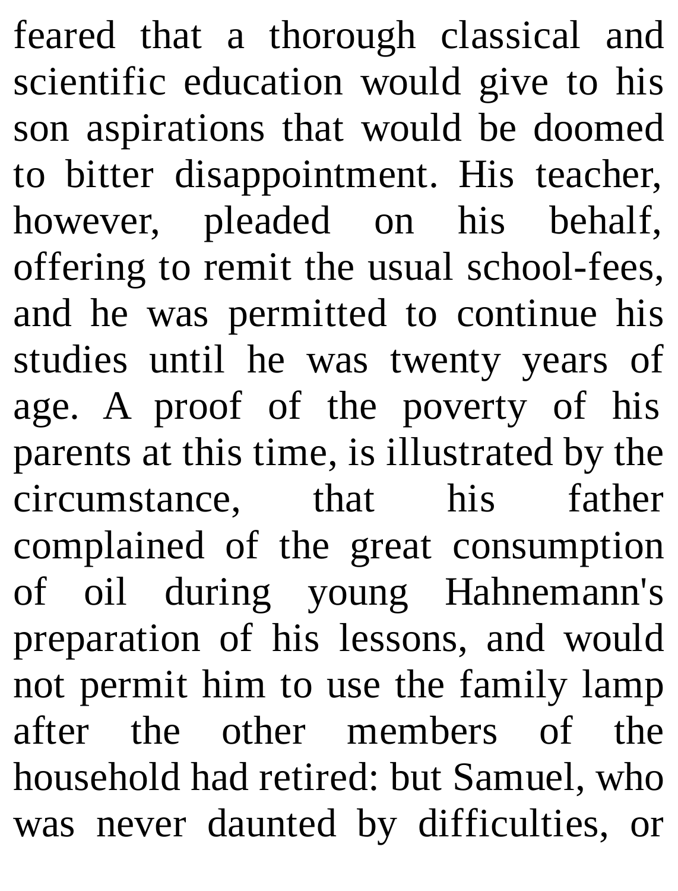feared that a thorough classical and scientific education would give to his son aspirations that would be doomed to bitter disappointment. His teacher, however, pleaded on his behalf, offering to remit the usual school-fees, and he was permitted to continue his studies until he was twenty years of age. A proof of the poverty of his parents at this time, is illustrated by the circumstance, that his father complained of the great consumption of oil during young Hahnemann's preparation of his lessons, and would not permit him to use the family lamp after the other members of the household had retired: but Samuel, who was never daunted by difficulties, or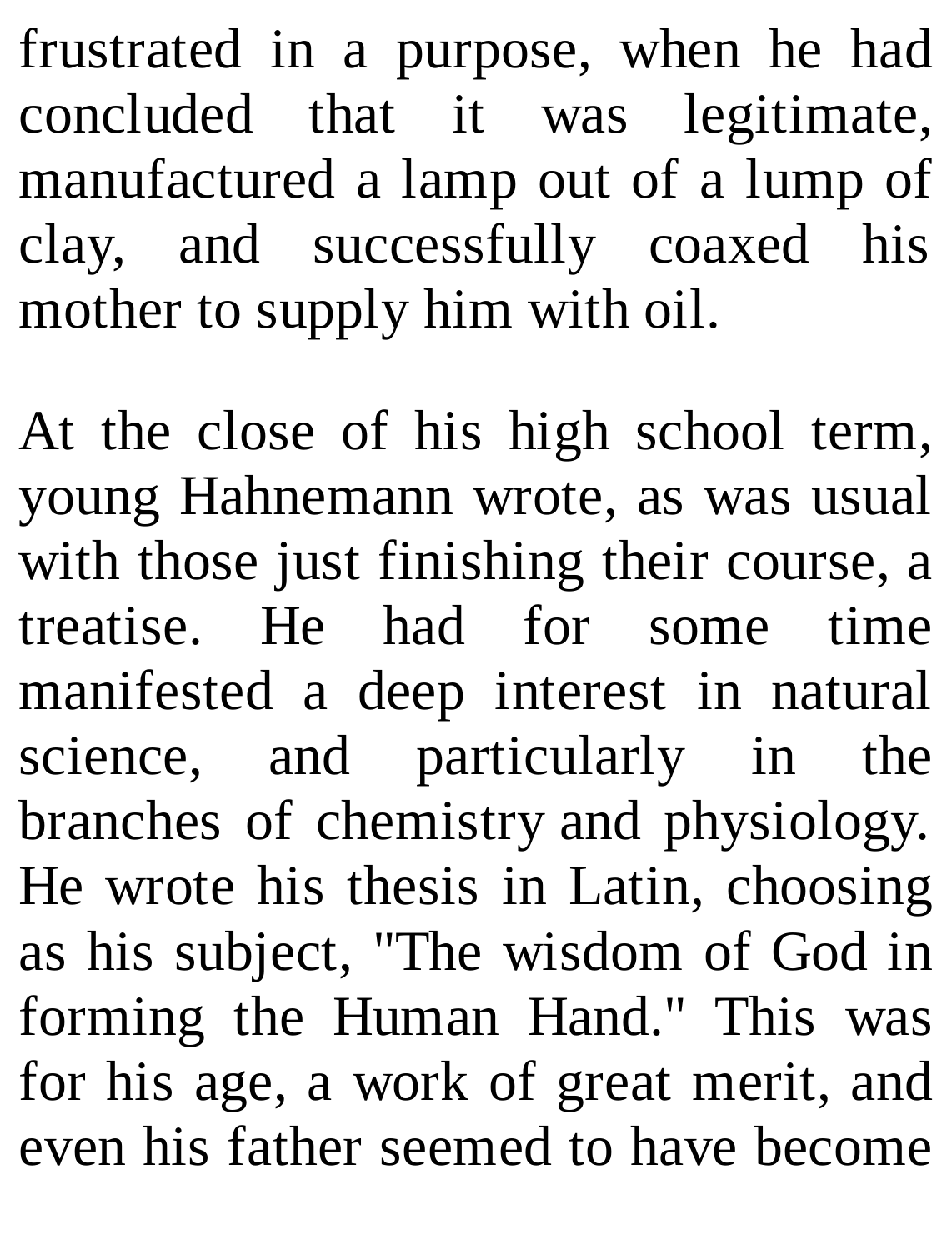frustrated in a purpose, when he had concluded that it was legitimate, manufactured a lamp out of a lump of clay, and successfully coaxed his mother to supply him with oil.

At the close of his high school term, young Hahnemann wrote, as was usual with those just finishing their course, a treatise. He had for some time manifested a deep interest in natural science, and particularly in the branches of chemistry and physiology. He wrote his thesis in Latin, choosing as his subject, "The wisdom of God in forming the Human Hand." This was for his age, a work of great merit, and even his father seemed to have become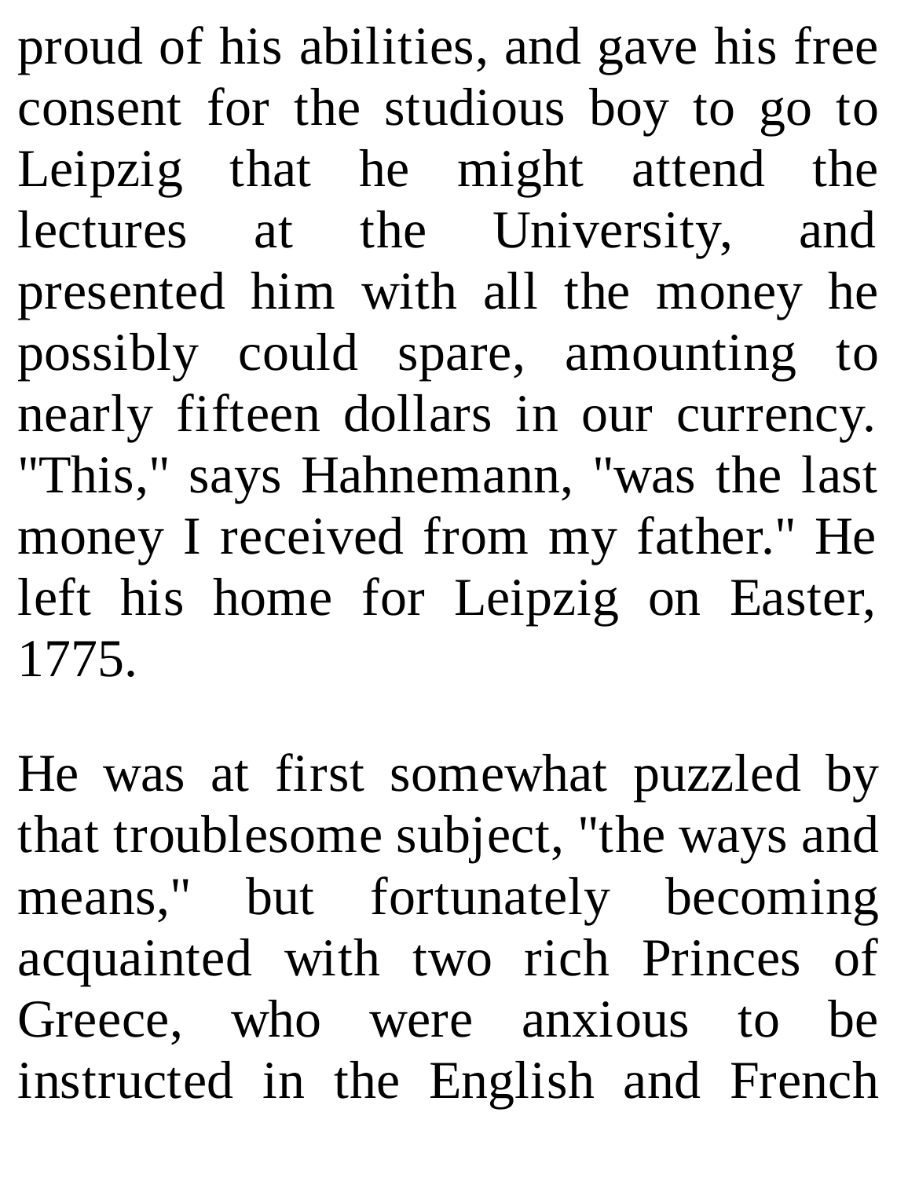proud of his abilities, and gave his free consent for the studious boy to go to Leipzig that he might attend the lectures at the University, and presented him with all the money he possibly could spare, amounting to nearly fifteen dollars in our currency. "This," says Hahnemann, "was the last money I received from my father." He left his home for Leipzig on Easter, 1775.

He was at first somewhat puzzled by that troublesome subject, "the ways and means," but fortunately becoming acquainted with two rich Princes of Greece, who were anxious to be instructed in the English and French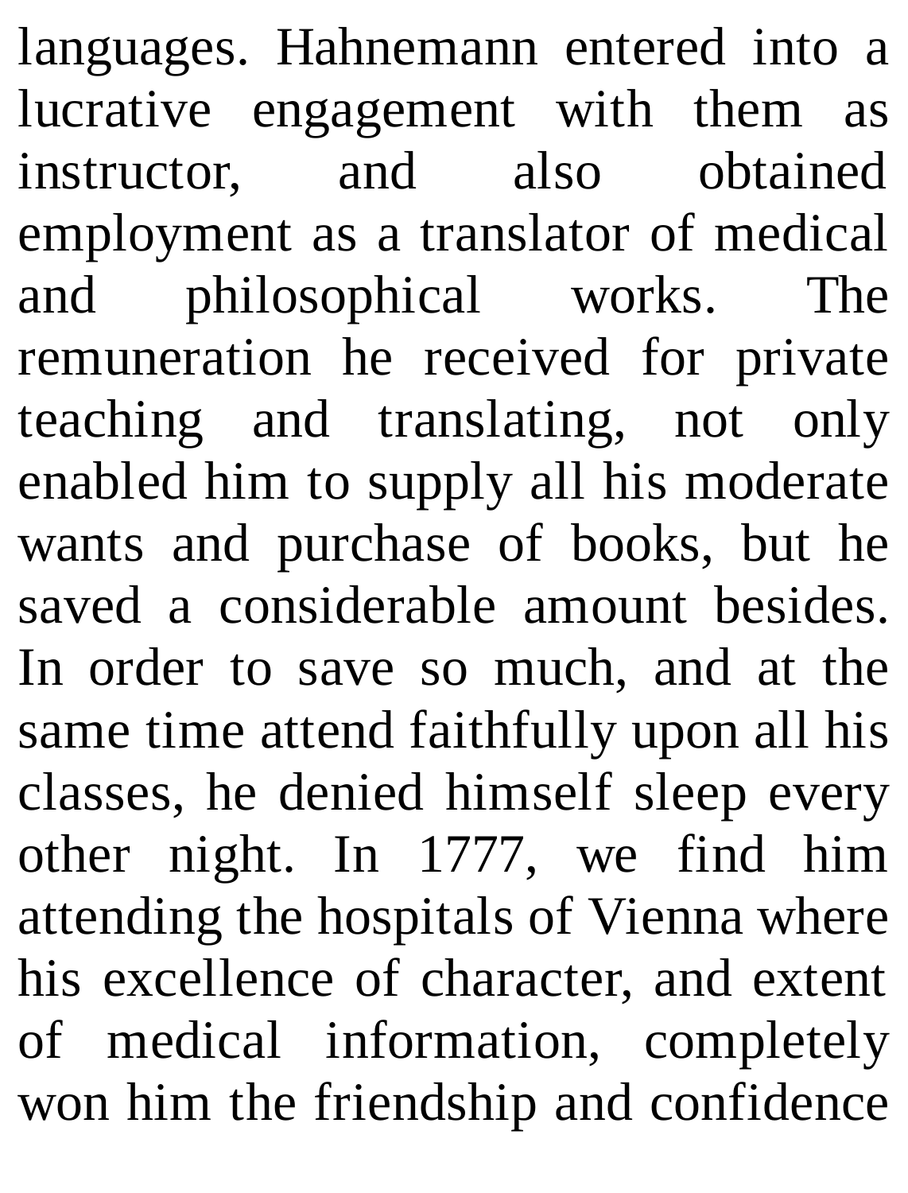languages. Hahnemann entered into a lucrative engagement with them as instructor, and also obtained employment as a translator of medical and philosophical works. The remuneration he received for private teaching and translating, not only enabled him to supply all his moderate wants and purchase of books, but he saved a considerable amount besides. In order to save so much, and at the same time attend faithfully upon all his classes, he denied himself sleep every other night. In 1777, we find him attending the hospitals of Vienna where his excellence of character, and extent of medical information, completely won him the friendship and confidence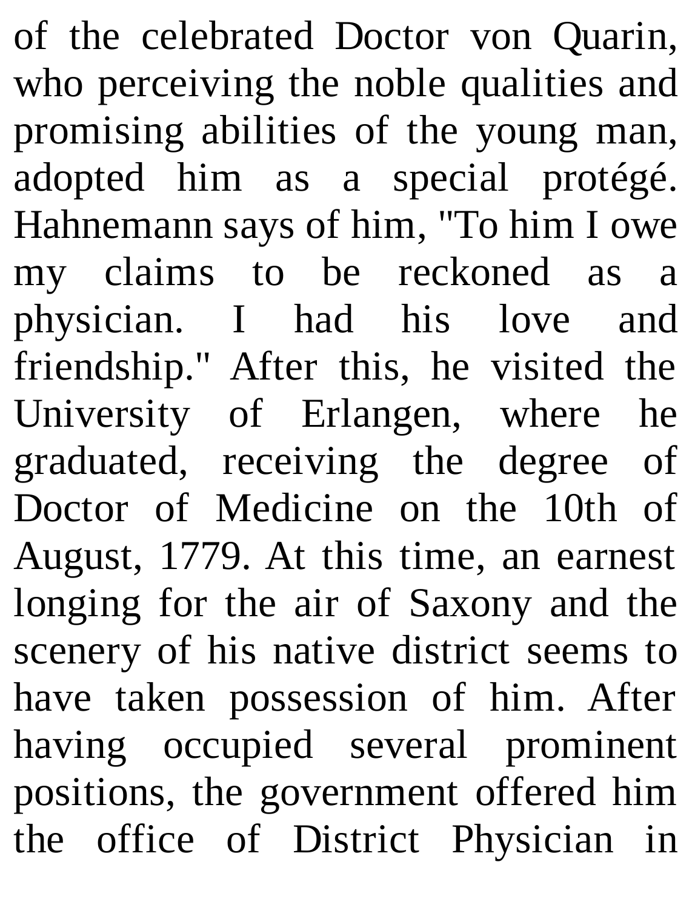of the celebrated Doctor von Quarin, who perceiving the noble qualities and promising abilities of the young man, adopted him as a special protégé. Hahnemann says of him, "To him I owe my claims to be reckoned as a physician. I had his love and friendship." After this, he visited the University of Erlangen, where he graduated, receiving the degree of Doctor of Medicine on the 10th of August, 1779. At this time, an earnest longing for the air of Saxony and the scenery of his native district seems to have taken possession of him. After having occupied several prominent positions, the government offered him the office of District Physician in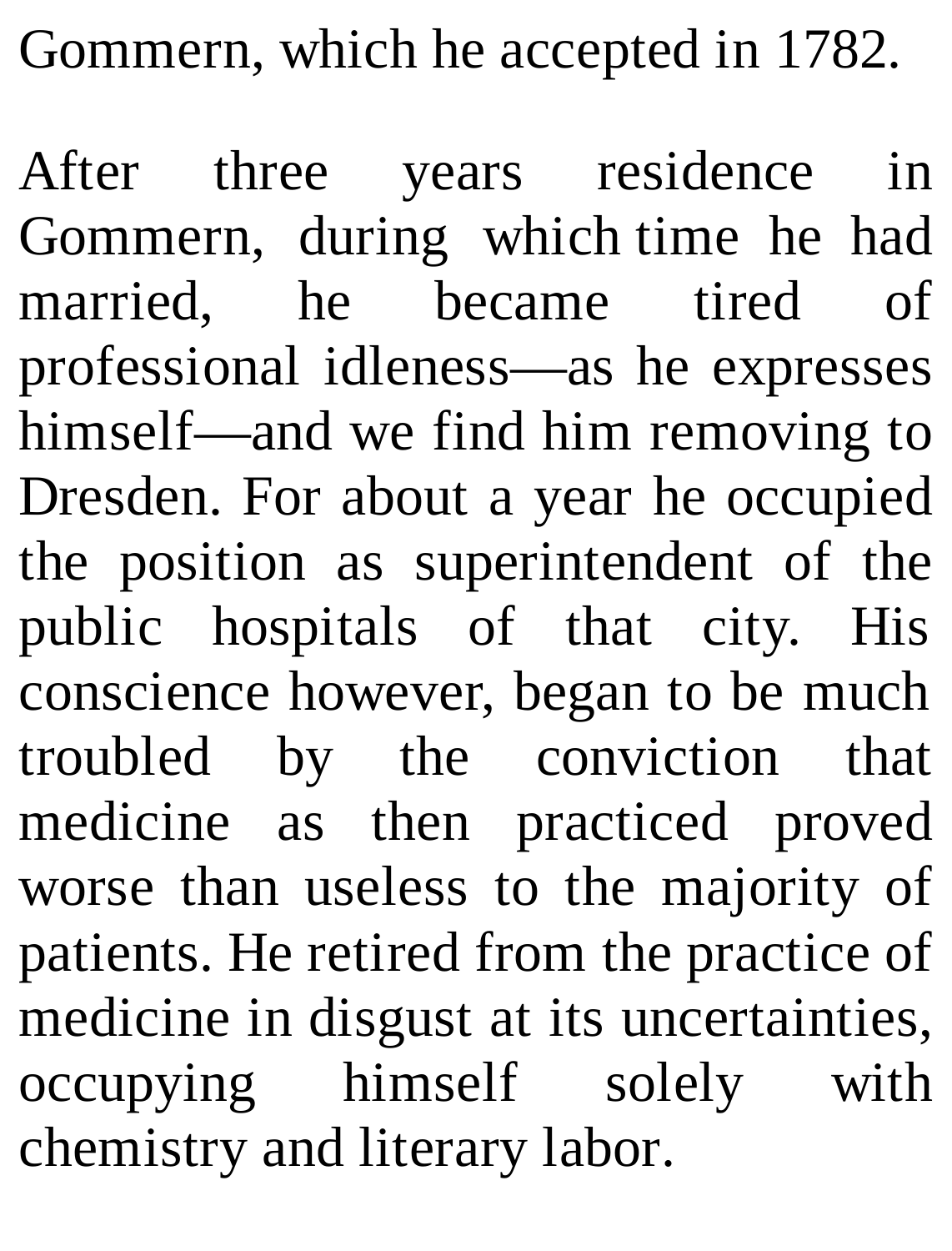Gommern, which he accepted in 1782.

After three years residence in Gommern, during which time he had married, he became tired of professional idleness—as he expresses himself—and we find him removing to Dresden. For about a year he occupied the position as superintendent of the public hospitals of that city. His conscience however, began to be much troubled by the conviction that medicine as then practiced proved worse than useless to the majority of patients. He retired from the practice of medicine in disgust at its uncertainties, occupying himself solely with chemistry and literary labor.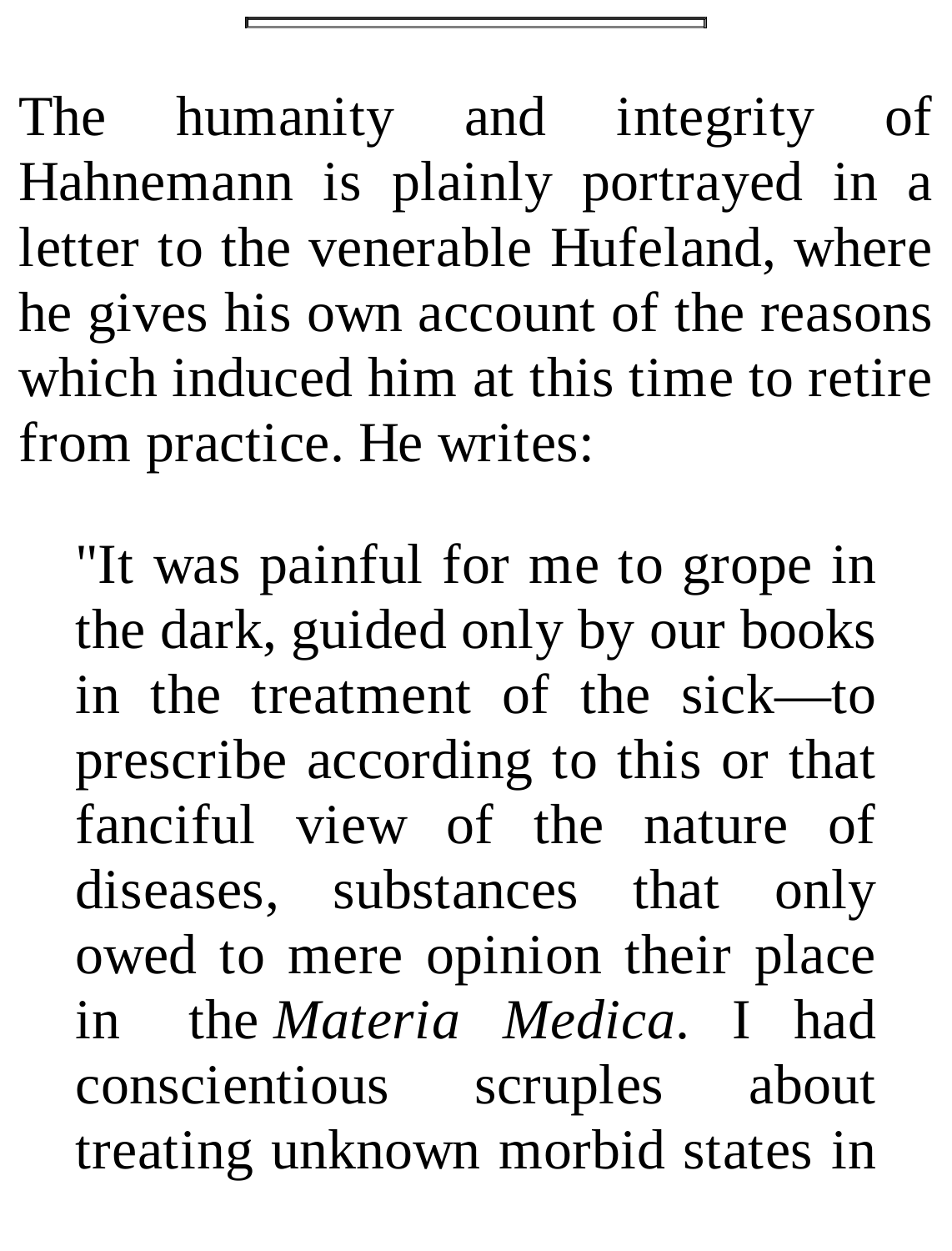---

The humanity and integrity of Hahnemann is plainly portrayed in a letter to the venerable Hufeland, where he gives his own account of the reasons which induced him at this time to retire from practice. He writes:

> "It was painful for me to grope in the dark, guided only by our books in the treatment of the sick—to prescribe according to this or that fanciful view of the nature of diseases, substances that only owed to mere opinion their place in the *Materia Medica*. I had conscientious scruples about treating unknown morbid states in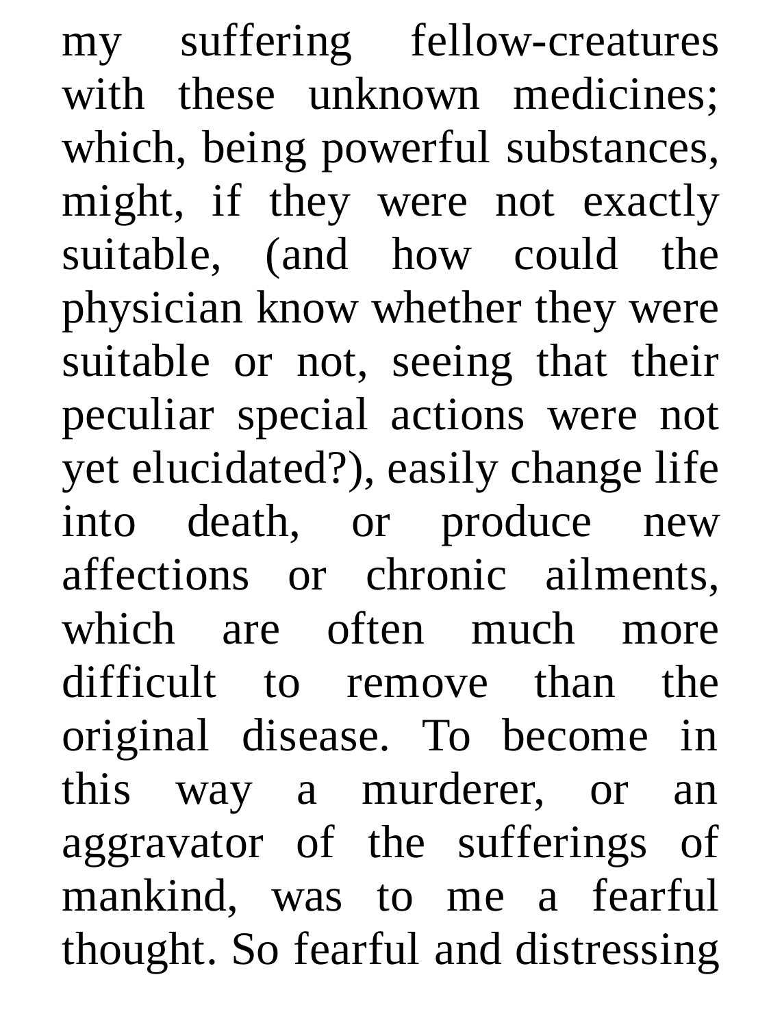my suffering fellow-creatures with these unknown medicines; which, being powerful substances, might, if they were not exactly suitable, (and how could the physician know whether they were suitable or not, seeing that their peculiar special actions were not yet elucidated?), easily change life into death, or produce new affections or chronic ailments, which are often much more difficult to remove than the original disease. To become in this way a murderer, or an aggravator of the sufferings of mankind, was to me a fearful thought. So fearful and distressing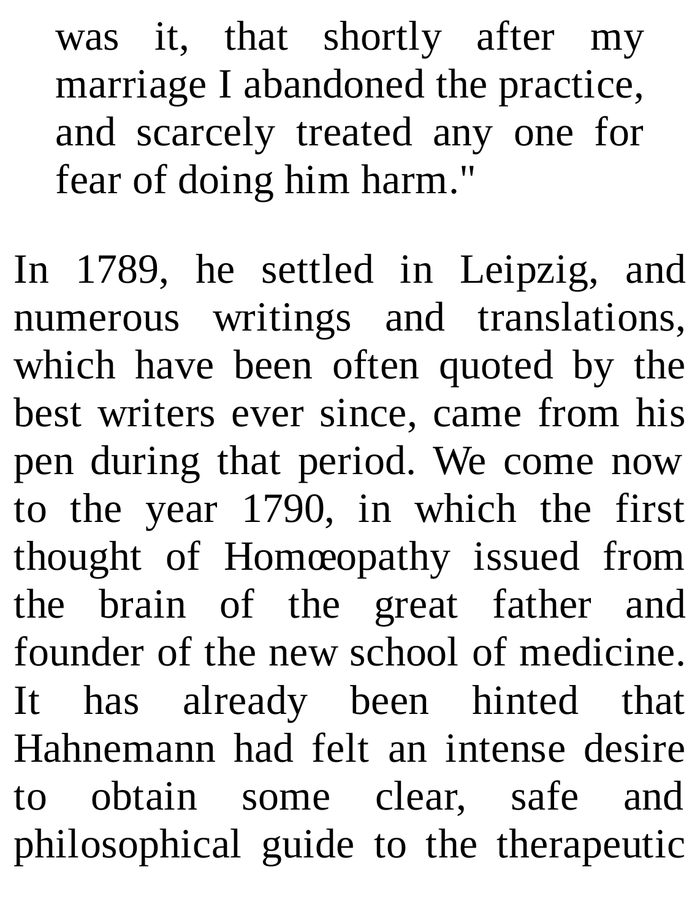> was it, that shortly after my marriage I abandoned the practice, and scarcely treated any one for fear of doing him harm."

In 1789, he settled in Leipzig, and numerous writings and translations, which have been often quoted by the best writers ever since, came from his pen during that period. We come now to the year 1790, in which the first thought of Homœopathy issued from the brain of the great father and founder of the new school of medicine. It has already been hinted that Hahnemann had felt an intense desire to obtain some clear, safe and philosophical guide to the therapeutic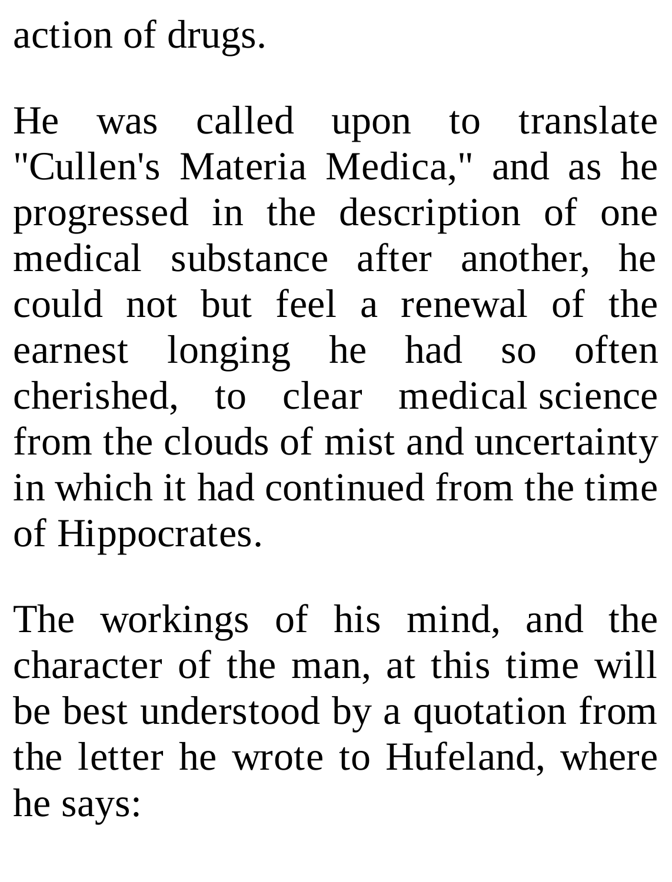action of drugs.

He was called upon to translate "Cullen's Materia Medica," and as he progressed in the description of one medical substance after another, he could not but feel a renewal of the earnest longing he had so often cherished, to clear medical science from the clouds of mist and uncertainty in which it had continued from the time of Hippocrates.

The workings of his mind, and the character of the man, at this time will be best understood by a quotation from the letter he wrote to Hufeland, where he says: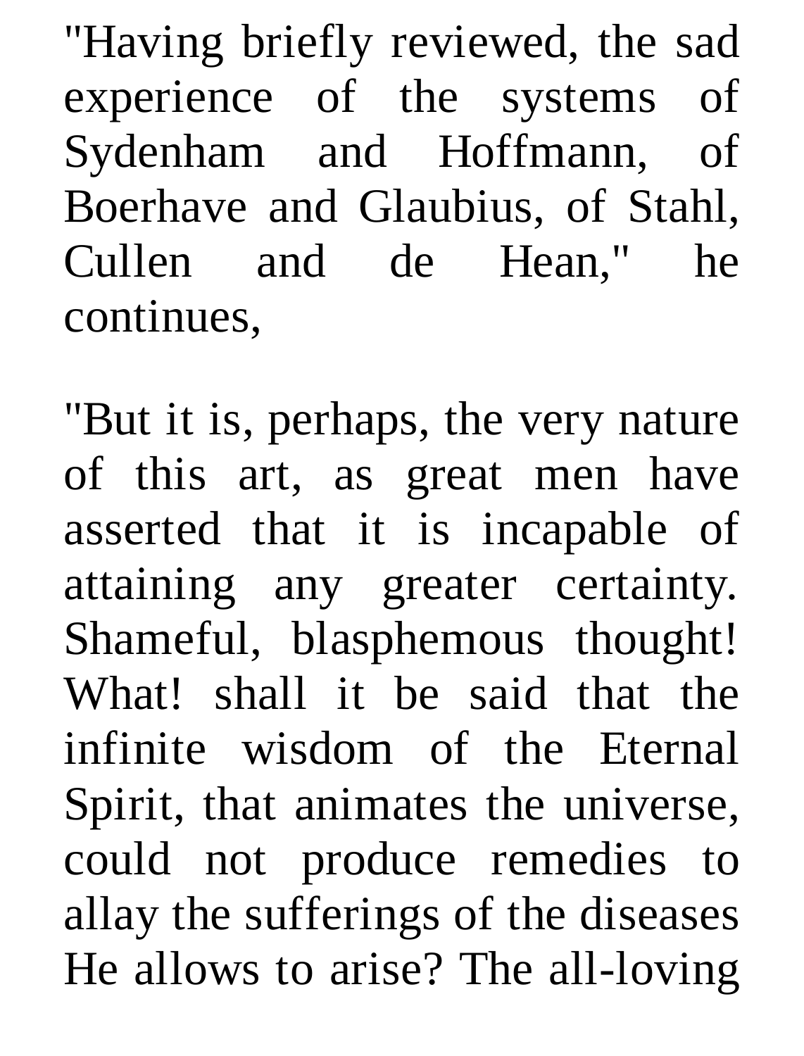"Having briefly reviewed, the sad experience of the systems of Sydenham and Hoffmann, of Boerhave and Glaubius, of Stahl, Cullen and de Hean," he continues,

"But it is, perhaps, the very nature of this art, as great men have asserted that it is incapable of attaining any greater certainty. Shameful, blasphemous thought! What! shall it be said that the infinite wisdom of the Eternal Spirit, that animates the universe, could not produce remedies to allay the sufferings of the diseases He allows to arise? The all-loving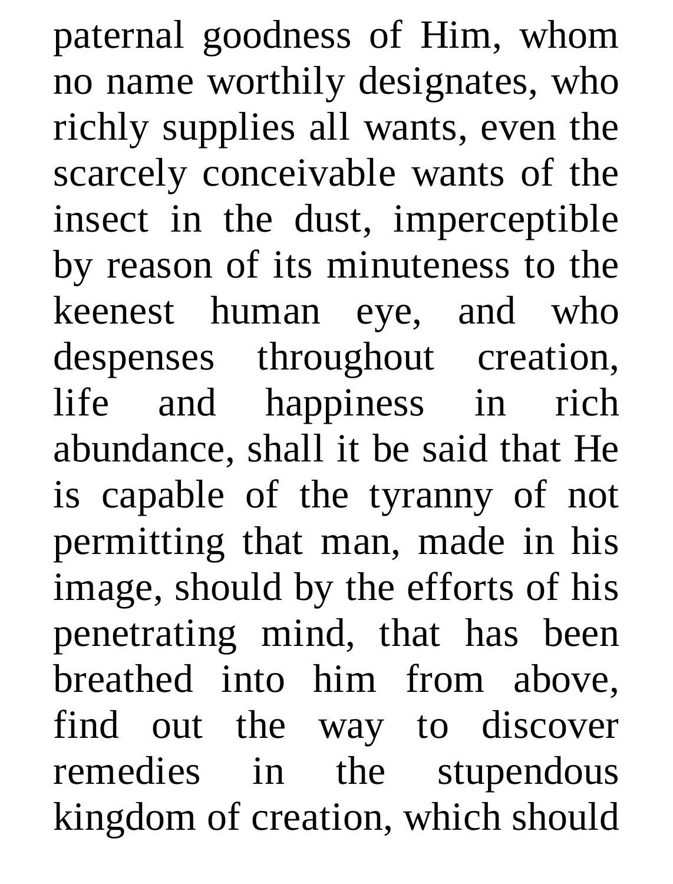paternal goodness of Him, whom no name worthily designates, who richly supplies all wants, even the scarcely conceivable wants of the insect in the dust, imperceptible by reason of its minuteness to the keenest human eye, and who despenses throughout creation, life and happiness in rich abundance, shall it be said that He is capable of the tyranny of not permitting that man, made in his image, should by the efforts of his penetrating mind, that has been breathed into him from above, find out the way to discover remedies in the stupendous kingdom of creation, which should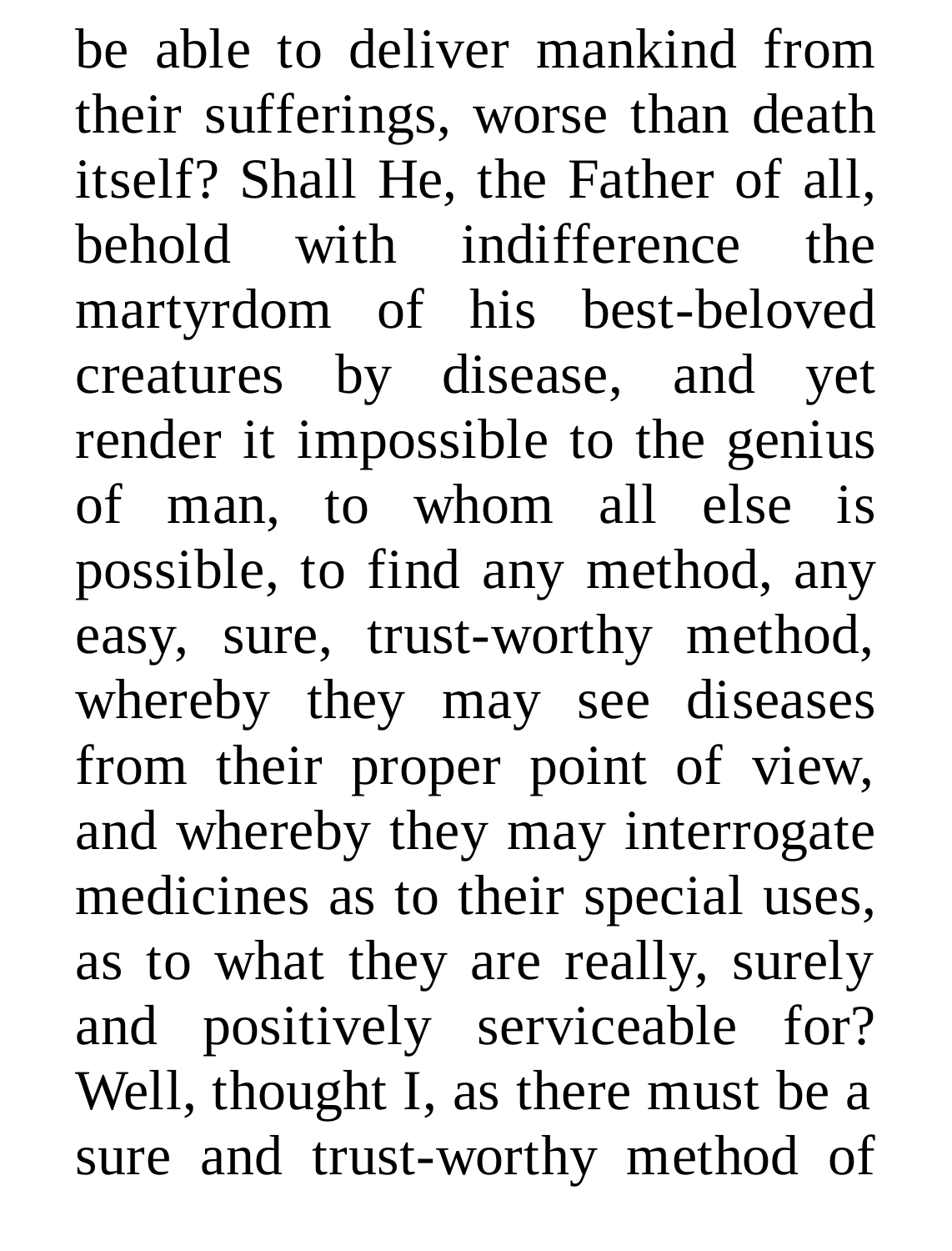be able to deliver mankind from their sufferings, worse than death itself? Shall He, the Father of all, behold with indifference the martyrdom of his best-beloved creatures by disease, and yet render it impossible to the genius of man, to whom all else is possible, to find any method, any easy, sure, trust-worthy method, whereby they may see diseases from their proper point of view, and whereby they may interrogate medicines as to their special uses, as to what they are really, surely and positively serviceable for? Well, thought I, as there must be a sure and trust-worthy method of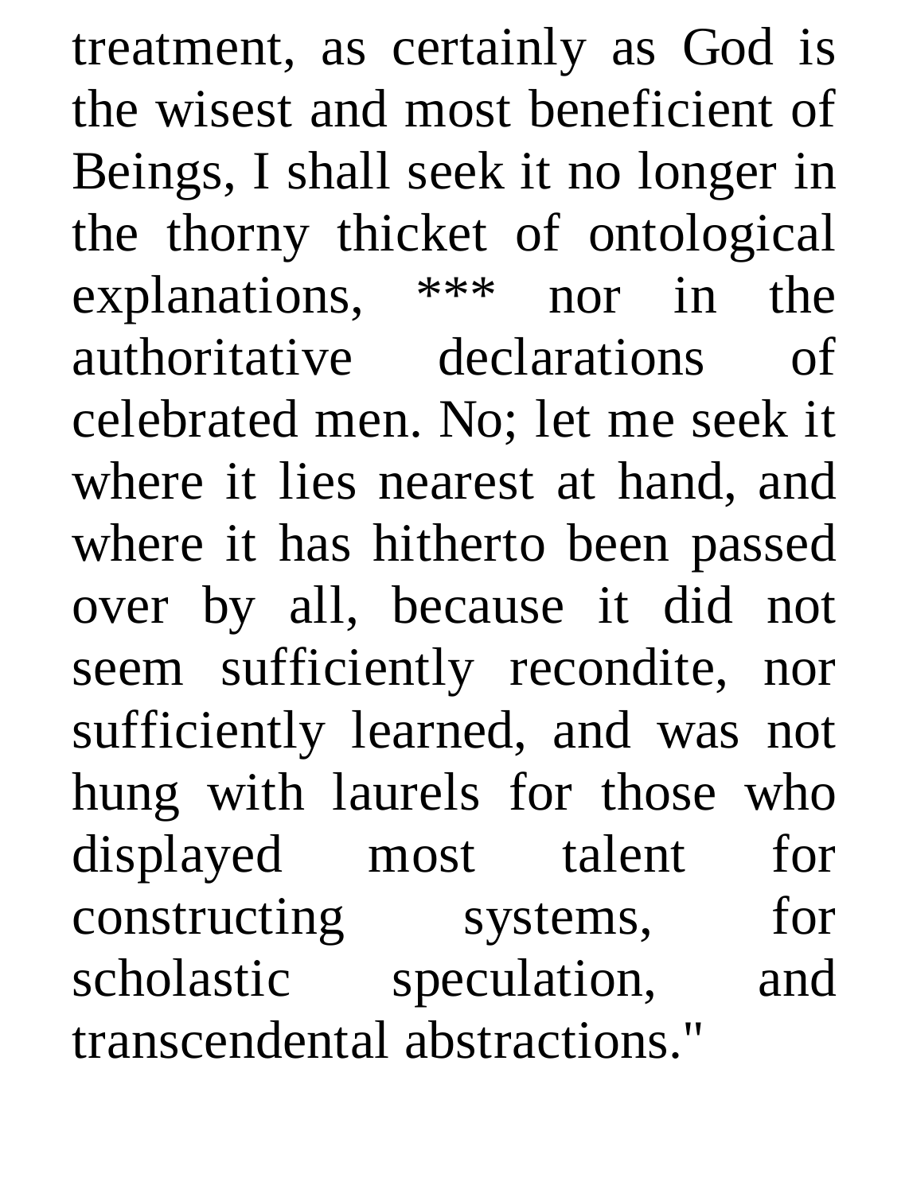treatment, as certainly as God is the wisest and most beneficient of Beings, I shall seek it no longer in the thorny thicket of ontological explanations, *** nor in the authoritative declarations of celebrated men. No; let me seek it where it lies nearest at hand, and where it has hitherto been passed over by all, because it did not seem sufficiently recondite, nor sufficiently learned, and was not hung with laurels for those who displayed most talent for constructing systems, for scholastic speculation, and transcendental abstractions."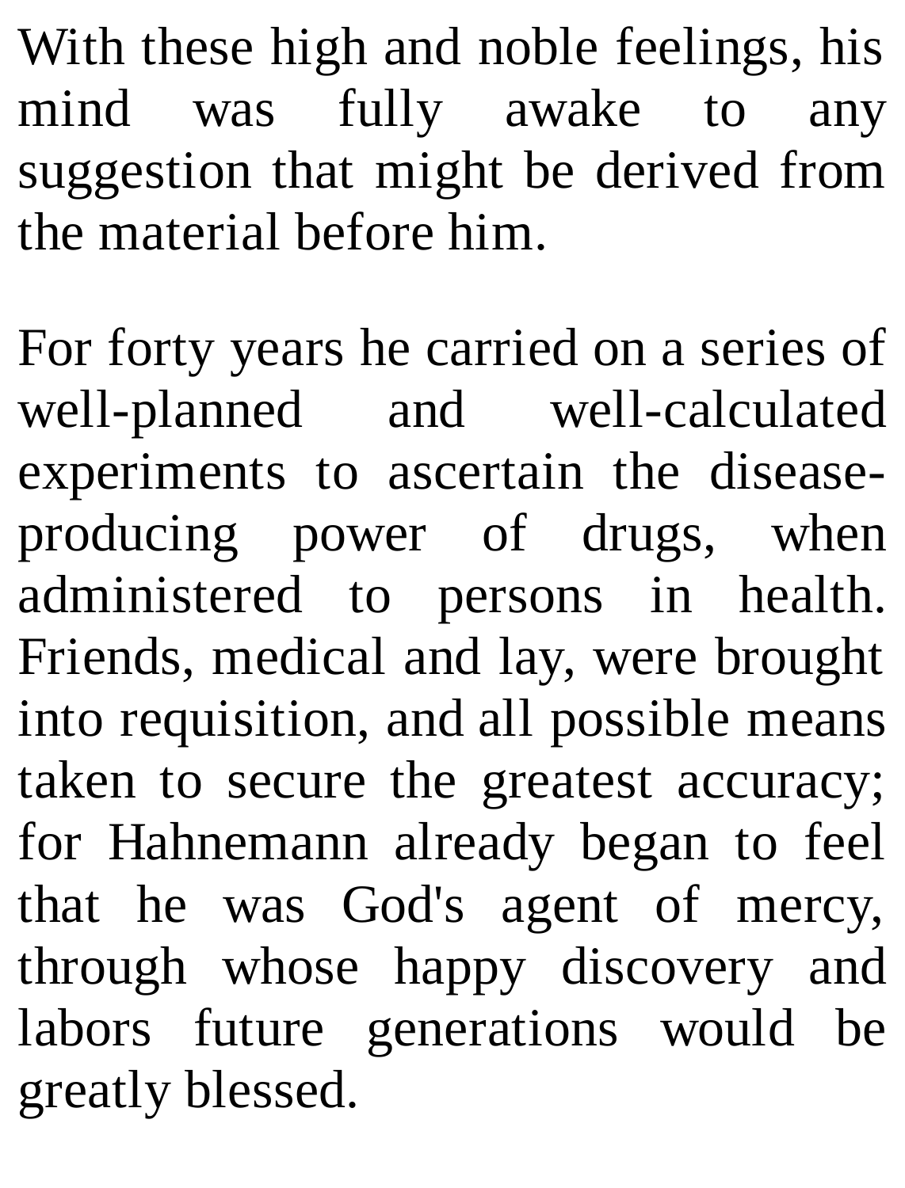With these high and noble feelings, his mind was fully awake to any suggestion that might be derived from the material before him.

For forty years he carried on a series of well-planned and well-calculated experiments to ascertain the disease-producing power of drugs, when administered to persons in health. Friends, medical and lay, were brought into requisition, and all possible means taken to secure the greatest accuracy; for Hahnemann already began to feel that he was God's agent of mercy, through whose happy discovery and labors future generations would be greatly blessed.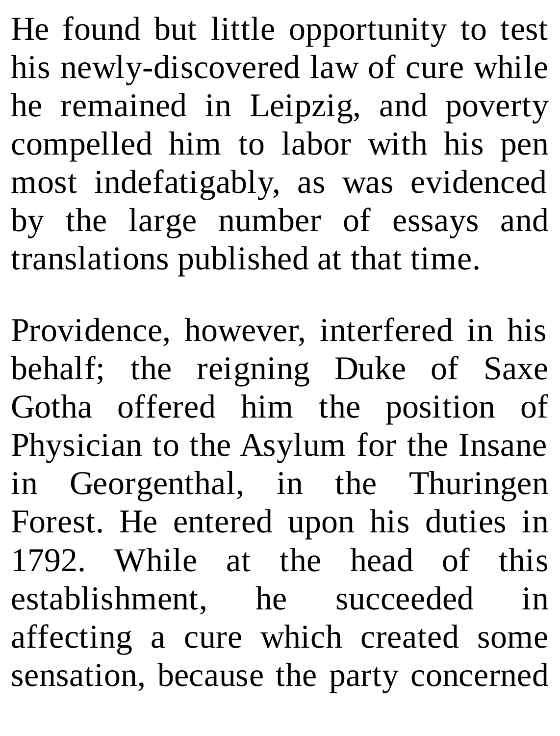He found but little opportunity to test his newly-discovered law of cure while he remained in Leipzig, and poverty compelled him to labor with his pen most indefatigably, as was evidenced by the large number of essays and translations published at that time.

Providence, however, interfered in his behalf; the reigning Duke of Saxe Gotha offered him the position of Physician to the Asylum for the Insane in Georgenthal, in the Thuringen Forest. He entered upon his duties in 1792. While at the head of this establishment, he succeeded in affecting a cure which created some sensation, because the party concerned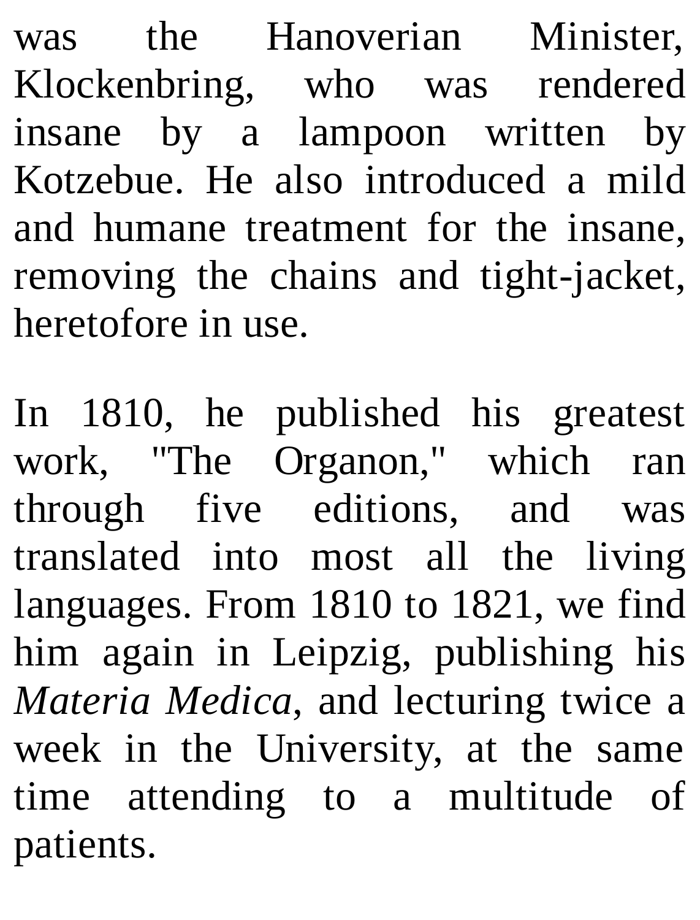was the Hanoverian Minister, Klockenbring, who was rendered insane by a lampoon written by Kotzebue. He also introduced a mild and humane treatment for the insane, removing the chains and tight-jacket, heretofore in use.

In 1810, he published his greatest work, "The Organon," which ran through five editions, and was translated into most all the living languages. From 1810 to 1821, we find him again in Leipzig, publishing his *Materia Medica*, and lecturing twice a week in the University, at the same time attending to a multitude of patients.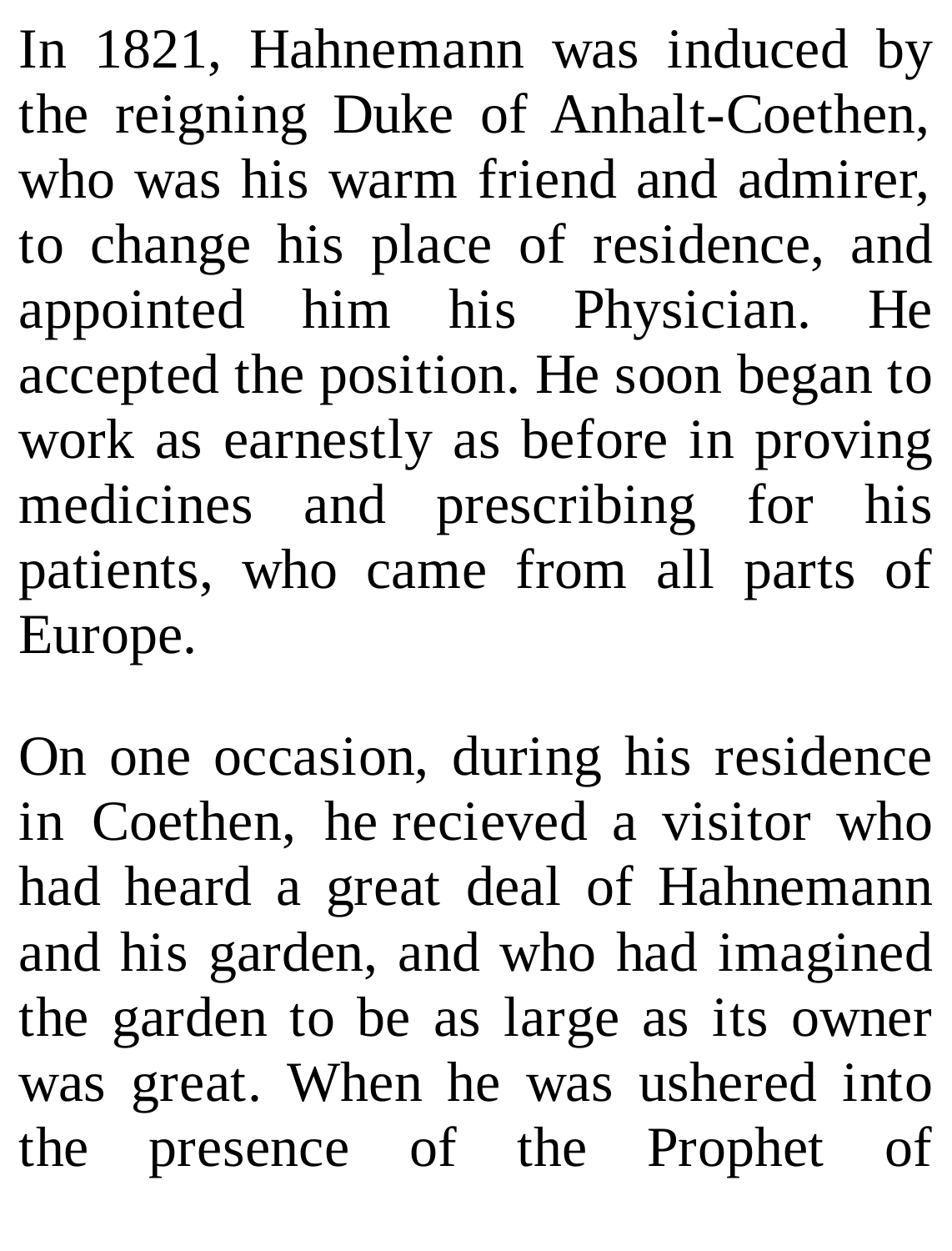In 1821, Hahnemann was induced by the reigning Duke of Anhalt-Coethen, who was his warm friend and admirer, to change his place of residence, and appointed him his Physician. He accepted the position. He soon began to work as earnestly as before in proving medicines and prescribing for his patients, who came from all parts of Europe.

On one occasion, during his residence in Coethen, he recieved a visitor who had heard a great deal of Hahnemann and his garden, and who had imagined the garden to be as large as its owner was great. When he was ushered into the presence of the Prophet of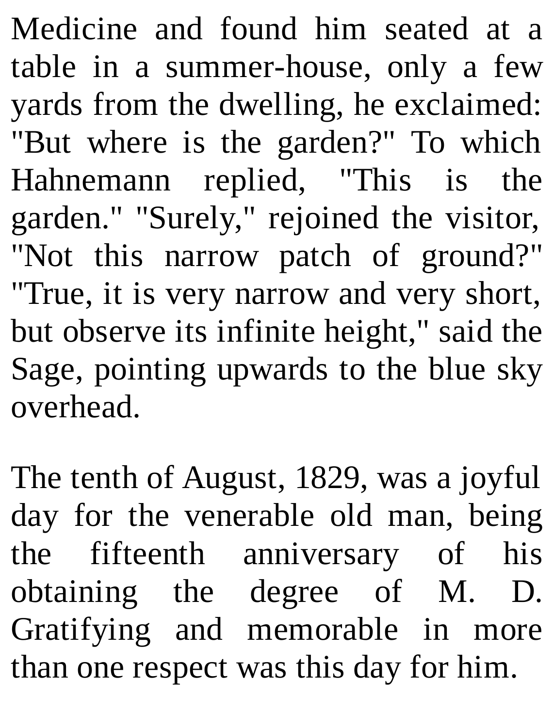Medicine and found him seated at a table in a summer-house, only a few yards from the dwelling, he exclaimed: "But where is the garden?" To which Hahnemann replied, "This is the garden." "Surely," rejoined the visitor, "Not this narrow patch of ground?" "True, it is very narrow and very short, but observe its infinite height," said the Sage, pointing upwards to the blue sky overhead.

The tenth of August, 1829, was a joyful day for the venerable old man, being the fifteenth anniversary of his obtaining the degree of M. D. Gratifying and memorable in more than one respect was this day for him.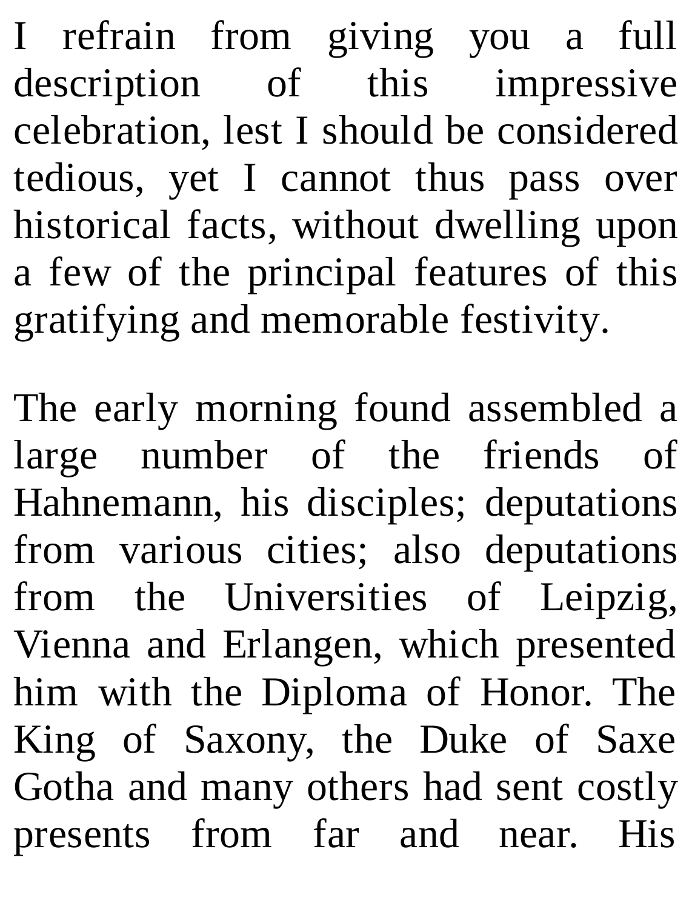I refrain from giving you a full description of this impressive celebration, lest I should be considered tedious, yet I cannot thus pass over historical facts, without dwelling upon a few of the principal features of this gratifying and memorable festivity.

The early morning found assembled a large number of the friends of Hahnemann, his disciples; deputations from various cities; also deputations from the Universities of Leipzig, Vienna and Erlangen, which presented him with the Diploma of Honor. The King of Saxony, the Duke of Saxe Gotha and many others had sent costly presents from far and near. His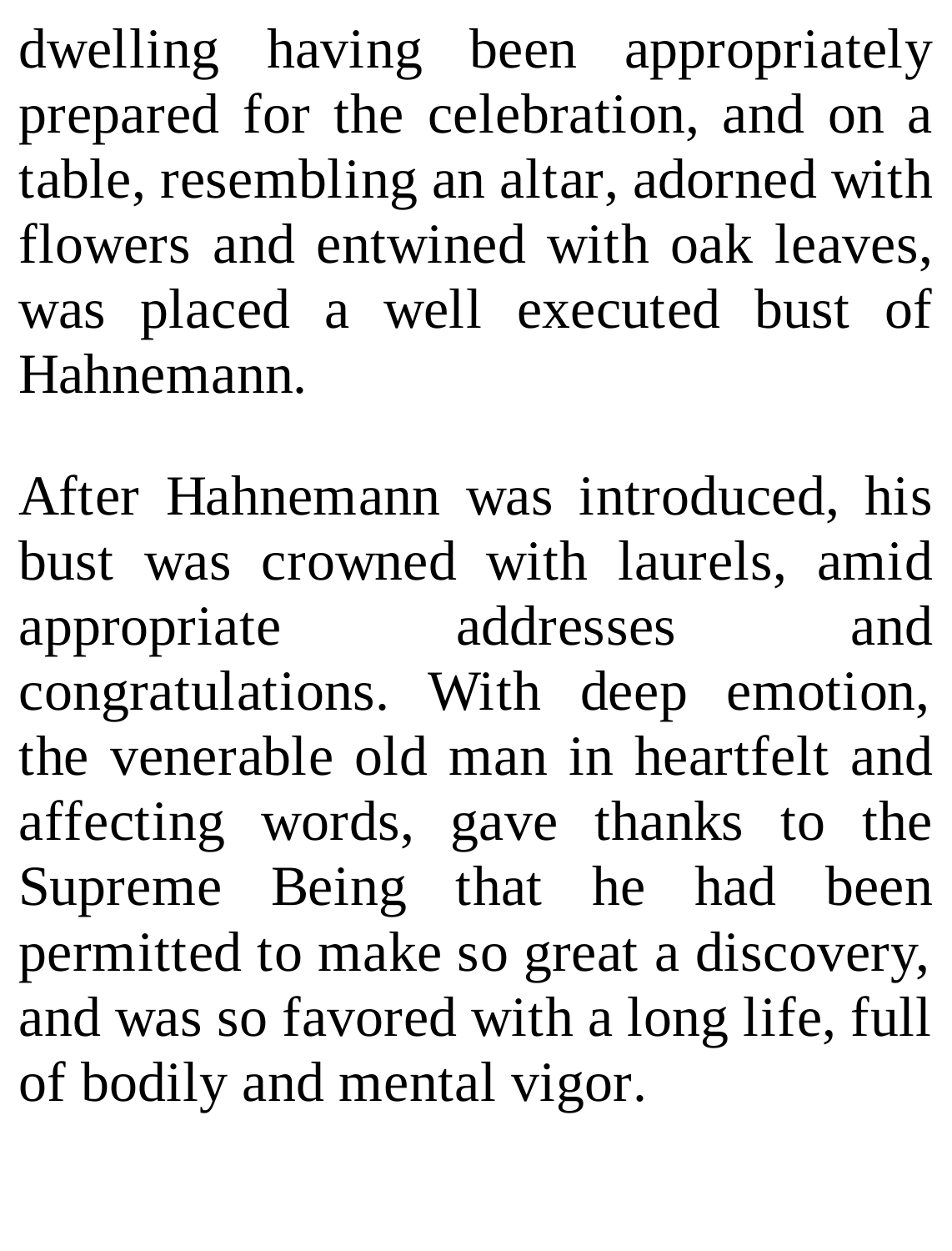dwelling having been appropriately prepared for the celebration, and on a table, resembling an altar, adorned with flowers and entwined with oak leaves, was placed a well executed bust of Hahnemann.

After Hahnemann was introduced, his bust was crowned with laurels, amid appropriate addresses and congratulations. With deep emotion, the venerable old man in heartfelt and affecting words, gave thanks to the Supreme Being that he had been permitted to make so great a discovery, and was so favored with a long life, full of bodily and mental vigor.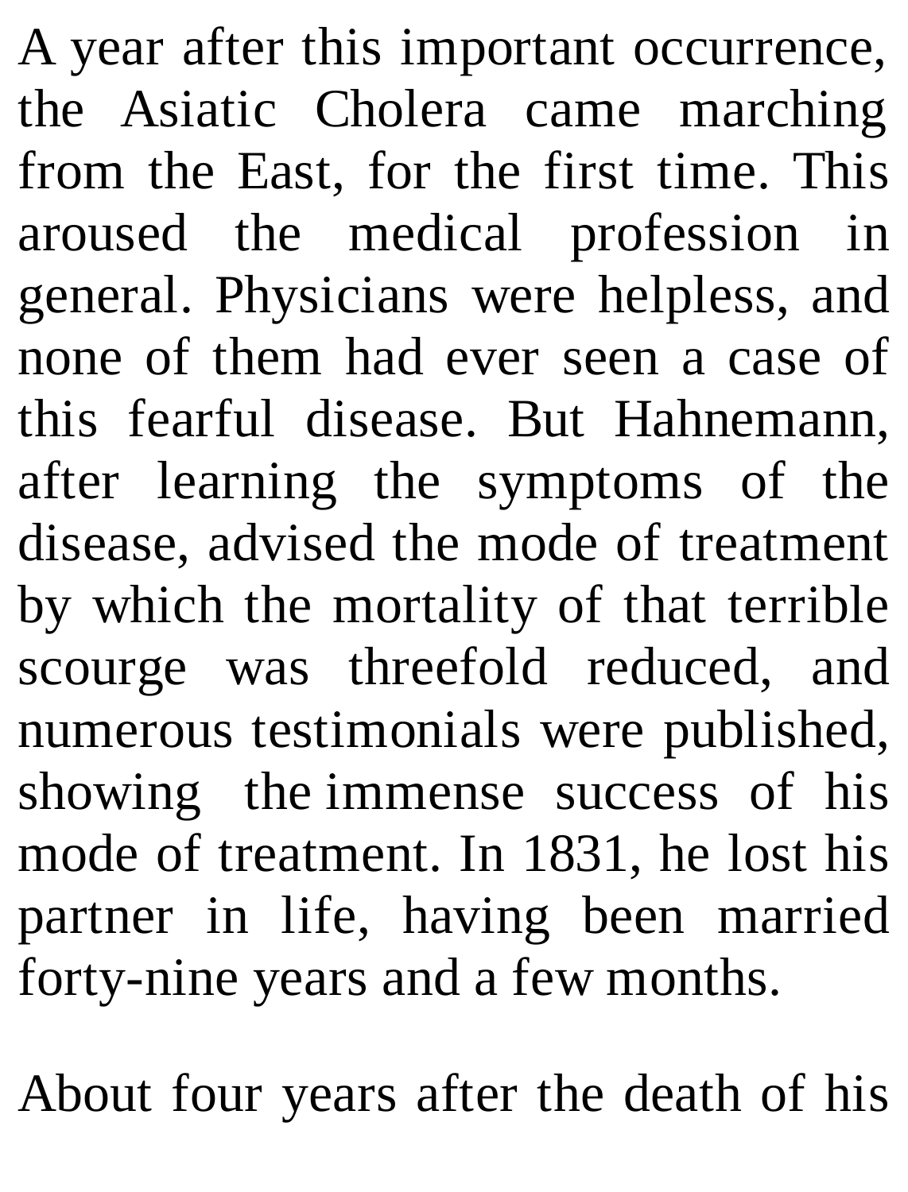A year after this important occurrence, the Asiatic Cholera came marching from the East, for the first time. This aroused the medical profession in general. Physicians were helpless, and none of them had ever seen a case of this fearful disease. But Hahnemann, after learning the symptoms of the disease, advised the mode of treatment by which the mortality of that terrible scourge was threefold reduced, and numerous testimonials were published, showing the immense success of his mode of treatment. In 1831, he lost his partner in life, having been married forty-nine years and a few months.

About four years after the death of his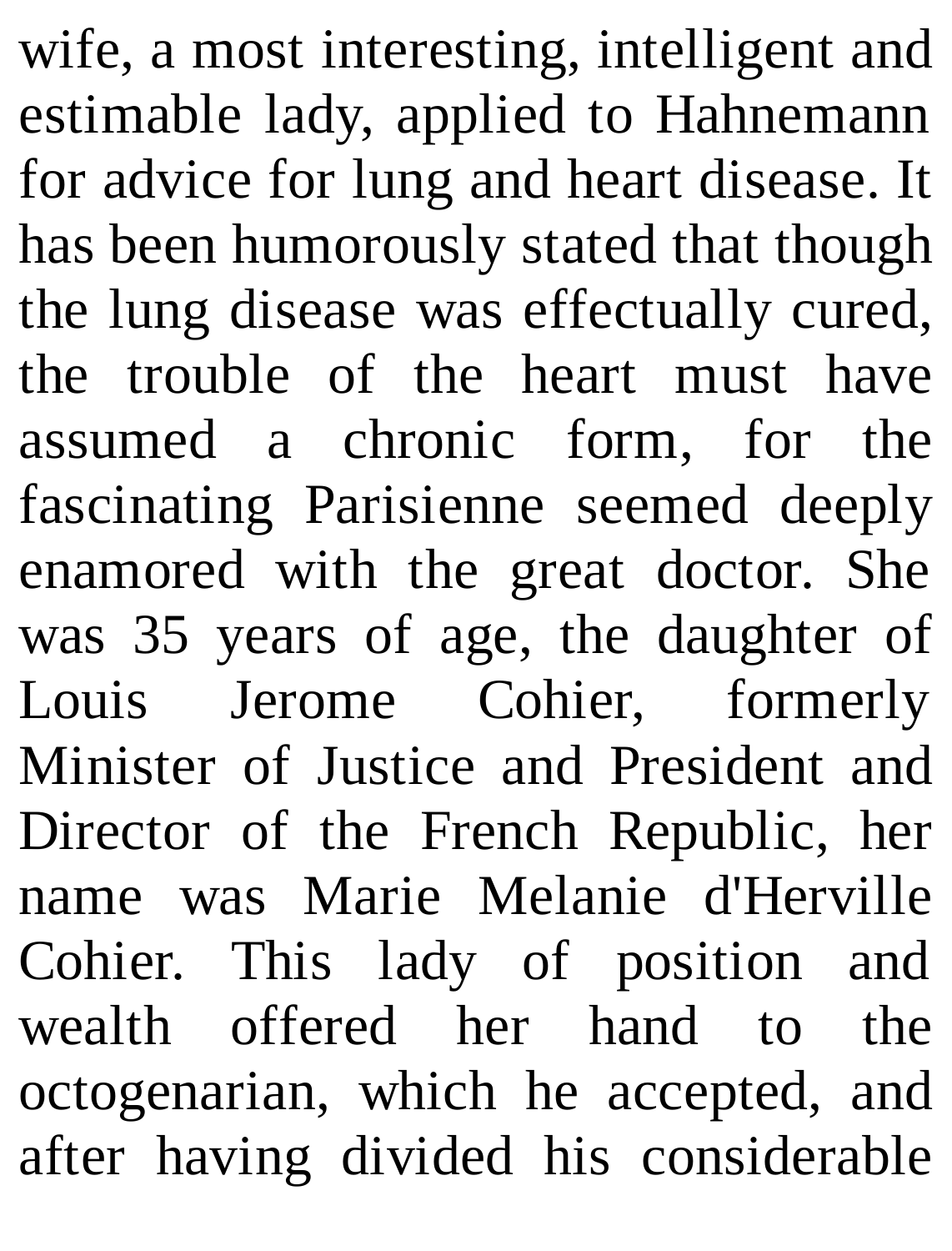wife, a most interesting, intelligent and estimable lady, applied to Hahnemann for advice for lung and heart disease. It has been humorously stated that though the lung disease was effectually cured, the trouble of the heart must have assumed a chronic form, for the fascinating Parisienne seemed deeply enamored with the great doctor. She was 35 years of age, the daughter of Louis Jerome Cohier, formerly Minister of Justice and President and Director of the French Republic, her name was Marie Melanie d'Herville Cohier. This lady of position and wealth offered her hand to the octogenarian, which he accepted, and after having divided his considerable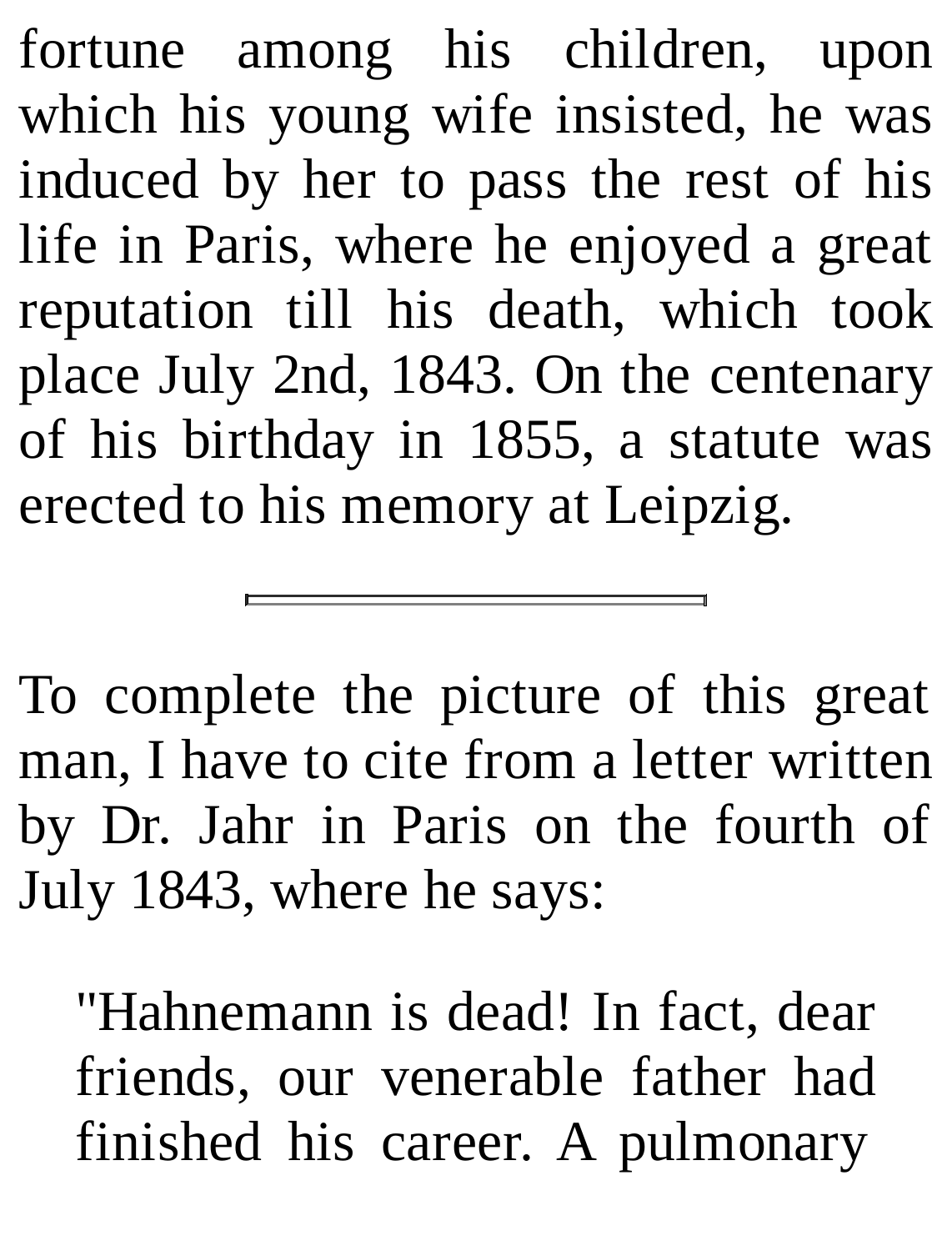fortune among his children, upon which his young wife insisted, he was induced by her to pass the rest of his life in Paris, where he enjoyed a great reputation till his death, which took place July 2nd, 1843. On the centenary of his birthday in 1855, a statute was erected to his memory at Leipzig.

---

To complete the picture of this great man, I have to cite from a letter written by Dr. Jahr in Paris on the fourth of July 1843, where he says:

> "Hahnemann is dead! In fact, dear friends, our venerable father had finished his career. A pulmonary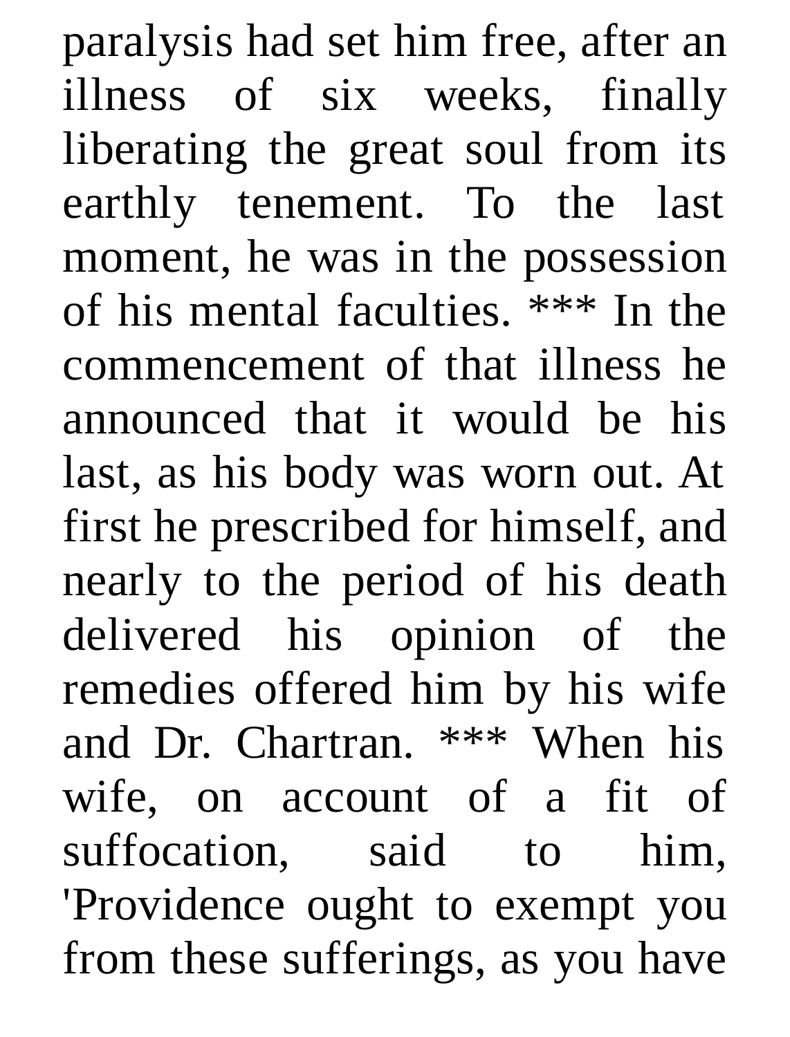paralysis had set him free, after an illness of six weeks, finally liberating the great soul from its earthly tenement. To the last moment, he was in the possession of his mental faculties. *** In the commencement of that illness he announced that it would be his last, as his body was worn out. At first he prescribed for himself, and nearly to the period of his death delivered his opinion of the remedies offered him by his wife and Dr. Chartran. *** When his wife, on account of a fit of suffocation, said to him, 'Providence ought to exempt you from these sufferings, as you have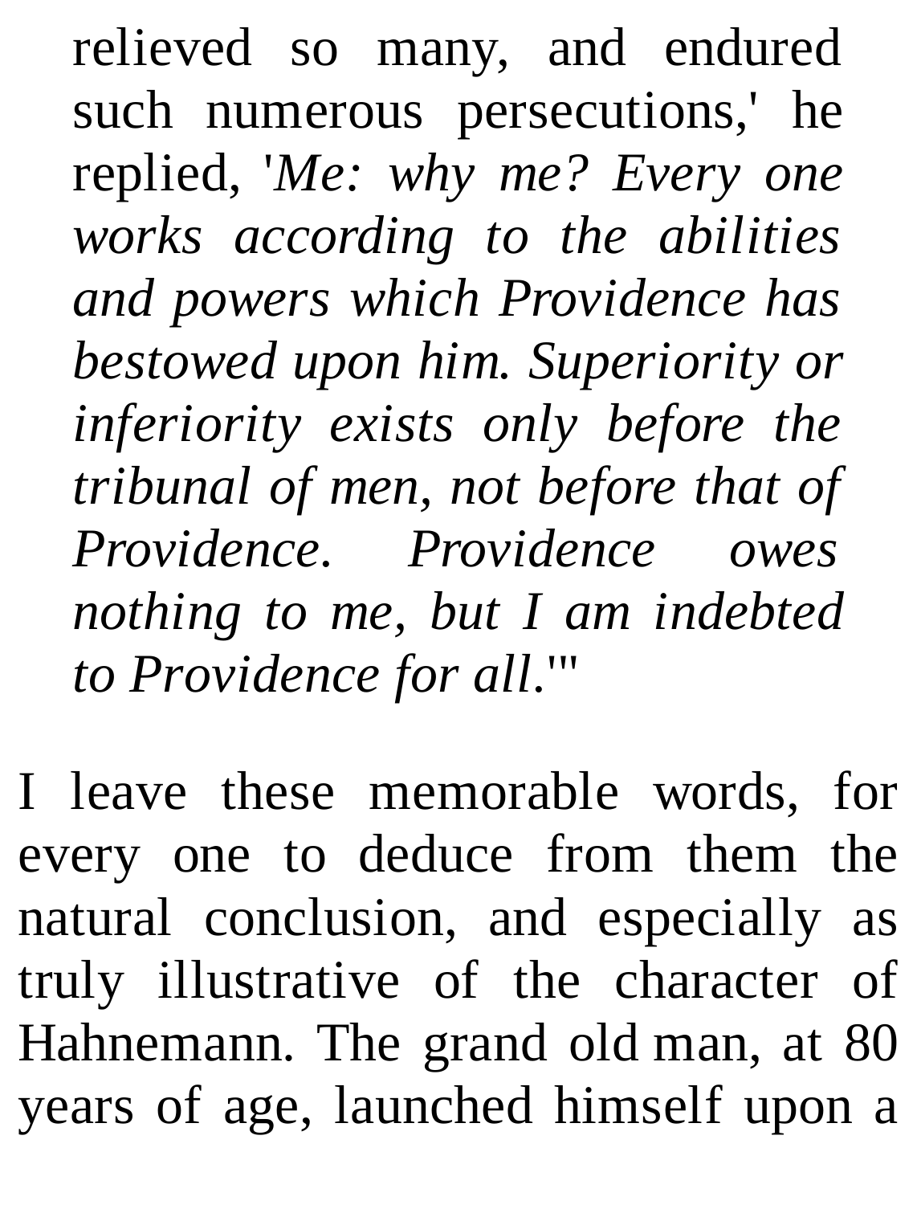> relieved so many, and endured such numerous persecutions,' he replied, '*Me: why me? Every one works according to the abilities and powers which Providence has bestowed upon him. Superiority or inferiority exists only before the tribunal of men, not before that of Providence. Providence owes nothing to me, but I am indebted to Providence for all*.'"

I leave these memorable words, for every one to deduce from them the natural conclusion, and especially as truly illustrative of the character of Hahnemann. The grand old man, at 80 years of age, launched himself upon a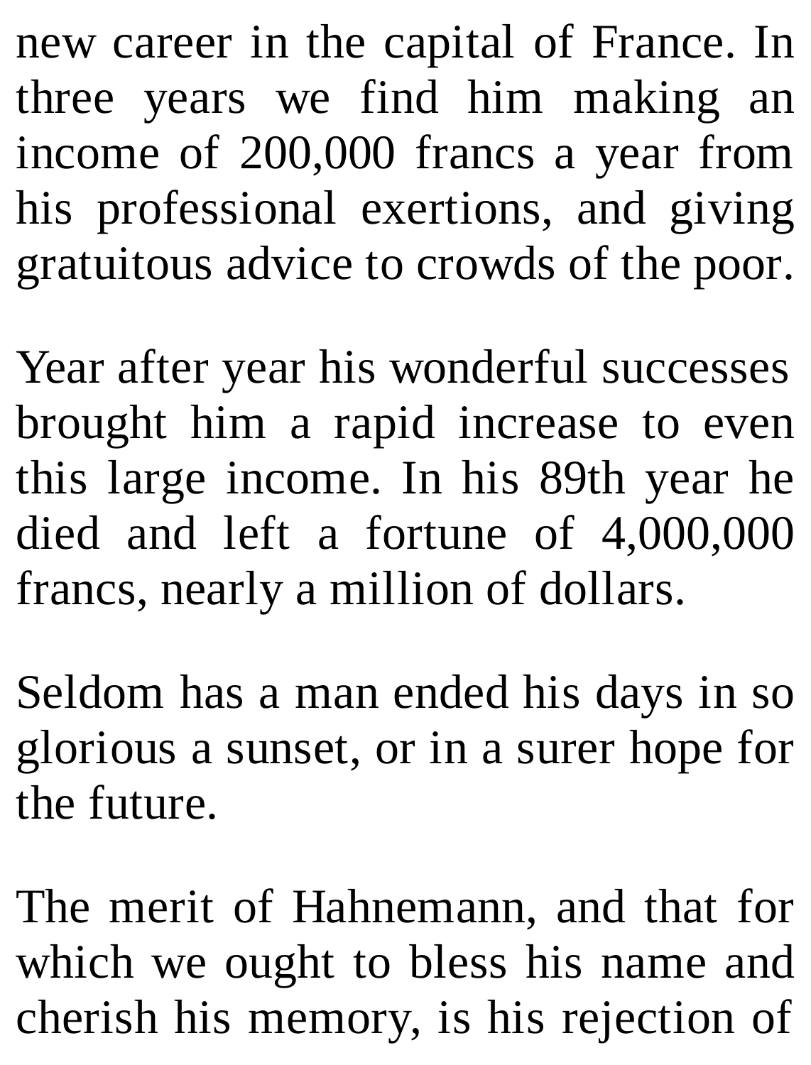new career in the capital of France. In three years we find him making an income of 200,000 francs a year from his professional exertions, and giving gratuitous advice to crowds of the poor.

Year after year his wonderful successes brought him a rapid increase to even this large income. In his 89th year he died and left a fortune of 4,000,000 francs, nearly a million of dollars.

Seldom has a man ended his days in so glorious a sunset, or in a surer hope for the future.

The merit of Hahnemann, and that for which we ought to bless his name and cherish his memory, is his rejection of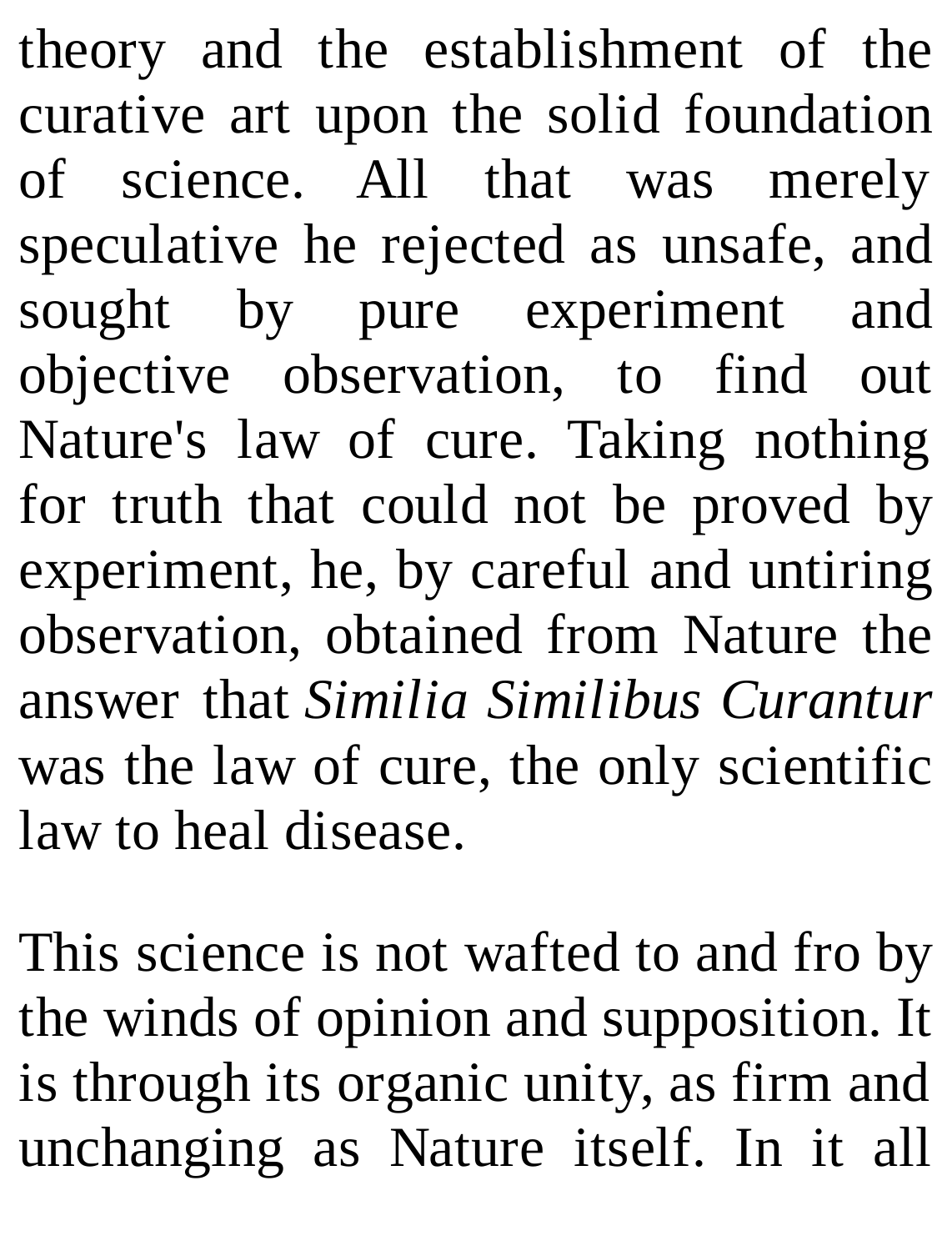theory and the establishment of the curative art upon the solid foundation of science. All that was merely speculative he rejected as unsafe, and sought by pure experiment and objective observation, to find out Nature's law of cure. Taking nothing for truth that could not be proved by experiment, he, by careful and untiring observation, obtained from Nature the answer that *Similia Similibus Curantur* was the law of cure, the only scientific law to heal disease.

This science is not wafted to and fro by the winds of opinion and supposition. It is through its organic unity, as firm and unchanging as Nature itself. In it all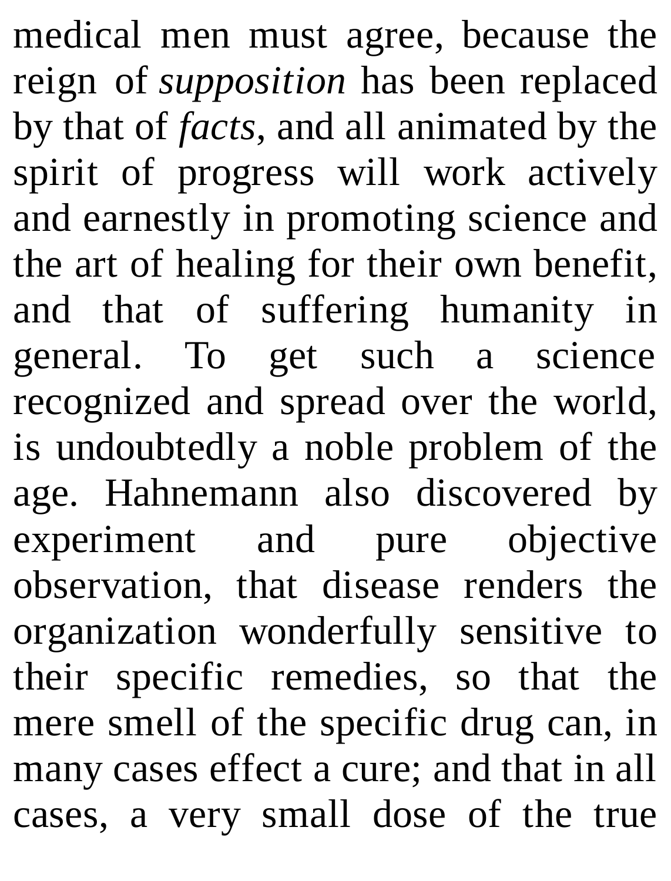medical men must agree, because the reign of *supposition* has been replaced by that of *facts*, and all animated by the spirit of progress will work actively and earnestly in promoting science and the art of healing for their own benefit, and that of suffering humanity in general. To get such a science recognized and spread over the world, is undoubtedly a noble problem of the age. Hahnemann also discovered by experiment and pure objective observation, that disease renders the organization wonderfully sensitive to their specific remedies, so that the mere smell of the specific drug can, in many cases effect a cure; and that in all cases, a very small dose of the true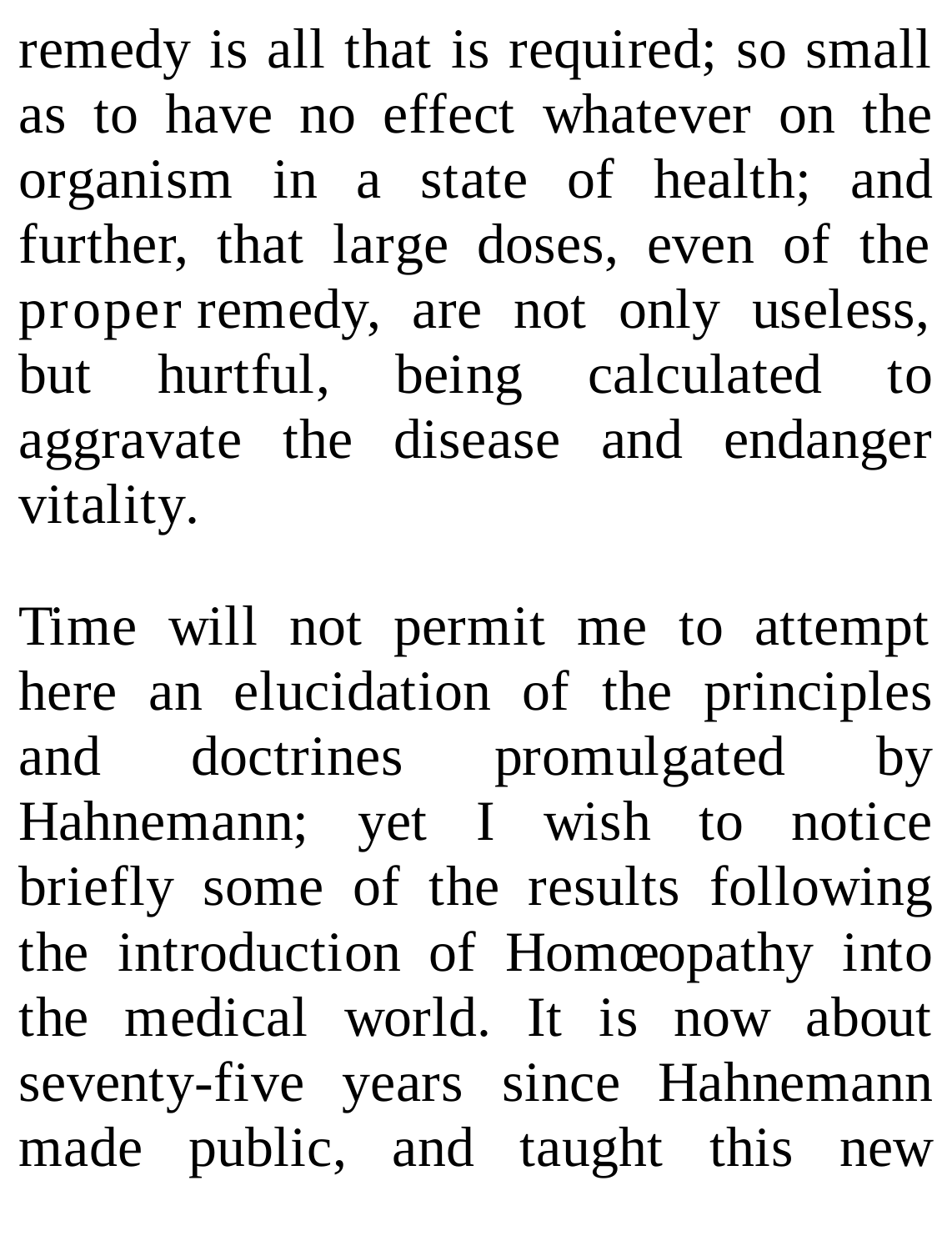remedy is all that is required; so small as to have no effect whatever on the organism in a state of health; and further, that large doses, even of the proper remedy, are not only useless, but hurtful, being calculated to aggravate the disease and endanger vitality.

Time will not permit me to attempt here an elucidation of the principles and doctrines promulgated by Hahnemann; yet I wish to notice briefly some of the results following the introduction of Homœopathy into the medical world. It is now about seventy-five years since Hahnemann made public, and taught this new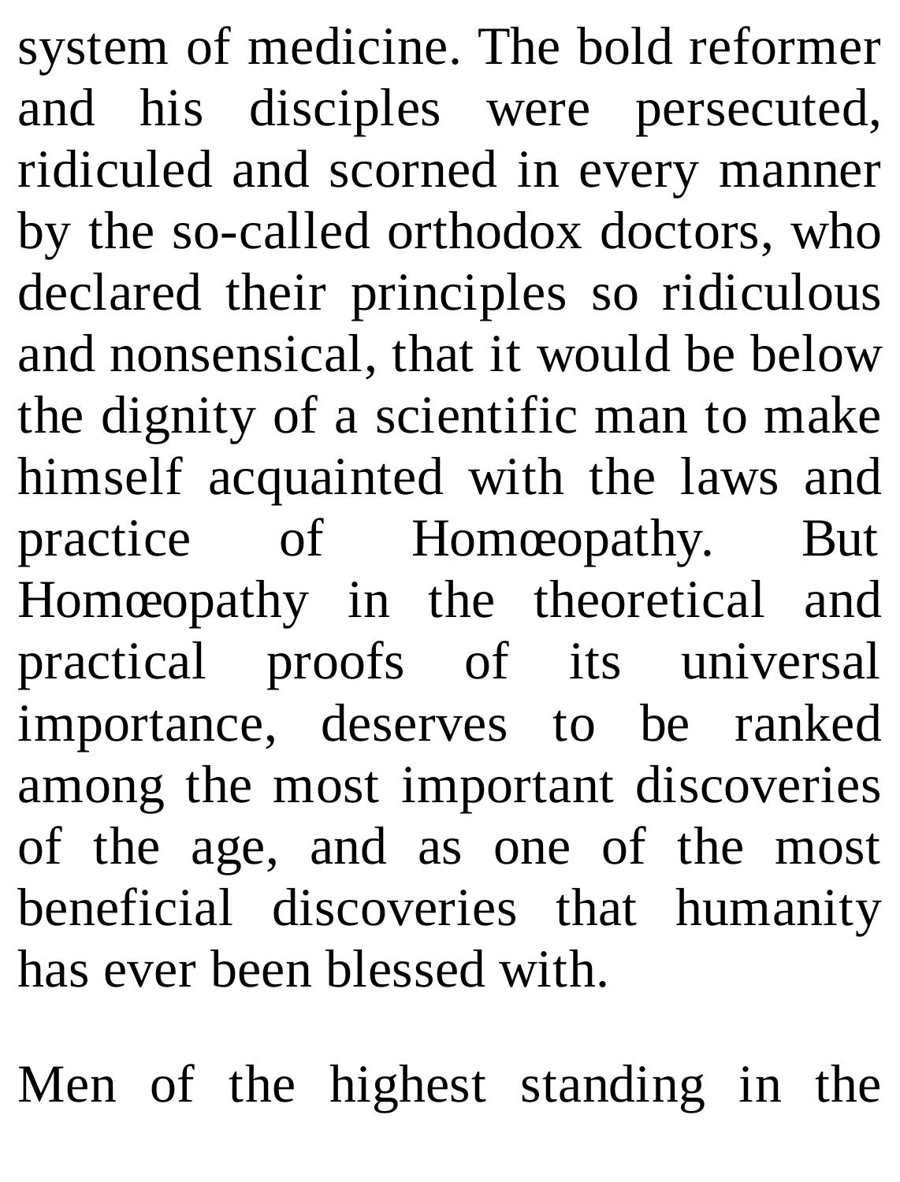system of medicine. The bold reformer and his disciples were persecuted, ridiculed and scorned in every manner by the so-called orthodox doctors, who declared their principles so ridiculous and nonsensical, that it would be below the dignity of a scientific man to make himself acquainted with the laws and practice of Homœopathy. But Homœopathy in the theoretical and practical proofs of its universal importance, deserves to be ranked among the most important discoveries of the age, and as one of the most beneficial discoveries that humanity has ever been blessed with.

Men of the highest standing in the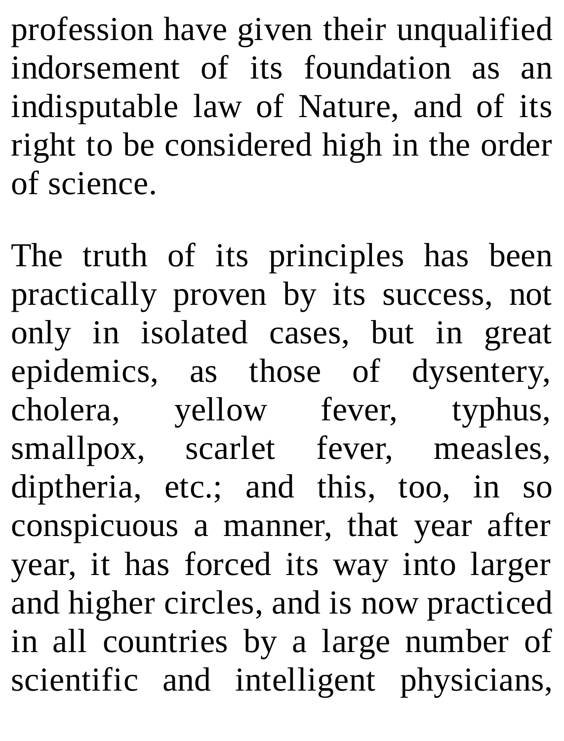profession have given their unqualified indorsement of its foundation as an indisputable law of Nature, and of its right to be considered high in the order of science.

The truth of its principles has been practically proven by its success, not only in isolated cases, but in great epidemics, as those of dysentery, cholera, yellow fever, typhus, smallpox, scarlet fever, measles, diptheria, etc.; and this, too, in so conspicuous a manner, that year after year, it has forced its way into larger and higher circles, and is now practiced in all countries by a large number of scientific and intelligent physicians,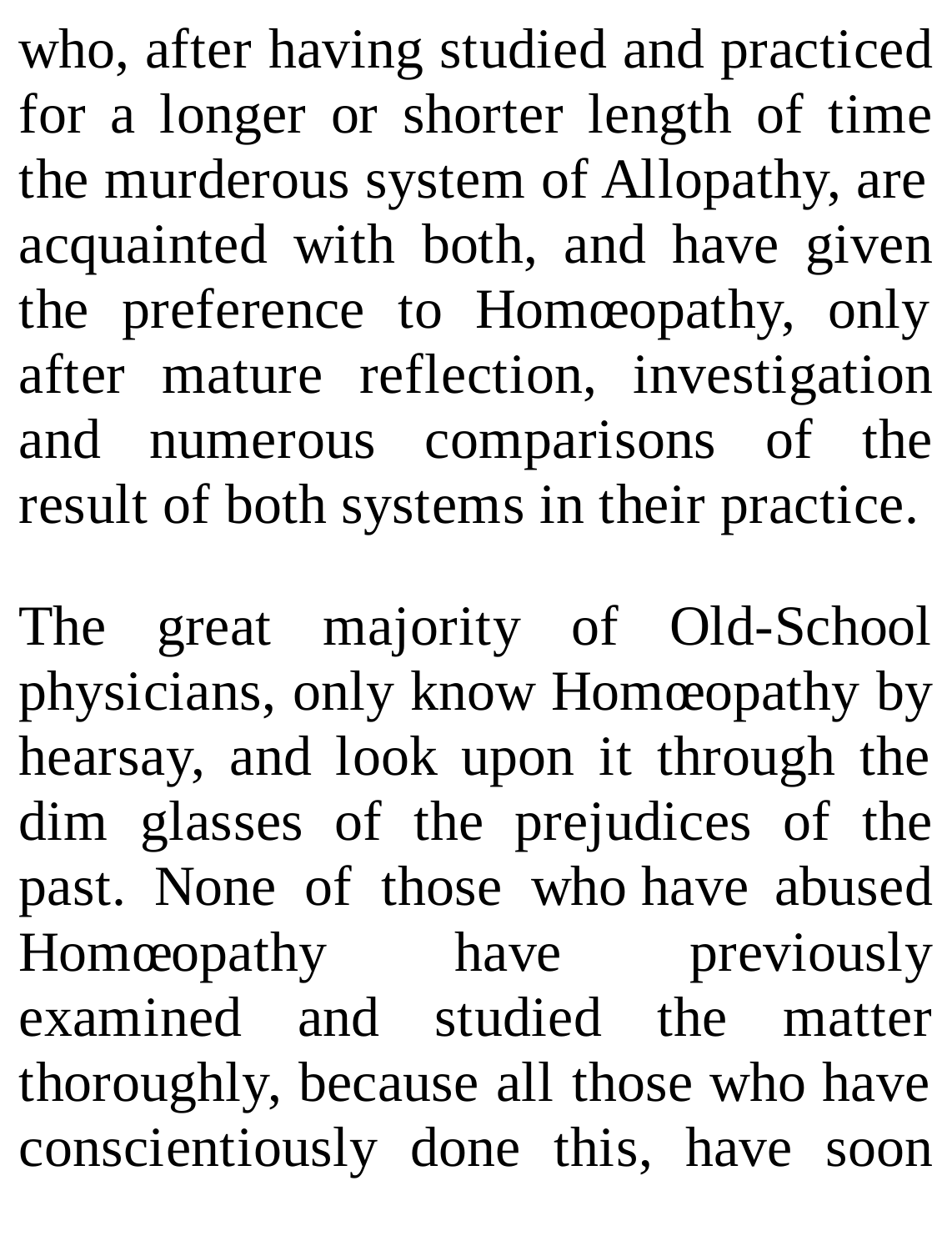who, after having studied and practiced for a longer or shorter length of time the murderous system of Allopathy, are acquainted with both, and have given the preference to Homœopathy, only after mature reflection, investigation and numerous comparisons of the result of both systems in their practice.

The great majority of Old-School physicians, only know Homœopathy by hearsay, and look upon it through the dim glasses of the prejudices of the past. None of those who have abused Homœopathy have previously examined and studied the matter thoroughly, because all those who have conscientiously done this, have soon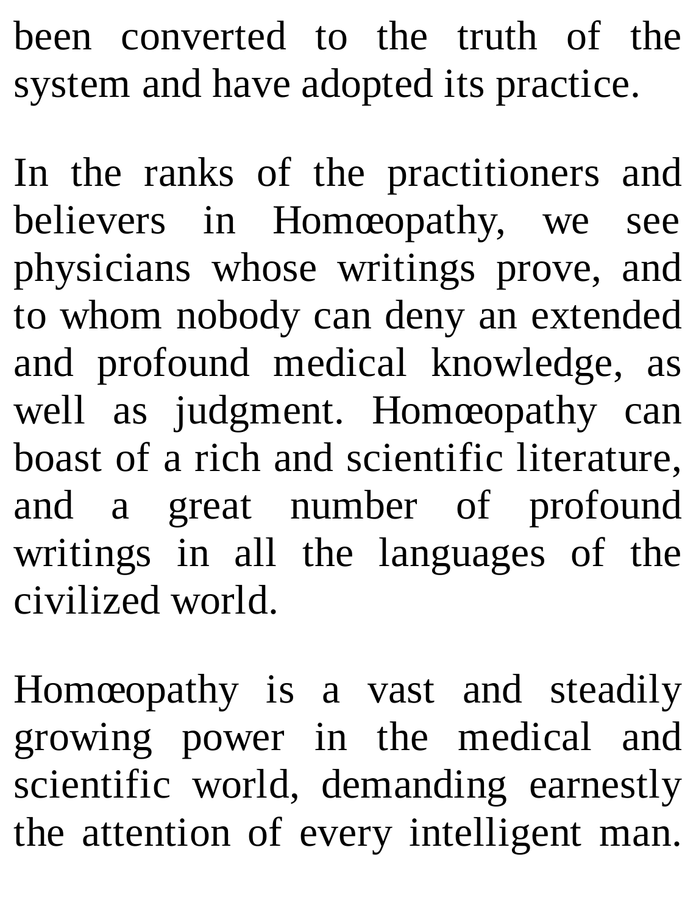been converted to the truth of the system and have adopted its practice.

In the ranks of the practitioners and believers in Homœopathy, we see physicians whose writings prove, and to whom nobody can deny an extended and profound medical knowledge, as well as judgment. Homœopathy can boast of a rich and scientific literature, and a great number of profound writings in all the languages of the civilized world.

Homœopathy is a vast and steadily growing power in the medical and scientific world, demanding earnestly the attention of every intelligent man.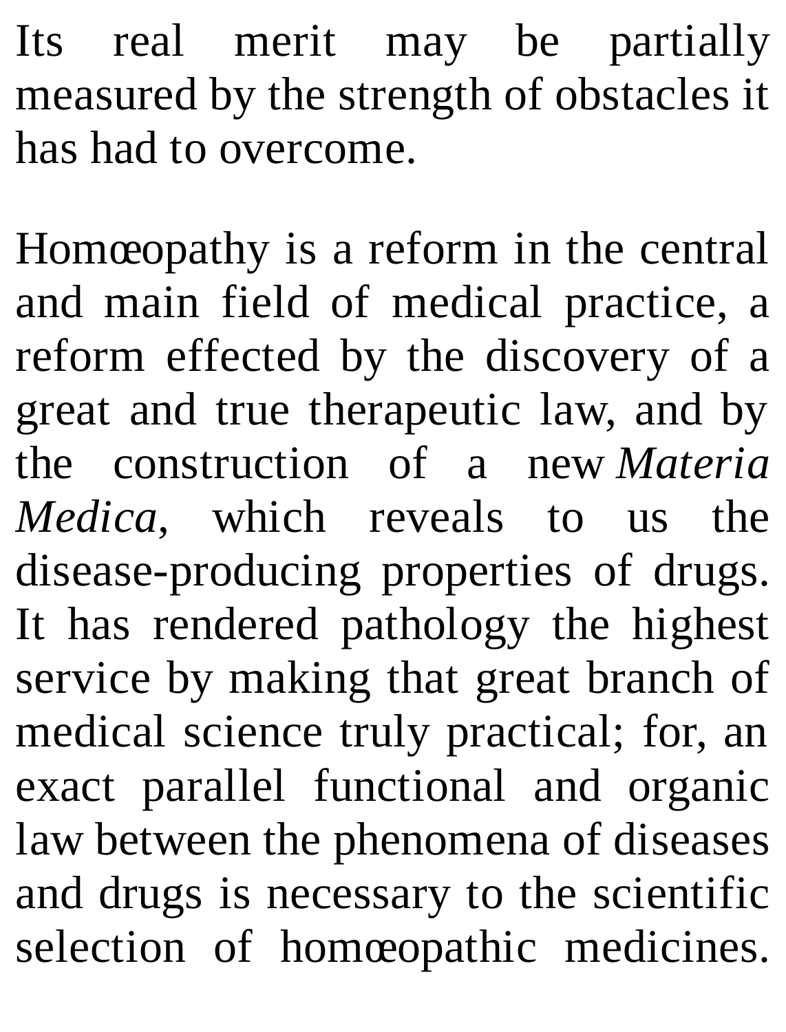Its real merit may be partially measured by the strength of obstacles it has had to overcome.

Homœopathy is a reform in the central and main field of medical practice, a reform effected by the discovery of a great and true therapeutic law, and by the construction of a new *Materia Medica*, which reveals to us the disease-producing properties of drugs. It has rendered pathology the highest service by making that great branch of medical science truly practical; for, an exact parallel functional and organic law between the phenomena of diseases and drugs is necessary to the scientific selection of homœopathic medicines.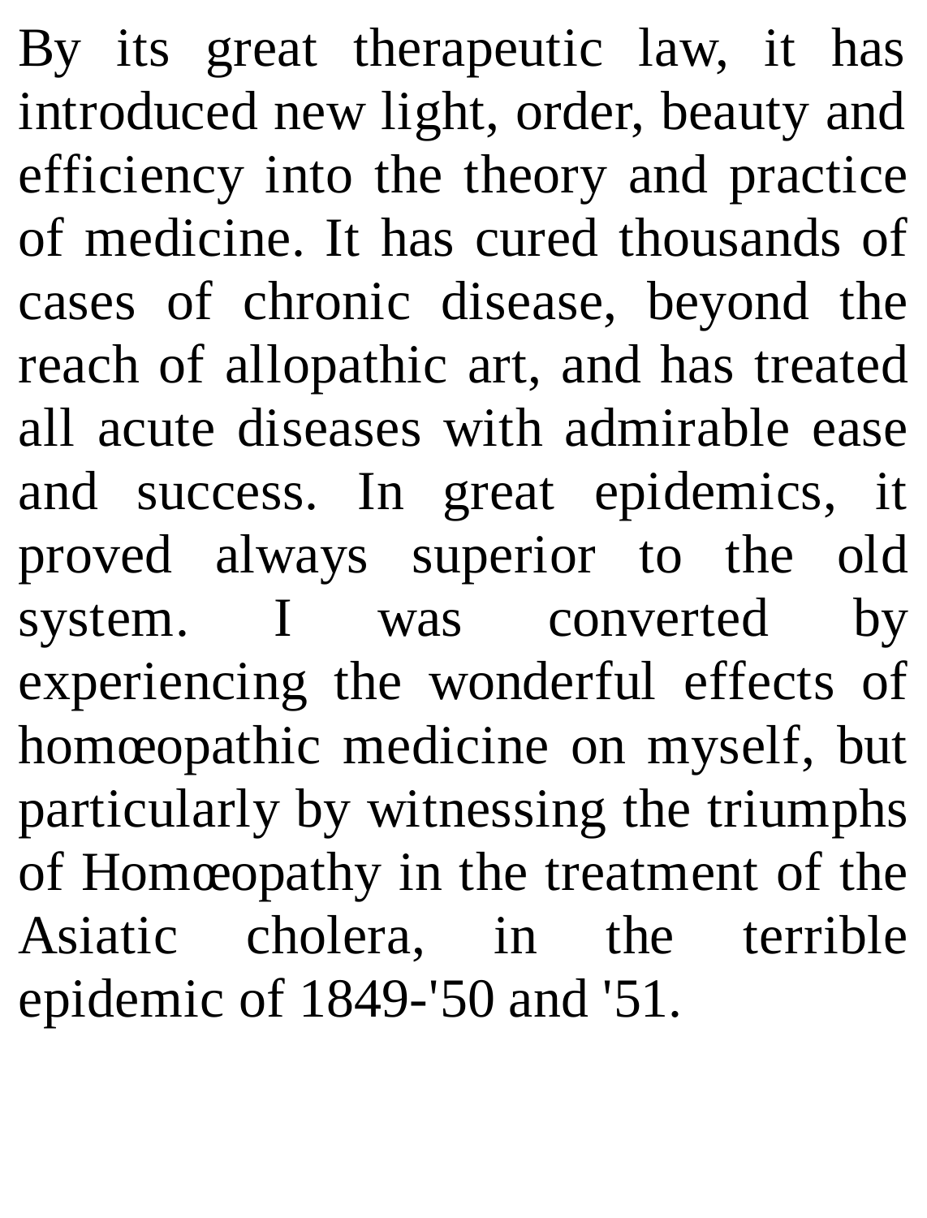By its great therapeutic law, it has introduced new light, order, beauty and efficiency into the theory and practice of medicine. It has cured thousands of cases of chronic disease, beyond the reach of allopathic art, and has treated all acute diseases with admirable ease and success. In great epidemics, it proved always superior to the old system. I was converted by experiencing the wonderful effects of homœopathic medicine on myself, but particularly by witnessing the triumphs of Homœopathy in the treatment of the Asiatic cholera, in the terrible epidemic of 1849-'50 and '51.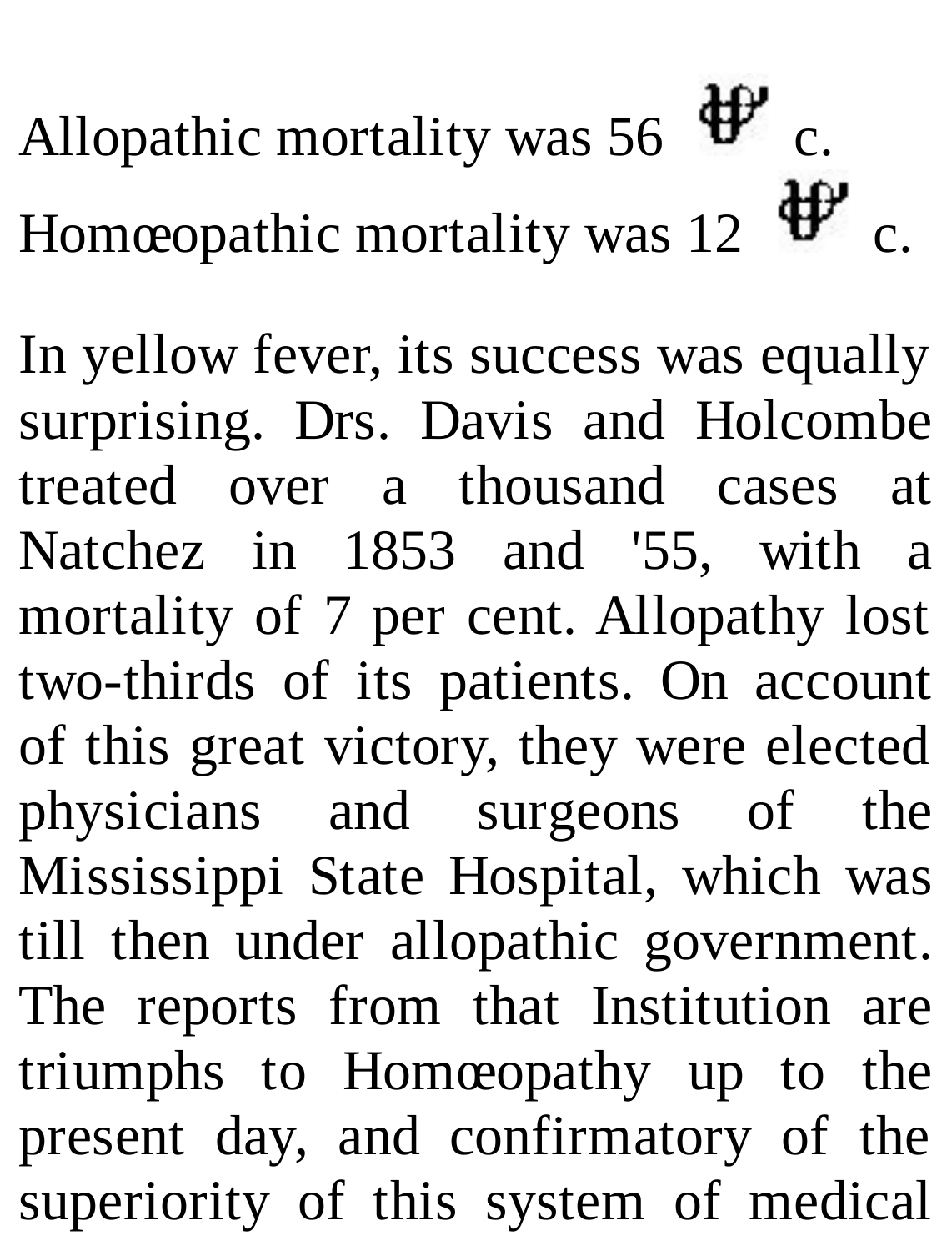Allopathic mortality was 56 ꝑ c.
Homœopathic mortality was 12 ꝑ c.

In yellow fever, its success was equally surprising. Drs. Davis and Holcombe treated over a thousand cases at Natchez in 1853 and '55, with a mortality of 7 per cent. Allopathy lost two-thirds of its patients. On account of this great victory, they were elected physicians and surgeons of the Mississippi State Hospital, which was till then under allopathic government. The reports from that Institution are triumphs to Homœopathy up to the present day, and confirmatory of the superiority of this system of medical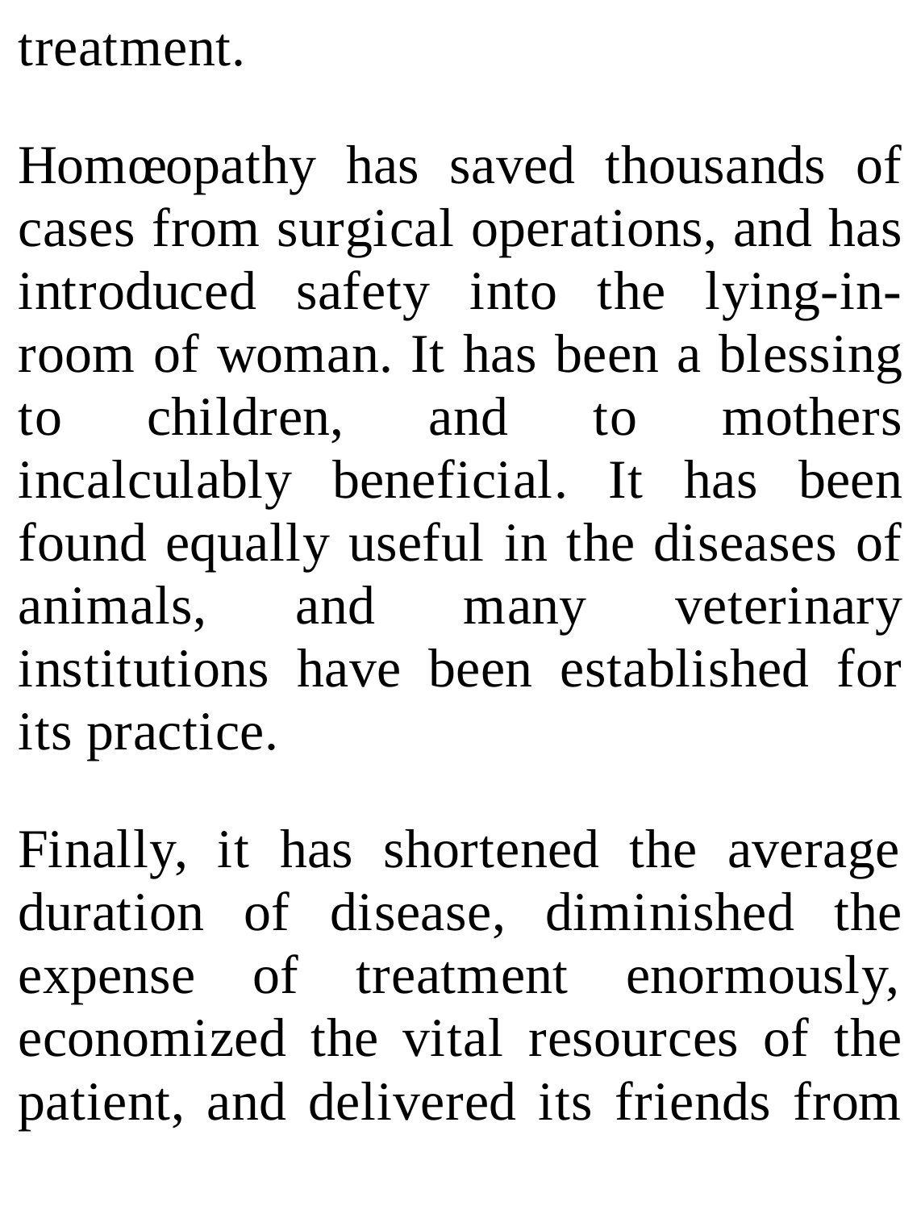treatment.

Homœopathy has saved thousands of cases from surgical operations, and has introduced safety into the lying-in-room of woman. It has been a blessing to children, and to mothers incalculably beneficial. It has been found equally useful in the diseases of animals, and many veterinary institutions have been established for its practice.

Finally, it has shortened the average duration of disease, diminished the expense of treatment enormously, economized the vital resources of the patient, and delivered its friends from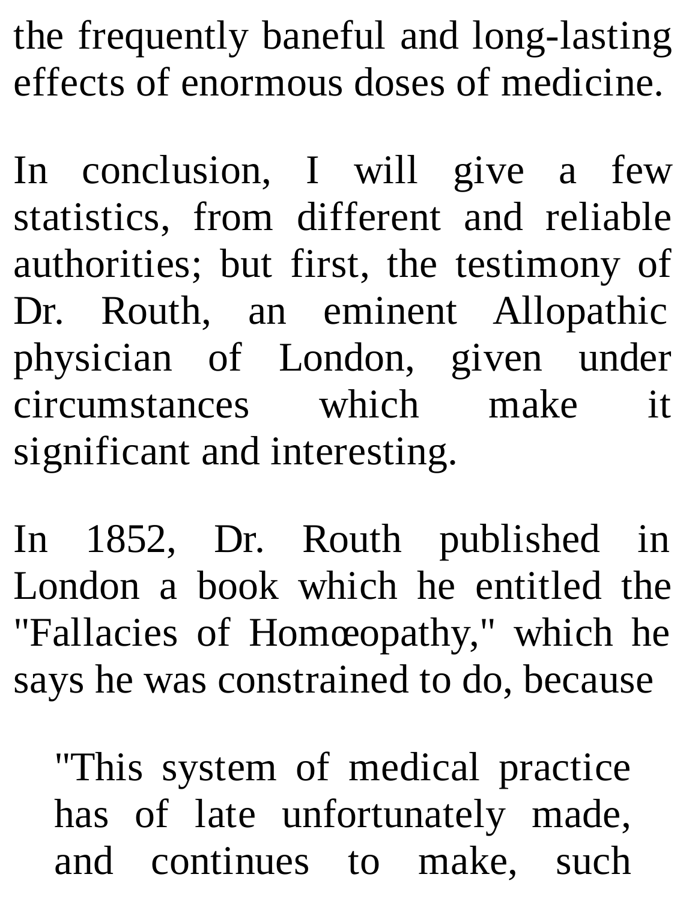the frequently baneful and long-lasting effects of enormous doses of medicine.

In conclusion, I will give a few statistics, from different and reliable authorities; but first, the testimony of Dr. Routh, an eminent Allopathic physician of London, given under circumstances which make it significant and interesting.

In 1852, Dr. Routh published in London a book which he entitled the "Fallacies of Homœopathy," which he says he was constrained to do, because

> "This system of medical practice has of late unfortunately made, and continues to make, such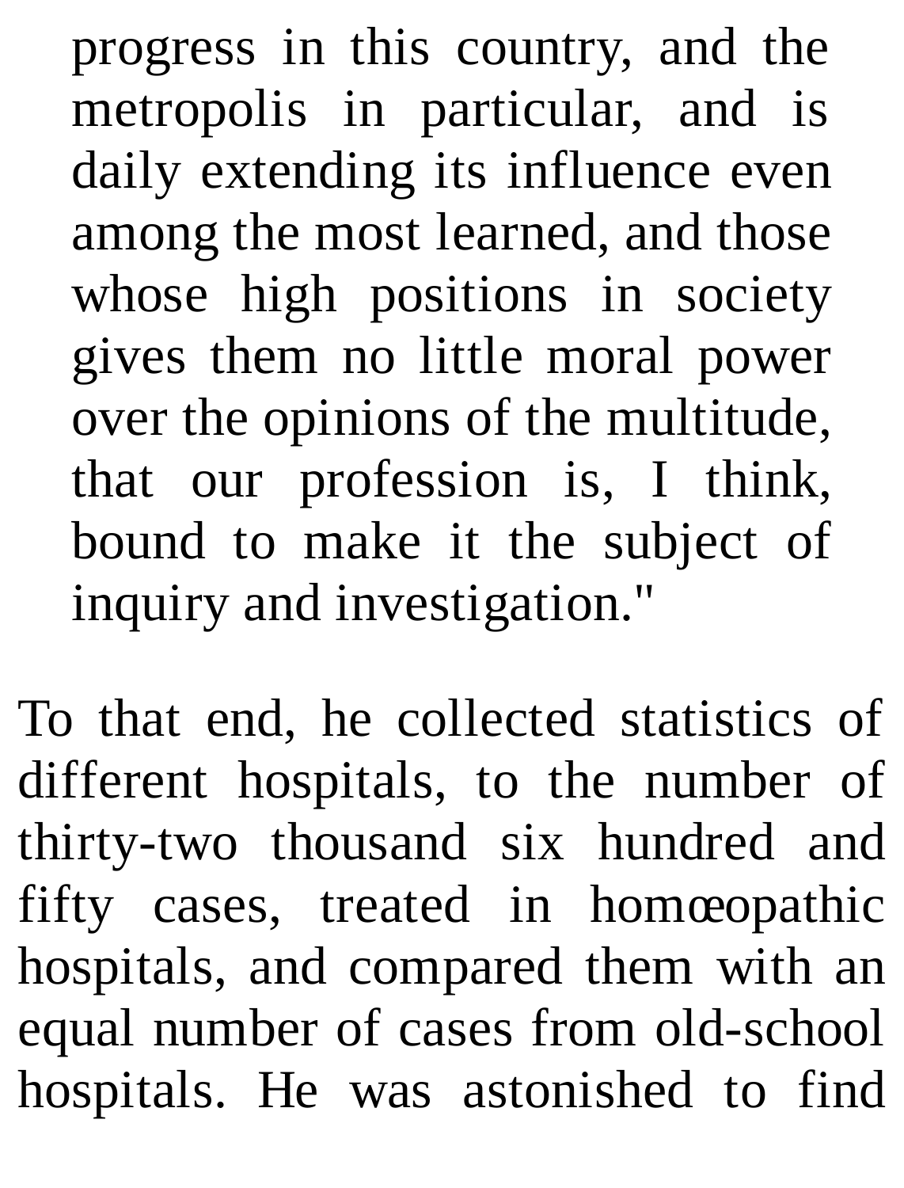> progress in this country, and the metropolis in particular, and is daily extending its influence even among the most learned, and those whose high positions in society gives them no little moral power over the opinions of the multitude, that our profession is, I think, bound to make it the subject of inquiry and investigation."

To that end, he collected statistics of different hospitals, to the number of thirty-two thousand six hundred and fifty cases, treated in homœopathic hospitals, and compared them with an equal number of cases from old-school hospitals. He was astonished to find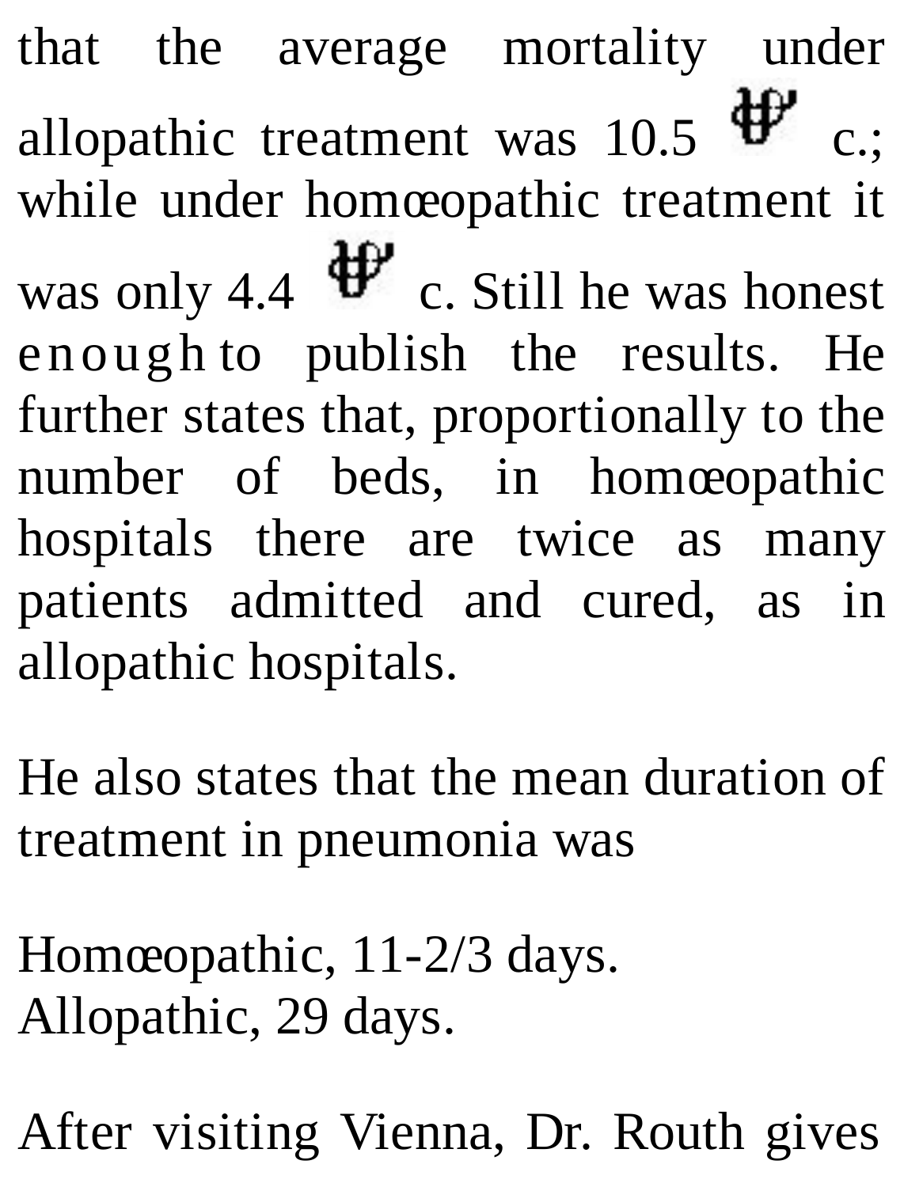that the average mortality under allopathic treatment was 10.5 ℘ c.; while under homœopathic treatment it was only 4.4 ℘ c. Still he was honest enough to publish the results. He further states that, proportionally to the number of beds, in homœopathic hospitals there are twice as many patients admitted and cured, as in allopathic hospitals.

He also states that the mean duration of treatment in pneumonia was

Homœopathic, 11-2/3 days.
Allopathic, 29 days.

After visiting Vienna, Dr. Routh gives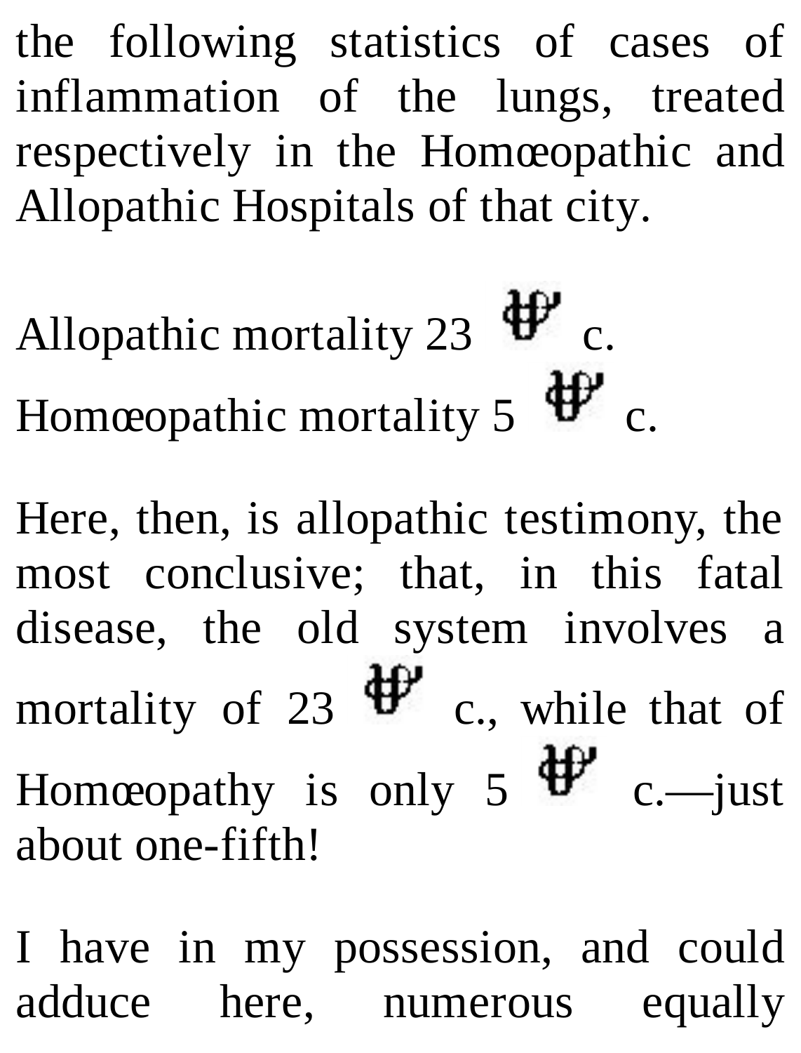the following statistics of cases of inflammation of the lungs, treated respectively in the Homœopathic and Allopathic Hospitals of that city.

Allopathic mortality 23 ℘ c.
Homœopathic mortality 5 ℘ c.

Here, then, is allopathic testimony, the most conclusive; that, in this fatal disease, the old system involves a mortality of 23 ℘ c., while that of Homœopathy is only 5 ℘ c.—just about one-fifth!

I have in my possession, and could adduce here, numerous equally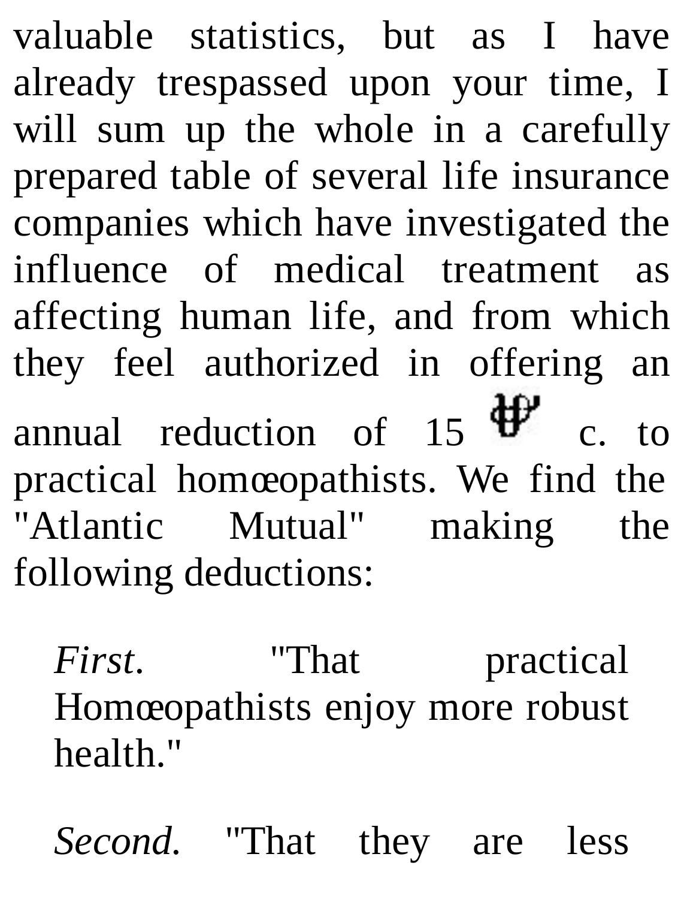valuable statistics, but as I have already trespassed upon your time, I will sum up the whole in a carefully prepared table of several life insurance companies which have investigated the influence of medical treatment as affecting human life, and from which they feel authorized in offering an annual reduction of 15 ℘ c. to practical homœopathists. We find the "Atlantic Mutual" making the following deductions:

> *First.* "That practical Homœopathists enjoy more robust health."
>
> *Second.* "That they are less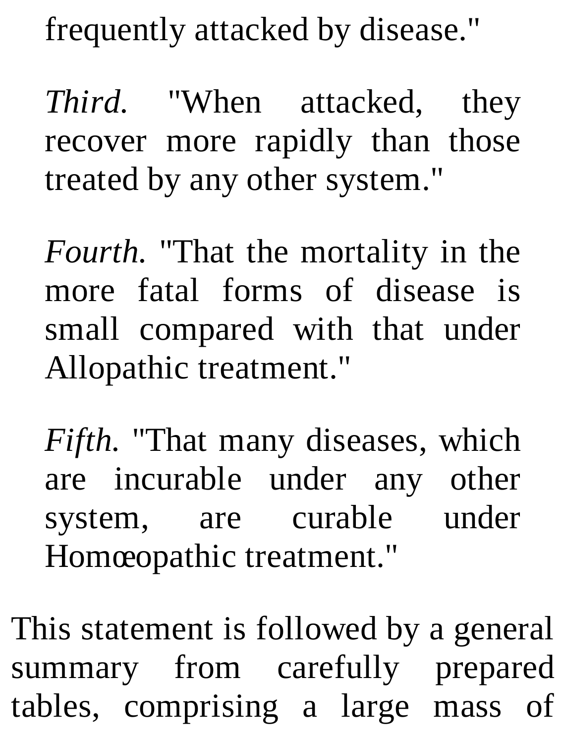frequently attacked by disease."

*Third.* "When attacked, they recover more rapidly than those treated by any other system."

*Fourth.* "That the mortality in the more fatal forms of disease is small compared with that under Allopathic treatment."

*Fifth.* "That many diseases, which are incurable under any other system, are curable under Homœopathic treatment."

This statement is followed by a general summary from carefully prepared tables, comprising a large mass of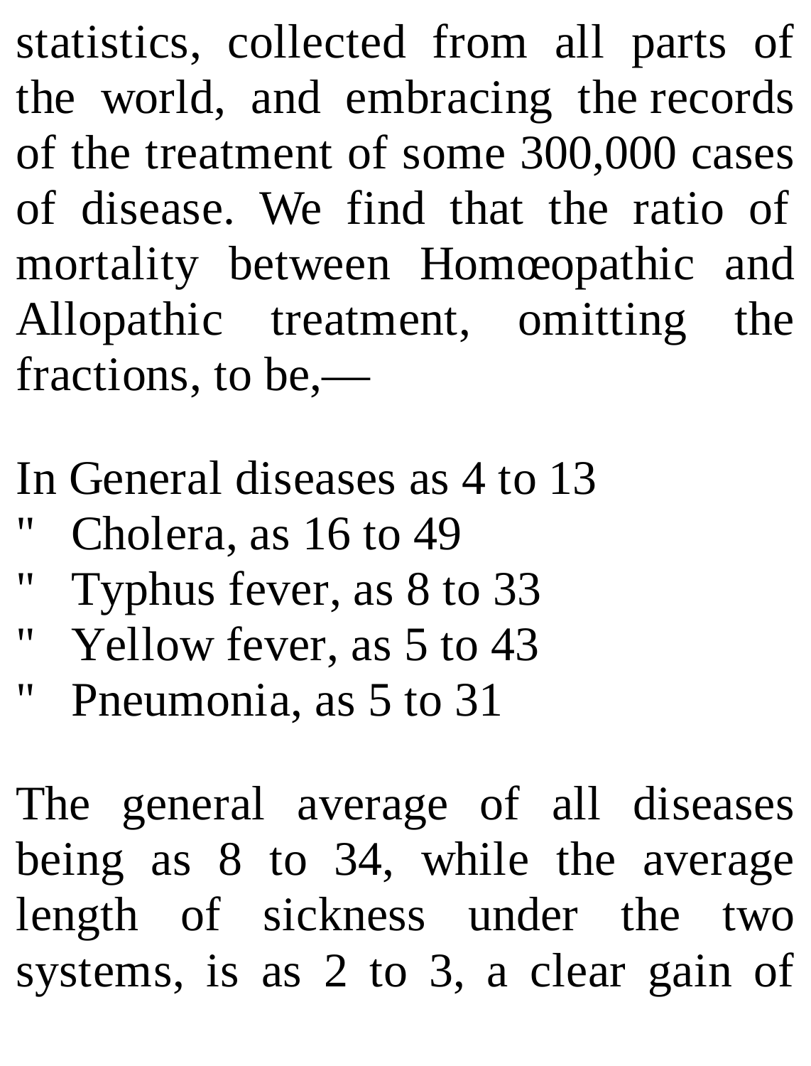statistics, collected from all parts of the world, and embracing the records of the treatment of some 300,000 cases of disease. We find that the ratio of mortality between Homœopathic and Allopathic treatment, omitting the fractions, to be,—

In General diseases as 4 to 13
" Cholera, as 16 to 49
" Typhus fever, as 8 to 33
" Yellow fever, as 5 to 43
" Pneumonia, as 5 to 31

The general average of all diseases being as 8 to 34, while the average length of sickness under the two systems, is as 2 to 3, a clear gain of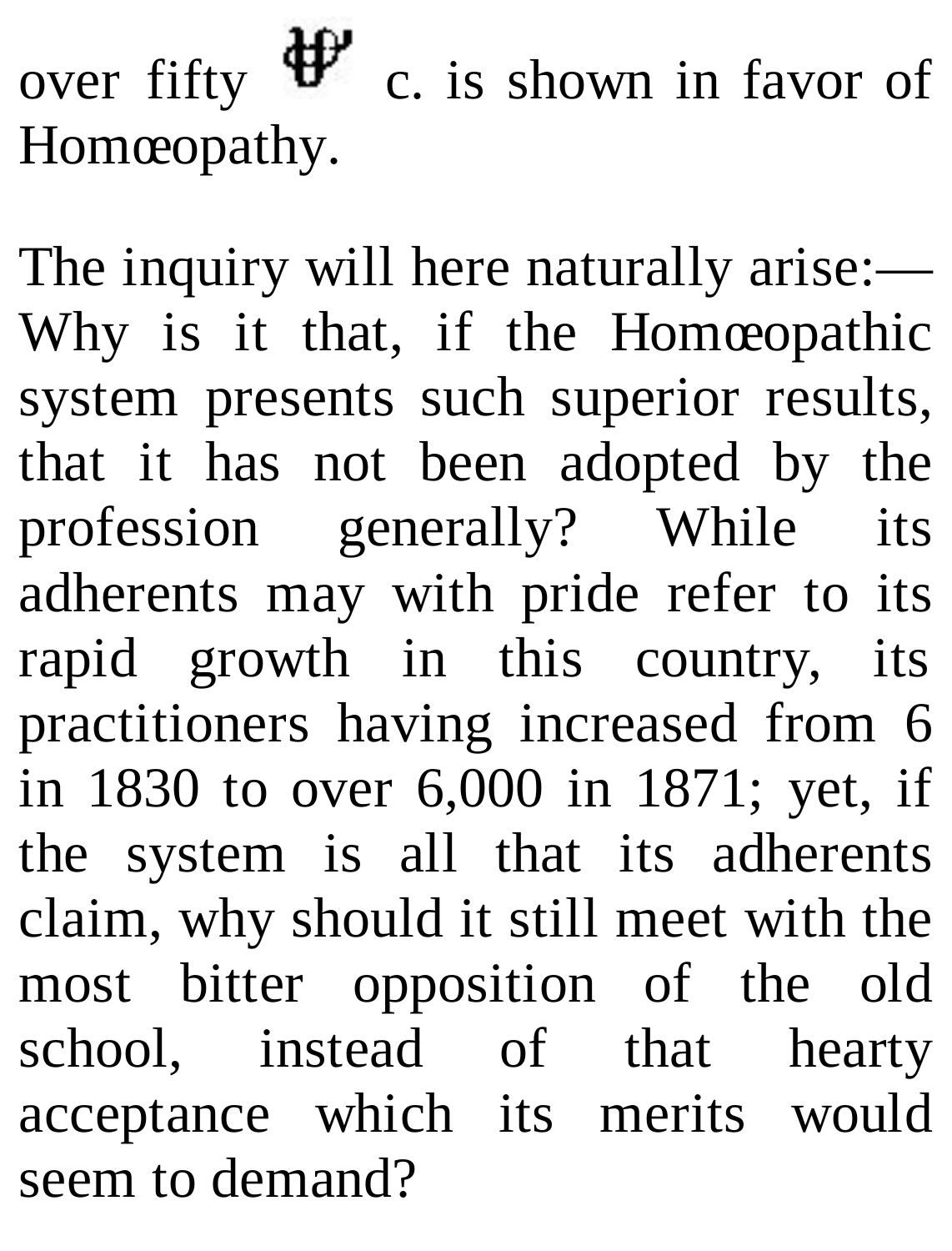over fifty ⅌ c. is shown in favor of Homœopathy.

The inquiry will here naturally arise:—Why is it that, if the Homœopathic system presents such superior results, that it has not been adopted by the profession generally? While its adherents may with pride refer to its rapid growth in this country, its practitioners having increased from 6 in 1830 to over 6,000 in 1871; yet, if the system is all that its adherents claim, why should it still meet with the most bitter opposition of the old school, instead of that hearty acceptance which its merits would seem to demand?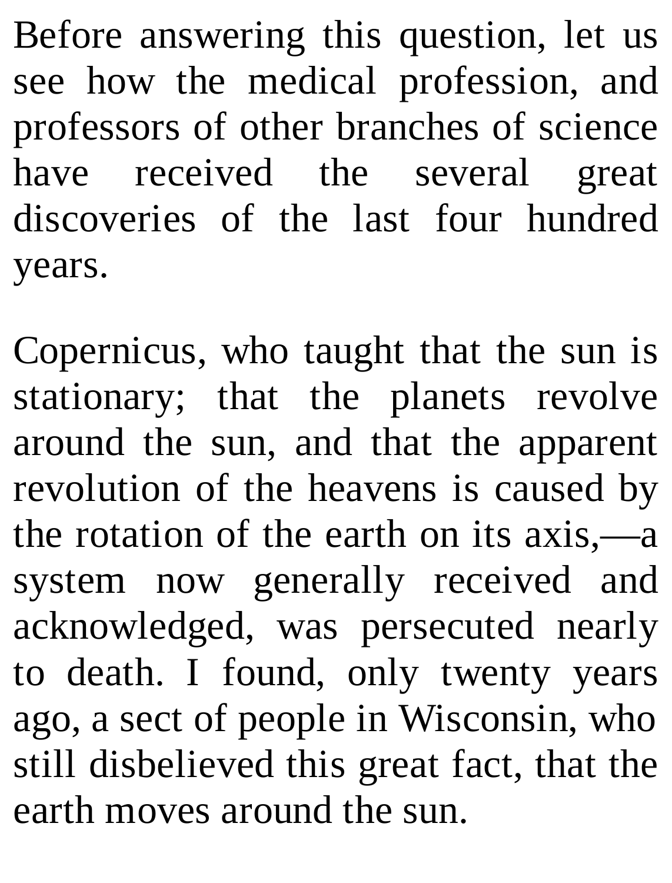Before answering this question, let us see how the medical profession, and professors of other branches of science have received the several great discoveries of the last four hundred years.

Copernicus, who taught that the sun is stationary; that the planets revolve around the sun, and that the apparent revolution of the heavens is caused by the rotation of the earth on its axis,—a system now generally received and acknowledged, was persecuted nearly to death. I found, only twenty years ago, a sect of people in Wisconsin, who still disbelieved this great fact, that the earth moves around the sun.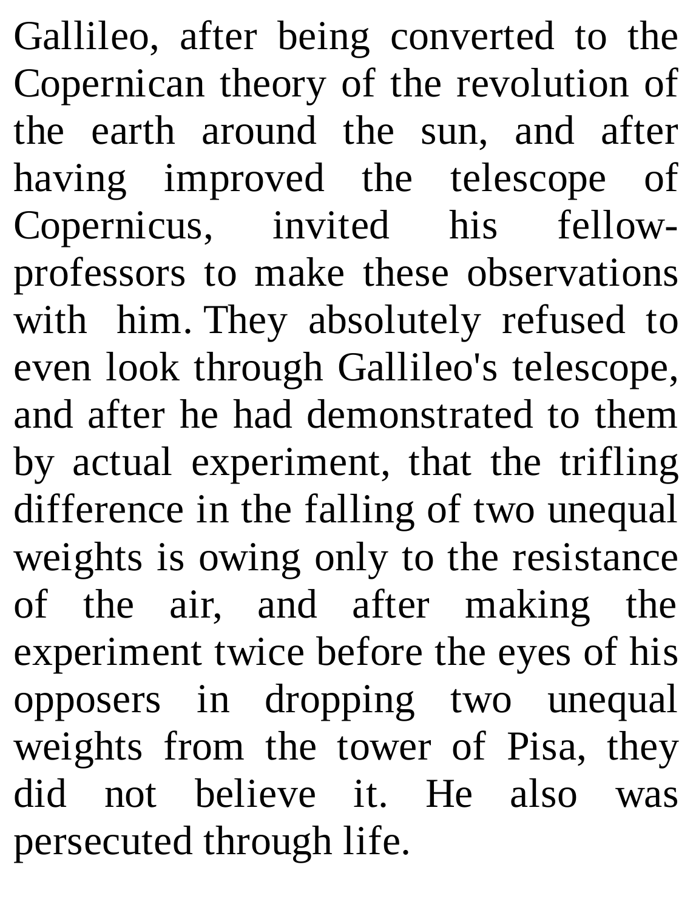Gallileo, after being converted to the Copernican theory of the revolution of the earth around the sun, and after having improved the telescope of Copernicus, invited his fellow-professors to make these observations with him. They absolutely refused to even look through Gallileo's telescope, and after he had demonstrated to them by actual experiment, that the trifling difference in the falling of two unequal weights is owing only to the resistance of the air, and after making the experiment twice before the eyes of his opposers in dropping two unequal weights from the tower of Pisa, they did not believe it. He also was persecuted through life.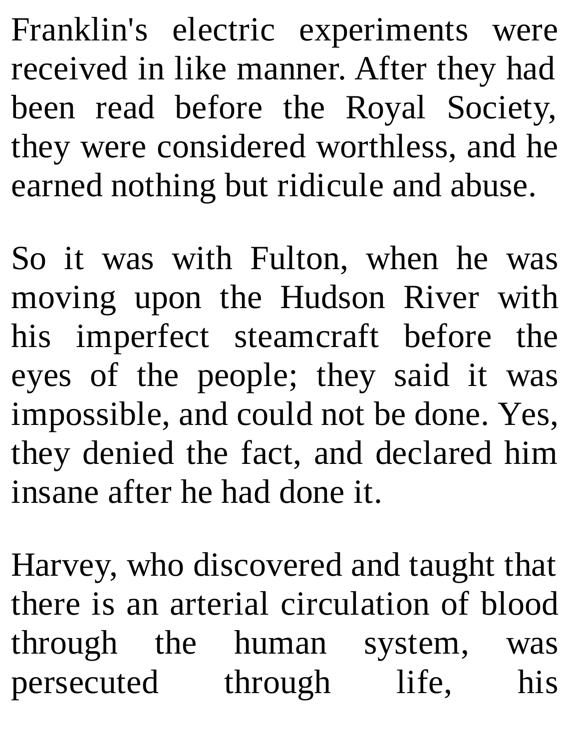Franklin's electric experiments were received in like manner. After they had been read before the Royal Society, they were considered worthless, and he earned nothing but ridicule and abuse.

So it was with Fulton, when he was moving upon the Hudson River with his imperfect steamcraft before the eyes of the people; they said it was impossible, and could not be done. Yes, they denied the fact, and declared him insane after he had done it.

Harvey, who discovered and taught that there is an arterial circulation of blood through the human system, was persecuted through life, his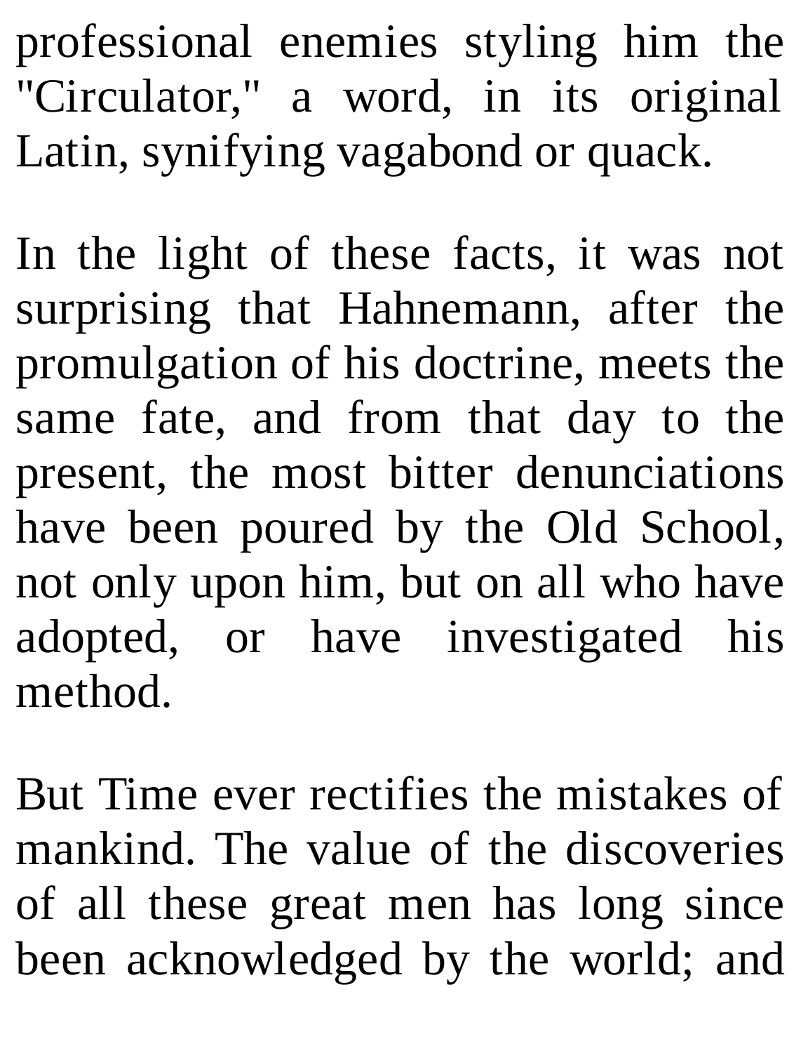professional enemies styling him the "Circulator," a word, in its original Latin, synifying vagabond or quack.

In the light of these facts, it was not surprising that Hahnemann, after the promulgation of his doctrine, meets the same fate, and from that day to the present, the most bitter denunciations have been poured by the Old School, not only upon him, but on all who have adopted, or have investigated his method.

But Time ever rectifies the mistakes of mankind. The value of the discoveries of all these great men has long since been acknowledged by the world; and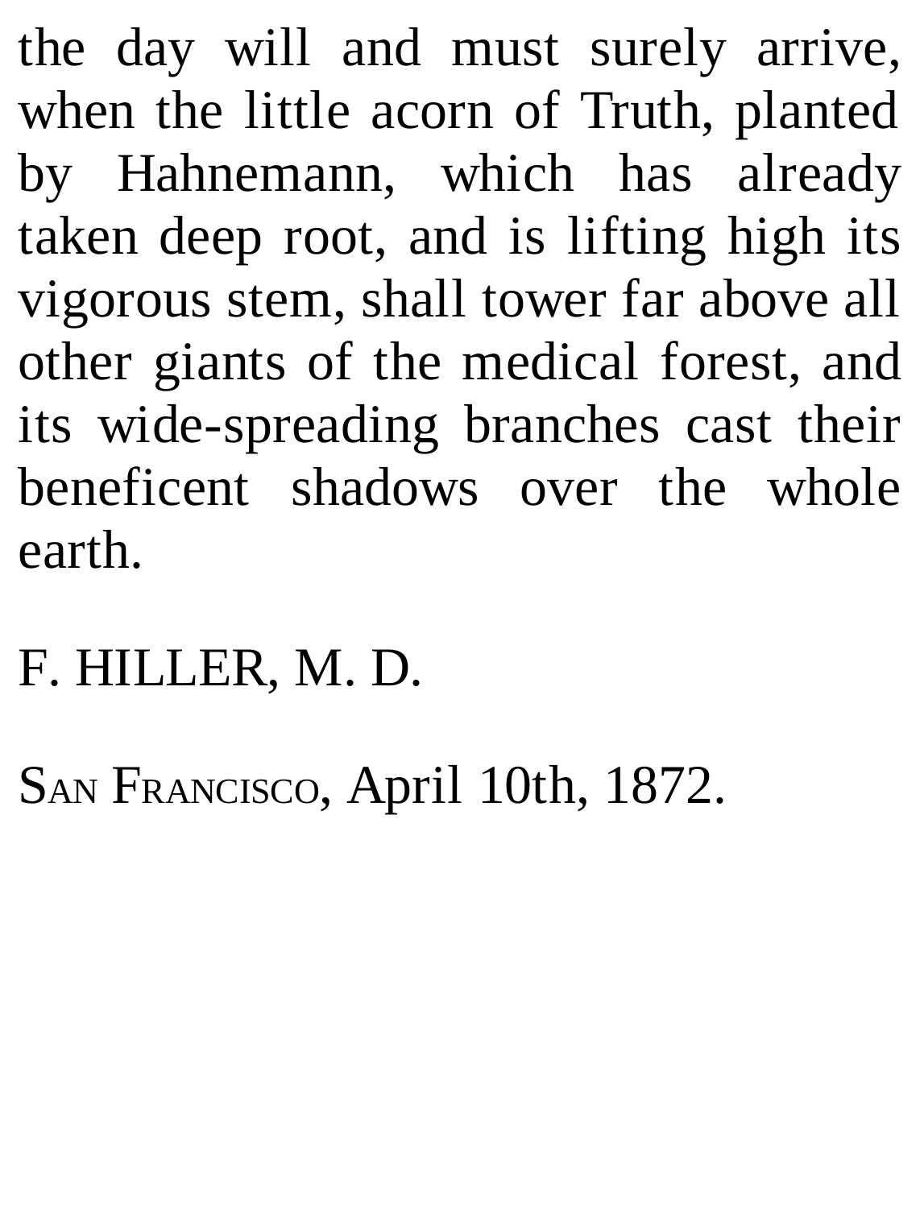the day will and must surely arrive, when the little acorn of Truth, planted by Hahnemann, which has already taken deep root, and is lifting high its vigorous stem, shall tower far above all other giants of the medical forest, and its wide-spreading branches cast their beneficent shadows over the whole earth.

F. HILLER, M. D.

SAN FRANCISCO, April 10th, 1872.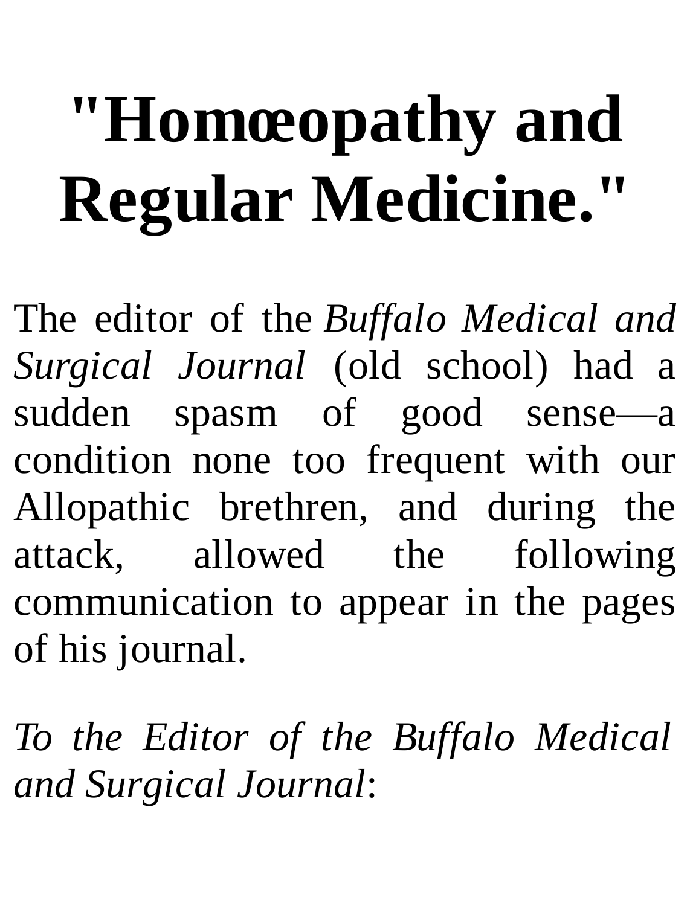# "Homœopathy and Regular Medicine."

The editor of the *Buffalo Medical and Surgical Journal* (old school) had a sudden spasm of good sense—a condition none too frequent with our Allopathic brethren, and during the attack, allowed the following communication to appear in the pages of his journal.

*To the Editor of the Buffalo Medical and Surgical Journal*: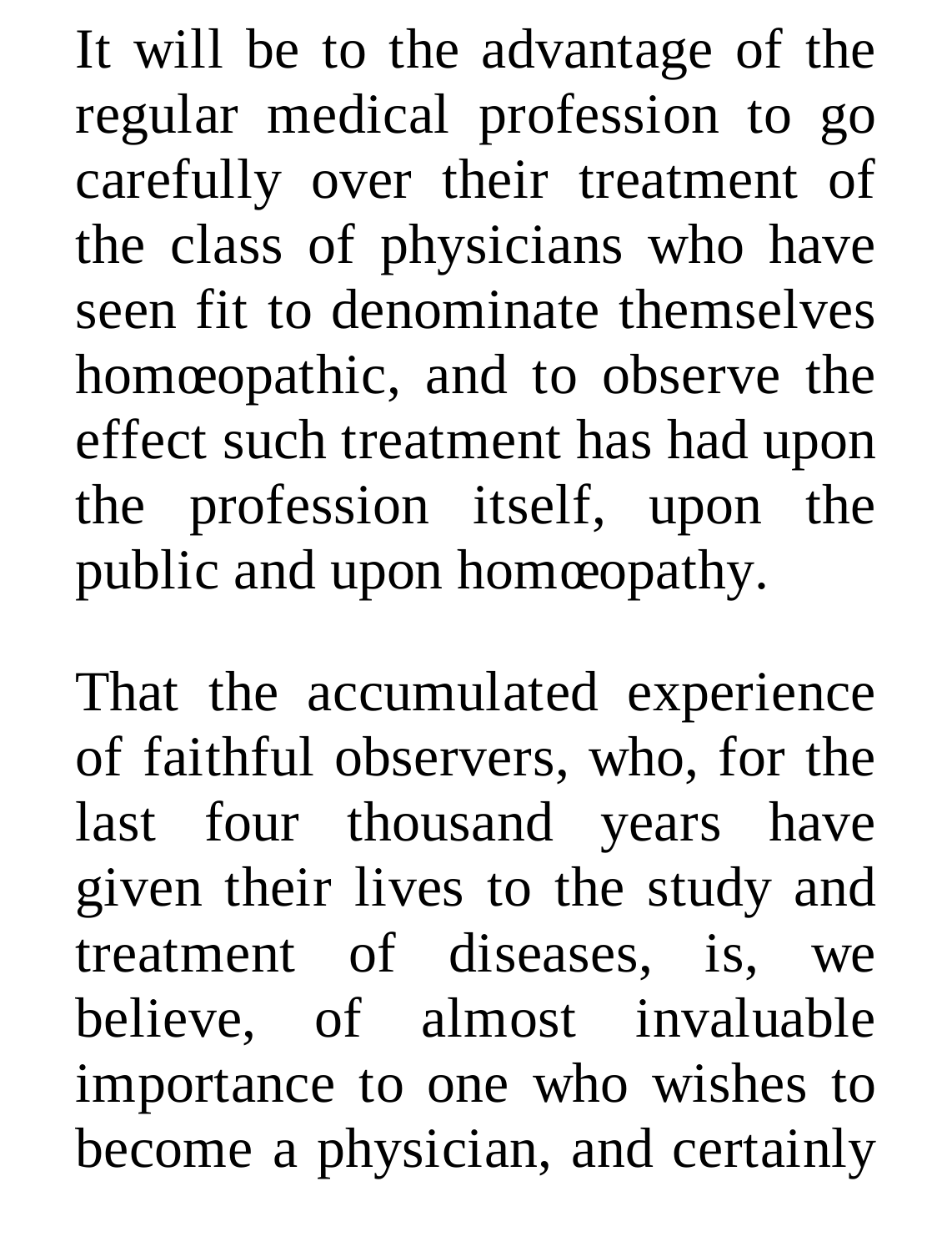It will be to the advantage of the regular medical profession to go carefully over their treatment of the class of physicians who have seen fit to denominate themselves homœopathic, and to observe the effect such treatment has had upon the profession itself, upon the public and upon homœopathy.

That the accumulated experience of faithful observers, who, for the last four thousand years have given their lives to the study and treatment of diseases, is, we believe, of almost invaluable importance to one who wishes to become a physician, and certainly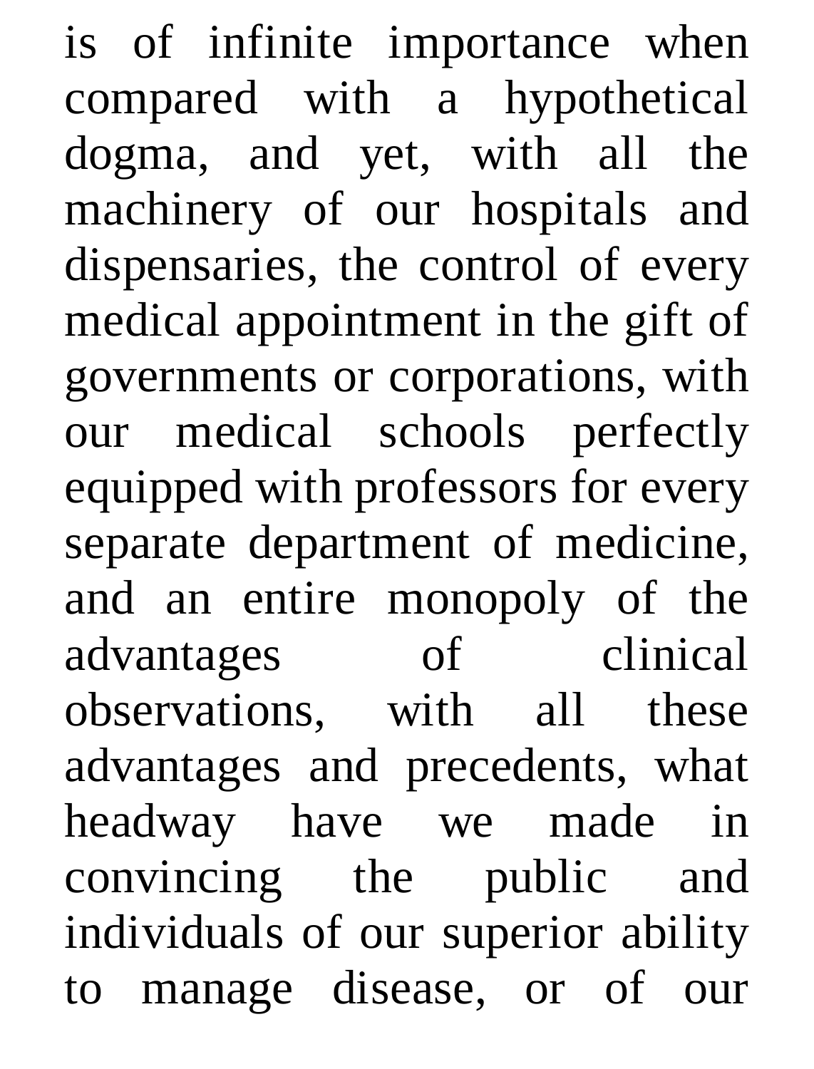is of infinite importance when compared with a hypothetical dogma, and yet, with all the machinery of our hospitals and dispensaries, the control of every medical appointment in the gift of governments or corporations, with our medical schools perfectly equipped with professors for every separate department of medicine, and an entire monopoly of the advantages of clinical observations, with all these advantages and precedents, what headway have we made in convincing the public and individuals of our superior ability to manage disease, or of our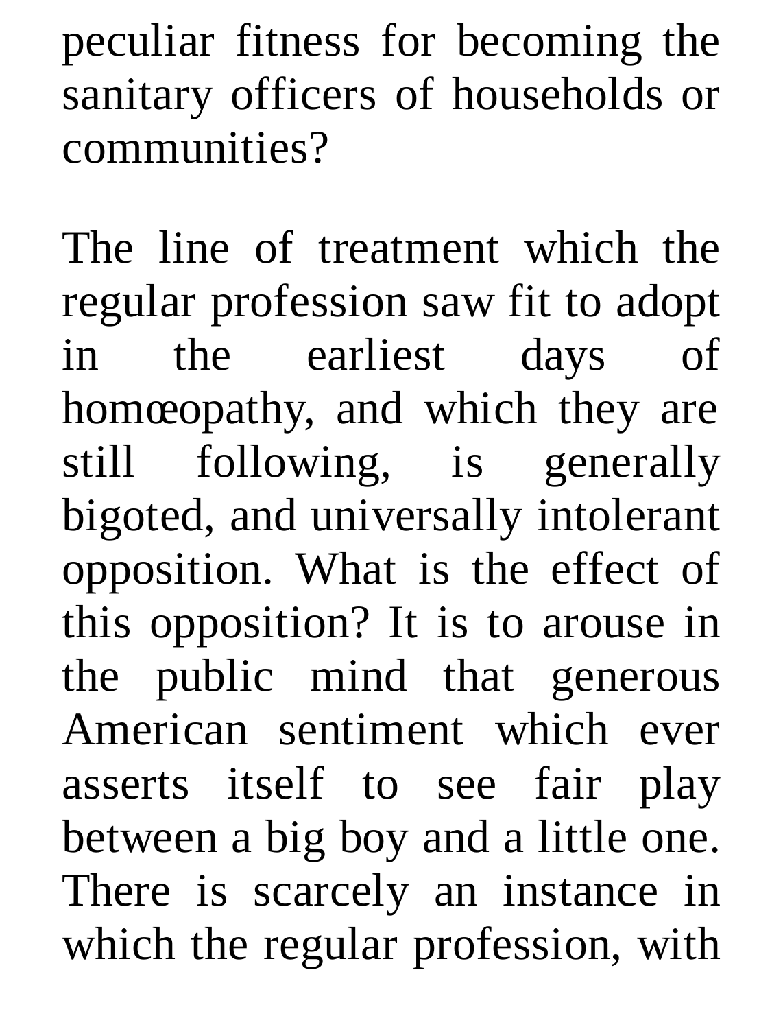peculiar fitness for becoming the sanitary officers of households or communities?

The line of treatment which the regular profession saw fit to adopt in the earliest days of homœopathy, and which they are still following, is generally bigoted, and universally intolerant opposition. What is the effect of this opposition? It is to arouse in the public mind that generous American sentiment which ever asserts itself to see fair play between a big boy and a little one. There is scarcely an instance in which the regular profession, with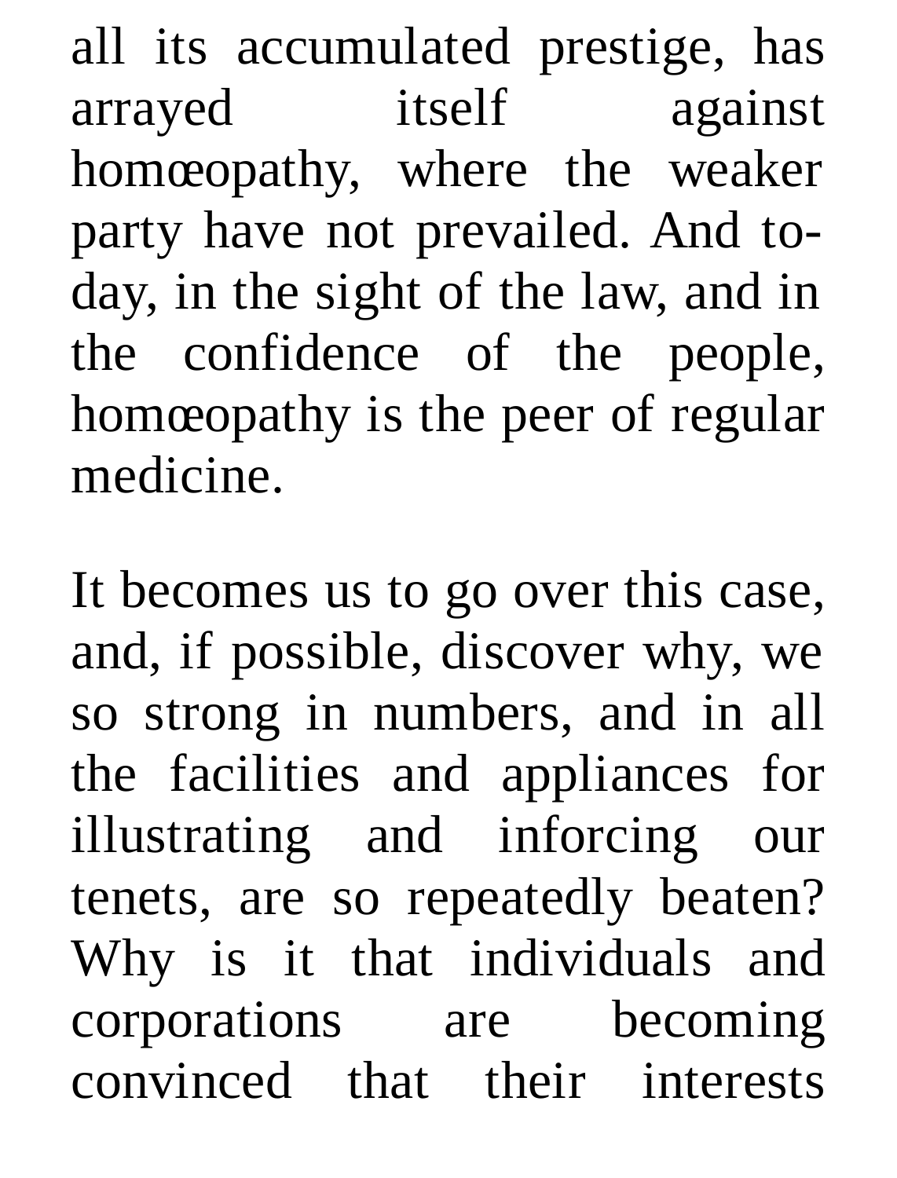all its accumulated prestige, has arrayed itself against homœopathy, where the weaker party have not prevailed. And to-day, in the sight of the law, and in the confidence of the people, homœopathy is the peer of regular medicine.

It becomes us to go over this case, and, if possible, discover why, we so strong in numbers, and in all the facilities and appliances for illustrating and inforcing our tenets, are so repeatedly beaten? Why is it that individuals and corporations are becoming convinced that their interests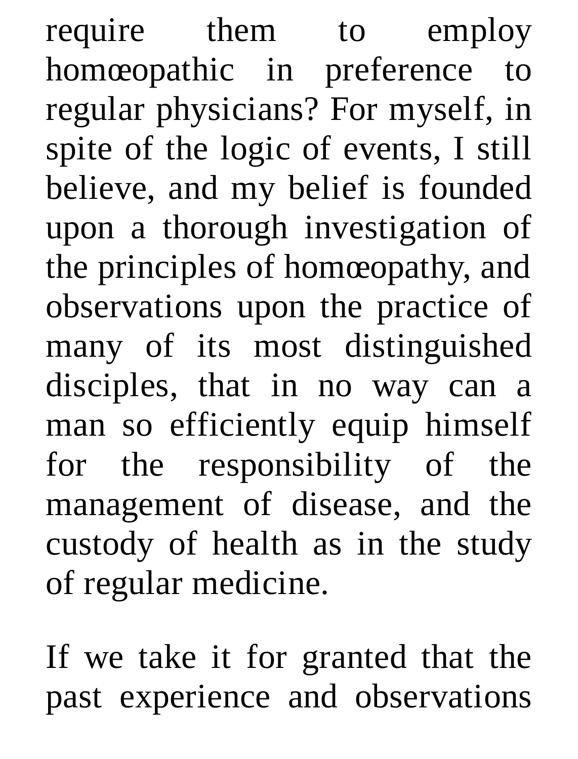require them to employ homœopathic in preference to regular physicians? For myself, in spite of the logic of events, I still believe, and my belief is founded upon a thorough investigation of the principles of homœopathy, and observations upon the practice of many of its most distinguished disciples, that in no way can a man so efficiently equip himself for the responsibility of the management of disease, and the custody of health as in the study of regular medicine.

If we take it for granted that the past experience and observations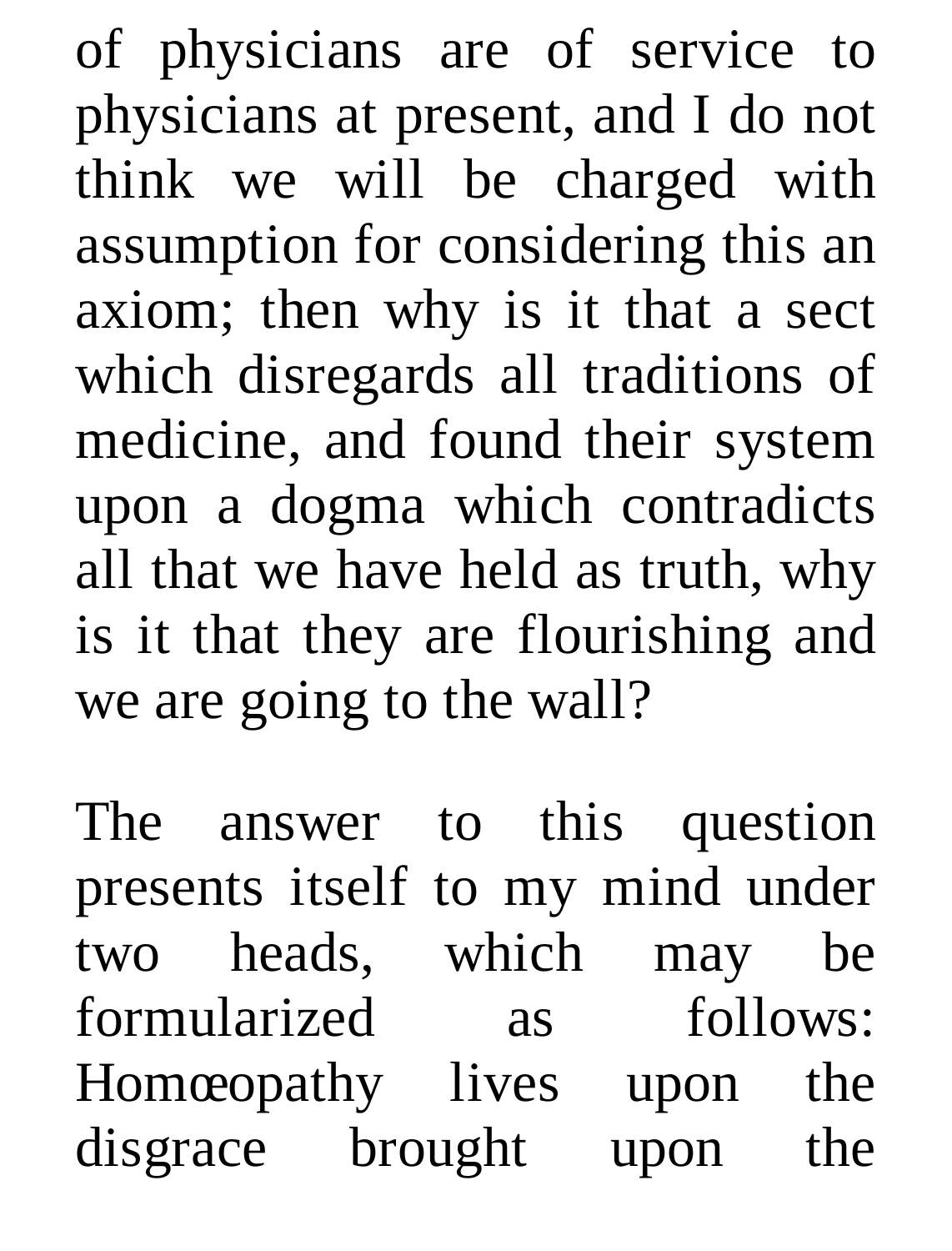of physicians are of service to physicians at present, and I do not think we will be charged with assumption for considering this an axiom; then why is it that a sect which disregards all traditions of medicine, and found their system upon a dogma which contradicts all that we have held as truth, why is it that they are flourishing and we are going to the wall?

The answer to this question presents itself to my mind under two heads, which may be formularized as follows: Homœopathy lives upon the disgrace brought upon the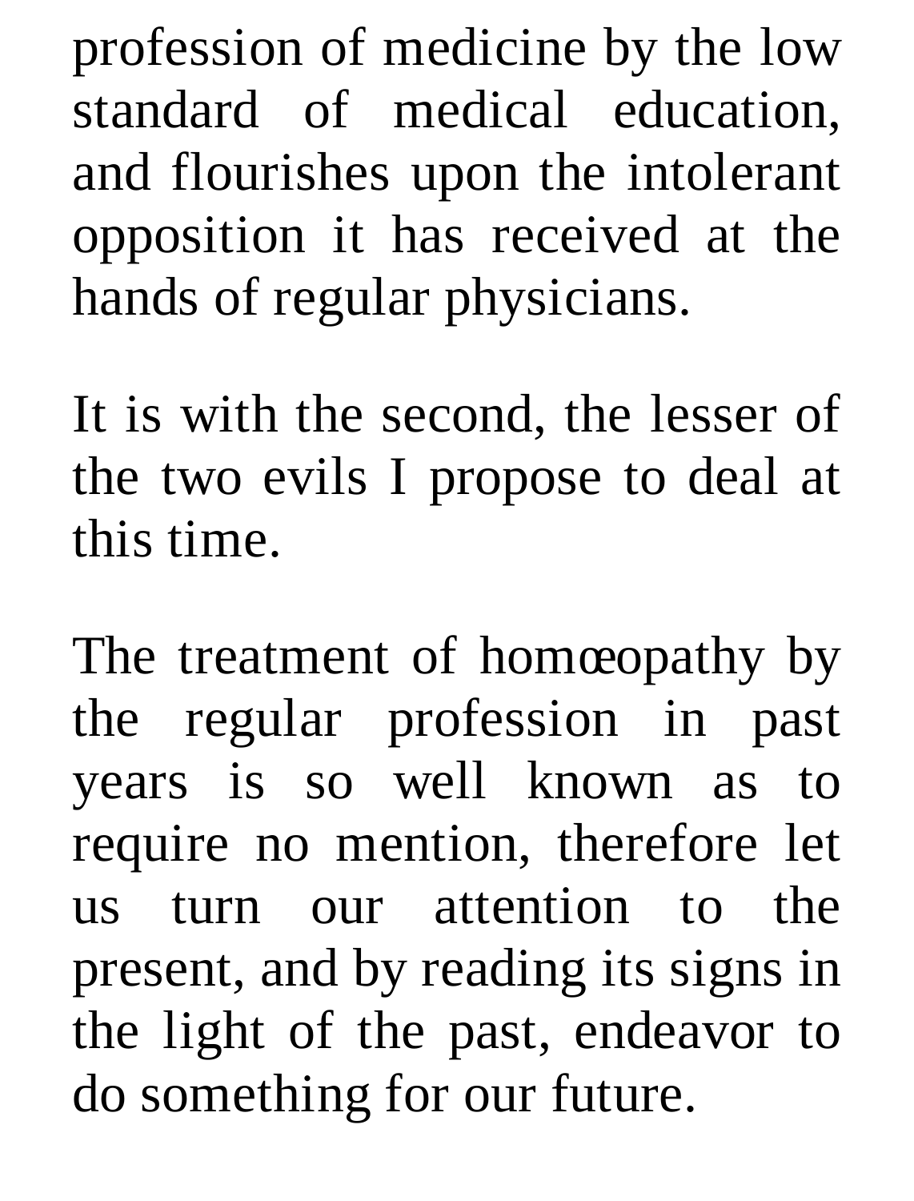profession of medicine by the low standard of medical education, and flourishes upon the intolerant opposition it has received at the hands of regular physicians.

It is with the second, the lesser of the two evils I propose to deal at this time.

The treatment of homœopathy by the regular profession in past years is so well known as to require no mention, therefore let us turn our attention to the present, and by reading its signs in the light of the past, endeavor to do something for our future.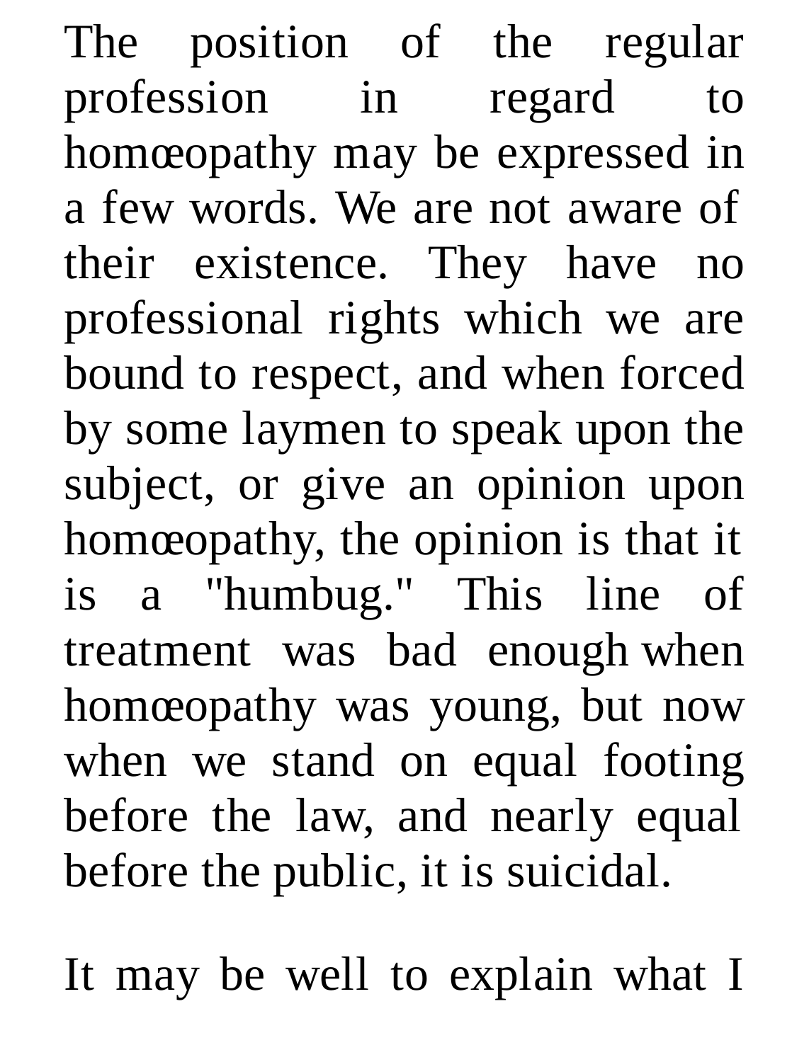The position of the regular profession in regard to homœopathy may be expressed in a few words. We are not aware of their existence. They have no professional rights which we are bound to respect, and when forced by some laymen to speak upon the subject, or give an opinion upon homœopathy, the opinion is that it is a "humbug." This line of treatment was bad enough when homœopathy was young, but now when we stand on equal footing before the law, and nearly equal before the public, it is suicidal.

It may be well to explain what I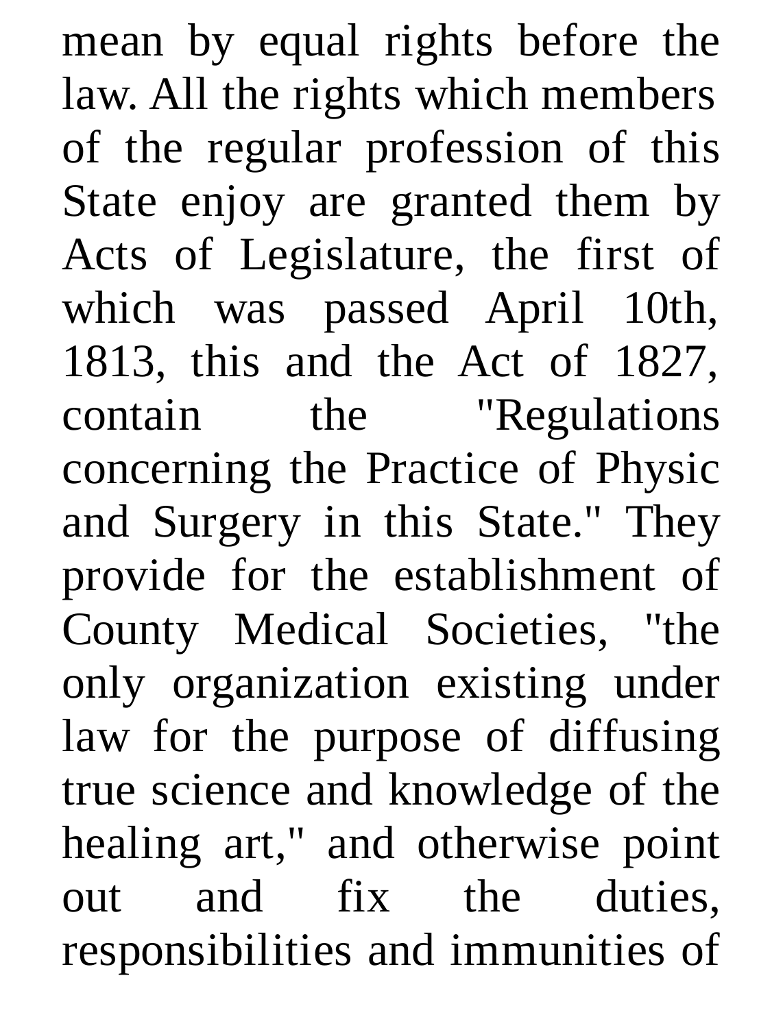mean by equal rights before the law. All the rights which members of the regular profession of this State enjoy are granted them by Acts of Legislature, the first of which was passed April 10th, 1813, this and the Act of 1827, contain the "Regulations concerning the Practice of Physic and Surgery in this State." They provide for the establishment of County Medical Societies, "the only organization existing under law for the purpose of diffusing true science and knowledge of the healing art," and otherwise point out and fix the duties, responsibilities and immunities of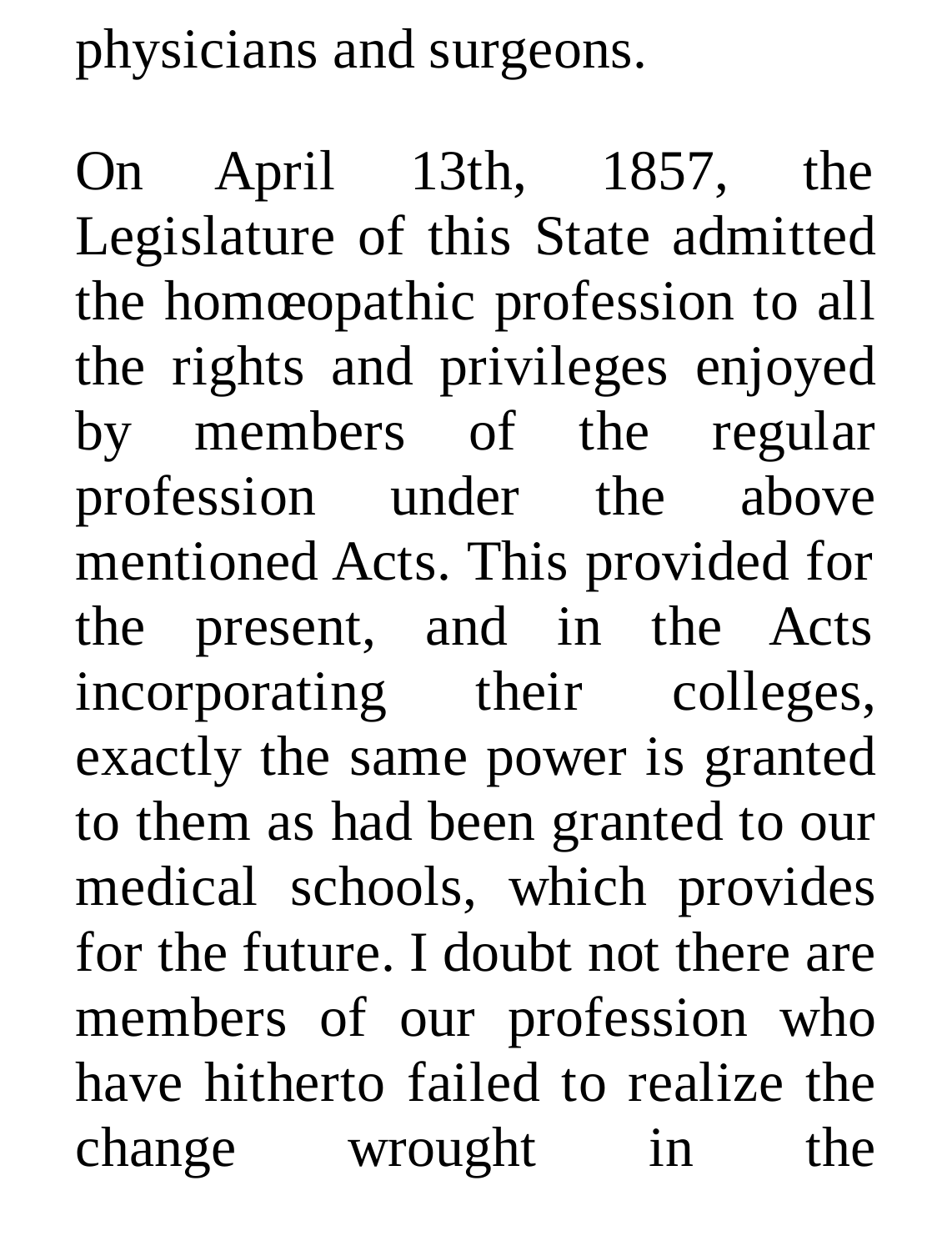physicians and surgeons.

On April 13th, 1857, the Legislature of this State admitted the homœopathic profession to all the rights and privileges enjoyed by members of the regular profession under the above mentioned Acts. This provided for the present, and in the Acts incorporating their colleges, exactly the same power is granted to them as had been granted to our medical schools, which provides for the future. I doubt not there are members of our profession who have hitherto failed to realize the change wrought in the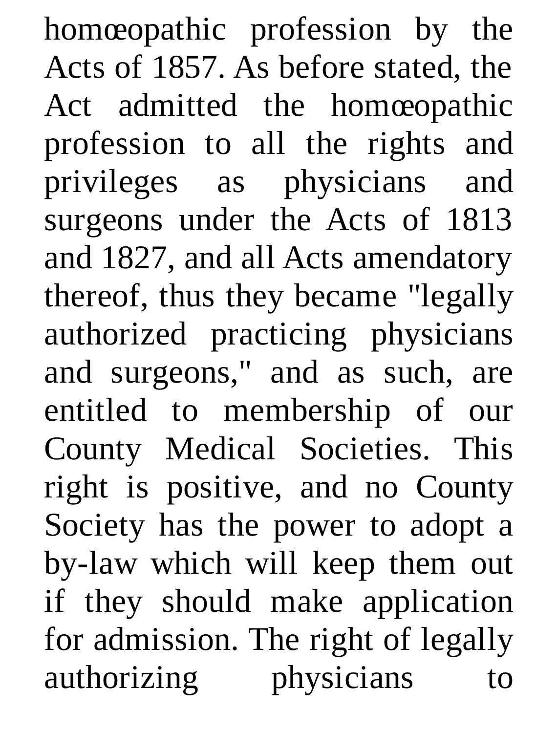homœopathic profession by the Acts of 1857. As before stated, the Act admitted the homœopathic profession to all the rights and privileges as physicians and surgeons under the Acts of 1813 and 1827, and all Acts amendatory thereof, thus they became "legally authorized practicing physicians and surgeons," and as such, are entitled to membership of our County Medical Societies. This right is positive, and no County Society has the power to adopt a by-law which will keep them out if they should make application for admission. The right of legally authorizing physicians to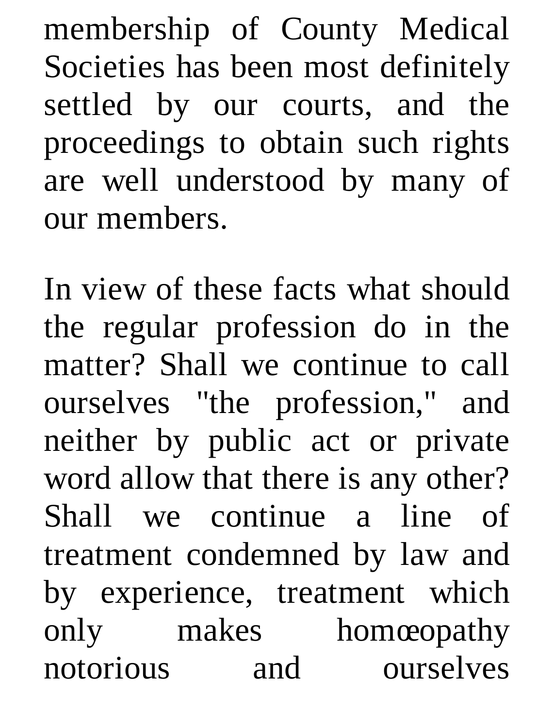membership of County Medical Societies has been most definitely settled by our courts, and the proceedings to obtain such rights are well understood by many of our members.

In view of these facts what should the regular profession do in the matter? Shall we continue to call ourselves "the profession," and neither by public act or private word allow that there is any other? Shall we continue a line of treatment condemned by law and by experience, treatment which only makes homœopathy notorious and ourselves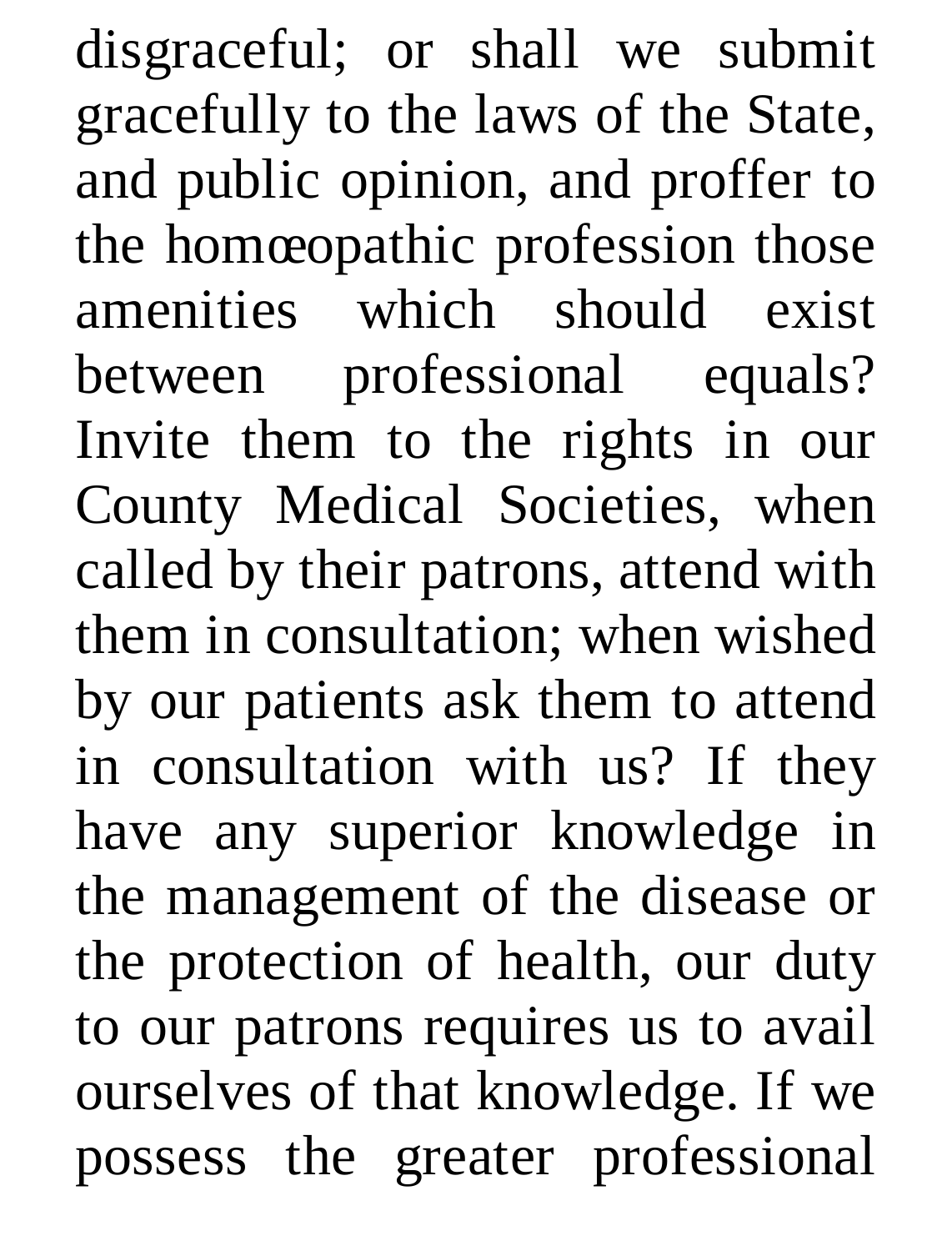disgraceful; or shall we submit gracefully to the laws of the State, and public opinion, and proffer to the homœopathic profession those amenities which should exist between professional equals? Invite them to the rights in our County Medical Societies, when called by their patrons, attend with them in consultation; when wished by our patients ask them to attend in consultation with us? If they have any superior knowledge in the management of the disease or the protection of health, our duty to our patrons requires us to avail ourselves of that knowledge. If we possess the greater professional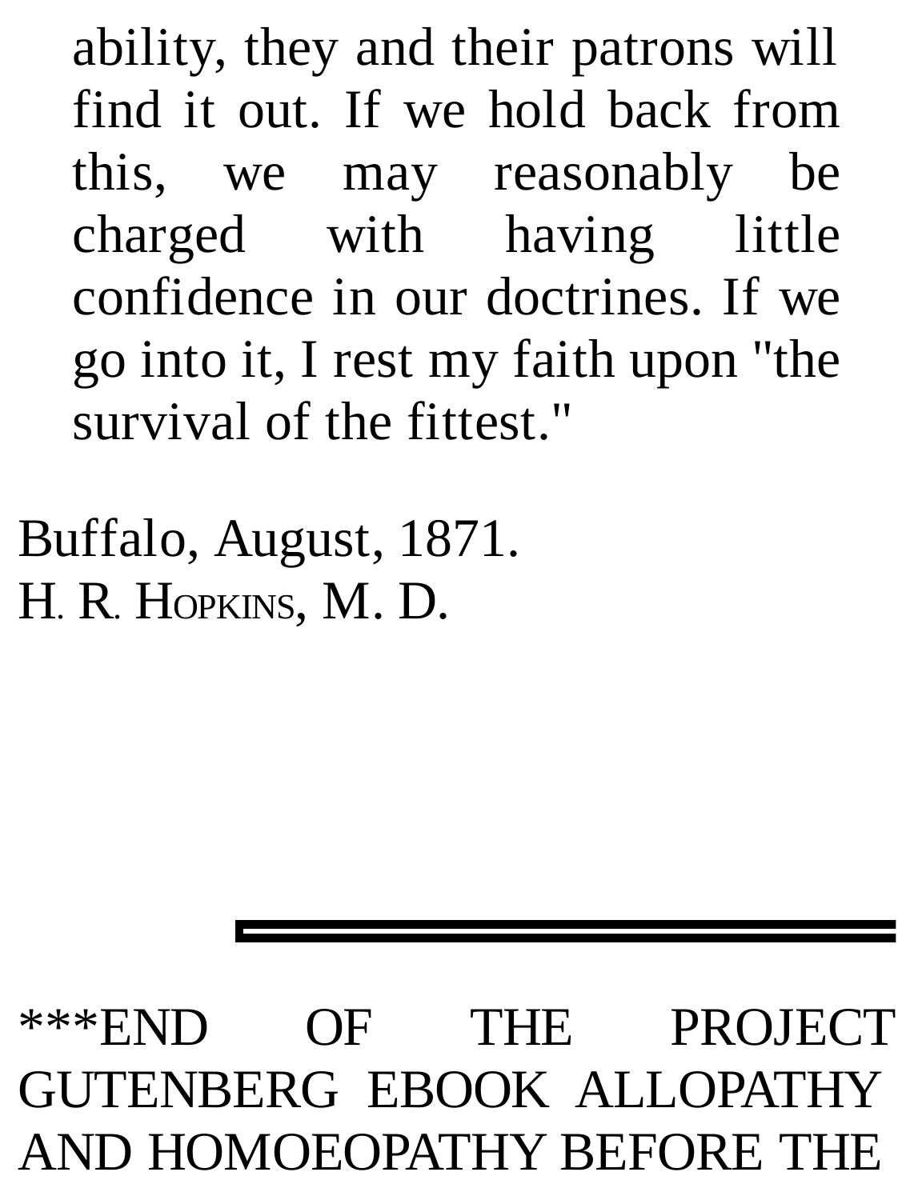ability, they and their patrons will find it out. If we hold back from this, we may reasonably be charged with having little confidence in our doctrines. If we go into it, I rest my faith upon "the survival of the fittest."

Buffalo, August, 1871.
H. R. HOPKINS, M. D.

---

***END OF THE PROJECT GUTENBERG EBOOK ALLOPATHY AND HOMOEOPATHY BEFORE THE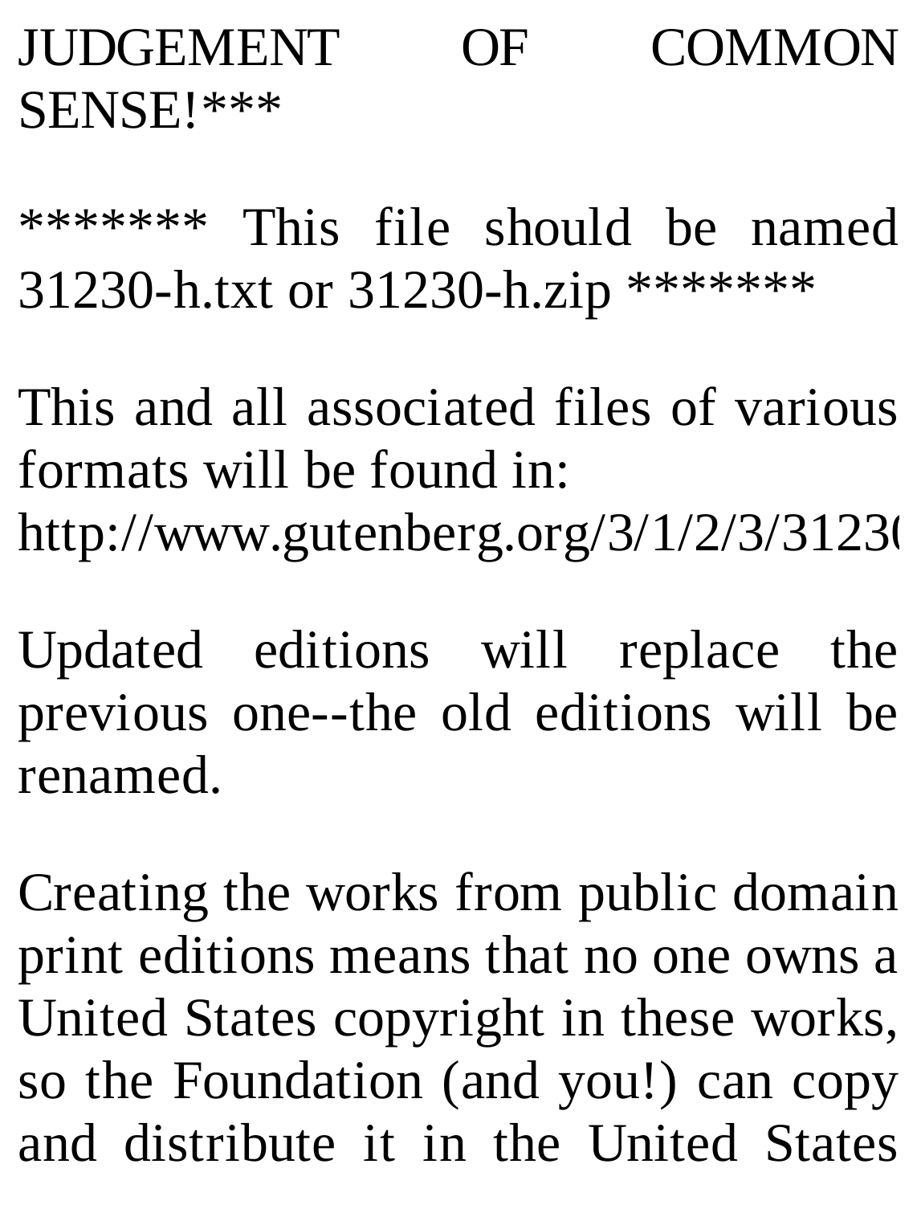JUDGEMENT OF COMMON SENSE!***

******* This file should be named 31230-h.txt or 31230-h.zip *******

This and all associated files of various formats will be found in:
http://www.gutenberg.org/3/1/2/3/3123

Updated editions will replace the previous one--the old editions will be renamed.

Creating the works from public domain print editions means that no one owns a United States copyright in these works, so the Foundation (and you!) can copy and distribute it in the United States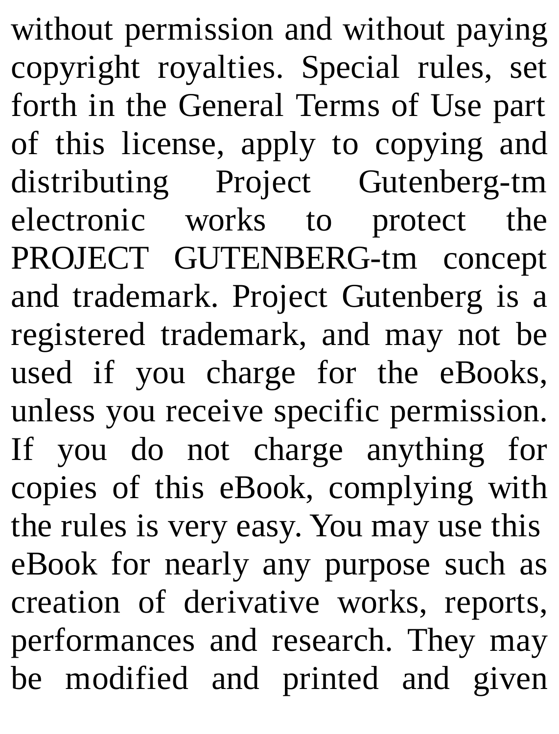without permission and without paying copyright royalties. Special rules, set forth in the General Terms of Use part of this license, apply to copying and distributing Project Gutenberg-tm electronic works to protect the PROJECT GUTENBERG-tm concept and trademark. Project Gutenberg is a registered trademark, and may not be used if you charge for the eBooks, unless you receive specific permission. If you do not charge anything for copies of this eBook, complying with the rules is very easy. You may use this eBook for nearly any purpose such as creation of derivative works, reports, performances and research. They may be modified and printed and given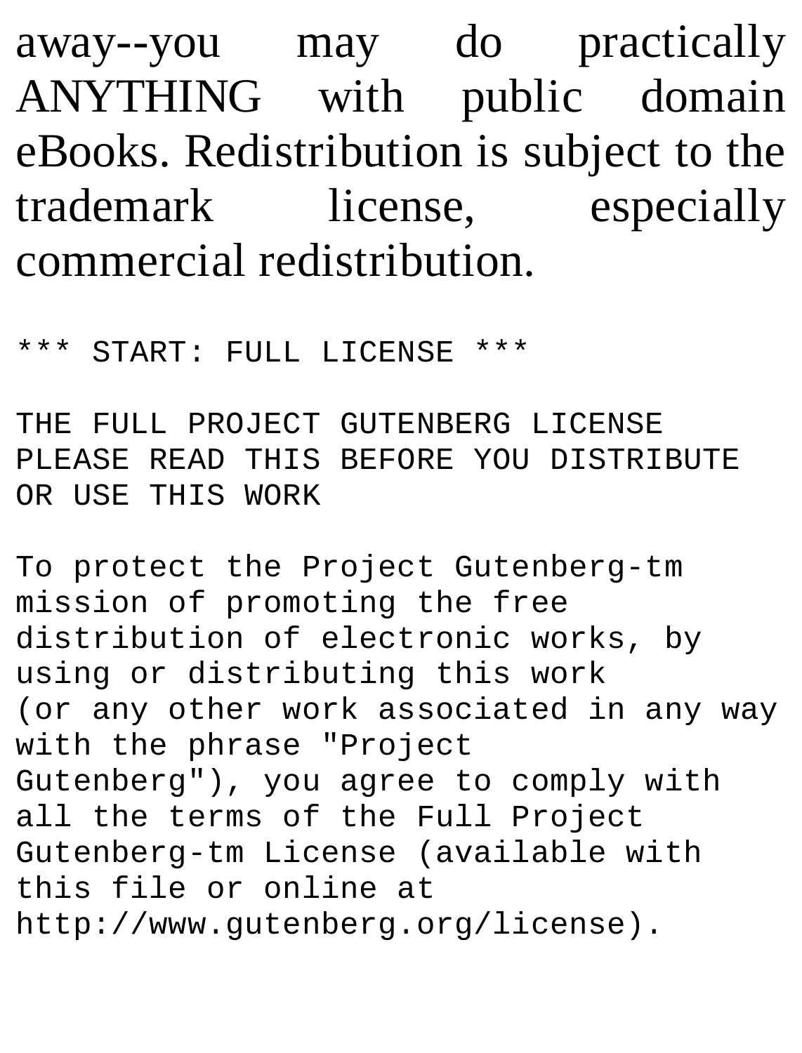away--you may do practically ANYTHING with public domain eBooks. Redistribution is subject to the trademark license, especially commercial redistribution.

```
*** START: FULL LICENSE ***

THE FULL PROJECT GUTENBERG LICENSE
PLEASE READ THIS BEFORE YOU DISTRIBUTE
OR USE THIS WORK

To protect the Project Gutenberg-tm
mission of promoting the free
distribution of electronic works, by
using or distributing this work
(or any other work associated in any way
with the phrase "Project
Gutenberg"), you agree to comply with
all the terms of the Full Project
Gutenberg-tm License (available with
this file or online at
http://www.gutenberg.org/license).
```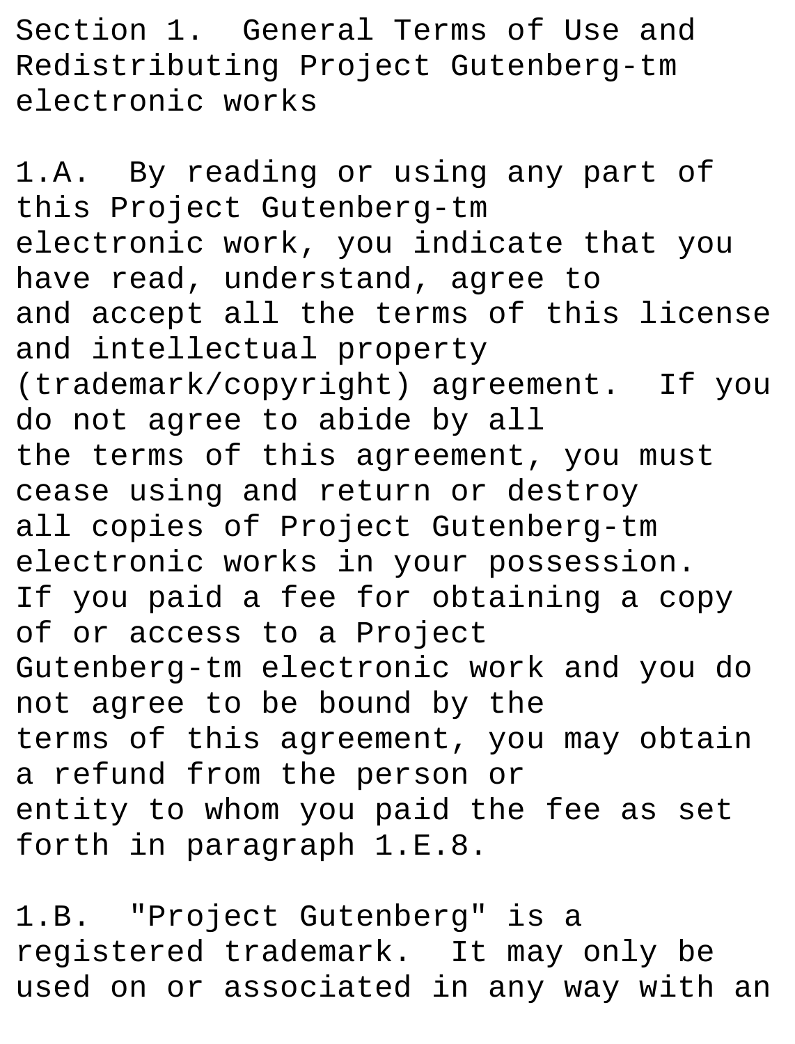Section 1. General Terms of Use and Redistributing Project Gutenberg-tm electronic works

1.A. By reading or using any part of this Project Gutenberg-tm electronic work, you indicate that you have read, understand, agree to and accept all the terms of this license and intellectual property (trademark/copyright) agreement. If you do not agree to abide by all the terms of this agreement, you must cease using and return or destroy all copies of Project Gutenberg-tm electronic works in your possession. If you paid a fee for obtaining a copy of or access to a Project Gutenberg-tm electronic work and you do not agree to be bound by the terms of this agreement, you may obtain a refund from the person or entity to whom you paid the fee as set forth in paragraph 1.E.8.

1.B. "Project Gutenberg" is a registered trademark. It may only be used on or associated in any way with an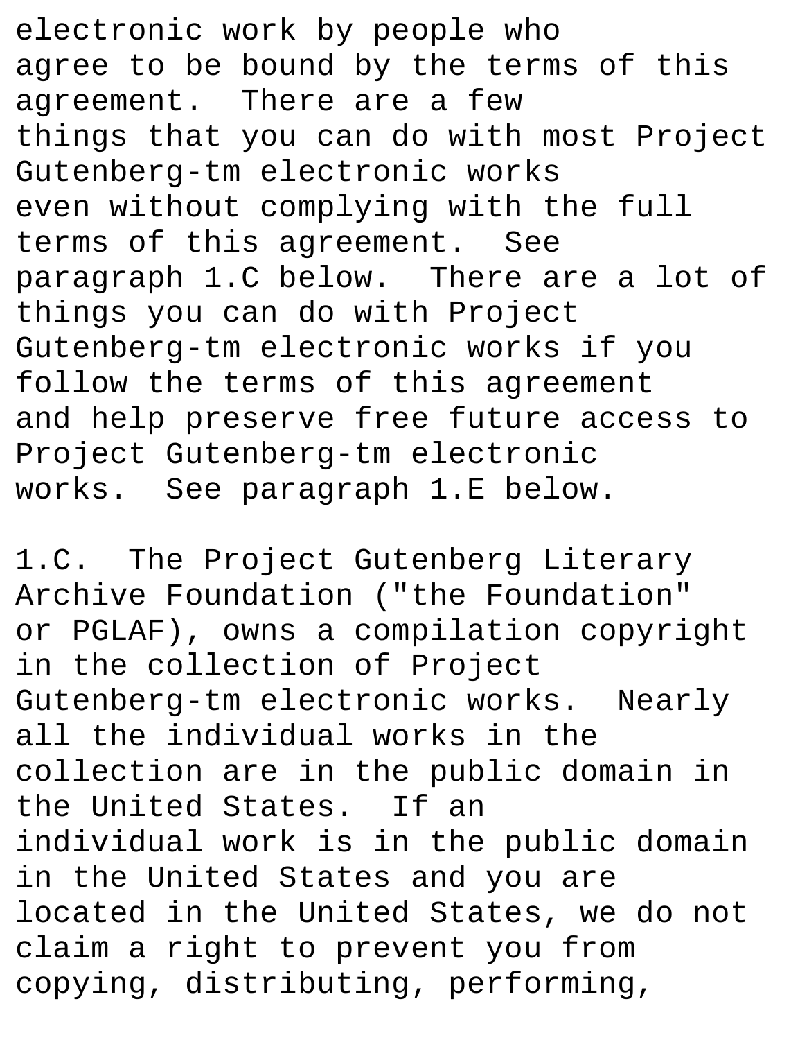electronic work by people who agree to be bound by the terms of this agreement. There are a few things that you can do with most Project Gutenberg-tm electronic works even without complying with the full terms of this agreement. See paragraph 1.C below. There are a lot of things you can do with Project Gutenberg-tm electronic works if you follow the terms of this agreement and help preserve free future access to Project Gutenberg-tm electronic works. See paragraph 1.E below.

1.C. The Project Gutenberg Literary Archive Foundation ("the Foundation" or PGLAF), owns a compilation copyright in the collection of Project Gutenberg-tm electronic works. Nearly all the individual works in the collection are in the public domain in the United States. If an individual work is in the public domain in the United States and you are located in the United States, we do not claim a right to prevent you from copying, distributing, performing,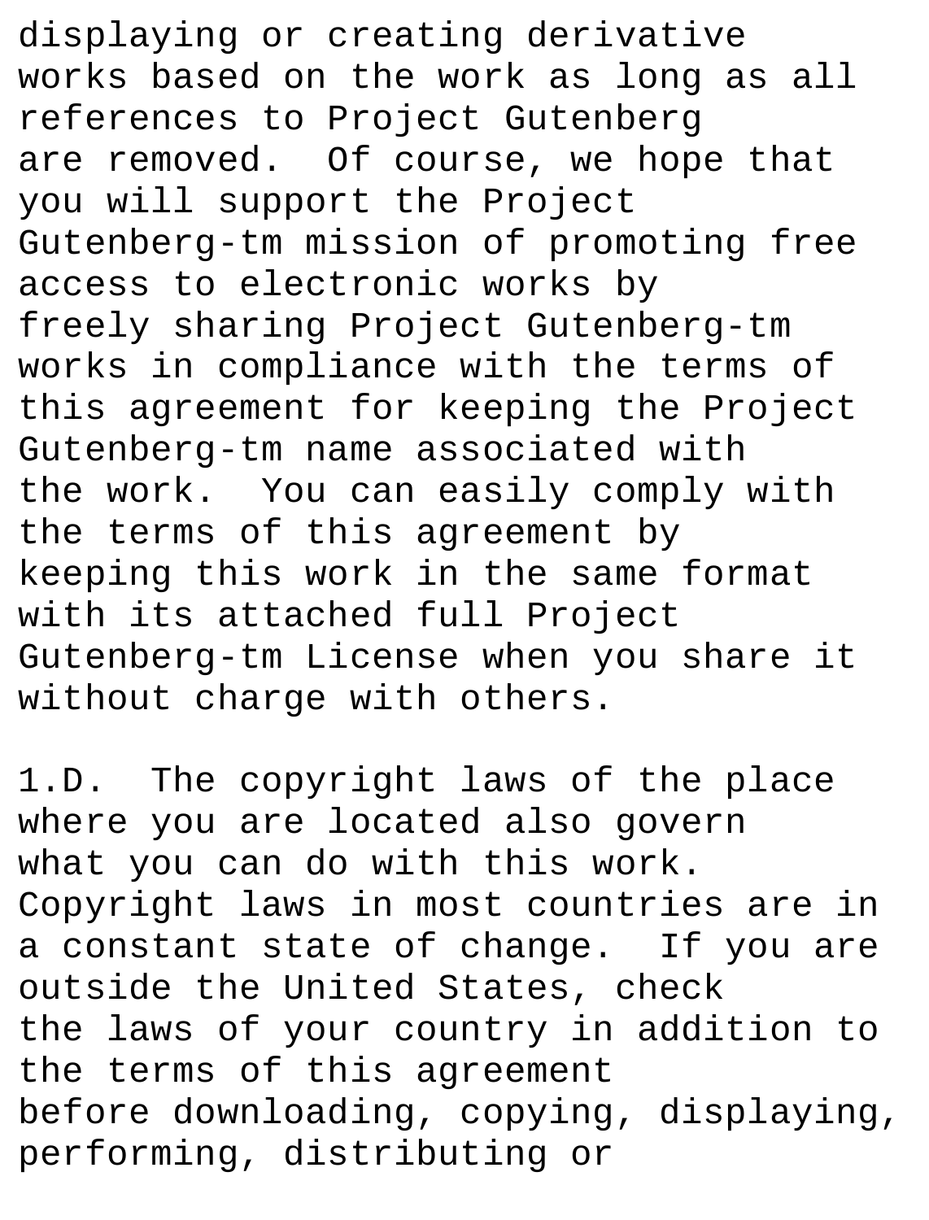displaying or creating derivative works based on the work as long as all references to Project Gutenberg are removed.  Of course, we hope that you will support the Project Gutenberg-tm mission of promoting free access to electronic works by freely sharing Project Gutenberg-tm works in compliance with the terms of this agreement for keeping the Project Gutenberg-tm name associated with the work.  You can easily comply with the terms of this agreement by keeping this work in the same format with its attached full Project Gutenberg-tm License when you share it without charge with others.

1.D.  The copyright laws of the place where you are located also govern what you can do with this work.  Copyright laws in most countries are in a constant state of change.  If you are outside the United States, check the laws of your country in addition to the terms of this agreement before downloading, copying, displaying, performing, distributing or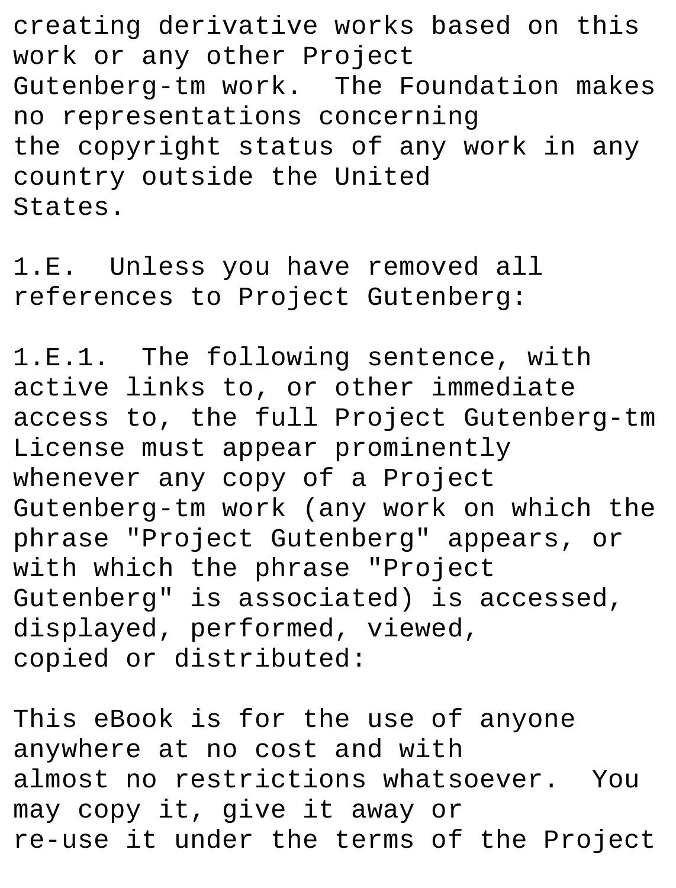creating derivative works based on this work or any other Project Gutenberg-tm work. The Foundation makes no representations concerning the copyright status of any work in any country outside the United States.

1.E. Unless you have removed all references to Project Gutenberg:

1.E.1. The following sentence, with active links to, or other immediate access to, the full Project Gutenberg-tm License must appear prominently whenever any copy of a Project Gutenberg-tm work (any work on which the phrase "Project Gutenberg" appears, or with which the phrase "Project Gutenberg" is associated) is accessed, displayed, performed, viewed, copied or distributed:

This eBook is for the use of anyone anywhere at no cost and with almost no restrictions whatsoever. You may copy it, give it away or re-use it under the terms of the Project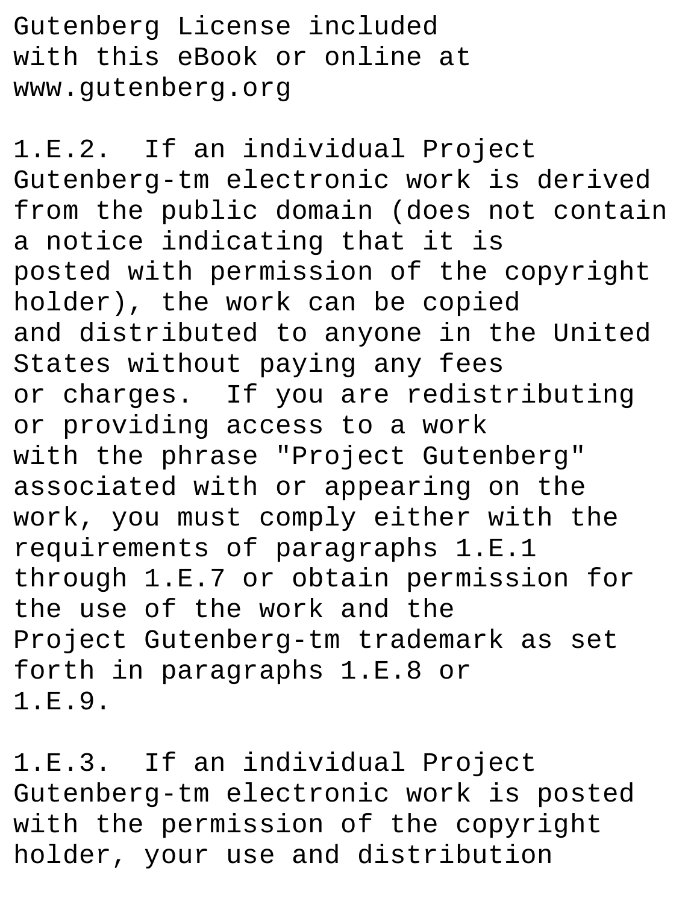Gutenberg License included with this eBook or online at www.gutenberg.org

1.E.2. If an individual Project Gutenberg-tm electronic work is derived from the public domain (does not contain a notice indicating that it is posted with permission of the copyright holder), the work can be copied and distributed to anyone in the United States without paying any fees or charges. If you are redistributing or providing access to a work with the phrase "Project Gutenberg" associated with or appearing on the work, you must comply either with the requirements of paragraphs 1.E.1 through 1.E.7 or obtain permission for the use of the work and the Project Gutenberg-tm trademark as set forth in paragraphs 1.E.8 or 1.E.9.

1.E.3. If an individual Project Gutenberg-tm electronic work is posted with the permission of the copyright holder, your use and distribution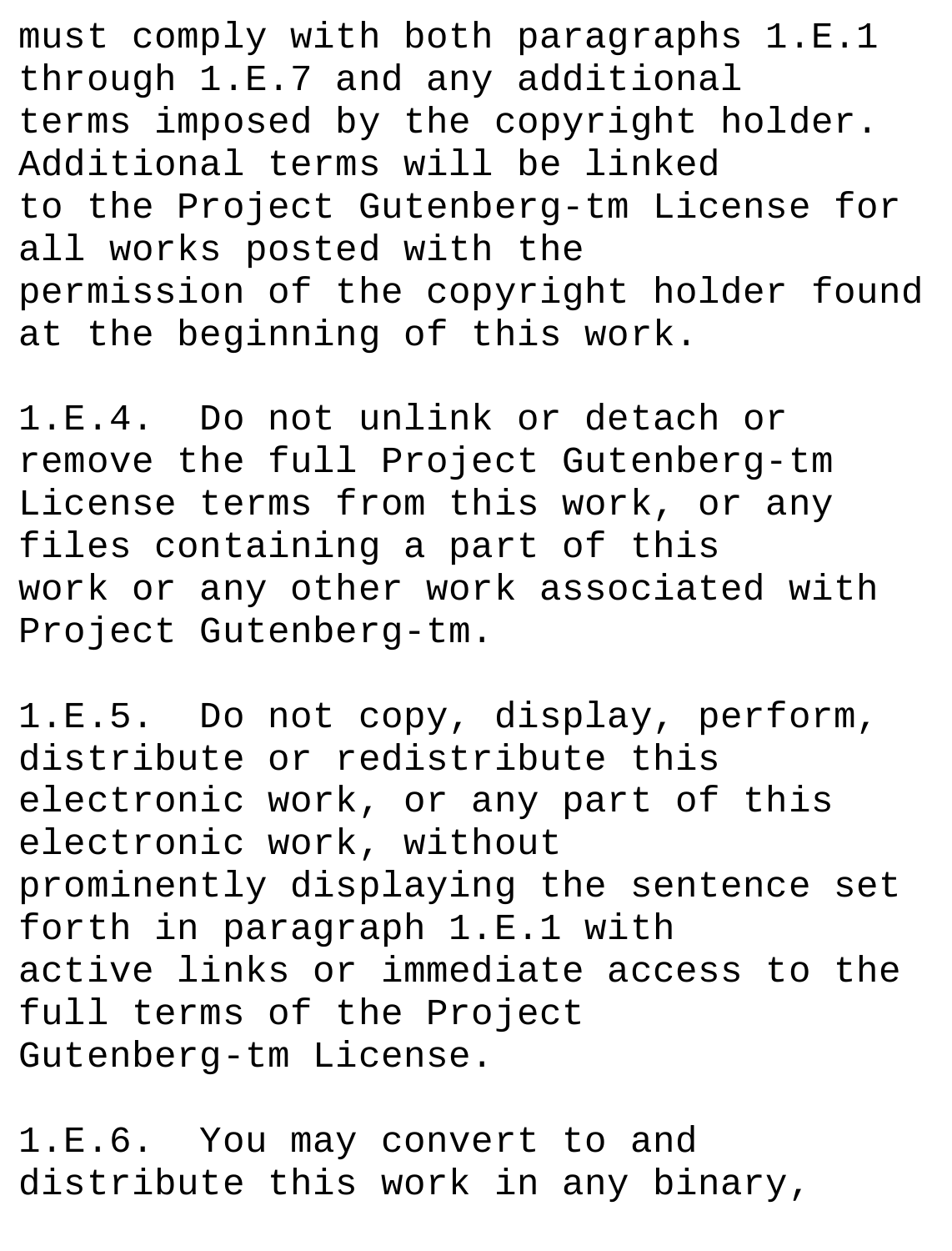must comply with both paragraphs 1.E.1 through 1.E.7 and any additional terms imposed by the copyright holder. Additional terms will be linked to the Project Gutenberg-tm License for all works posted with the permission of the copyright holder found at the beginning of this work.

1.E.4. Do not unlink or detach or remove the full Project Gutenberg-tm License terms from this work, or any files containing a part of this work or any other work associated with Project Gutenberg-tm.

1.E.5. Do not copy, display, perform, distribute or redistribute this electronic work, or any part of this electronic work, without prominently displaying the sentence set forth in paragraph 1.E.1 with active links or immediate access to the full terms of the Project Gutenberg-tm License.

1.E.6. You may convert to and distribute this work in any binary,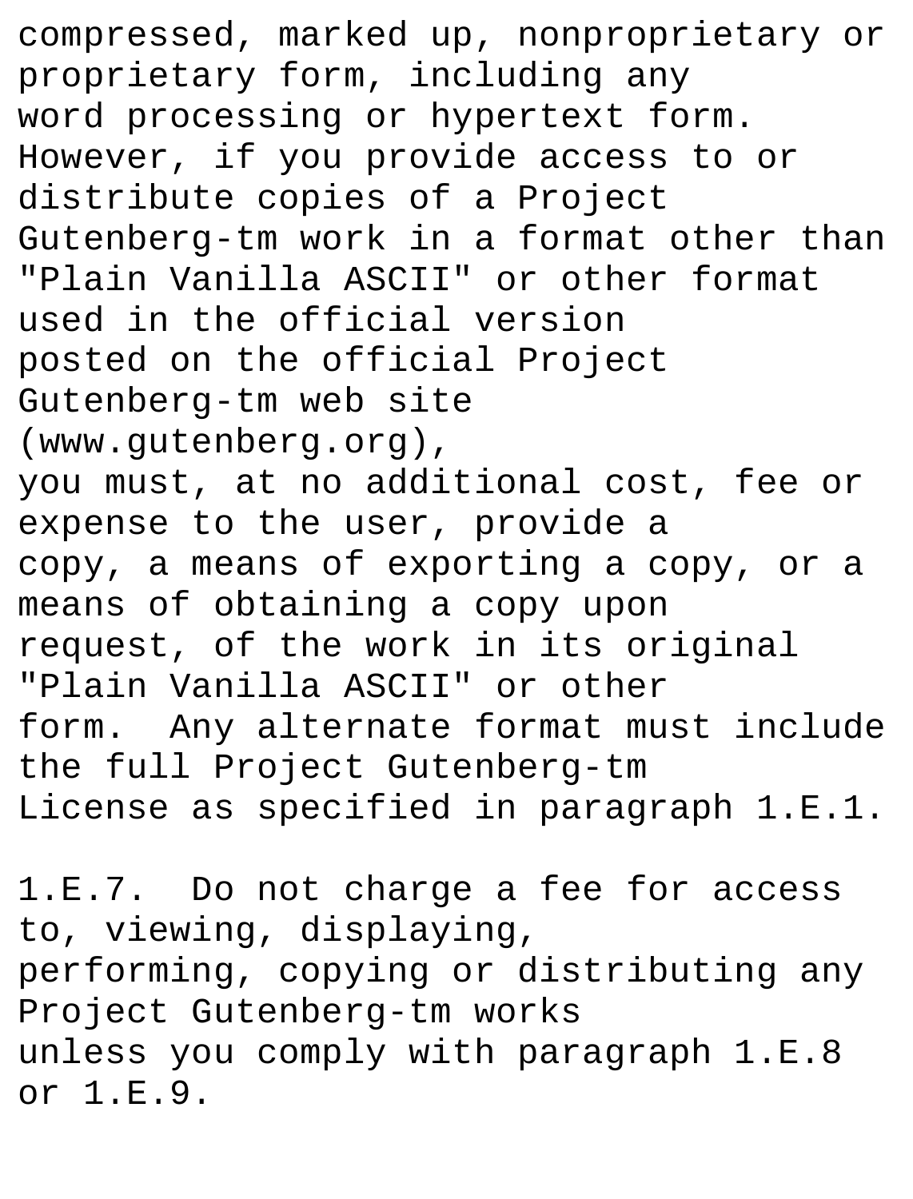compressed, marked up, nonproprietary or proprietary form, including any word processing or hypertext form. However, if you provide access to or distribute copies of a Project Gutenberg-tm work in a format other than "Plain Vanilla ASCII" or other format used in the official version posted on the official Project Gutenberg-tm web site (www.gutenberg.org), you must, at no additional cost, fee or expense to the user, provide a copy, a means of exporting a copy, or a means of obtaining a copy upon request, of the work in its original "Plain Vanilla ASCII" or other form. Any alternate format must include the full Project Gutenberg-tm License as specified in paragraph 1.E.1.

1.E.7. Do not charge a fee for access to, viewing, displaying, performing, copying or distributing any Project Gutenberg-tm works unless you comply with paragraph 1.E.8 or 1.E.9.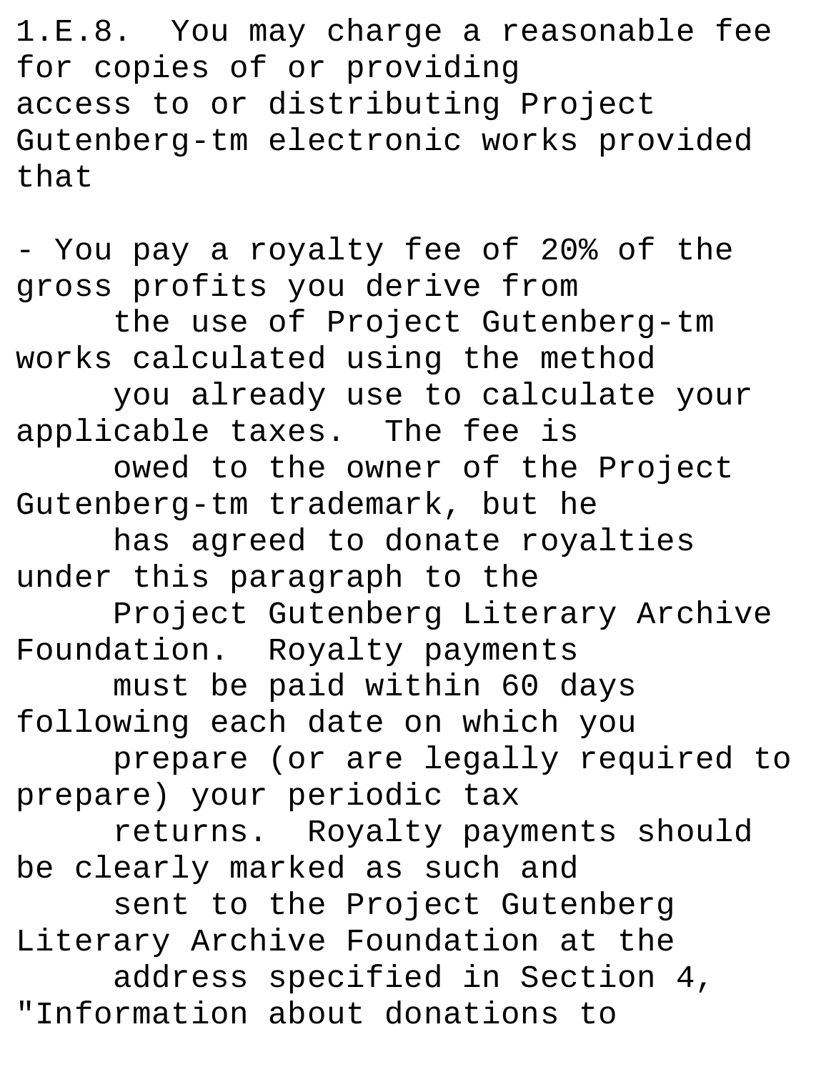1.E.8. You may charge a reasonable fee for copies of or providing access to or distributing Project Gutenberg-tm electronic works provided that

- You pay a royalty fee of 20% of the gross profits you derive from the use of Project Gutenberg-tm works calculated using the method you already use to calculate your applicable taxes. The fee is owed to the owner of the Project Gutenberg-tm trademark, but he has agreed to donate royalties under this paragraph to the Project Gutenberg Literary Archive Foundation. Royalty payments must be paid within 60 days following each date on which you prepare (or are legally required to prepare) your periodic tax returns. Royalty payments should be clearly marked as such and sent to the Project Gutenberg Literary Archive Foundation at the address specified in Section 4, "Information about donations to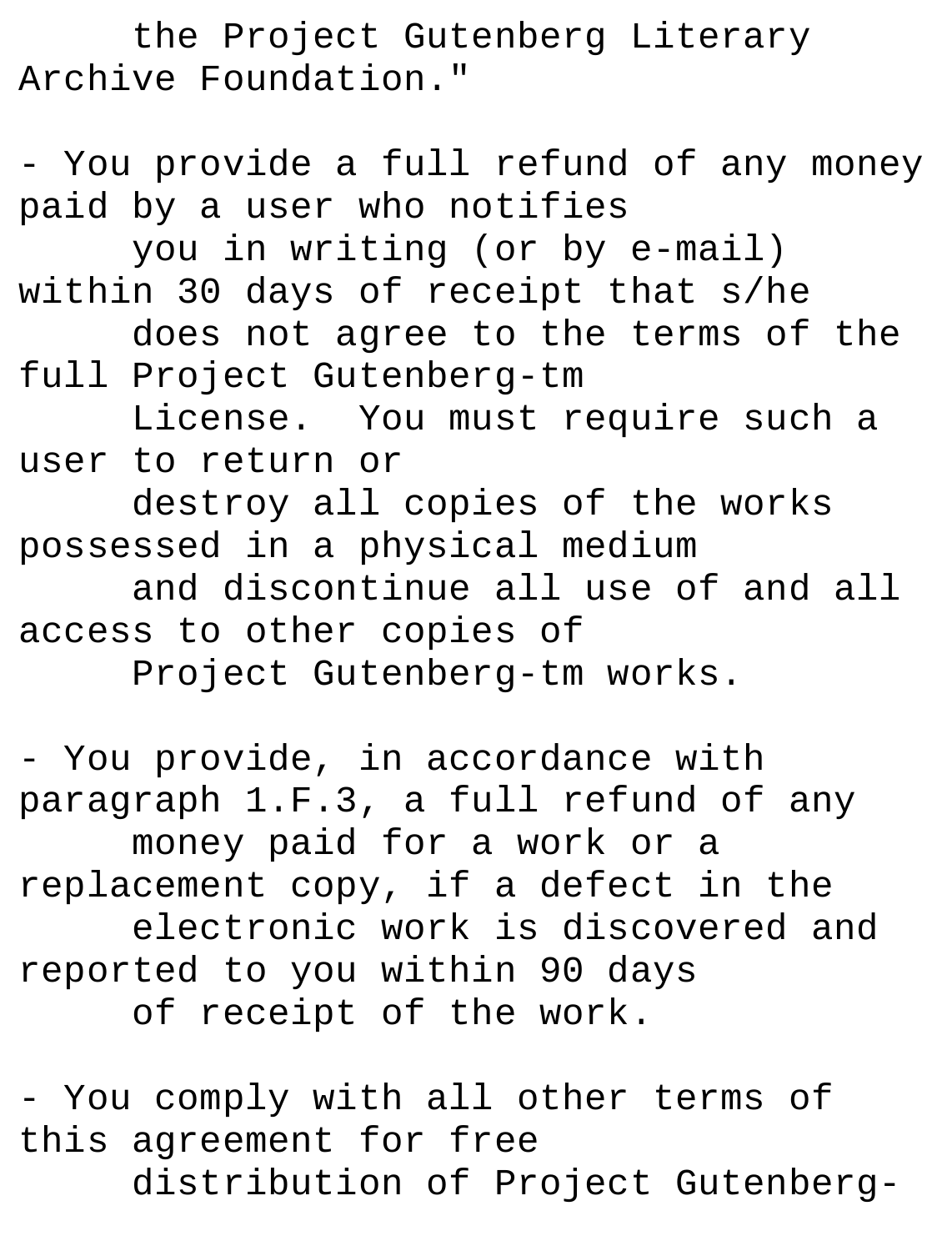the Project Gutenberg Literary Archive Foundation."

- You provide a full refund of any money paid by a user who notifies you in writing (or by e-mail) within 30 days of receipt that s/he does not agree to the terms of the full Project Gutenberg-tm License. You must require such a user to return or destroy all copies of the works possessed in a physical medium and discontinue all use of and all access to other copies of Project Gutenberg-tm works.

- You provide, in accordance with paragraph 1.F.3, a full refund of any money paid for a work or a replacement copy, if a defect in the electronic work is discovered and reported to you within 90 days of receipt of the work.

- You comply with all other terms of this agreement for free distribution of Project Gutenberg-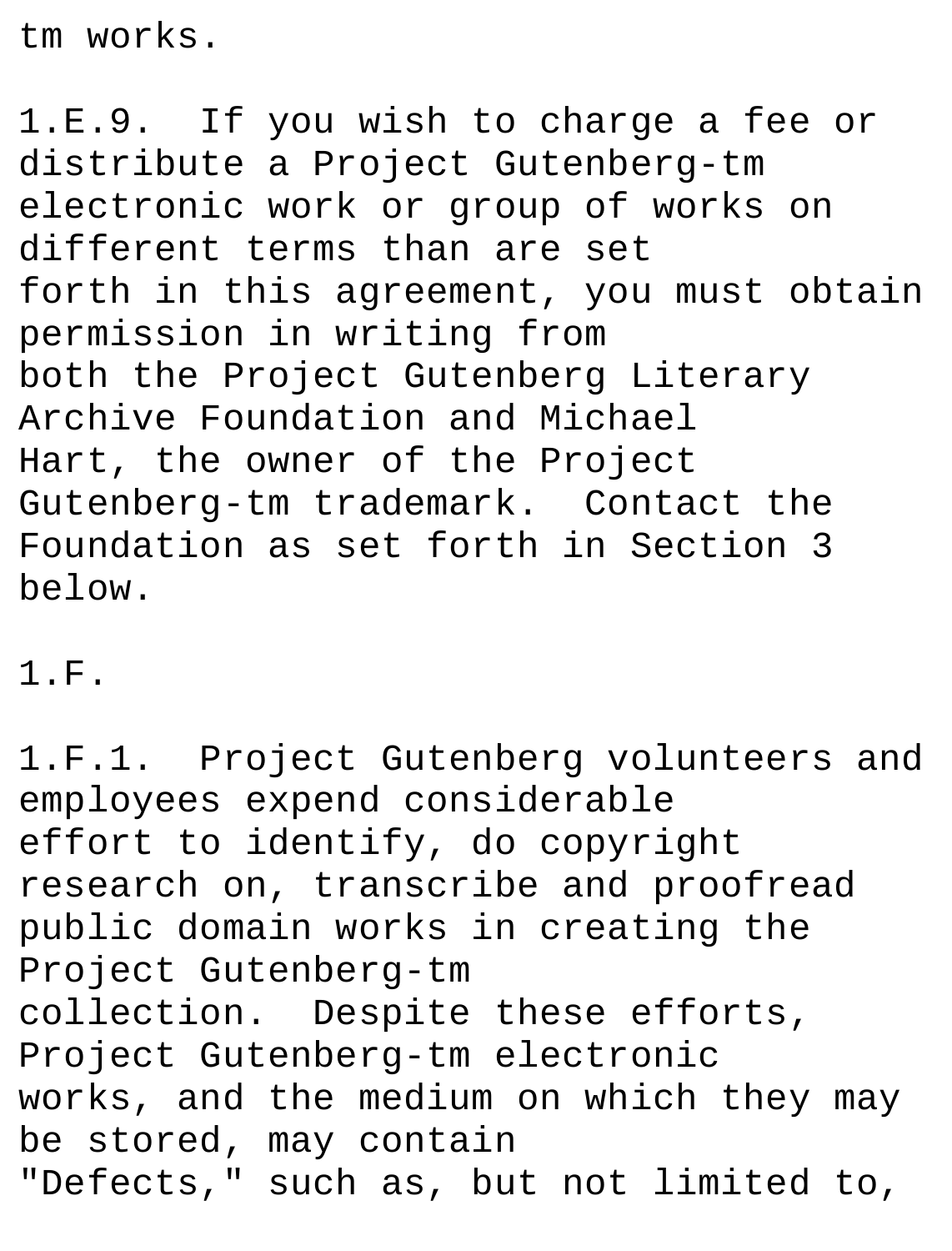tm works.

1.E.9. If you wish to charge a fee or distribute a Project Gutenberg-tm electronic work or group of works on different terms than are set forth in this agreement, you must obtain permission in writing from both the Project Gutenberg Literary Archive Foundation and Michael Hart, the owner of the Project Gutenberg-tm trademark. Contact the Foundation as set forth in Section 3 below.

1.F.

1.F.1. Project Gutenberg volunteers and employees expend considerable effort to identify, do copyright research on, transcribe and proofread public domain works in creating the Project Gutenberg-tm collection. Despite these efforts, Project Gutenberg-tm electronic works, and the medium on which they may be stored, may contain "Defects," such as, but not limited to,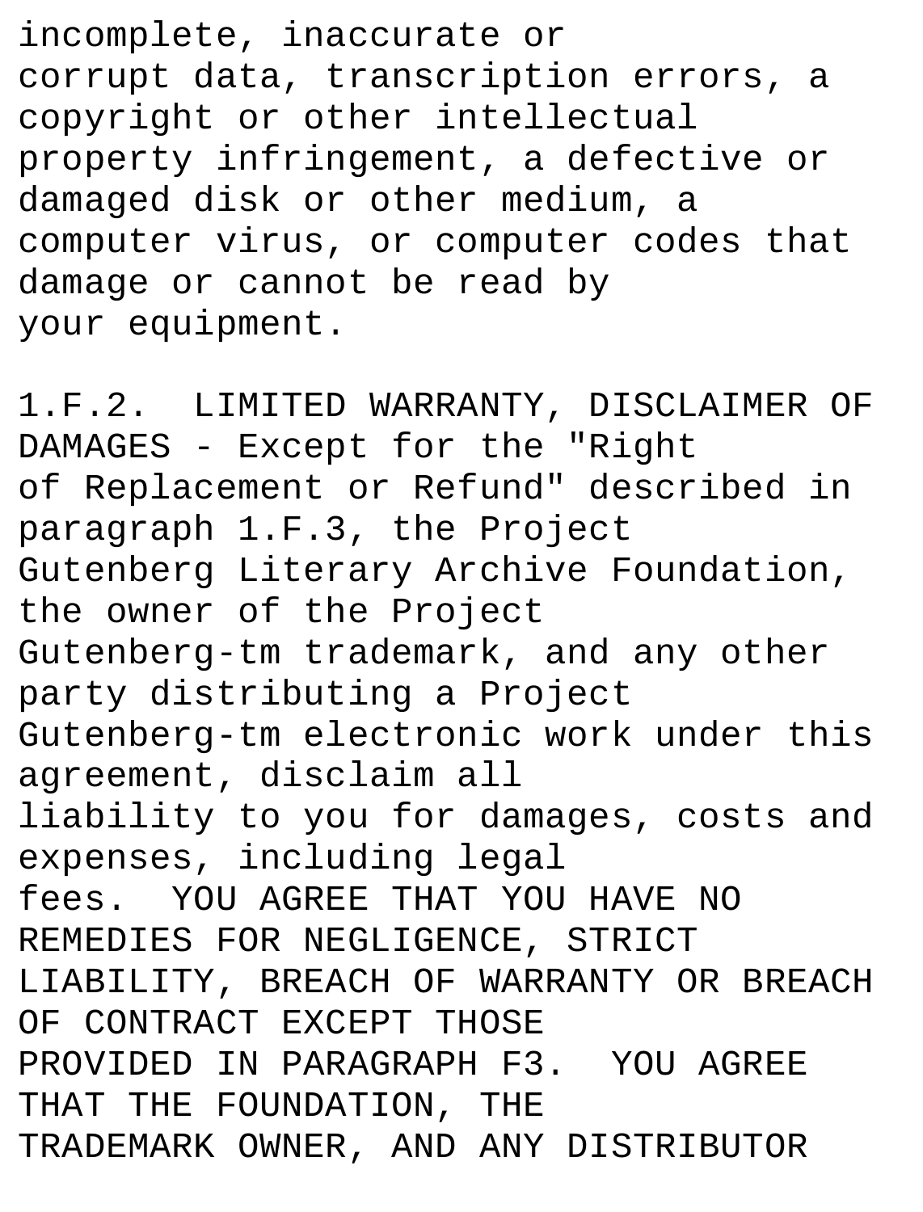incomplete, inaccurate or
corrupt data, transcription errors, a
copyright or other intellectual
property infringement, a defective or
damaged disk or other medium, a
computer virus, or computer codes that
damage or cannot be read by
your equipment.

1.F.2. LIMITED WARRANTY, DISCLAIMER OF DAMAGES - Except for the "Right
of Replacement or Refund" described in paragraph 1.F.3, the Project
Gutenberg Literary Archive Foundation, the owner of the Project
Gutenberg-tm trademark, and any other party distributing a Project
Gutenberg-tm electronic work under this agreement, disclaim all
liability to you for damages, costs and expenses, including legal
fees. YOU AGREE THAT YOU HAVE NO REMEDIES FOR NEGLIGENCE, STRICT
LIABILITY, BREACH OF WARRANTY OR BREACH OF CONTRACT EXCEPT THOSE
PROVIDED IN PARAGRAPH F3. YOU AGREE THAT THE FOUNDATION, THE
TRADEMARK OWNER, AND ANY DISTRIBUTOR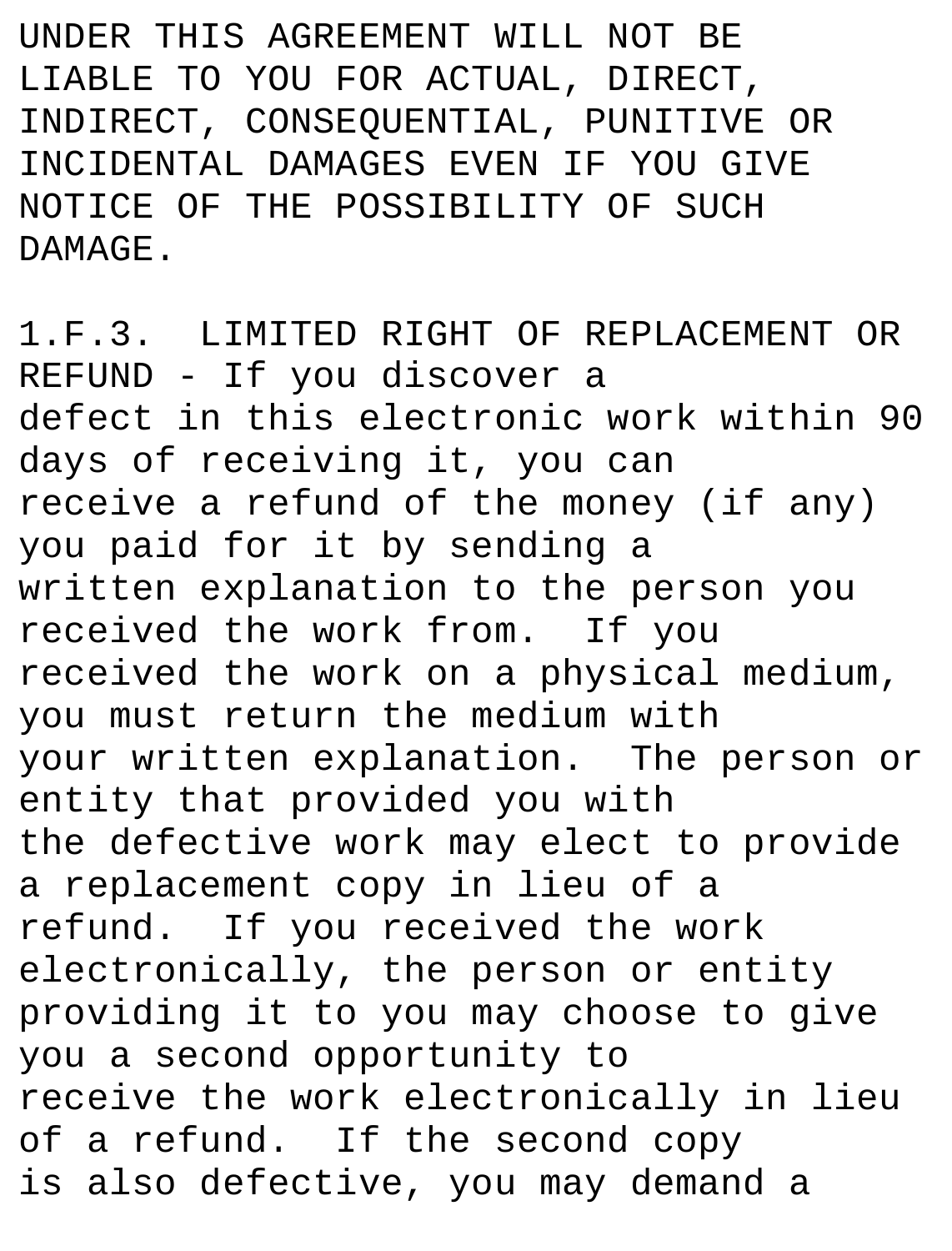UNDER THIS AGREEMENT WILL NOT BE LIABLE TO YOU FOR ACTUAL, DIRECT, INDIRECT, CONSEQUENTIAL, PUNITIVE OR INCIDENTAL DAMAGES EVEN IF YOU GIVE NOTICE OF THE POSSIBILITY OF SUCH DAMAGE.

1.F.3. LIMITED RIGHT OF REPLACEMENT OR REFUND - If you discover a defect in this electronic work within 90 days of receiving it, you can receive a refund of the money (if any) you paid for it by sending a written explanation to the person you received the work from. If you received the work on a physical medium, you must return the medium with your written explanation. The person or entity that provided you with the defective work may elect to provide a replacement copy in lieu of a refund. If you received the work electronically, the person or entity providing it to you may choose to give you a second opportunity to receive the work electronically in lieu of a refund. If the second copy is also defective, you may demand a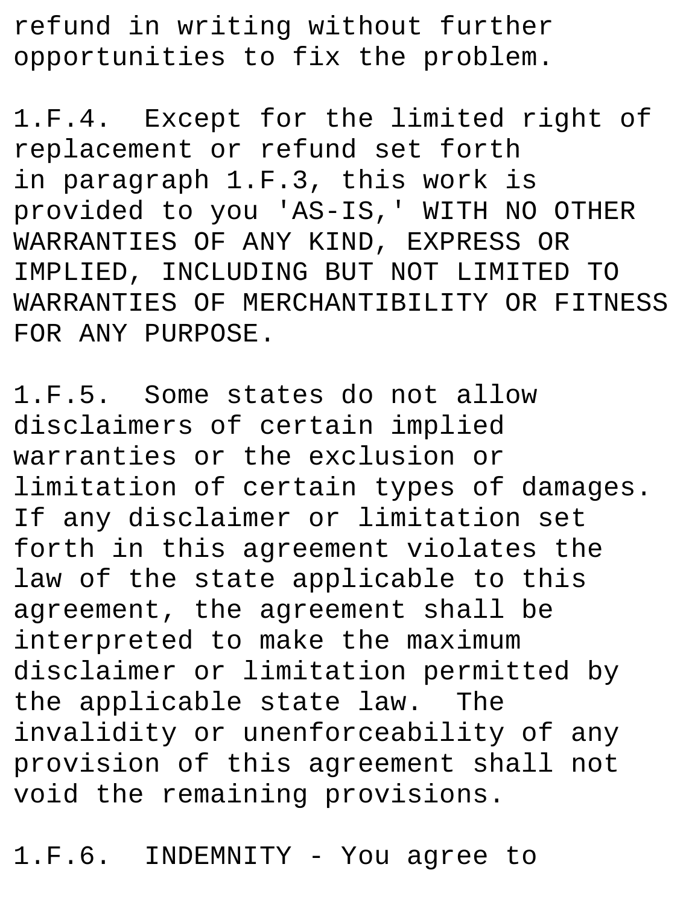refund in writing without further opportunities to fix the problem.

1.F.4. Except for the limited right of replacement or refund set forth in paragraph 1.F.3, this work is provided to you 'AS-IS,' WITH NO OTHER WARRANTIES OF ANY KIND, EXPRESS OR IMPLIED, INCLUDING BUT NOT LIMITED TO WARRANTIES OF MERCHANTIBILITY OR FITNESS FOR ANY PURPOSE.

1.F.5. Some states do not allow disclaimers of certain implied warranties or the exclusion or limitation of certain types of damages. If any disclaimer or limitation set forth in this agreement violates the law of the state applicable to this agreement, the agreement shall be interpreted to make the maximum disclaimer or limitation permitted by the applicable state law. The invalidity or unenforceability of any provision of this agreement shall not void the remaining provisions.

1.F.6. INDEMNITY - You agree to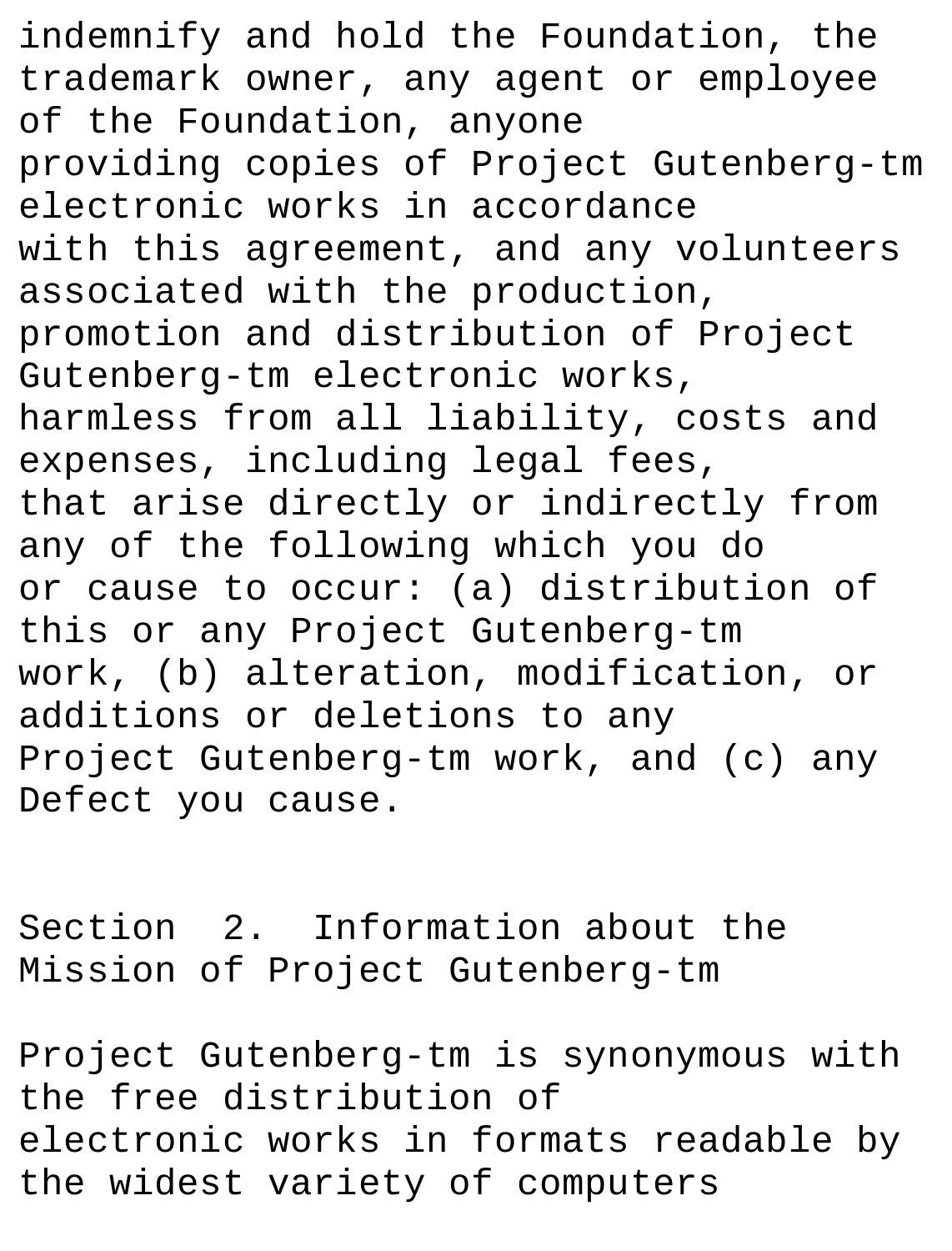indemnify and hold the Foundation, the trademark owner, any agent or employee of the Foundation, anyone providing copies of Project Gutenberg-tm electronic works in accordance with this agreement, and any volunteers associated with the production, promotion and distribution of Project Gutenberg-tm electronic works, harmless from all liability, costs and expenses, including legal fees, that arise directly or indirectly from any of the following which you do or cause to occur: (a) distribution of this or any Project Gutenberg-tm work, (b) alteration, modification, or additions or deletions to any Project Gutenberg-tm work, and (c) any Defect you cause.

## Section 2. Information about the Mission of Project Gutenberg-tm

Project Gutenberg-tm is synonymous with the free distribution of electronic works in formats readable by the widest variety of computers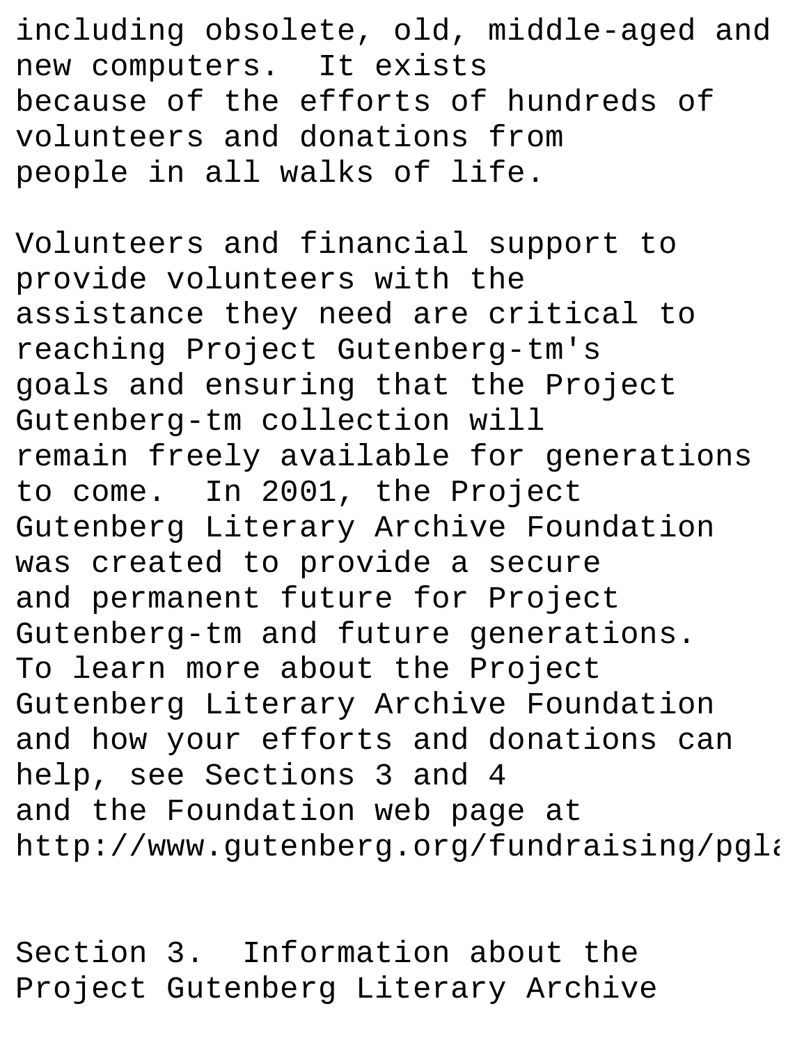including obsolete, old, middle-aged and new computers. It exists because of the efforts of hundreds of volunteers and donations from people in all walks of life.

Volunteers and financial support to provide volunteers with the assistance they need are critical to reaching Project Gutenberg-tm's goals and ensuring that the Project Gutenberg-tm collection will remain freely available for generations to come. In 2001, the Project Gutenberg Literary Archive Foundation was created to provide a secure and permanent future for Project Gutenberg-tm and future generations. To learn more about the Project Gutenberg Literary Archive Foundation and how your efforts and donations can help, see Sections 3 and 4 and the Foundation web page at http://www.gutenberg.org/fundraising/pgla

Section 3. Information about the Project Gutenberg Literary Archive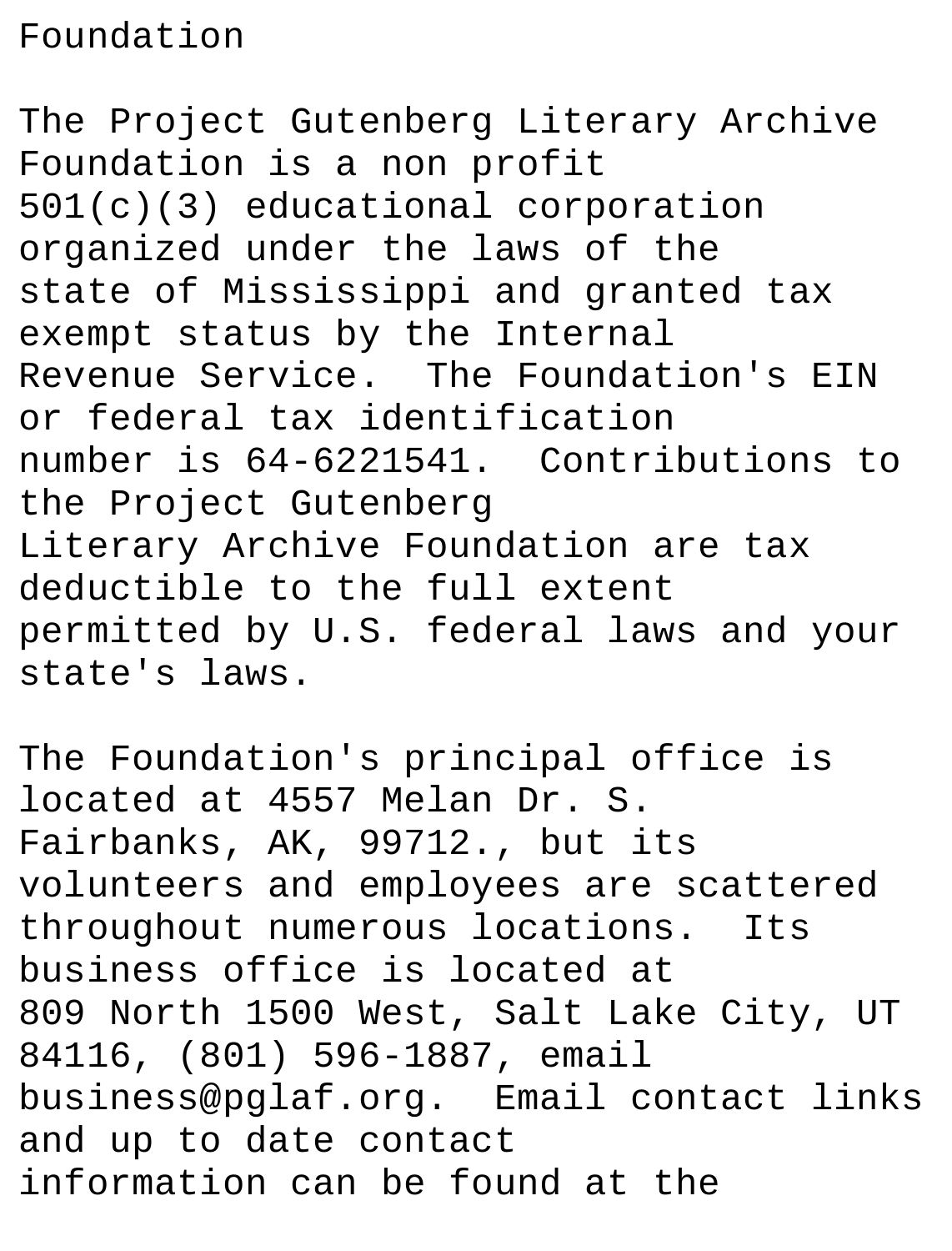Foundation

The Project Gutenberg Literary Archive Foundation is a non profit 501(c)(3) educational corporation organized under the laws of the state of Mississippi and granted tax exempt status by the Internal Revenue Service. The Foundation's EIN or federal tax identification number is 64-6221541. Contributions to the Project Gutenberg Literary Archive Foundation are tax deductible to the full extent permitted by U.S. federal laws and your state's laws.

The Foundation's principal office is located at 4557 Melan Dr. S. Fairbanks, AK, 99712., but its volunteers and employees are scattered throughout numerous locations. Its business office is located at 809 North 1500 West, Salt Lake City, UT 84116, (801) 596-1887, email business@pglaf.org. Email contact links and up to date contact information can be found at the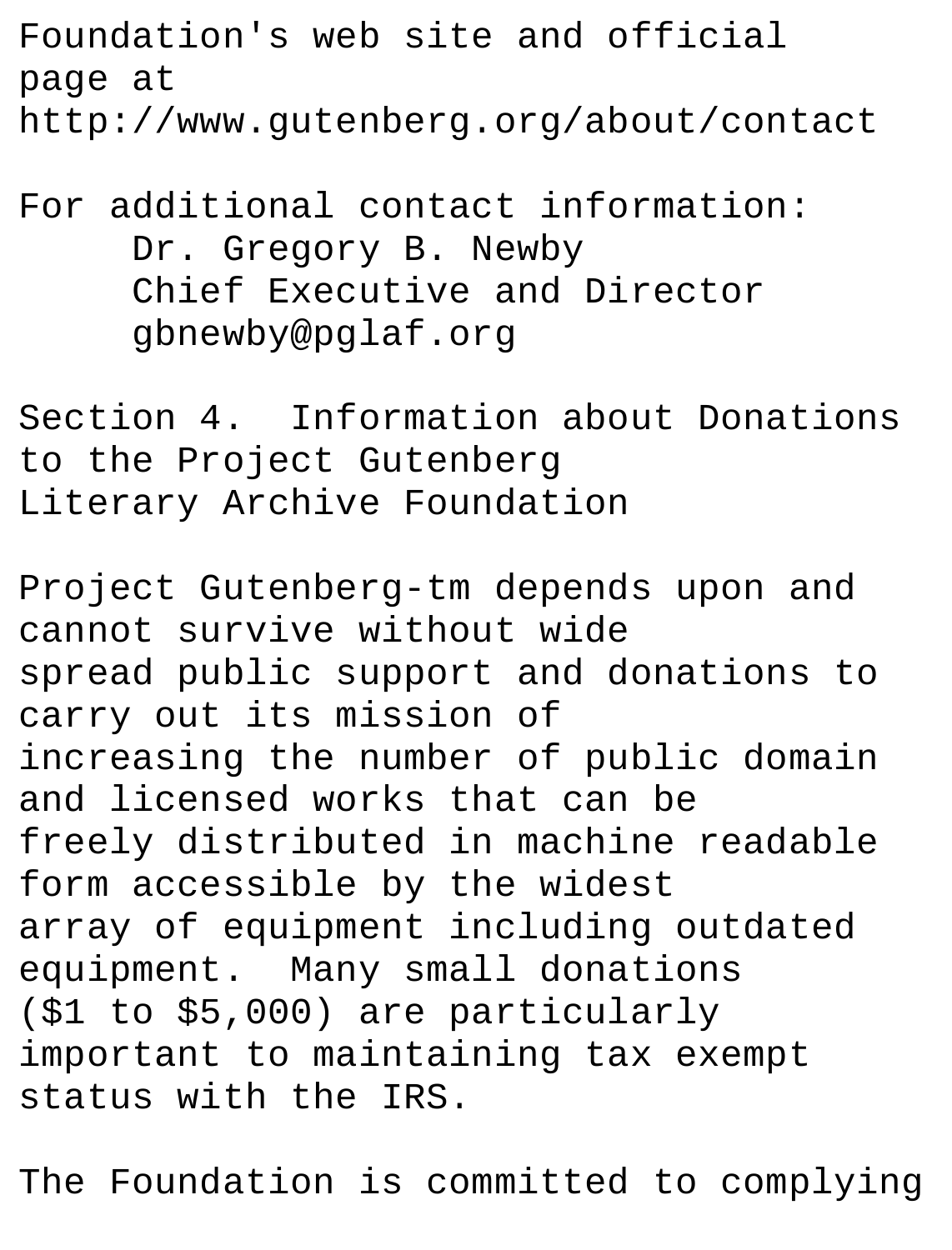Foundation's web site and official page at http://www.gutenberg.org/about/contact

For additional contact information:
    Dr. Gregory B. Newby
    Chief Executive and Director
    gbnewby@pglaf.org

Section 4. Information about Donations to the Project Gutenberg Literary Archive Foundation

Project Gutenberg-tm depends upon and cannot survive without wide spread public support and donations to carry out its mission of increasing the number of public domain and licensed works that can be freely distributed in machine readable form accessible by the widest array of equipment including outdated equipment. Many small donations ($1 to $5,000) are particularly important to maintaining tax exempt status with the IRS.

The Foundation is committed to complying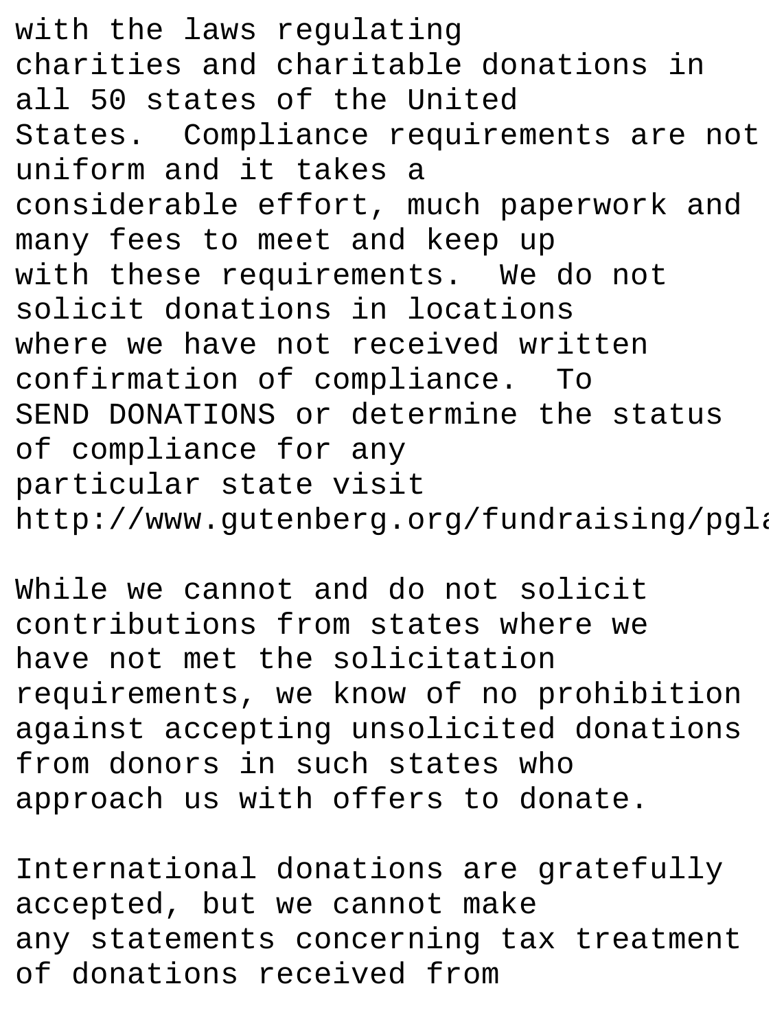with the laws regulating
charities and charitable donations in
all 50 states of the United
States.  Compliance requirements are not
uniform and it takes a
considerable effort, much paperwork and
many fees to meet and keep up
with these requirements.  We do not
solicit donations in locations
where we have not received written
confirmation of compliance.  To
SEND DONATIONS or determine the status
of compliance for any
particular state visit
http://www.gutenberg.org/fundraising/pgla

While we cannot and do not solicit
contributions from states where we
have not met the solicitation
requirements, we know of no prohibition
against accepting unsolicited donations
from donors in such states who
approach us with offers to donate.

International donations are gratefully
accepted, but we cannot make
any statements concerning tax treatment
of donations received from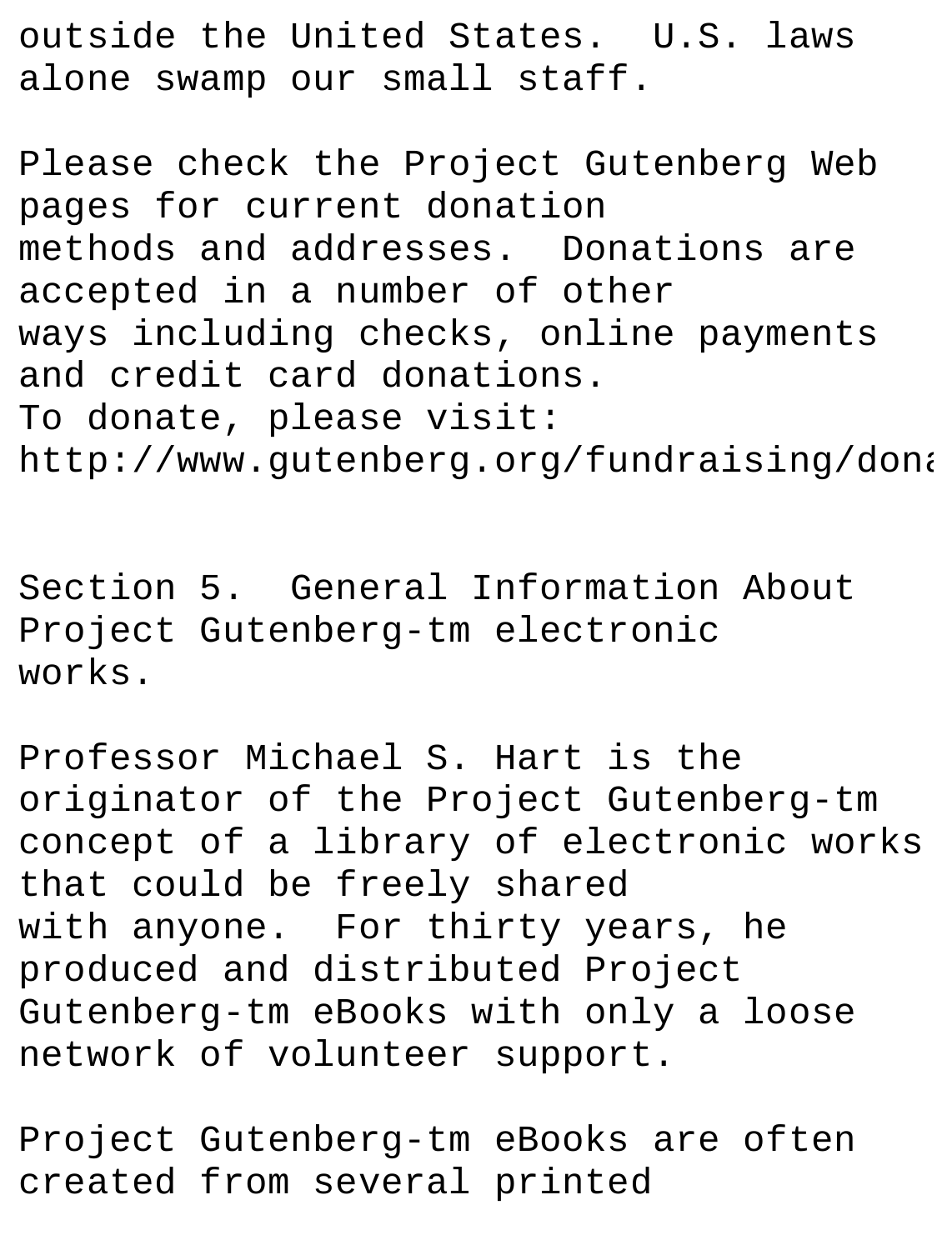outside the United States. U.S. laws alone swamp our small staff.

Please check the Project Gutenberg Web pages for current donation methods and addresses. Donations are accepted in a number of other ways including checks, online payments and credit card donations. To donate, please visit: http://www.gutenberg.org/fundraising/dona

Section 5. General Information About Project Gutenberg-tm electronic works.

Professor Michael S. Hart is the originator of the Project Gutenberg-tm concept of a library of electronic works that could be freely shared with anyone. For thirty years, he produced and distributed Project Gutenberg-tm eBooks with only a loose network of volunteer support.

Project Gutenberg-tm eBooks are often created from several printed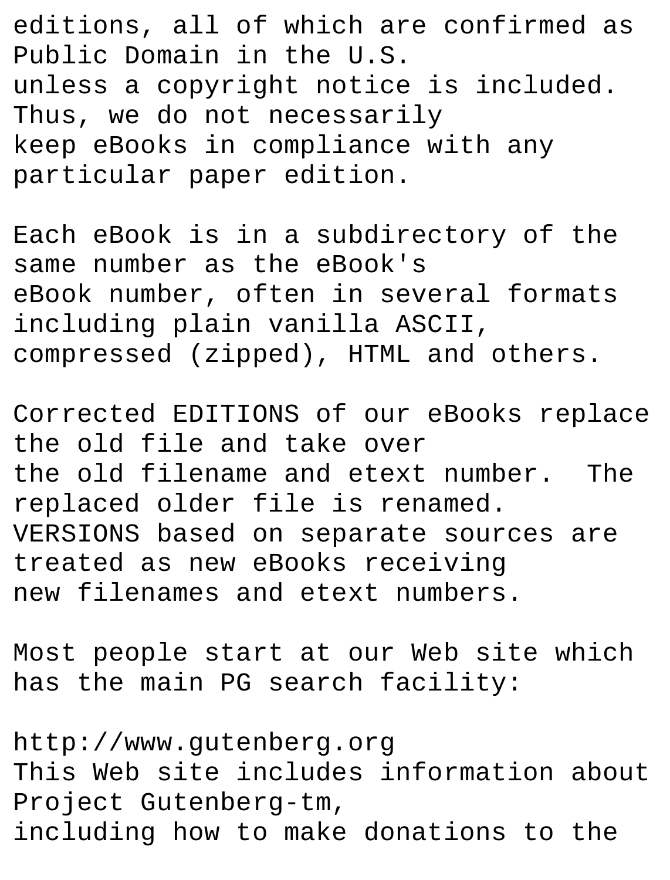editions, all of which are confirmed as Public Domain in the U.S.
unless a copyright notice is included. Thus, we do not necessarily
keep eBooks in compliance with any particular paper edition.

Each eBook is in a subdirectory of the same number as the eBook's
eBook number, often in several formats including plain vanilla ASCII,
compressed (zipped), HTML and others.

Corrected EDITIONS of our eBooks replace the old file and take over
the old filename and etext number. The replaced older file is renamed.
VERSIONS based on separate sources are treated as new eBooks receiving
new filenames and etext numbers.

Most people start at our Web site which has the main PG search facility:

http://www.gutenberg.org
This Web site includes information about Project Gutenberg-tm,
including how to make donations to the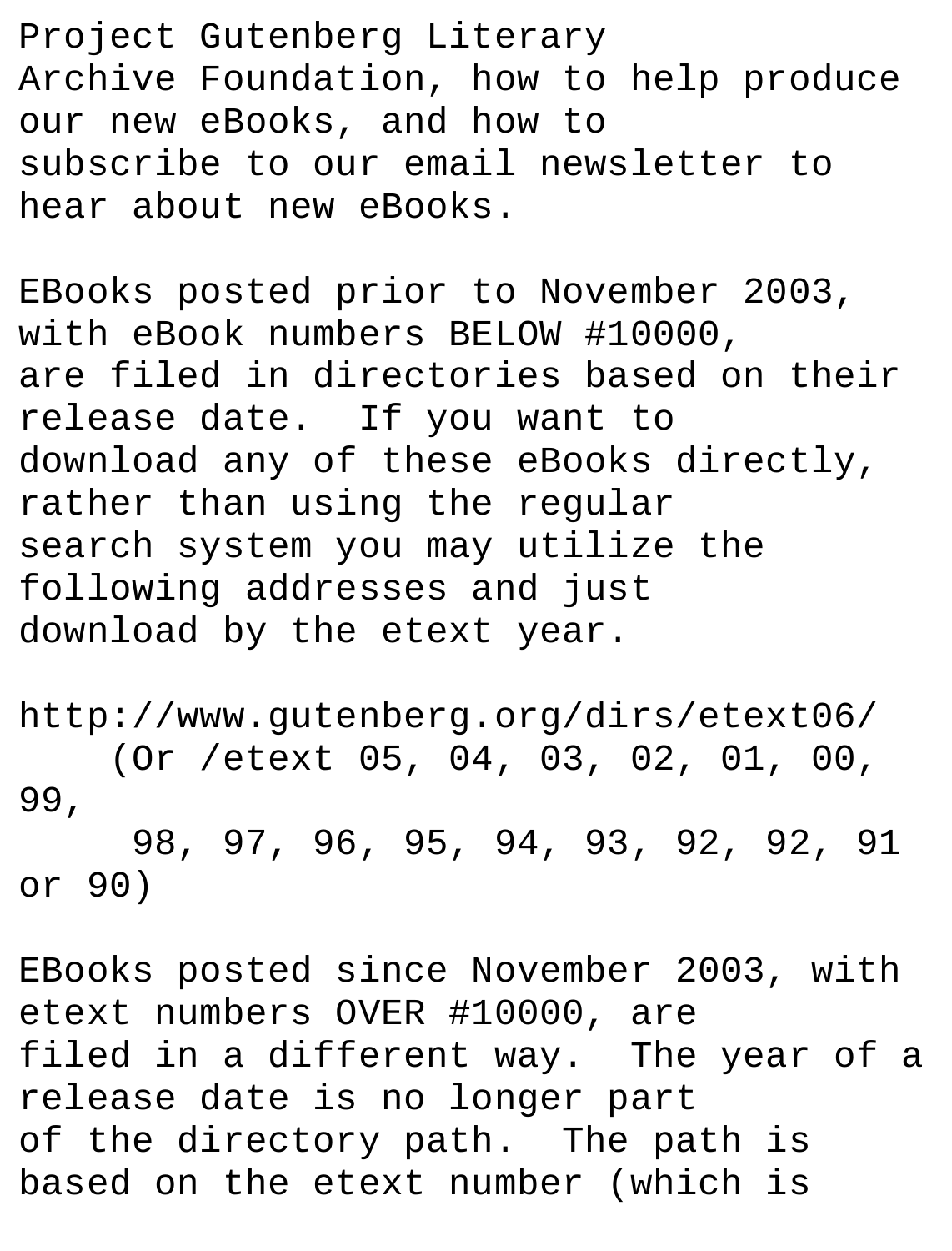Project Gutenberg Literary
Archive Foundation, how to help produce
our new eBooks, and how to
subscribe to our email newsletter to
hear about new eBooks.

EBooks posted prior to November 2003,
with eBook numbers BELOW #10000,
are filed in directories based on their
release date.  If you want to
download any of these eBooks directly,
rather than using the regular
search system you may utilize the
following addresses and just
download by the etext year.

http://www.gutenberg.org/dirs/etext06/
    (Or /etext 05, 04, 03, 02, 01, 00,
99,
     98, 97, 96, 95, 94, 93, 92, 92, 91
or 90)

EBooks posted since November 2003, with
etext numbers OVER #10000, are
filed in a different way.  The year of a
release date is no longer part
of the directory path.  The path is
based on the etext number (which is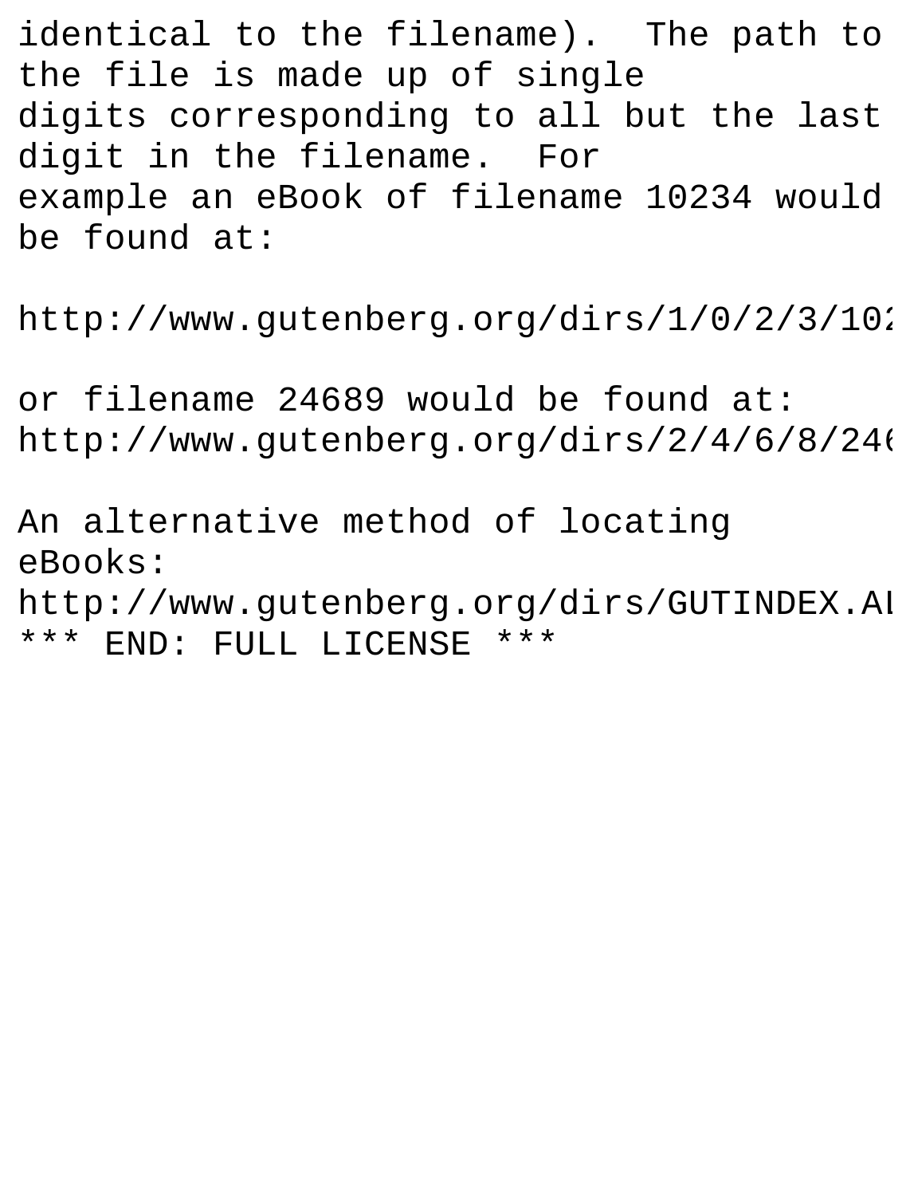identical to the filename). The path to the file is made up of single digits corresponding to all but the last digit in the filename. For example an eBook of filename 10234 would be found at:

http://www.gutenberg.org/dirs/1/0/2/3/102

or filename 24689 would be found at:
http://www.gutenberg.org/dirs/2/4/6/8/246

An alternative method of locating eBooks:
http://www.gutenberg.org/dirs/GUTINDEX.AL
*** END: FULL LICENSE ***